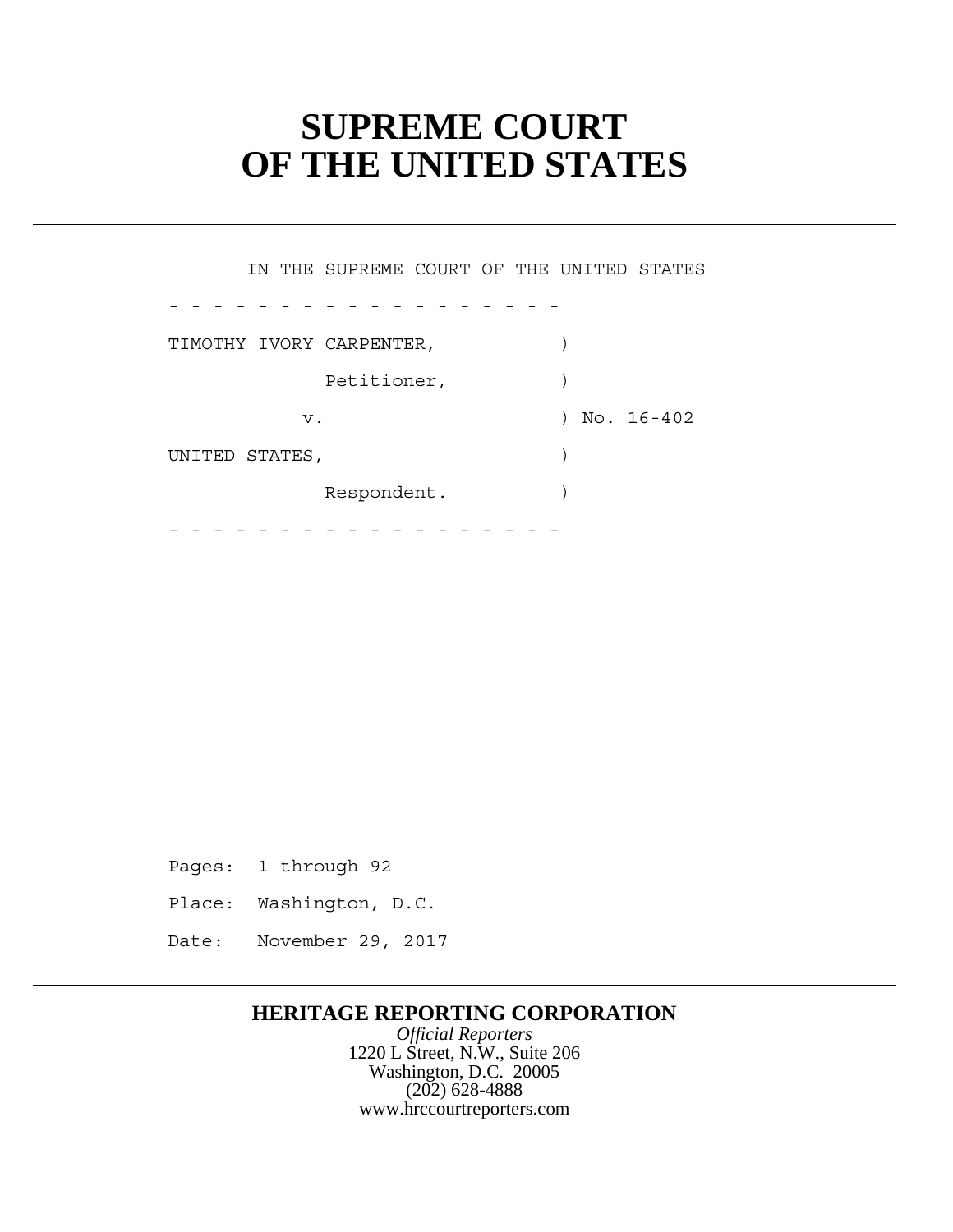# SUPREME COURT OF THE UNITED STATES

IN THE SUPREME COURT OF THE UNITED STATES

\- - - - - - - - - - - - - - - - - -

TIMOTHY IVORY CARPENTER, )

Petitioner, )

v. ) No. 16-402

UNITED STATES, )

Respondent. )

\- - - - - - - - - - - - - - - - - -

Pages: 1 through 92

Place: Washington, D.C.

Date: November 29, 2017

**HERITAGE REPORTING CORPORATION**

*Official Reporters*

1220 L Street, N.W., Suite 206

Washington, D.C. 20005

(202) 628-4888

www.hrccourtreporters.com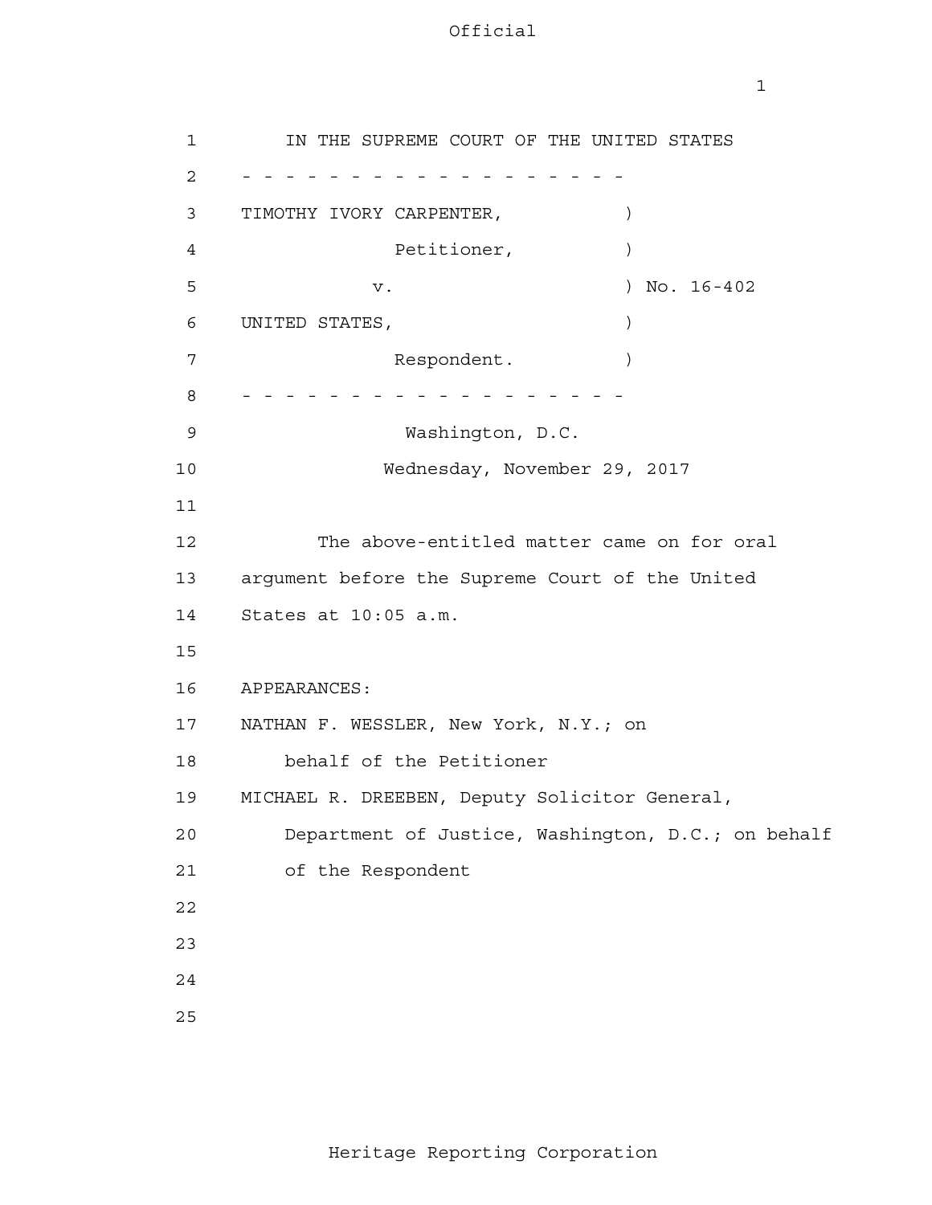IN THE SUPREME COURT OF THE UNITED STATES

\- - - - - - - - - - - - - - - - - - -

TIMOTHY IVORY CARPENTER, )

Petitioner, )

v. ) No. 16-402

UNITED STATES, )

Respondent. )

\- - - - - - - - - - - - - - - - - - -

Washington, D.C.

Wednesday, November 29, 2017

The above-entitled matter came on for oral argument before the Supreme Court of the United States at 10:05 a.m.

APPEARANCES:

NATHAN F. WESSLER, New York, N.Y.; on behalf of the Petitioner

MICHAEL R. DREEBEN, Deputy Solicitor General, Department of Justice, Washington, D.C.; on behalf of the Respondent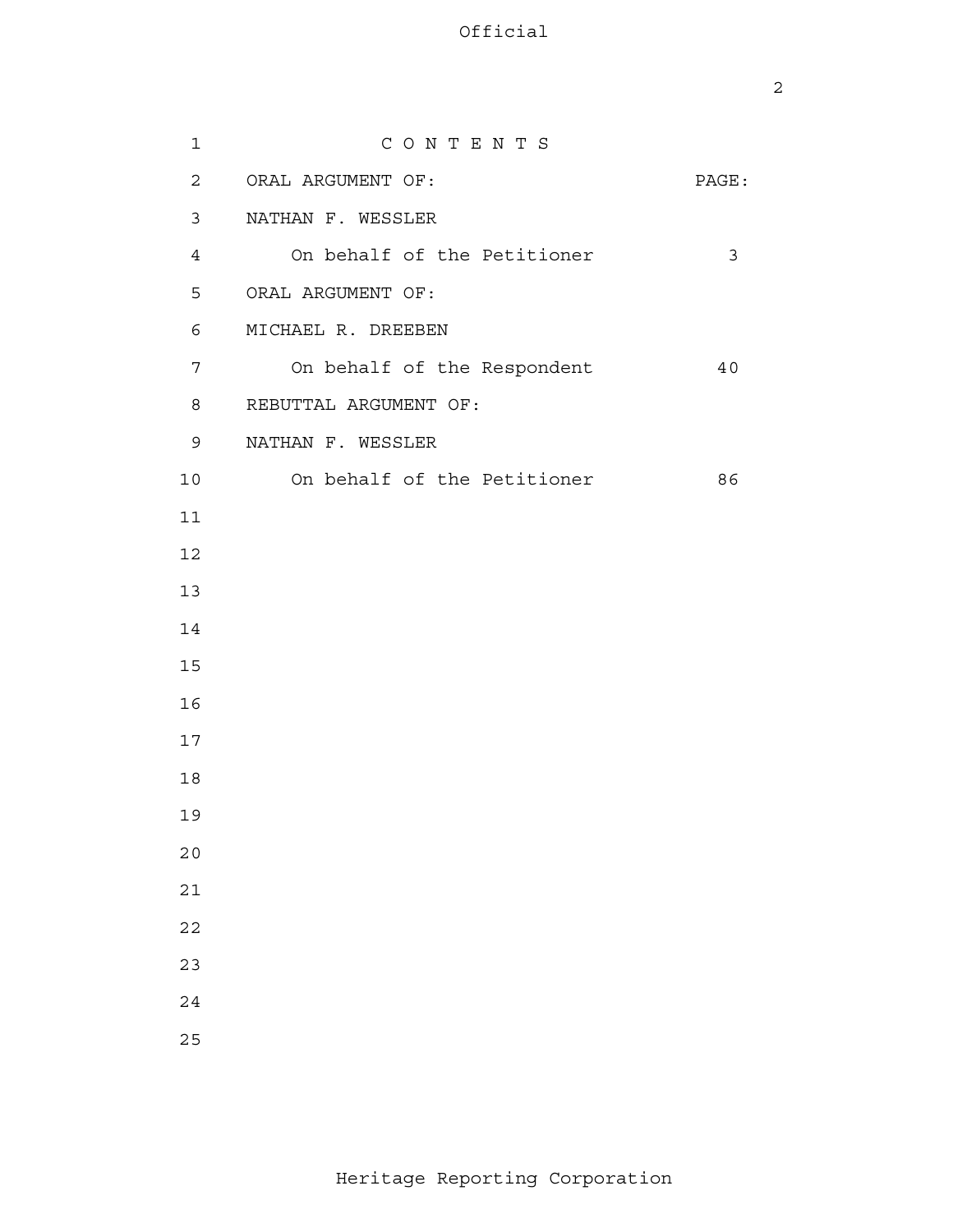# C O N T E N T S

| ORAL ARGUMENT OF: | PAGE: |
|---|---|
| NATHAN F. WESSLER | |
| On behalf of the Petitioner | 3 |
| ORAL ARGUMENT OF: | |
| MICHAEL R. DREEBEN | |
| On behalf of the Respondent | 40 |
| REBUTTAL ARGUMENT OF: | |
| NATHAN F. WESSLER | |
| On behalf of the Petitioner | 86 |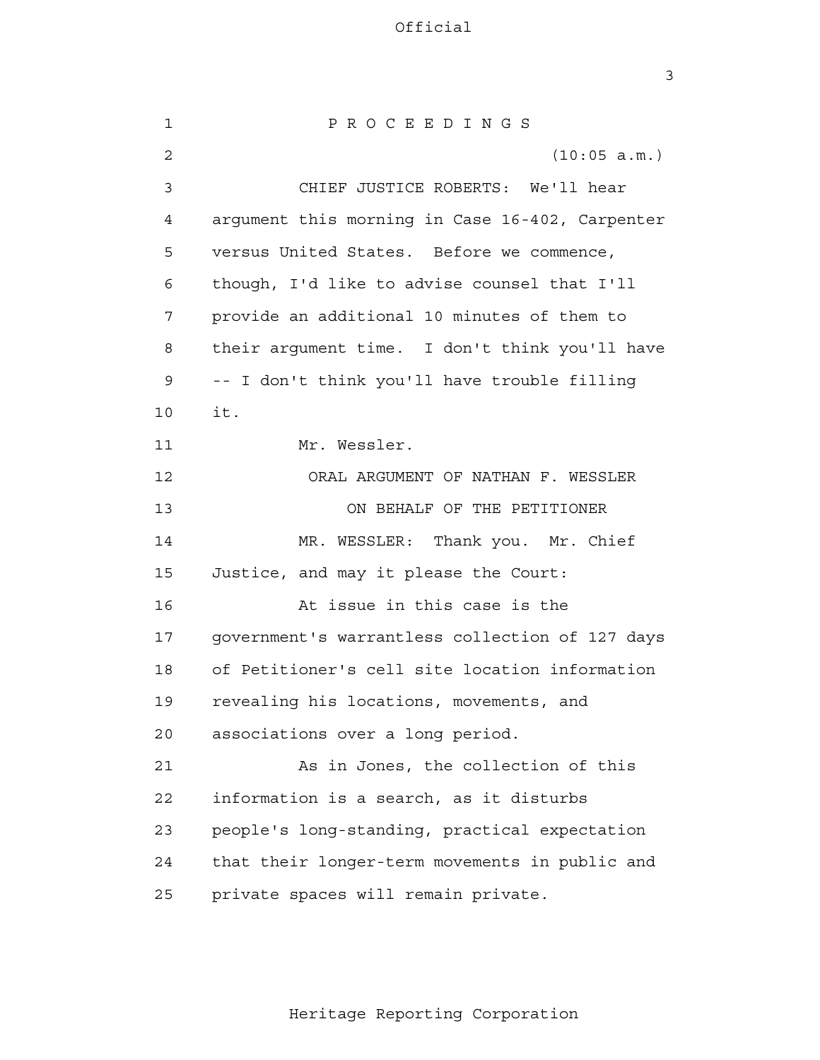P R O C E E D I N G S

(10:05 a.m.)

CHIEF JUSTICE ROBERTS: We'll hear argument this morning in Case 16-402, Carpenter versus United States. Before we commence, though, I'd like to advise counsel that I'll provide an additional 10 minutes of them to their argument time. I don't think you'll have -- I don't think you'll have trouble filling it.

Mr. Wessler.

ORAL ARGUMENT OF NATHAN F. WESSLER

ON BEHALF OF THE PETITIONER

MR. WESSLER: Thank you. Mr. Chief Justice, and may it please the Court:

At issue in this case is the government's warrantless collection of 127 days of Petitioner's cell site location information revealing his locations, movements, and associations over a long period.

As in Jones, the collection of this information is a search, as it disturbs people's long-standing, practical expectation that their longer-term movements in public and private spaces will remain private.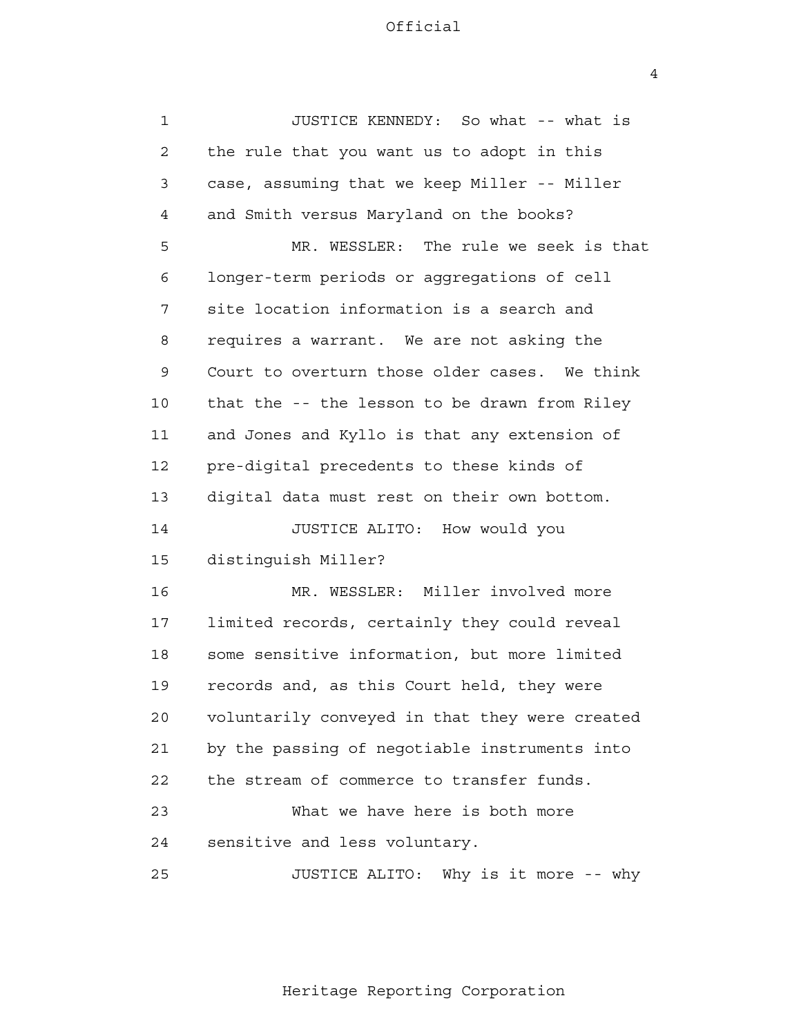JUSTICE KENNEDY: So what -- what is the rule that you want us to adopt in this case, assuming that we keep Miller -- Miller and Smith versus Maryland on the books?

MR. WESSLER: The rule we seek is that longer-term periods or aggregations of cell site location information is a search and requires a warrant. We are not asking the Court to overturn those older cases. We think that the -- the lesson to be drawn from Riley and Jones and Kyllo is that any extension of pre-digital precedents to these kinds of digital data must rest on their own bottom.

JUSTICE ALITO: How would you distinguish Miller?

MR. WESSLER: Miller involved more limited records, certainly they could reveal some sensitive information, but more limited records and, as this Court held, they were voluntarily conveyed in that they were created by the passing of negotiable instruments into the stream of commerce to transfer funds.

What we have here is both more sensitive and less voluntary.

JUSTICE ALITO: Why is it more -- why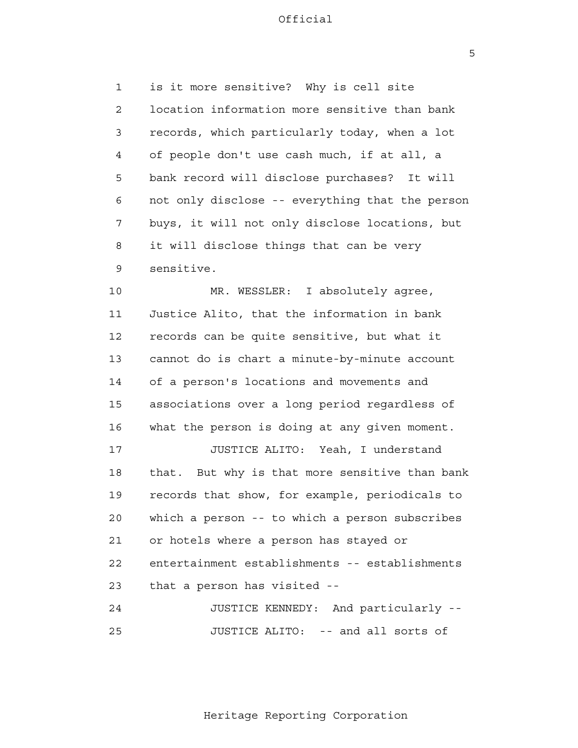is it more sensitive? Why is cell site location information more sensitive than bank records, which particularly today, when a lot of people don't use cash much, if at all, a bank record will disclose purchases? It will not only disclose -- everything that the person buys, it will not only disclose locations, but it will disclose things that can be very sensitive.

MR. WESSLER: I absolutely agree, Justice Alito, that the information in bank records can be quite sensitive, but what it cannot do is chart a minute-by-minute account of a person's locations and movements and associations over a long period regardless of what the person is doing at any given moment.

JUSTICE ALITO: Yeah, I understand that. But why is that more sensitive than bank records that show, for example, periodicals to which a person -- to which a person subscribes or hotels where a person has stayed or entertainment establishments -- establishments that a person has visited --

JUSTICE KENNEDY: And particularly --

JUSTICE ALITO: -- and all sorts of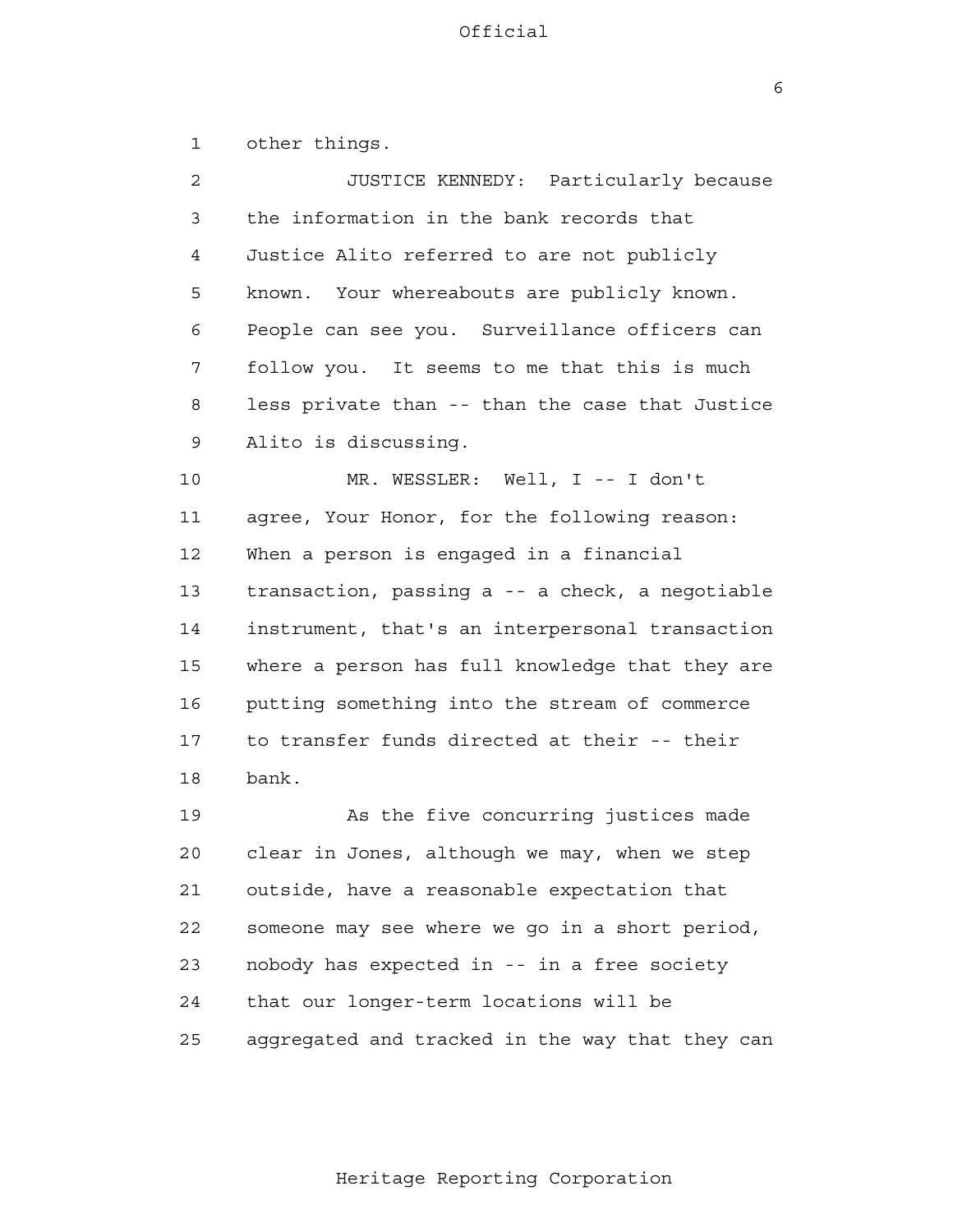other things.

JUSTICE KENNEDY: Particularly because the information in the bank records that Justice Alito referred to are not publicly known. Your whereabouts are publicly known. People can see you. Surveillance officers can follow you. It seems to me that this is much less private than -- than the case that Justice Alito is discussing.

MR. WESSLER: Well, I -- I don't agree, Your Honor, for the following reason: When a person is engaged in a financial transaction, passing a -- a check, a negotiable instrument, that's an interpersonal transaction where a person has full knowledge that they are putting something into the stream of commerce to transfer funds directed at their -- their bank.

As the five concurring justices made clear in Jones, although we may, when we step outside, have a reasonable expectation that someone may see where we go in a short period, nobody has expected in -- in a free society that our longer-term locations will be aggregated and tracked in the way that they can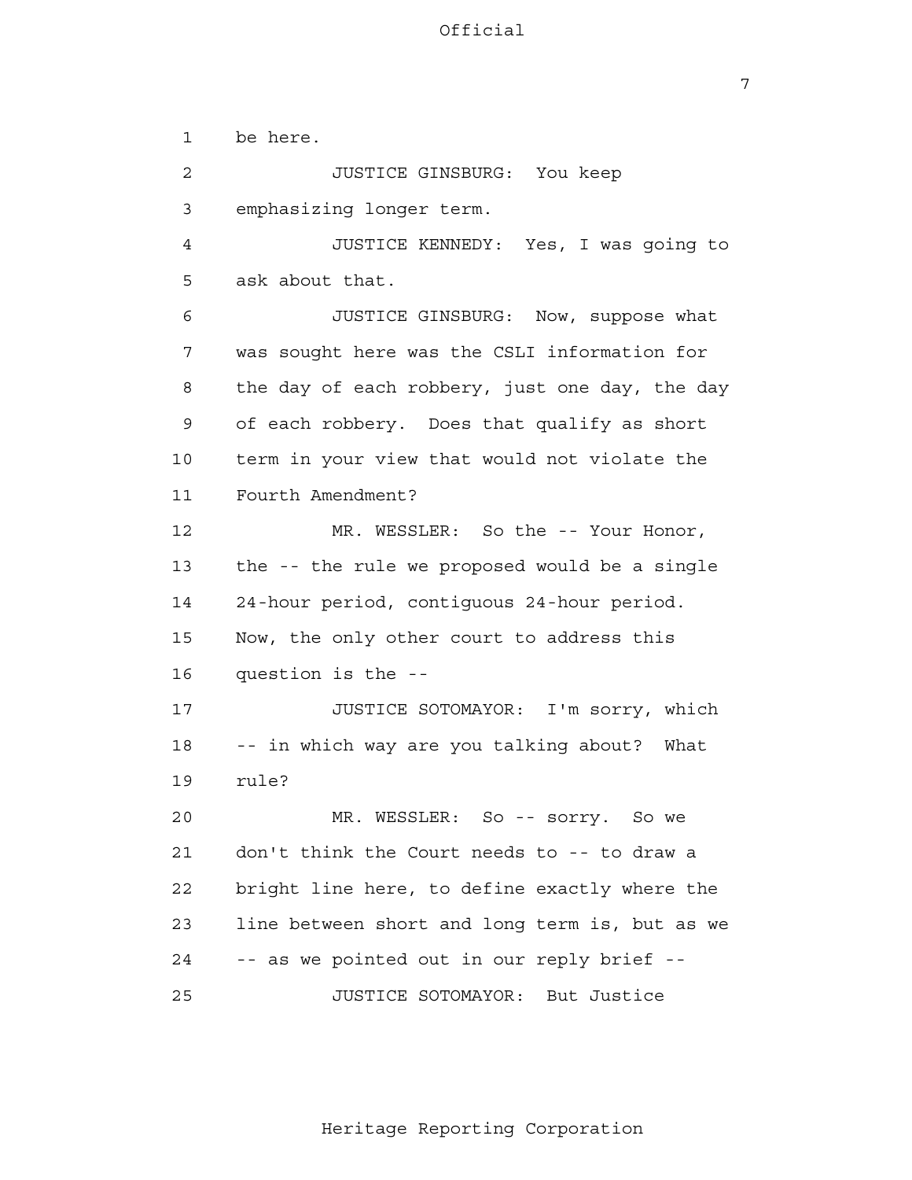be here.

JUSTICE GINSBURG: You keep emphasizing longer term.

JUSTICE KENNEDY: Yes, I was going to ask about that.

JUSTICE GINSBURG: Now, suppose what was sought here was the CSLI information for the day of each robbery, just one day, the day of each robbery. Does that qualify as short term in your view that would not violate the Fourth Amendment?

MR. WESSLER: So the -- Your Honor, the -- the rule we proposed would be a single 24-hour period, contiguous 24-hour period. Now, the only other court to address this question is the --

JUSTICE SOTOMAYOR: I'm sorry, which -- in which way are you talking about? What rule?

MR. WESSLER: So -- sorry. So we don't think the Court needs to -- to draw a bright line here, to define exactly where the line between short and long term is, but as we -- as we pointed out in our reply brief --

JUSTICE SOTOMAYOR: But Justice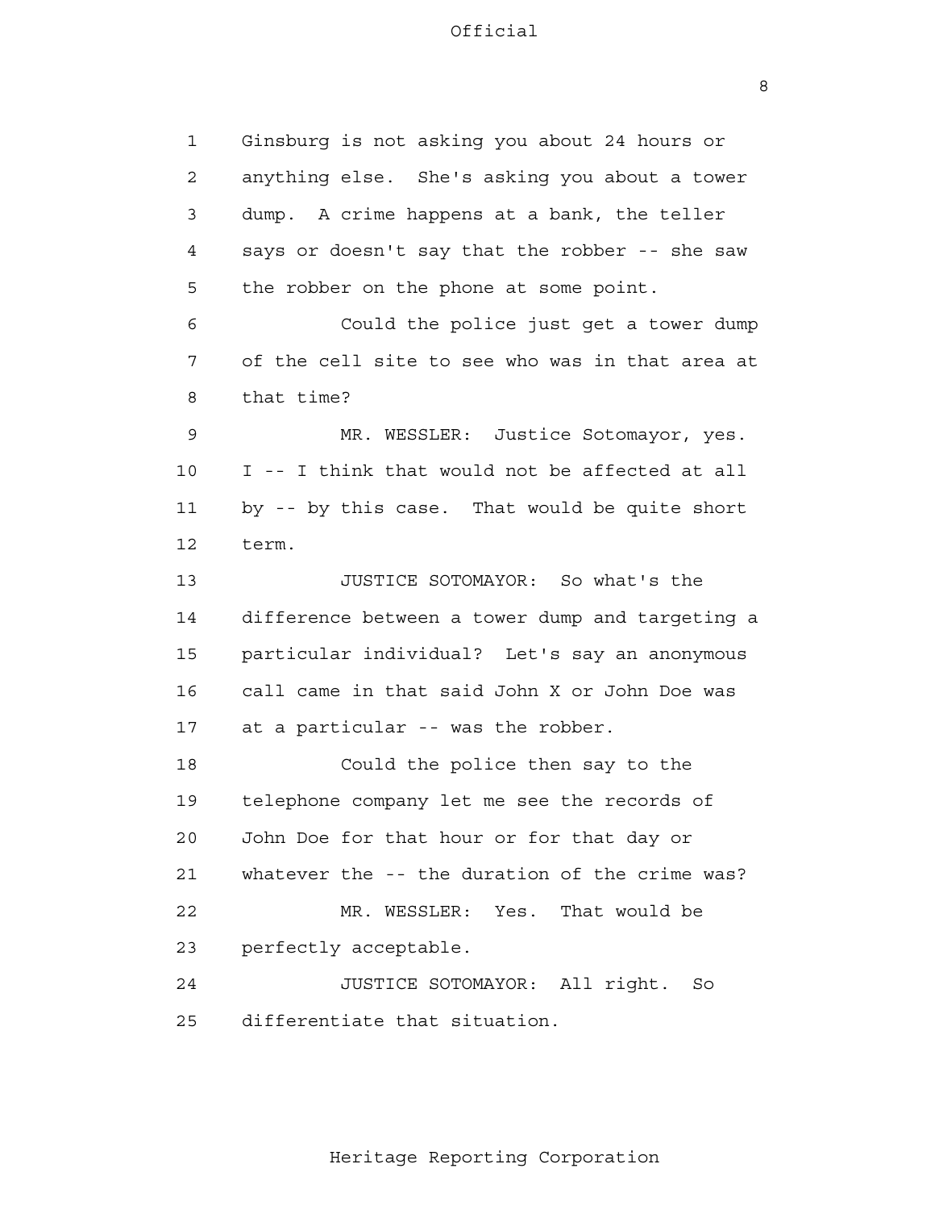Ginsburg is not asking you about 24 hours or anything else. She's asking you about a tower dump. A crime happens at a bank, the teller says or doesn't say that the robber -- she saw the robber on the phone at some point.

Could the police just get a tower dump of the cell site to see who was in that area at that time?

MR. WESSLER: Justice Sotomayor, yes. I -- I think that would not be affected at all by -- by this case. That would be quite short term.

JUSTICE SOTOMAYOR: So what's the difference between a tower dump and targeting a particular individual? Let's say an anonymous call came in that said John X or John Doe was at a particular -- was the robber.

Could the police then say to the telephone company let me see the records of John Doe for that hour or for that day or whatever the -- the duration of the crime was?

MR. WESSLER: Yes. That would be perfectly acceptable.

JUSTICE SOTOMAYOR: All right. So differentiate that situation.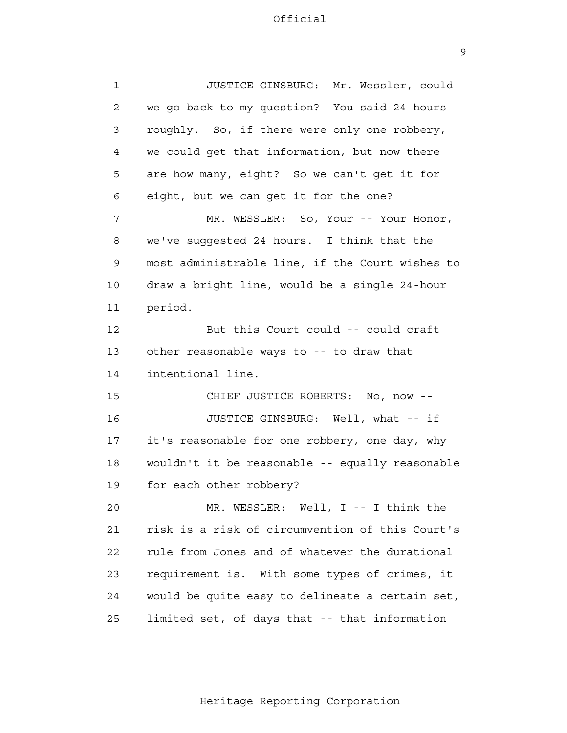JUSTICE GINSBURG: Mr. Wessler, could we go back to my question? You said 24 hours roughly. So, if there were only one robbery, we could get that information, but now there are how many, eight? So we can't get it for eight, but we can get it for the one?

MR. WESSLER: So, Your -- Your Honor, we've suggested 24 hours. I think that the most administrable line, if the Court wishes to draw a bright line, would be a single 24-hour period.

But this Court could -- could craft other reasonable ways to -- to draw that intentional line.

CHIEF JUSTICE ROBERTS: No, now --

JUSTICE GINSBURG: Well, what -- if it's reasonable for one robbery, one day, why wouldn't it be reasonable -- equally reasonable for each other robbery?

MR. WESSLER: Well, I -- I think the risk is a risk of circumvention of this Court's rule from Jones and of whatever the durational requirement is. With some types of crimes, it would be quite easy to delineate a certain set, limited set, of days that -- that information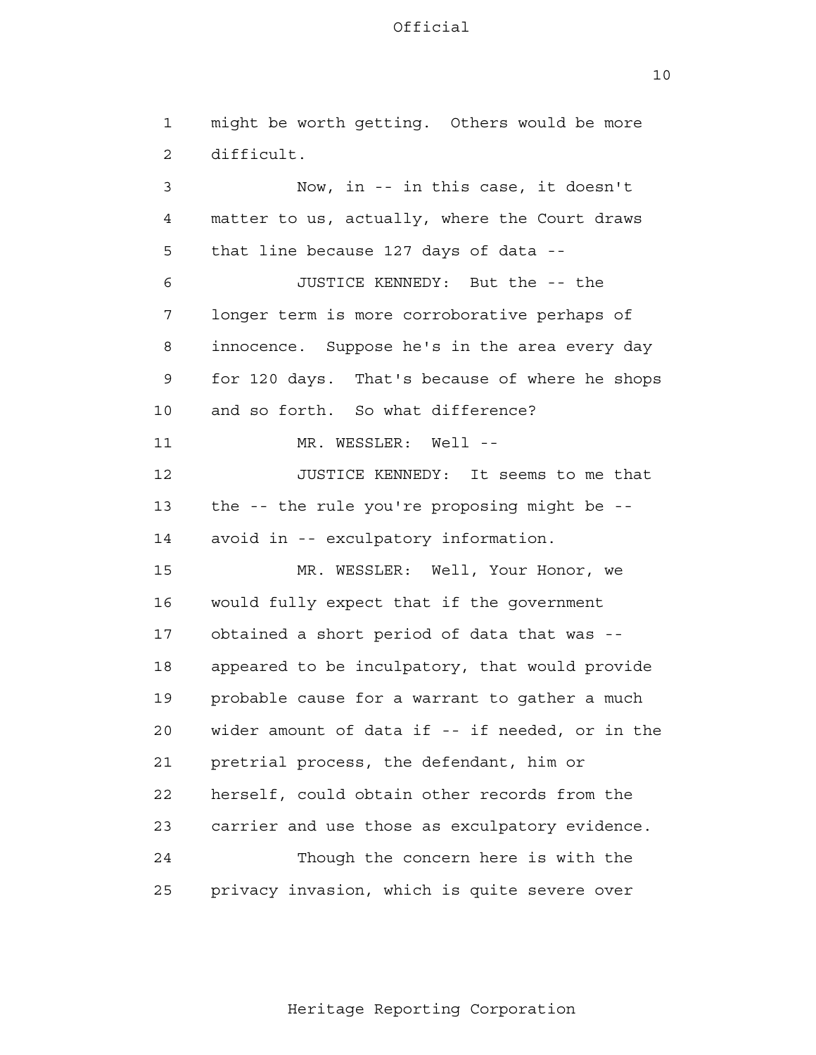might be worth getting. Others would be more difficult.

Now, in -- in this case, it doesn't matter to us, actually, where the Court draws that line because 127 days of data --

JUSTICE KENNEDY: But the -- the longer term is more corroborative perhaps of innocence. Suppose he's in the area every day for 120 days. That's because of where he shops and so forth. So what difference?

MR. WESSLER: Well --

JUSTICE KENNEDY: It seems to me that the -- the rule you're proposing might be -- avoid in -- exculpatory information.

MR. WESSLER: Well, Your Honor, we would fully expect that if the government obtained a short period of data that was -- appeared to be inculpatory, that would provide probable cause for a warrant to gather a much wider amount of data if -- if needed, or in the pretrial process, the defendant, him or herself, could obtain other records from the carrier and use those as exculpatory evidence.

Though the concern here is with the privacy invasion, which is quite severe over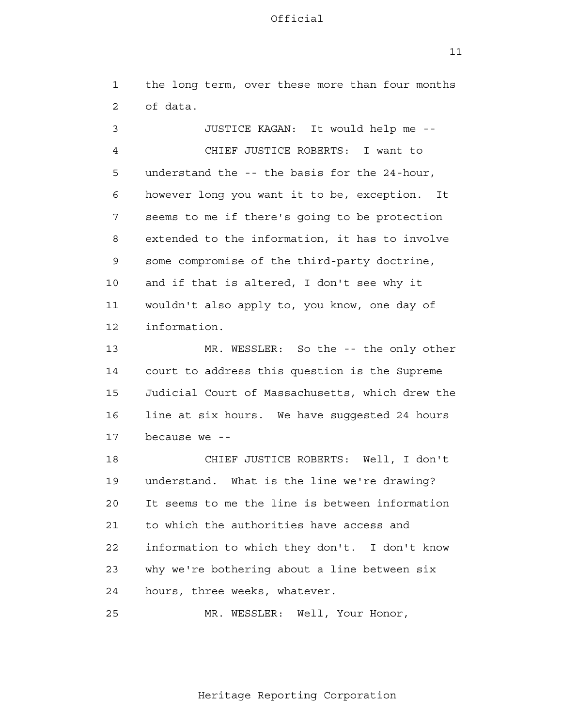the long term, over these more than four months of data.

JUSTICE KAGAN: It would help me --

CHIEF JUSTICE ROBERTS: I want to understand the -- the basis for the 24-hour, however long you want it to be, exception. It seems to me if there's going to be protection extended to the information, it has to involve some compromise of the third-party doctrine, and if that is altered, I don't see why it wouldn't also apply to, you know, one day of information.

MR. WESSLER: So the -- the only other court to address this question is the Supreme Judicial Court of Massachusetts, which drew the line at six hours. We have suggested 24 hours because we --

CHIEF JUSTICE ROBERTS: Well, I don't understand. What is the line we're drawing? It seems to me the line is between information to which the authorities have access and information to which they don't. I don't know why we're bothering about a line between six hours, three weeks, whatever.

MR. WESSLER: Well, Your Honor,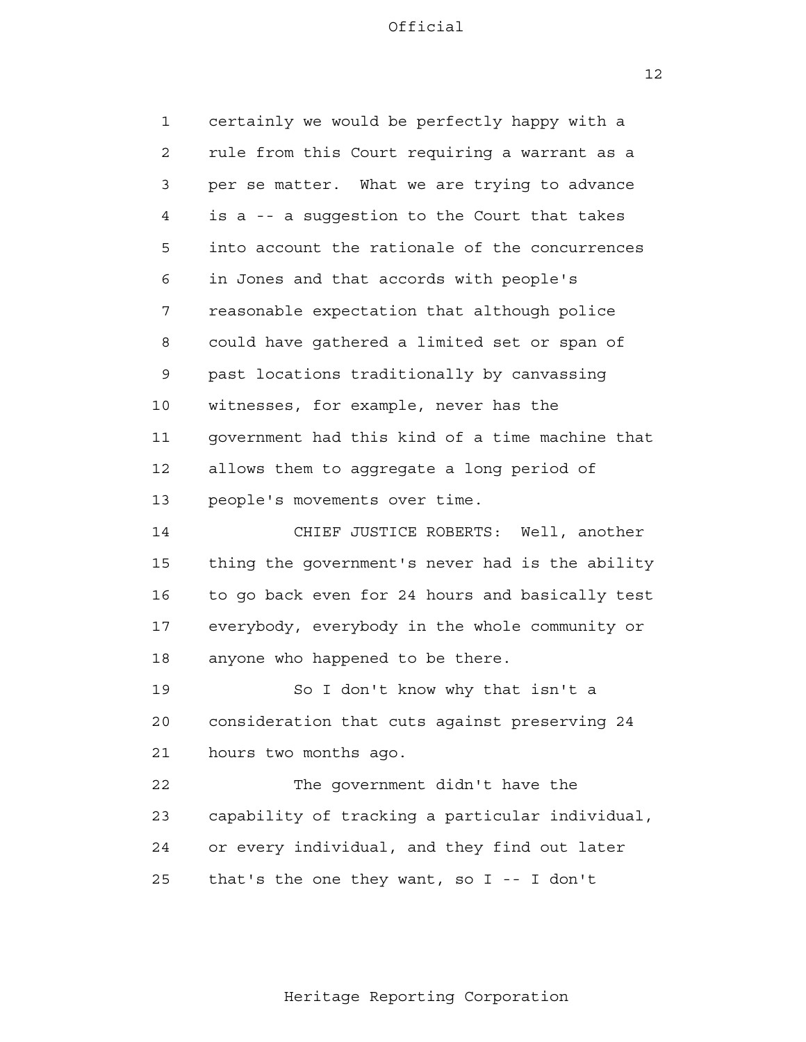certainly we would be perfectly happy with a rule from this Court requiring a warrant as a per se matter. What we are trying to advance is a -- a suggestion to the Court that takes into account the rationale of the concurrences in Jones and that accords with people's reasonable expectation that although police could have gathered a limited set or span of past locations traditionally by canvassing witnesses, for example, never has the government had this kind of a time machine that allows them to aggregate a long period of people's movements over time.

CHIEF JUSTICE ROBERTS: Well, another thing the government's never had is the ability to go back even for 24 hours and basically test everybody, everybody in the whole community or anyone who happened to be there.

So I don't know why that isn't a consideration that cuts against preserving 24 hours two months ago.

The government didn't have the capability of tracking a particular individual, or every individual, and they find out later that's the one they want, so I -- I don't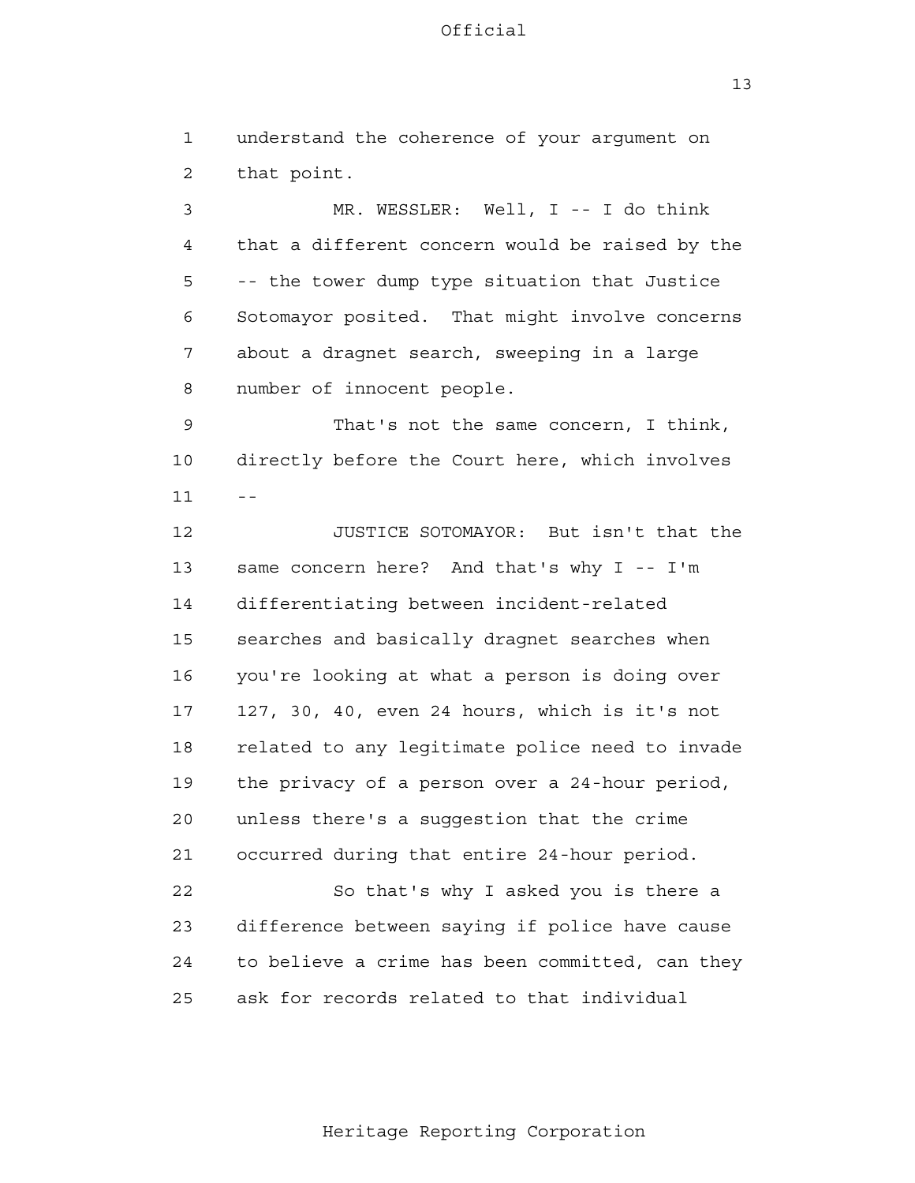understand the coherence of your argument on that point.

MR. WESSLER: Well, I -- I do think that a different concern would be raised by the -- the tower dump type situation that Justice Sotomayor posited. That might involve concerns about a dragnet search, sweeping in a large number of innocent people.

That's not the same concern, I think, directly before the Court here, which involves --

JUSTICE SOTOMAYOR: But isn't that the same concern here? And that's why I -- I'm differentiating between incident-related searches and basically dragnet searches when you're looking at what a person is doing over 127, 30, 40, even 24 hours, which is it's not related to any legitimate police need to invade the privacy of a person over a 24-hour period, unless there's a suggestion that the crime occurred during that entire 24-hour period.

So that's why I asked you is there a difference between saying if police have cause to believe a crime has been committed, can they ask for records related to that individual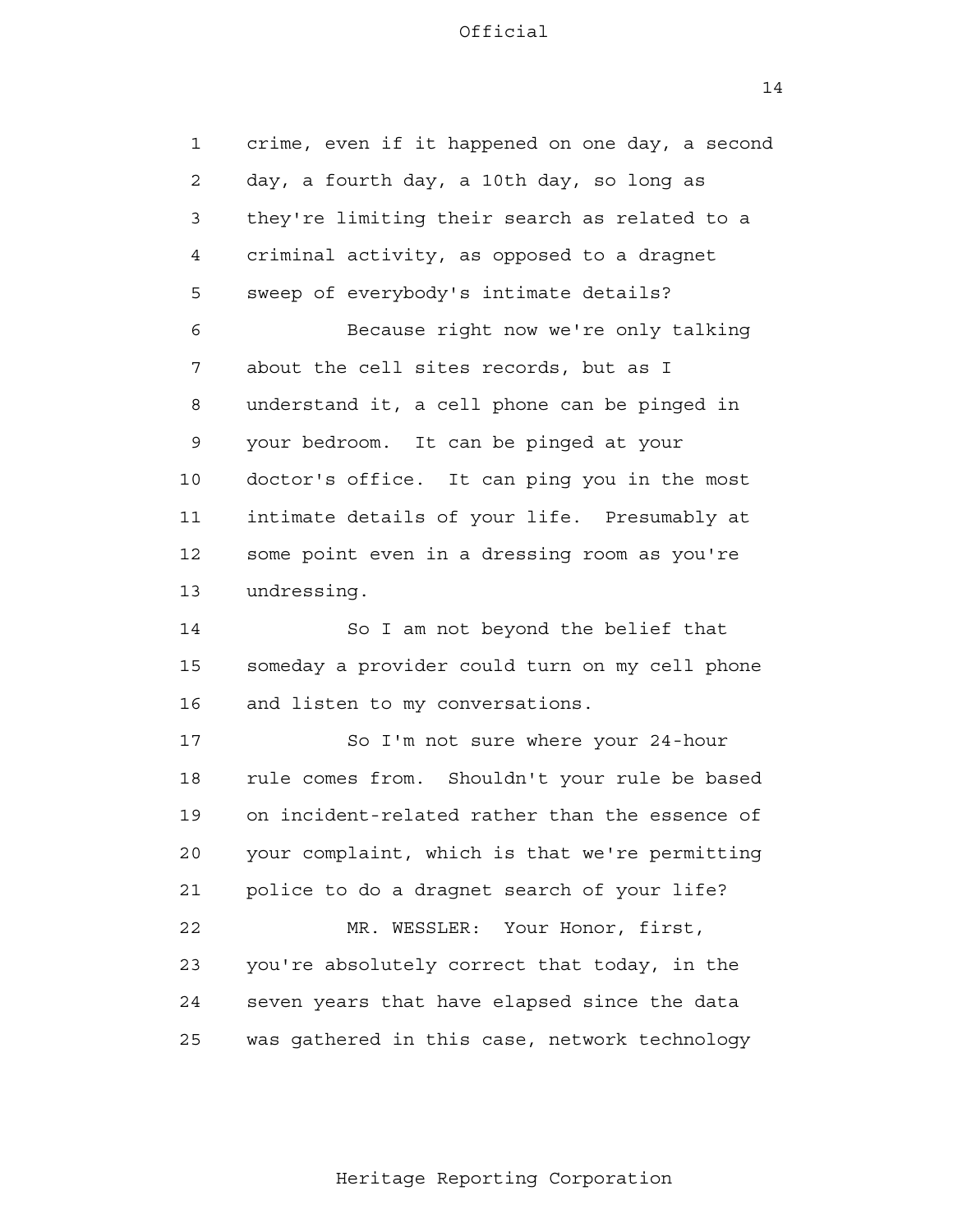crime, even if it happened on one day, a second day, a fourth day, a 10th day, so long as they're limiting their search as related to a criminal activity, as opposed to a dragnet sweep of everybody's intimate details?

Because right now we're only talking about the cell sites records, but as I understand it, a cell phone can be pinged in your bedroom. It can be pinged at your doctor's office. It can ping you in the most intimate details of your life. Presumably at some point even in a dressing room as you're undressing.

So I am not beyond the belief that someday a provider could turn on my cell phone and listen to my conversations.

So I'm not sure where your 24-hour rule comes from. Shouldn't your rule be based on incident-related rather than the essence of your complaint, which is that we're permitting police to do a dragnet search of your life?

MR. WESSLER: Your Honor, first, you're absolutely correct that today, in the seven years that have elapsed since the data was gathered in this case, network technology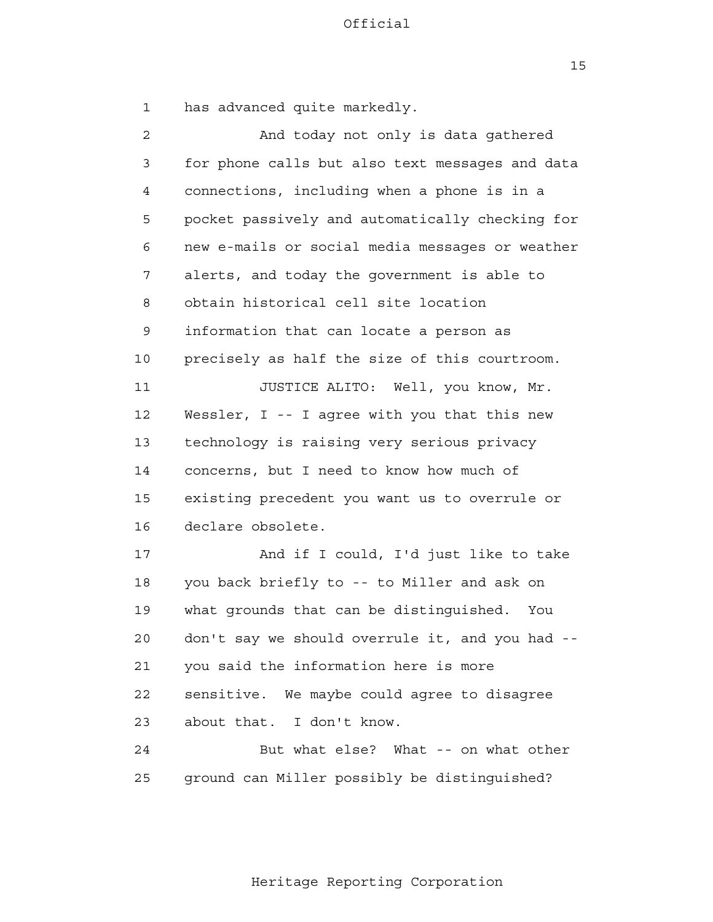has advanced quite markedly.

And today not only is data gathered for phone calls but also text messages and data connections, including when a phone is in a pocket passively and automatically checking for new e-mails or social media messages or weather alerts, and today the government is able to obtain historical cell site location information that can locate a person as precisely as half the size of this courtroom.

JUSTICE ALITO: Well, you know, Mr. Wessler, I -- I agree with you that this new technology is raising very serious privacy concerns, but I need to know how much of existing precedent you want us to overrule or declare obsolete.

And if I could, I'd just like to take you back briefly to -- to Miller and ask on what grounds that can be distinguished. You don't say we should overrule it, and you had -- you said the information here is more sensitive. We maybe could agree to disagree about that. I don't know.

But what else? What -- on what other ground can Miller possibly be distinguished?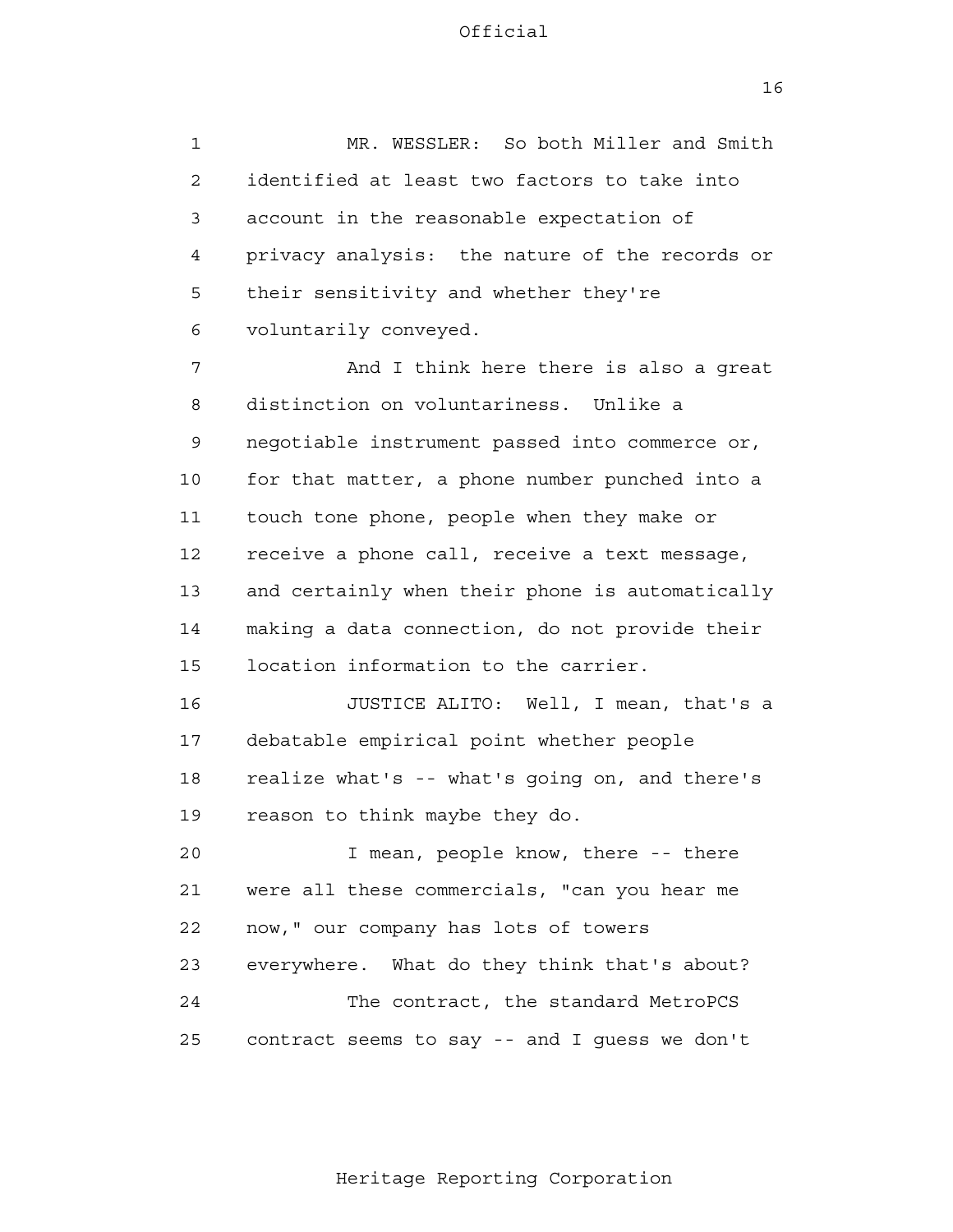MR. WESSLER: So both Miller and Smith identified at least two factors to take into account in the reasonable expectation of privacy analysis: the nature of the records or their sensitivity and whether they're voluntarily conveyed.

And I think here there is also a great distinction on voluntariness. Unlike a negotiable instrument passed into commerce or, for that matter, a phone number punched into a touch tone phone, people when they make or receive a phone call, receive a text message, and certainly when their phone is automatically making a data connection, do not provide their location information to the carrier.

JUSTICE ALITO: Well, I mean, that's a debatable empirical point whether people realize what's -- what's going on, and there's reason to think maybe they do.

I mean, people know, there -- there were all these commercials, "can you hear me now," our company has lots of towers everywhere. What do they think that's about?

The contract, the standard MetroPCS contract seems to say -- and I guess we don't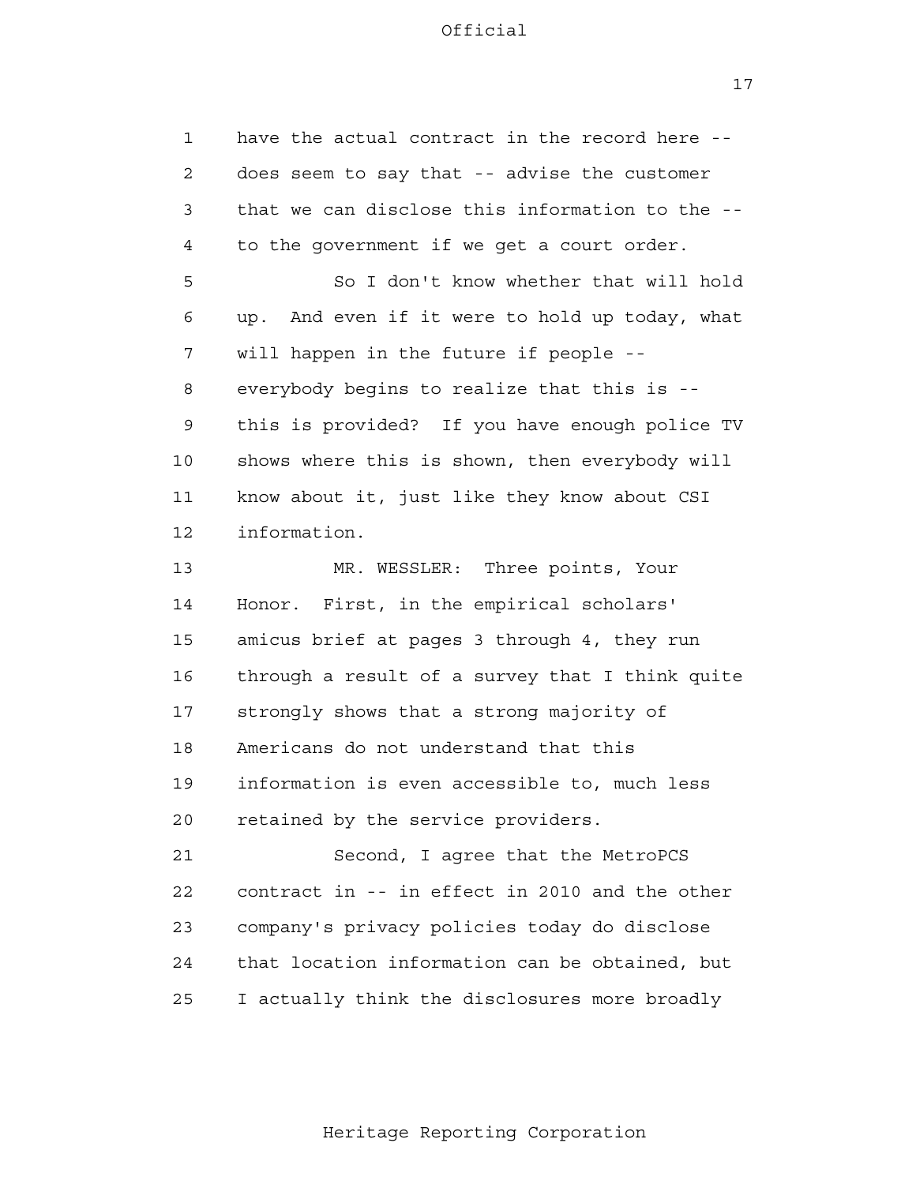have the actual contract in the record here -- does seem to say that -- advise the customer that we can disclose this information to the -- to the government if we get a court order.

So I don't know whether that will hold up. And even if it were to hold up today, what will happen in the future if people -- everybody begins to realize that this is -- this is provided? If you have enough police TV shows where this is shown, then everybody will know about it, just like they know about CSI information.

MR. WESSLER: Three points, Your Honor. First, in the empirical scholars' amicus brief at pages 3 through 4, they run through a result of a survey that I think quite strongly shows that a strong majority of Americans do not understand that this information is even accessible to, much less retained by the service providers.

Second, I agree that the MetroPCS contract in -- in effect in 2010 and the other company's privacy policies today do disclose that location information can be obtained, but I actually think the disclosures more broadly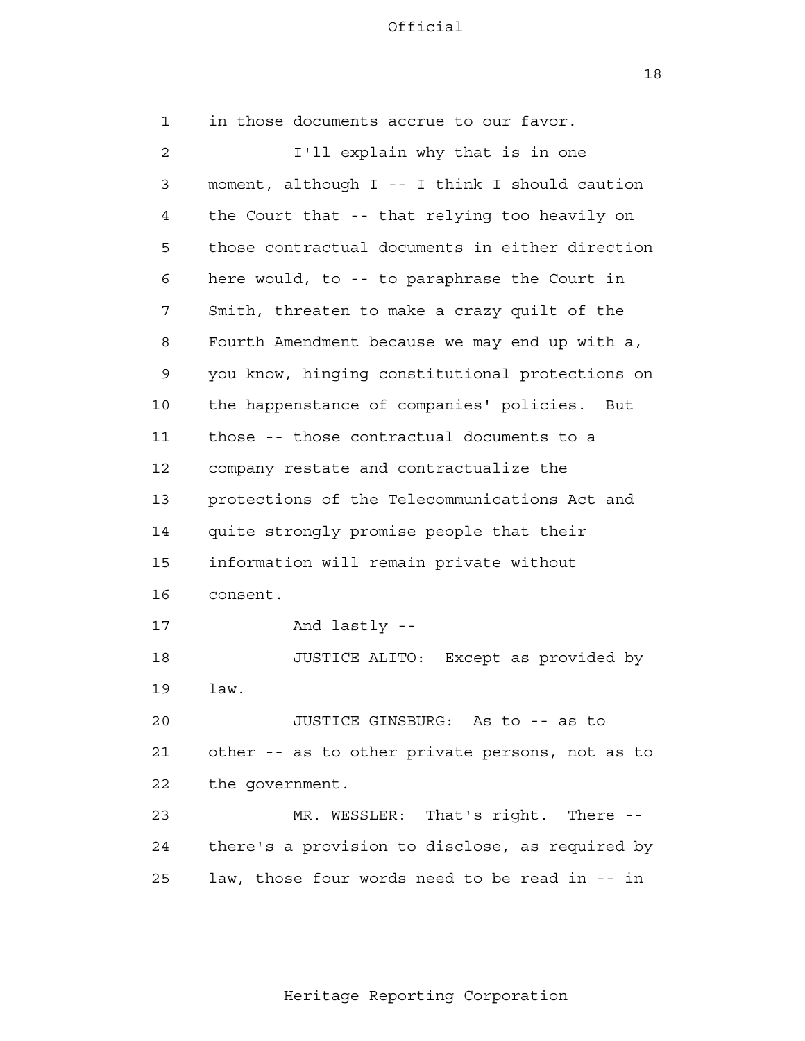in those documents accrue to our favor.

I'll explain why that is in one moment, although I -- I think I should caution the Court that -- that relying too heavily on those contractual documents in either direction here would, to -- to paraphrase the Court in Smith, threaten to make a crazy quilt of the Fourth Amendment because we may end up with a, you know, hinging constitutional protections on the happenstance of companies' policies. But those -- those contractual documents to a company restate and contractualize the protections of the Telecommunications Act and quite strongly promise people that their information will remain private without consent.

And lastly --

JUSTICE ALITO: Except as provided by law.

JUSTICE GINSBURG: As to -- as to other -- as to other private persons, not as to the government.

MR. WESSLER: That's right. There -- there's a provision to disclose, as required by law, those four words need to be read in -- in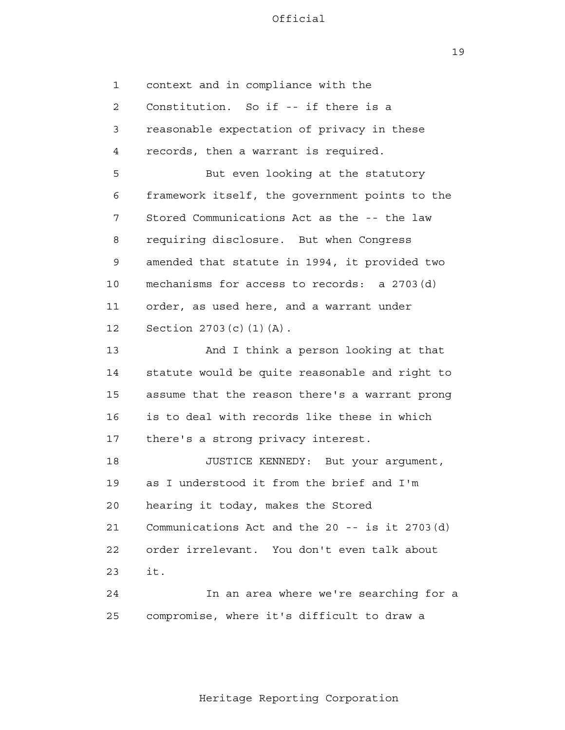context and in compliance with the Constitution. So if -- if there is a reasonable expectation of privacy in these records, then a warrant is required.

But even looking at the statutory framework itself, the government points to the Stored Communications Act as the -- the law requiring disclosure. But when Congress amended that statute in 1994, it provided two mechanisms for access to records: a 2703(d) order, as used here, and a warrant under Section 2703(c)(1)(A).

And I think a person looking at that statute would be quite reasonable and right to assume that the reason there's a warrant prong is to deal with records like these in which there's a strong privacy interest.

JUSTICE KENNEDY: But your argument, as I understood it from the brief and I'm hearing it today, makes the Stored Communications Act and the 20 -- is it 2703(d) order irrelevant. You don't even talk about it.

In an area where we're searching for a compromise, where it's difficult to draw a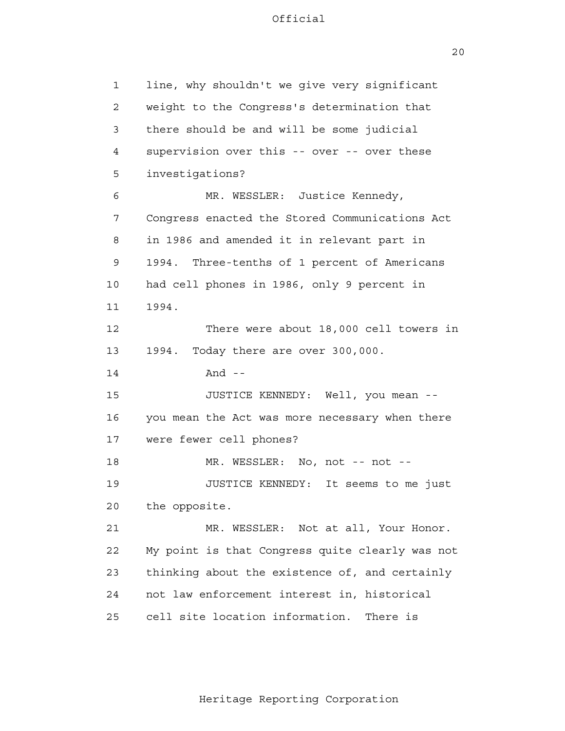line, why shouldn't we give very significant weight to the Congress's determination that there should be and will be some judicial supervision over this -- over -- over these investigations?

MR. WESSLER: Justice Kennedy, Congress enacted the Stored Communications Act in 1986 and amended it in relevant part in 1994. Three-tenths of 1 percent of Americans had cell phones in 1986, only 9 percent in 1994.

There were about 18,000 cell towers in 1994. Today there are over 300,000.

And --

JUSTICE KENNEDY: Well, you mean -- you mean the Act was more necessary when there were fewer cell phones?

MR. WESSLER: No, not -- not --

JUSTICE KENNEDY: It seems to me just the opposite.

MR. WESSLER: Not at all, Your Honor. My point is that Congress quite clearly was not thinking about the existence of, and certainly not law enforcement interest in, historical cell site location information. There is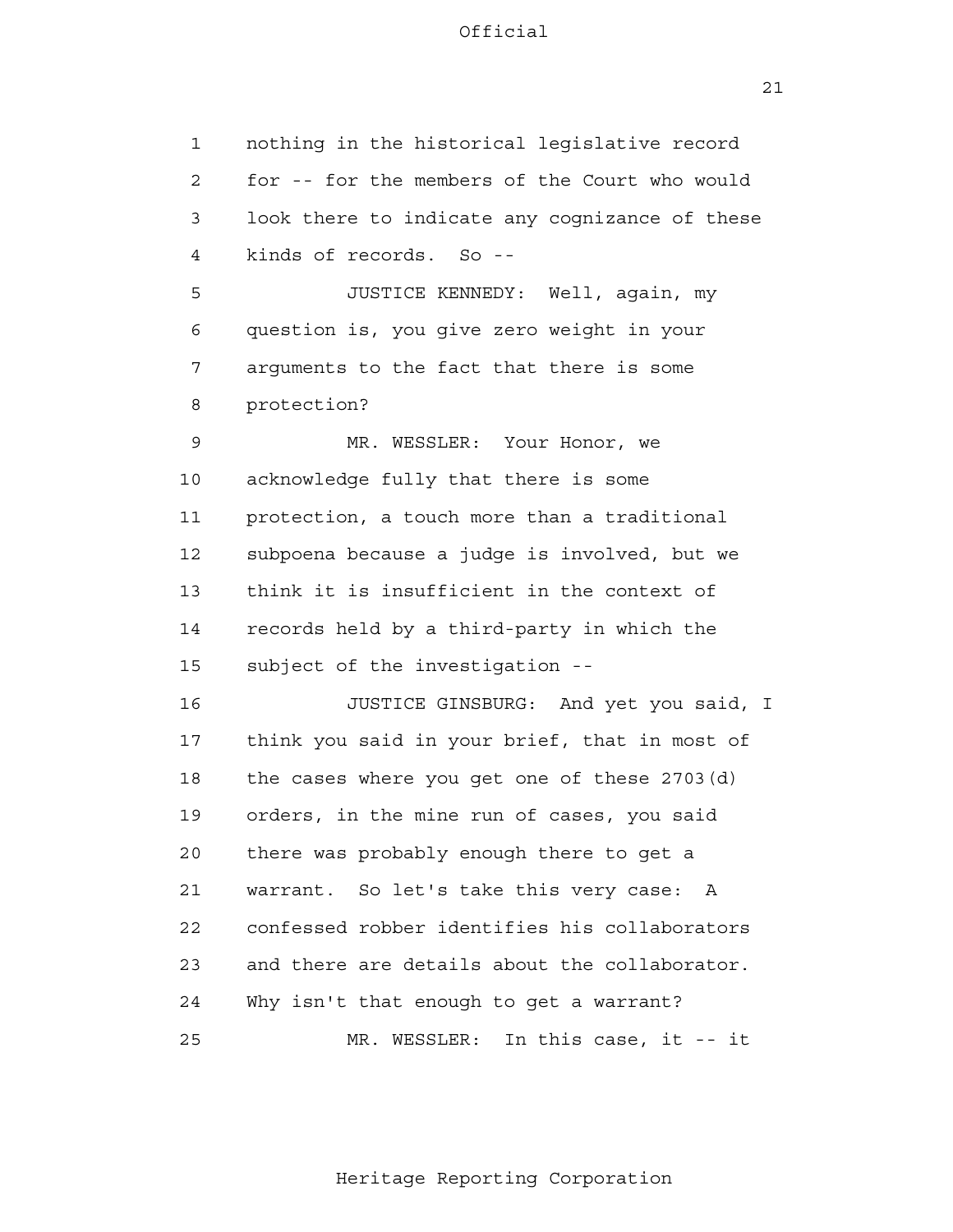nothing in the historical legislative record for -- for the members of the Court who would look there to indicate any cognizance of these kinds of records. So --

JUSTICE KENNEDY: Well, again, my question is, you give zero weight in your arguments to the fact that there is some protection?

MR. WESSLER: Your Honor, we acknowledge fully that there is some protection, a touch more than a traditional subpoena because a judge is involved, but we think it is insufficient in the context of records held by a third-party in which the subject of the investigation --

JUSTICE GINSBURG: And yet you said, I think you said in your brief, that in most of the cases where you get one of these 2703(d) orders, in the mine run of cases, you said there was probably enough there to get a warrant. So let's take this very case: A confessed robber identifies his collaborators and there are details about the collaborator. Why isn't that enough to get a warrant?

MR. WESSLER: In this case, it -- it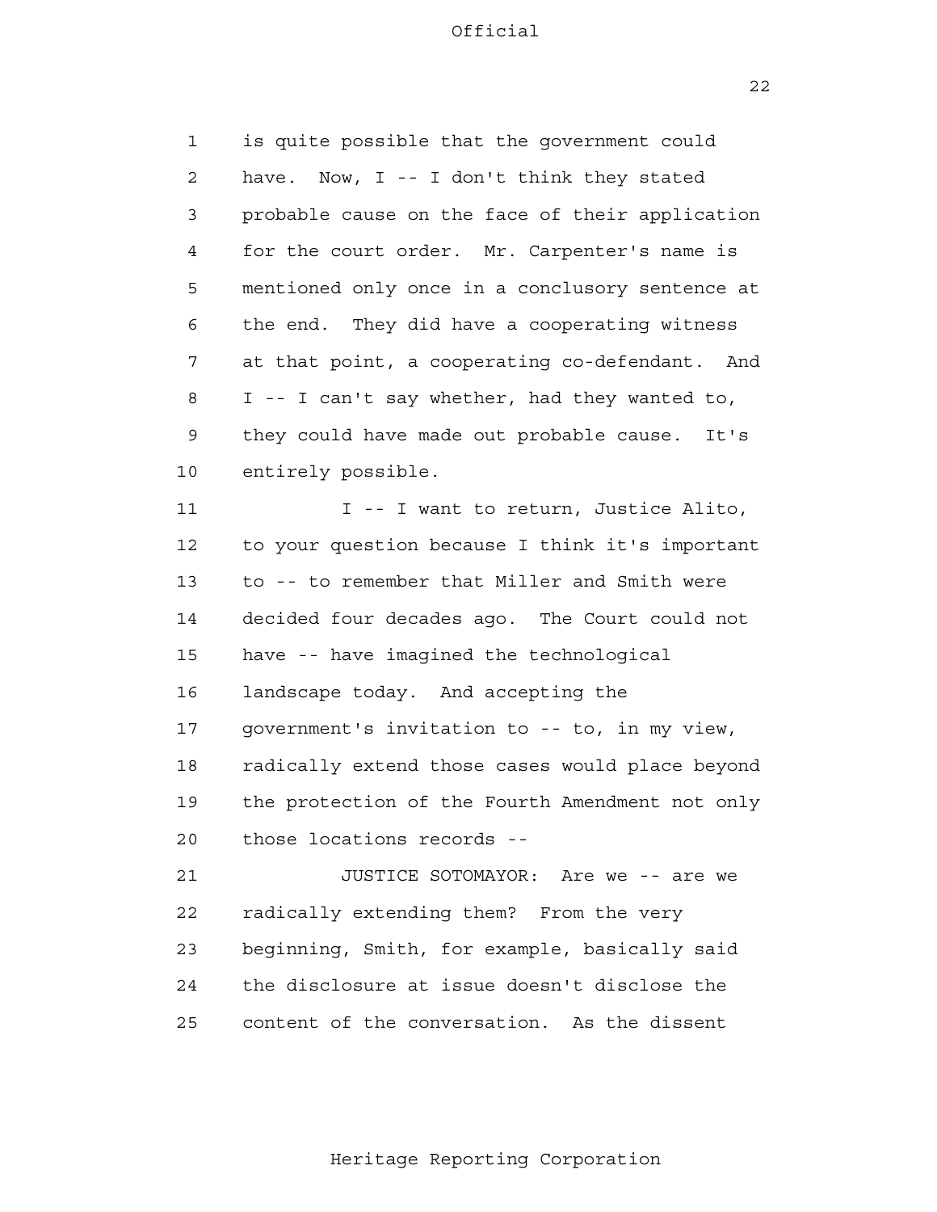1 is quite possible that the government could
2 have. Now, I -- I don't think they stated
3 probable cause on the face of their application
4 for the court order. Mr. Carpenter's name is
5 mentioned only once in a conclusory sentence at
6 the end. They did have a cooperating witness
7 at that point, a cooperating co-defendant. And
8 I -- I can't say whether, had they wanted to,
9 they could have made out probable cause. It's
10 entirely possible.

11 I -- I want to return, Justice Alito,
12 to your question because I think it's important
13 to -- to remember that Miller and Smith were
14 decided four decades ago. The Court could not
15 have -- have imagined the technological
16 landscape today. And accepting the
17 government's invitation to -- to, in my view,
18 radically extend those cases would place beyond
19 the protection of the Fourth Amendment not only
20 those locations records --

21 JUSTICE SOTOMAYOR: Are we -- are we
22 radically extending them? From the very
23 beginning, Smith, for example, basically said
24 the disclosure at issue doesn't disclose the
25 content of the conversation. As the dissent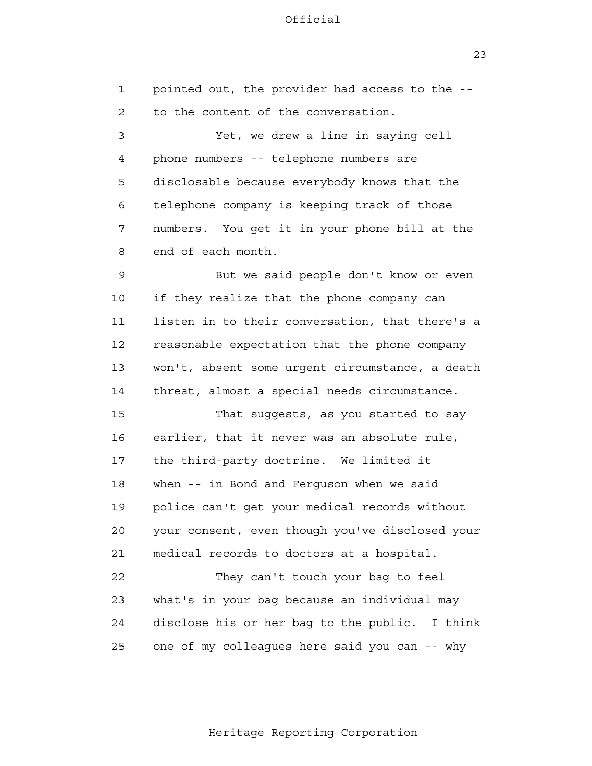pointed out, the provider had access to the -- to the content of the conversation.

Yet, we drew a line in saying cell phone numbers -- telephone numbers are disclosable because everybody knows that the telephone company is keeping track of those numbers. You get it in your phone bill at the end of each month.

But we said people don't know or even if they realize that the phone company can listen in to their conversation, that there's a reasonable expectation that the phone company won't, absent some urgent circumstance, a death threat, almost a special needs circumstance.

That suggests, as you started to say earlier, that it never was an absolute rule, the third-party doctrine. We limited it when -- in Bond and Ferguson when we said police can't get your medical records without your consent, even though you've disclosed your medical records to doctors at a hospital.

They can't touch your bag to feel what's in your bag because an individual may disclose his or her bag to the public. I think one of my colleagues here said you can -- why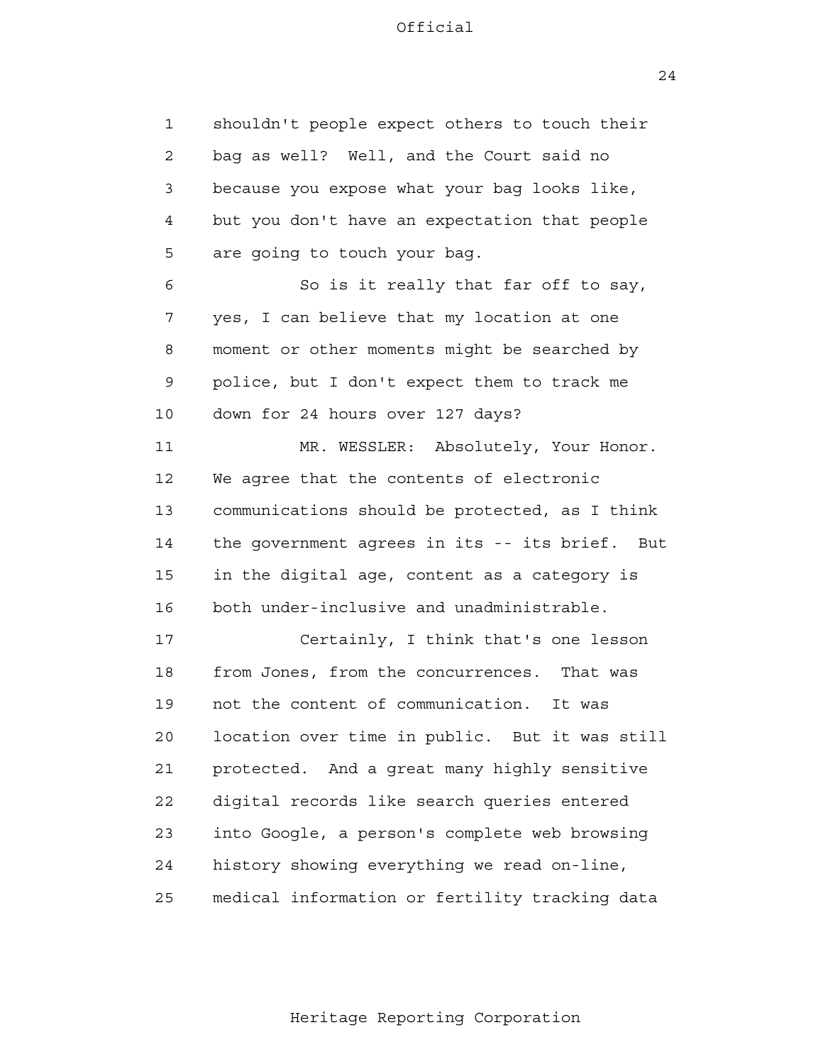shouldn't people expect others to touch their bag as well? Well, and the Court said no because you expose what your bag looks like, but you don't have an expectation that people are going to touch your bag.

So is it really that far off to say, yes, I can believe that my location at one moment or other moments might be searched by police, but I don't expect them to track me down for 24 hours over 127 days?

MR. WESSLER: Absolutely, Your Honor. We agree that the contents of electronic communications should be protected, as I think the government agrees in its -- its brief. But in the digital age, content as a category is both under-inclusive and unadministrable.

Certainly, I think that's one lesson from Jones, from the concurrences. That was not the content of communication. It was location over time in public. But it was still protected. And a great many highly sensitive digital records like search queries entered into Google, a person's complete web browsing history showing everything we read on-line, medical information or fertility tracking data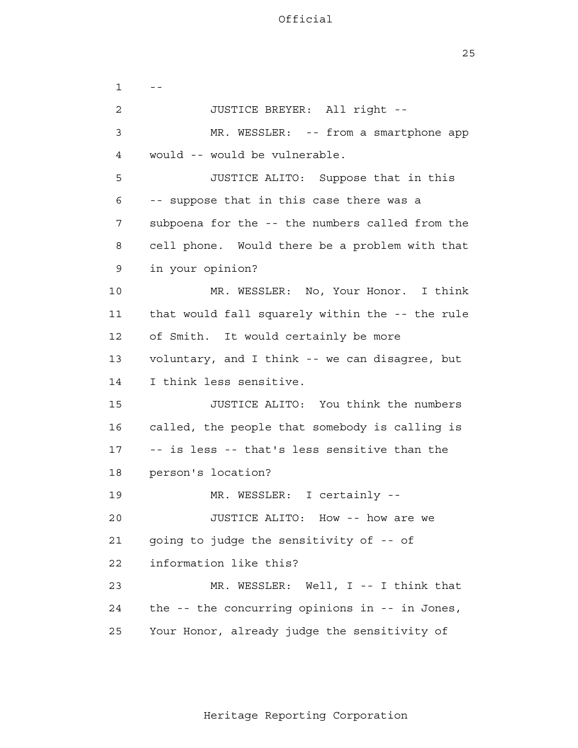--

JUSTICE BREYER: All right --

MR. WESSLER: -- from a smartphone app would -- would be vulnerable.

JUSTICE ALITO: Suppose that in this -- suppose that in this case there was a subpoena for the -- the numbers called from the cell phone. Would there be a problem with that in your opinion?

MR. WESSLER: No, Your Honor. I think that would fall squarely within the -- the rule of Smith. It would certainly be more voluntary, and I think -- we can disagree, but I think less sensitive.

JUSTICE ALITO: You think the numbers called, the people that somebody is calling is -- is less -- that's less sensitive than the person's location?

MR. WESSLER: I certainly --

JUSTICE ALITO: How -- how are we going to judge the sensitivity of -- of information like this?

MR. WESSLER: Well, I -- I think that the -- the concurring opinions in -- in Jones, Your Honor, already judge the sensitivity of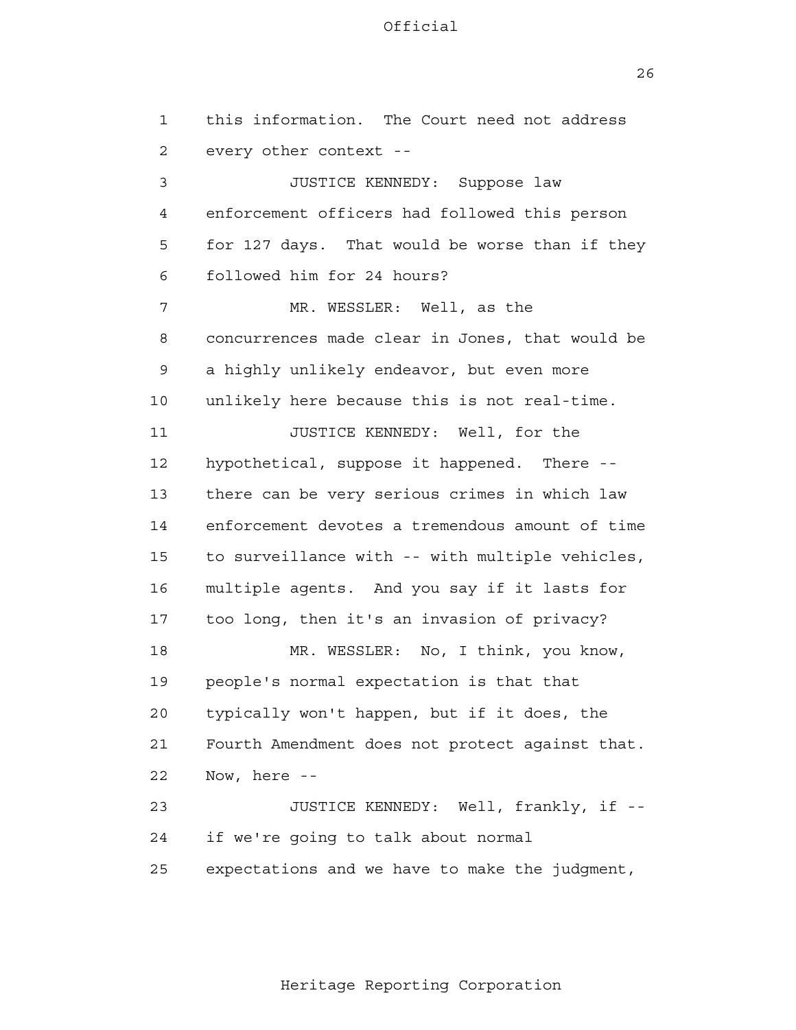this information. The Court need not address every other context --

JUSTICE KENNEDY: Suppose law enforcement officers had followed this person for 127 days. That would be worse than if they followed him for 24 hours?

MR. WESSLER: Well, as the concurrences made clear in Jones, that would be a highly unlikely endeavor, but even more unlikely here because this is not real-time.

JUSTICE KENNEDY: Well, for the hypothetical, suppose it happened. There -- there can be very serious crimes in which law enforcement devotes a tremendous amount of time to surveillance with -- with multiple vehicles, multiple agents. And you say if it lasts for too long, then it's an invasion of privacy?

MR. WESSLER: No, I think, you know, people's normal expectation is that that typically won't happen, but if it does, the Fourth Amendment does not protect against that. Now, here --

JUSTICE KENNEDY: Well, frankly, if -- if we're going to talk about normal expectations and we have to make the judgment,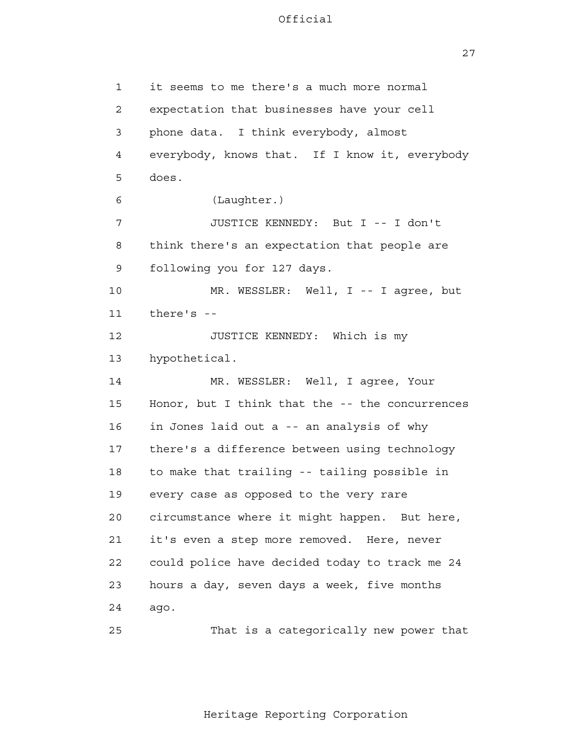it seems to me there's a much more normal expectation that businesses have your cell phone data. I think everybody, almost everybody, knows that. If I know it, everybody does.

(Laughter.)

JUSTICE KENNEDY: But I -- I don't think there's an expectation that people are following you for 127 days.

MR. WESSLER: Well, I -- I agree, but there's --

JUSTICE KENNEDY: Which is my hypothetical.

MR. WESSLER: Well, I agree, Your Honor, but I think that the -- the concurrences in Jones laid out a -- an analysis of why there's a difference between using technology to make that trailing -- tailing possible in every case as opposed to the very rare circumstance where it might happen. But here, it's even a step more removed. Here, never could police have decided today to track me 24 hours a day, seven days a week, five months ago.

That is a categorically new power that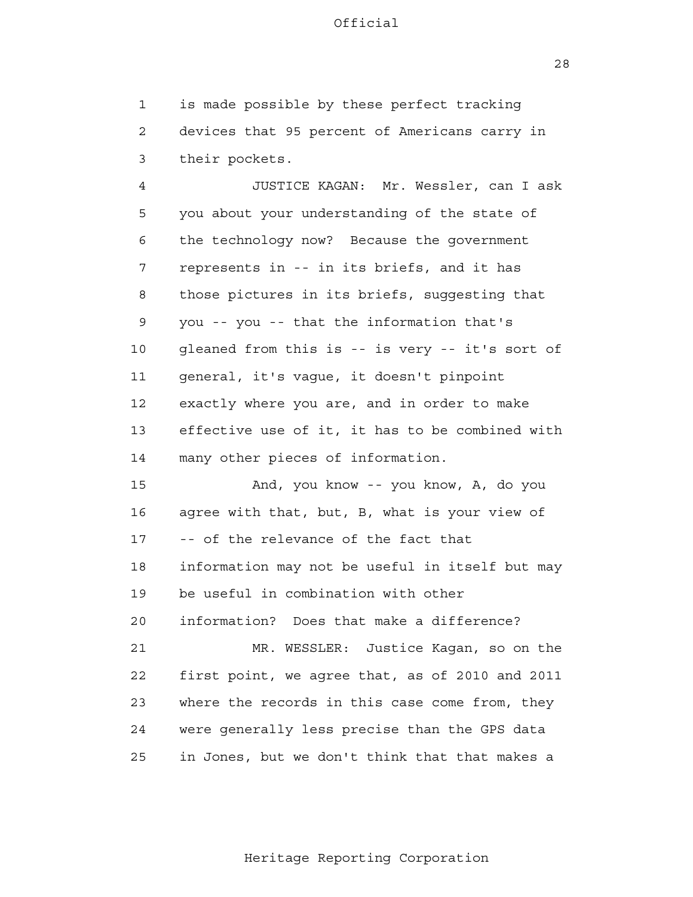is made possible by these perfect tracking devices that 95 percent of Americans carry in their pockets.

JUSTICE KAGAN: Mr. Wessler, can I ask you about your understanding of the state of the technology now? Because the government represents in -- in its briefs, and it has those pictures in its briefs, suggesting that you -- you -- that the information that's gleaned from this is -- is very -- it's sort of general, it's vague, it doesn't pinpoint exactly where you are, and in order to make effective use of it, it has to be combined with many other pieces of information.

And, you know -- you know, A, do you agree with that, but, B, what is your view of -- of the relevance of the fact that information may not be useful in itself but may be useful in combination with other information? Does that make a difference?

MR. WESSLER: Justice Kagan, so on the first point, we agree that, as of 2010 and 2011 where the records in this case come from, they were generally less precise than the GPS data in Jones, but we don't think that that makes a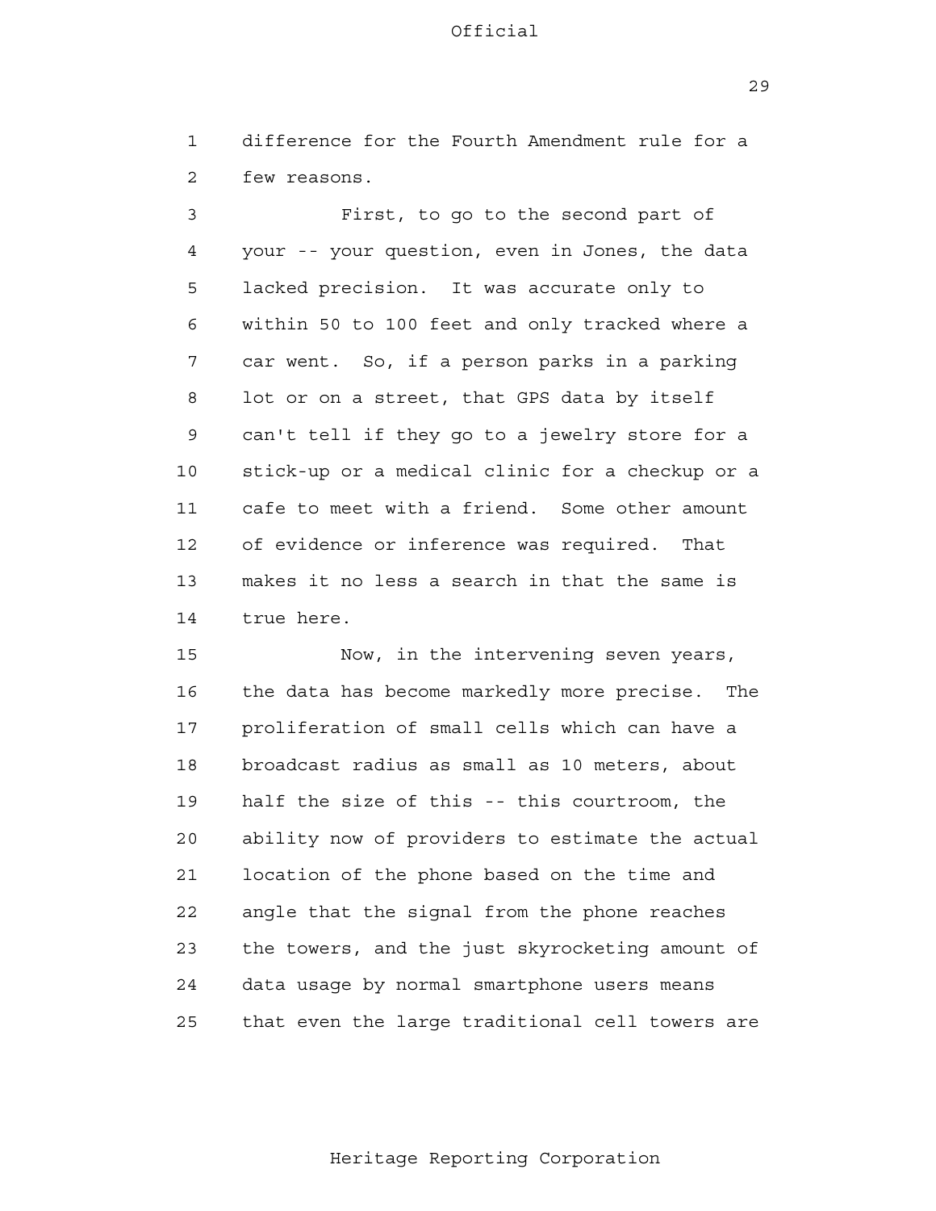difference for the Fourth Amendment rule for a few reasons.

First, to go to the second part of your -- your question, even in Jones, the data lacked precision. It was accurate only to within 50 to 100 feet and only tracked where a car went. So, if a person parks in a parking lot or on a street, that GPS data by itself can't tell if they go to a jewelry store for a stick-up or a medical clinic for a checkup or a cafe to meet with a friend. Some other amount of evidence or inference was required. That makes it no less a search in that the same is true here.

Now, in the intervening seven years, the data has become markedly more precise. The proliferation of small cells which can have a broadcast radius as small as 10 meters, about half the size of this -- this courtroom, the ability now of providers to estimate the actual location of the phone based on the time and angle that the signal from the phone reaches the towers, and the just skyrocketing amount of data usage by normal smartphone users means that even the large traditional cell towers are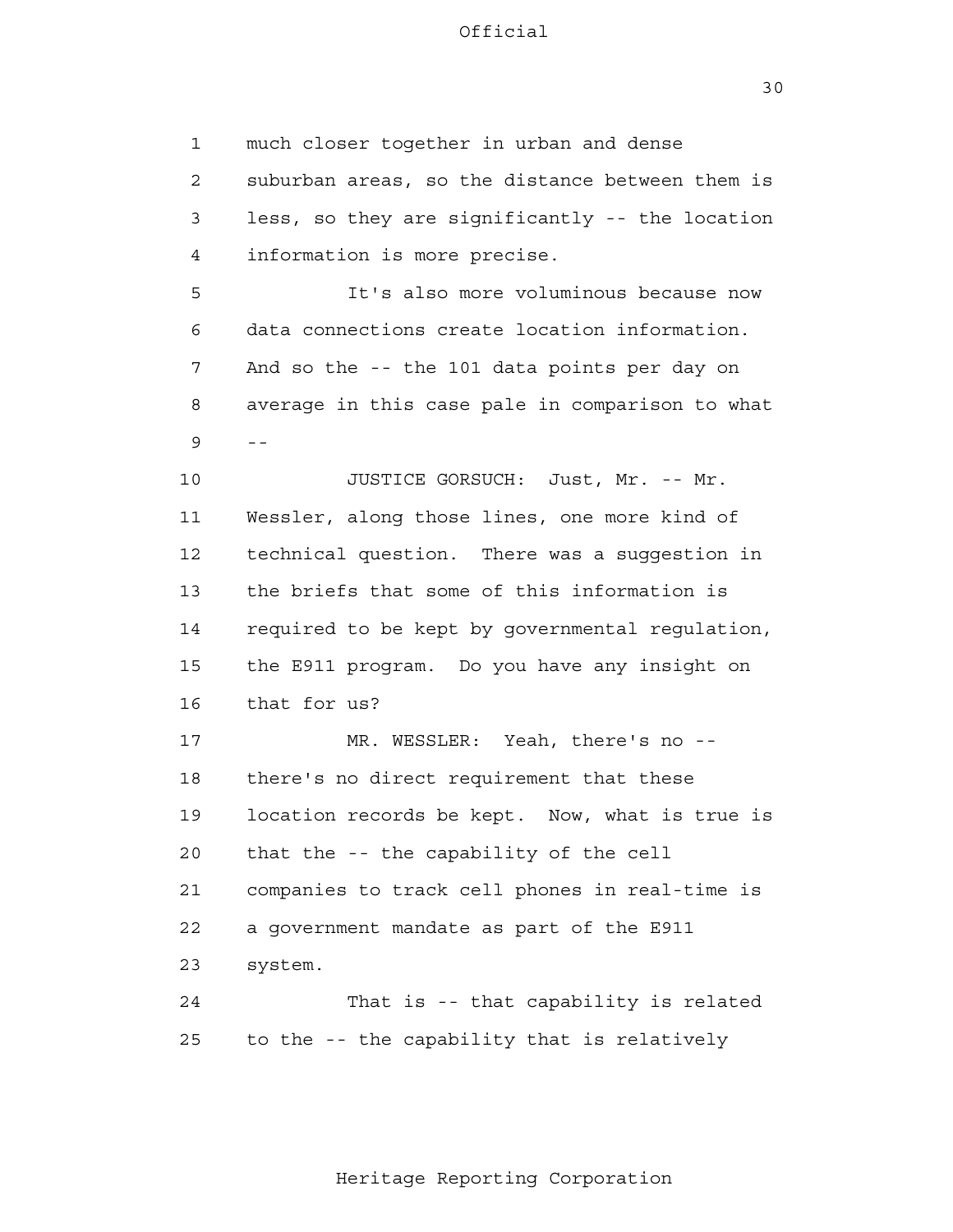much closer together in urban and dense suburban areas, so the distance between them is less, so they are significantly -- the location information is more precise.

It's also more voluminous because now data connections create location information. And so the -- the 101 data points per day on average in this case pale in comparison to what --

JUSTICE GORSUCH: Just, Mr. -- Mr. Wessler, along those lines, one more kind of technical question. There was a suggestion in the briefs that some of this information is required to be kept by governmental regulation, the E911 program. Do you have any insight on that for us?

MR. WESSLER: Yeah, there's no -- there's no direct requirement that these location records be kept. Now, what is true is that the -- the capability of the cell companies to track cell phones in real-time is a government mandate as part of the E911 system.

That is -- that capability is related to the -- the capability that is relatively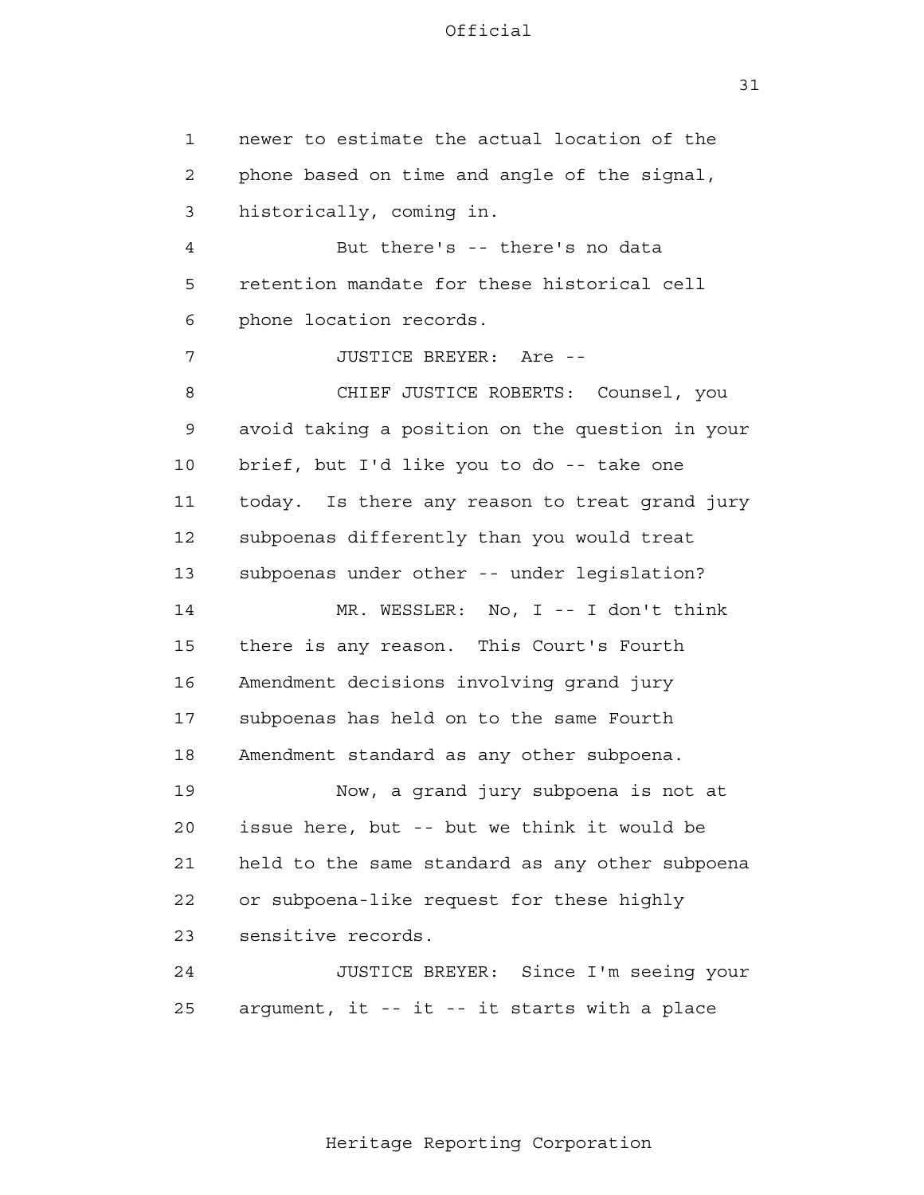newer to estimate the actual location of the phone based on time and angle of the signal, historically, coming in.

But there's -- there's no data retention mandate for these historical cell phone location records.

JUSTICE BREYER: Are --

CHIEF JUSTICE ROBERTS: Counsel, you avoid taking a position on the question in your brief, but I'd like you to do -- take one today. Is there any reason to treat grand jury subpoenas differently than you would treat subpoenas under other -- under legislation?

MR. WESSLER: No, I -- I don't think there is any reason. This Court's Fourth Amendment decisions involving grand jury subpoenas has held on to the same Fourth Amendment standard as any other subpoena.

Now, a grand jury subpoena is not at issue here, but -- but we think it would be held to the same standard as any other subpoena or subpoena-like request for these highly sensitive records.

JUSTICE BREYER: Since I'm seeing your argument, it -- it -- it starts with a place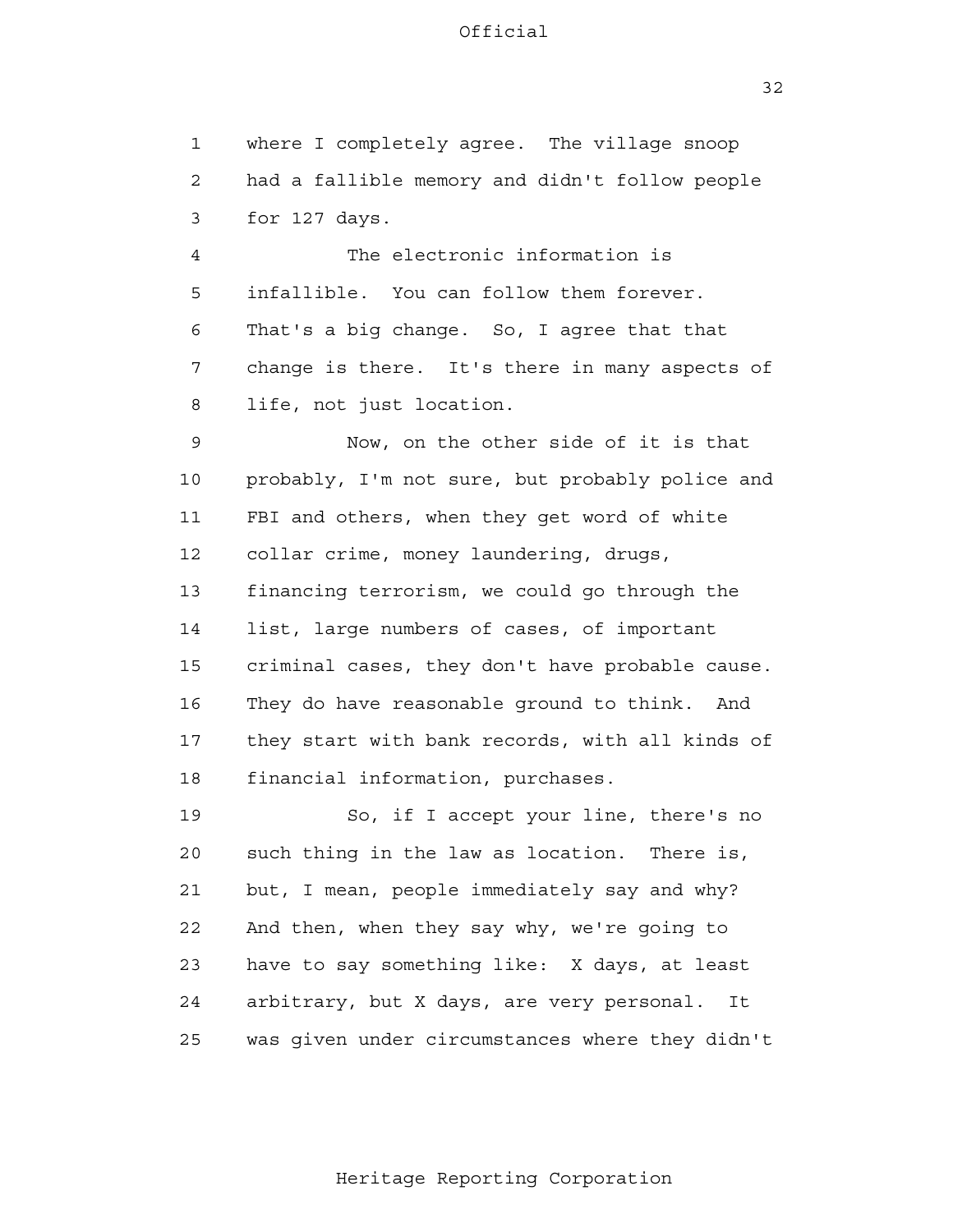where I completely agree. The village snoop had a fallible memory and didn't follow people for 127 days.

The electronic information is infallible. You can follow them forever. That's a big change. So, I agree that that change is there. It's there in many aspects of life, not just location.

Now, on the other side of it is that probably, I'm not sure, but probably police and FBI and others, when they get word of white collar crime, money laundering, drugs, financing terrorism, we could go through the list, large numbers of cases, of important criminal cases, they don't have probable cause. They do have reasonable ground to think. And they start with bank records, with all kinds of financial information, purchases.

So, if I accept your line, there's no such thing in the law as location. There is, but, I mean, people immediately say and why? And then, when they say why, we're going to have to say something like: X days, at least arbitrary, but X days, are very personal. It was given under circumstances where they didn't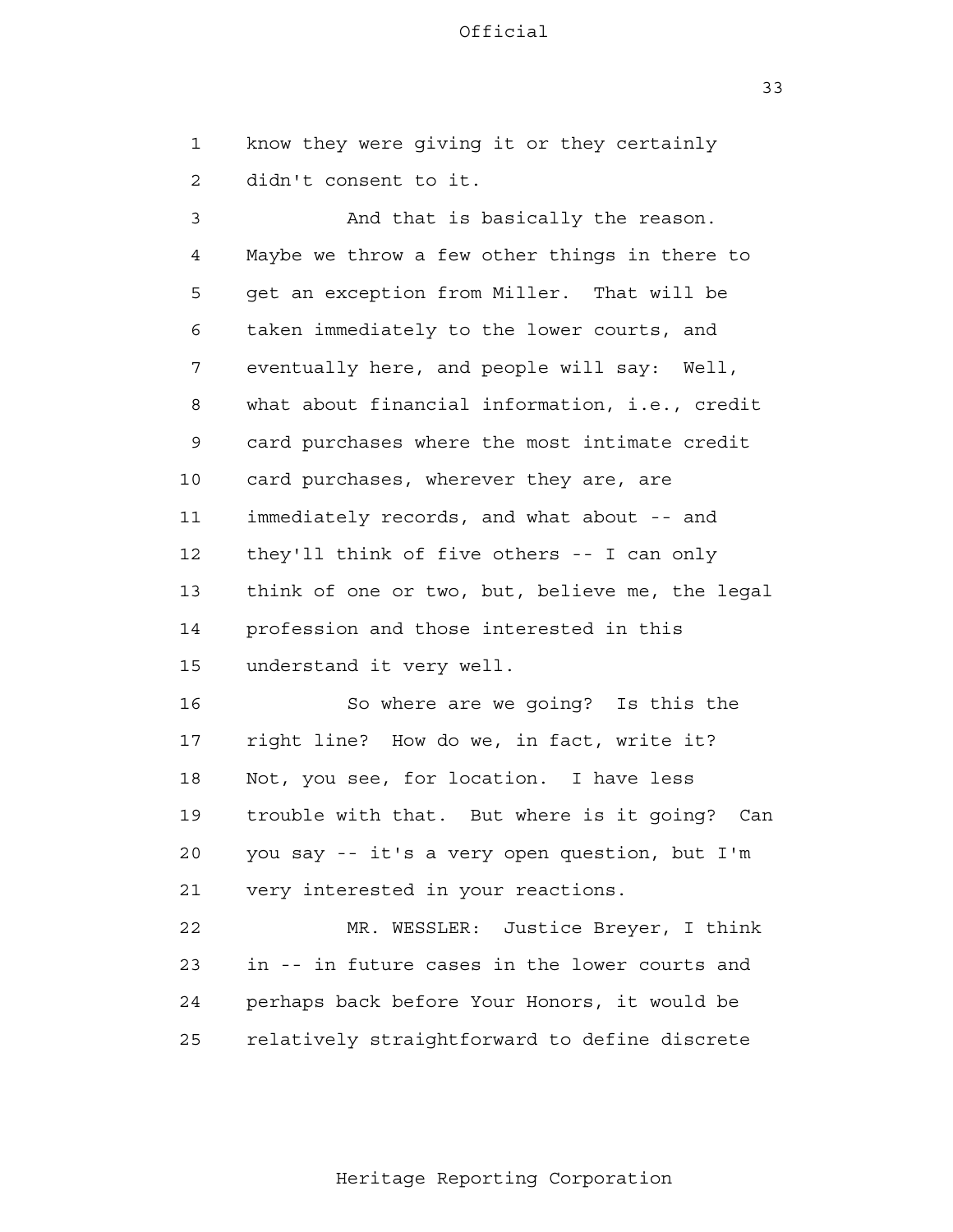know they were giving it or they certainly didn't consent to it.

And that is basically the reason. Maybe we throw a few other things in there to get an exception from Miller. That will be taken immediately to the lower courts, and eventually here, and people will say: Well, what about financial information, i.e., credit card purchases where the most intimate credit card purchases, wherever they are, are immediately records, and what about -- and they'll think of five others -- I can only think of one or two, but, believe me, the legal profession and those interested in this understand it very well.

So where are we going? Is this the right line? How do we, in fact, write it? Not, you see, for location. I have less trouble with that. But where is it going? Can you say -- it's a very open question, but I'm very interested in your reactions.

MR. WESSLER: Justice Breyer, I think in -- in future cases in the lower courts and perhaps back before Your Honors, it would be relatively straightforward to define discrete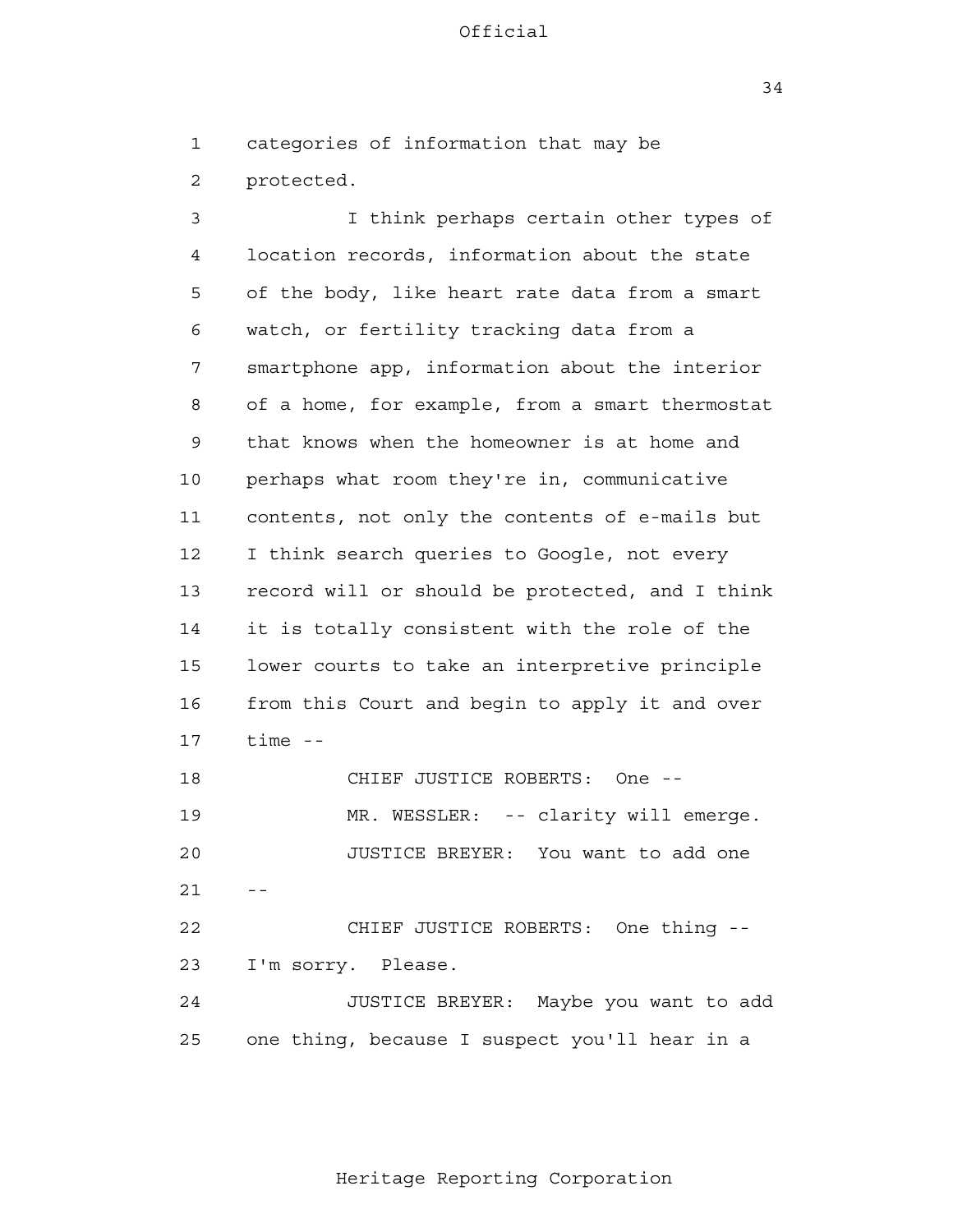categories of information that may be protected.

I think perhaps certain other types of location records, information about the state of the body, like heart rate data from a smart watch, or fertility tracking data from a smartphone app, information about the interior of a home, for example, from a smart thermostat that knows when the homeowner is at home and perhaps what room they're in, communicative contents, not only the contents of e-mails but I think search queries to Google, not every record will or should be protected, and I think it is totally consistent with the role of the lower courts to take an interpretive principle from this Court and begin to apply it and over time --

CHIEF JUSTICE ROBERTS: One --

MR. WESSLER: -- clarity will emerge.

JUSTICE BREYER: You want to add one --

CHIEF JUSTICE ROBERTS: One thing -- I'm sorry. Please.

JUSTICE BREYER: Maybe you want to add one thing, because I suspect you'll hear in a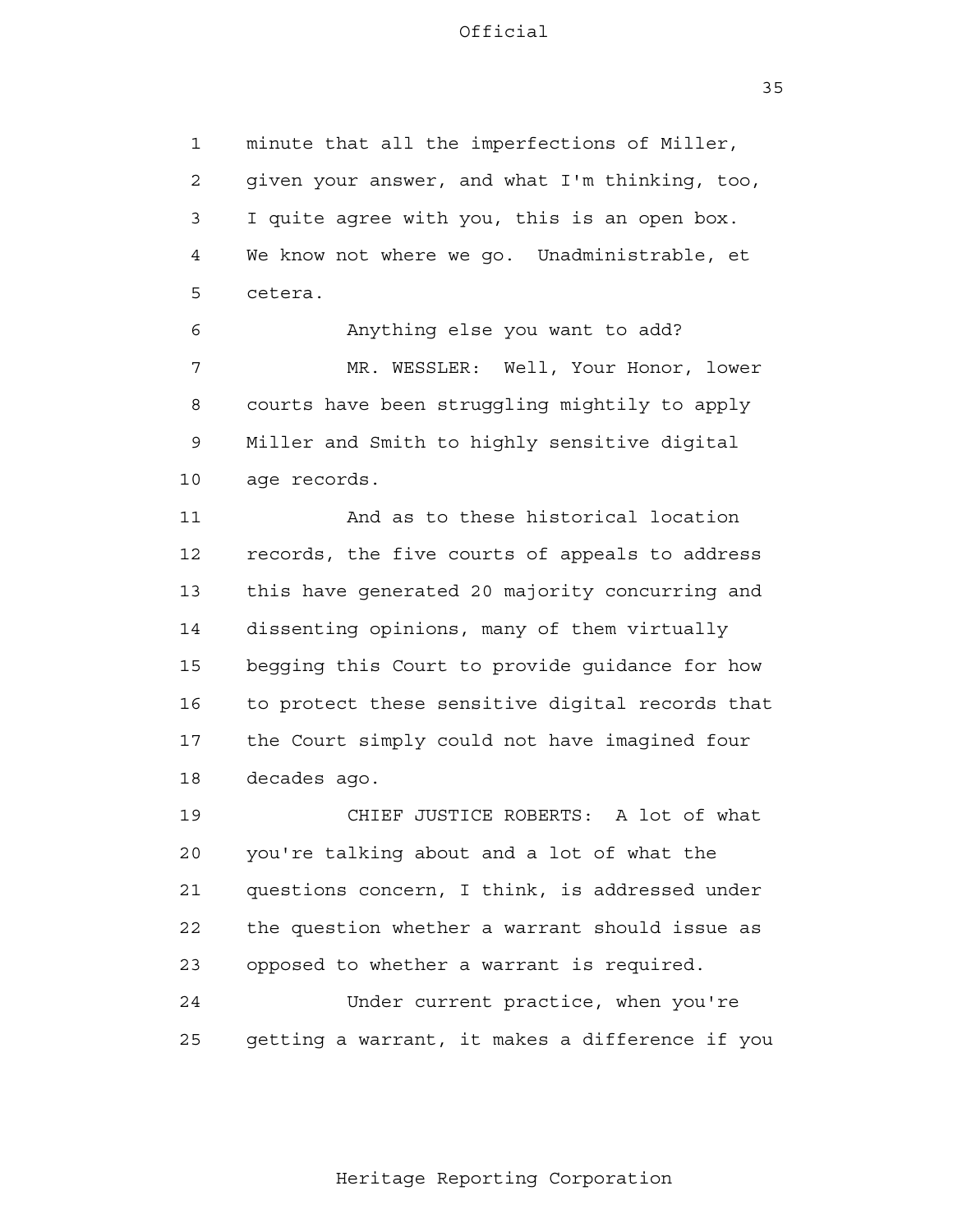minute that all the imperfections of Miller, given your answer, and what I'm thinking, too, I quite agree with you, this is an open box. We know not where we go. Unadministrable, et cetera.

Anything else you want to add?

MR. WESSLER: Well, Your Honor, lower courts have been struggling mightily to apply Miller and Smith to highly sensitive digital age records.

And as to these historical location records, the five courts of appeals to address this have generated 20 majority concurring and dissenting opinions, many of them virtually begging this Court to provide guidance for how to protect these sensitive digital records that the Court simply could not have imagined four decades ago.

CHIEF JUSTICE ROBERTS: A lot of what you're talking about and a lot of what the questions concern, I think, is addressed under the question whether a warrant should issue as opposed to whether a warrant is required.

Under current practice, when you're getting a warrant, it makes a difference if you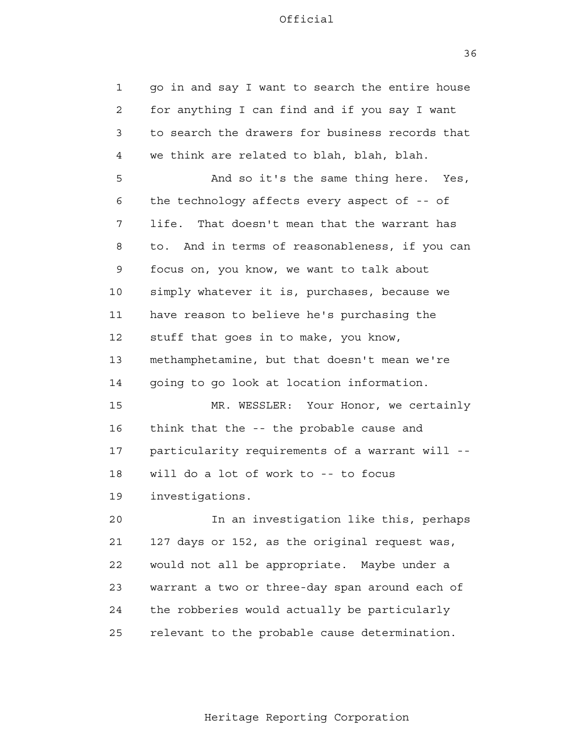go in and say I want to search the entire house for anything I can find and if you say I want to search the drawers for business records that we think are related to blah, blah, blah.

And so it's the same thing here. Yes, the technology affects every aspect of -- of life. That doesn't mean that the warrant has to. And in terms of reasonableness, if you can focus on, you know, we want to talk about simply whatever it is, purchases, because we have reason to believe he's purchasing the stuff that goes in to make, you know, methamphetamine, but that doesn't mean we're going to go look at location information.

MR. WESSLER: Your Honor, we certainly think that the -- the probable cause and particularity requirements of a warrant will -- will do a lot of work to -- to focus investigations.

In an investigation like this, perhaps 127 days or 152, as the original request was, would not all be appropriate. Maybe under a warrant a two or three-day span around each of the robberies would actually be particularly relevant to the probable cause determination.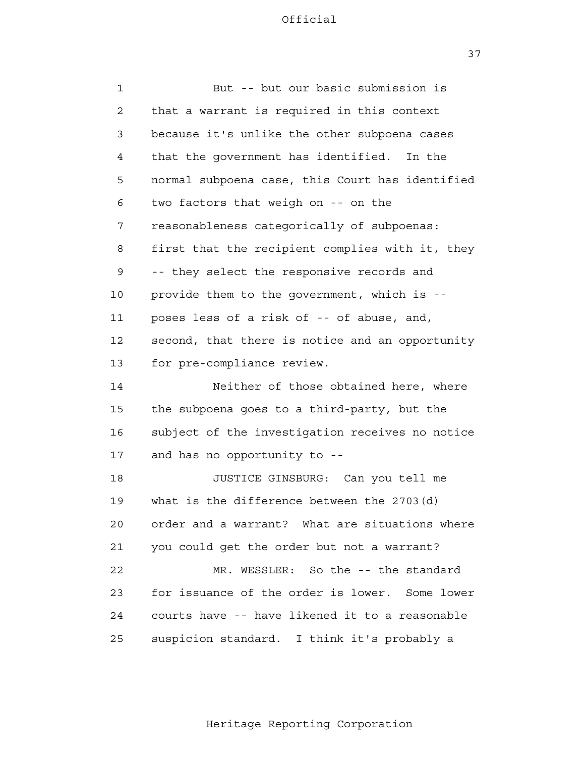But -- but our basic submission is that a warrant is required in this context because it's unlike the other subpoena cases that the government has identified. In the normal subpoena case, this Court has identified two factors that weigh on -- on the reasonableness categorically of subpoenas: first that the recipient complies with it, they -- they select the responsive records and provide them to the government, which is -- poses less of a risk of -- of abuse, and, second, that there is notice and an opportunity for pre-compliance review.

Neither of those obtained here, where the subpoena goes to a third-party, but the subject of the investigation receives no notice and has no opportunity to --

JUSTICE GINSBURG: Can you tell me what is the difference between the 2703(d) order and a warrant? What are situations where you could get the order but not a warrant?

MR. WESSLER: So the -- the standard for issuance of the order is lower. Some lower courts have -- have likened it to a reasonable suspicion standard. I think it's probably a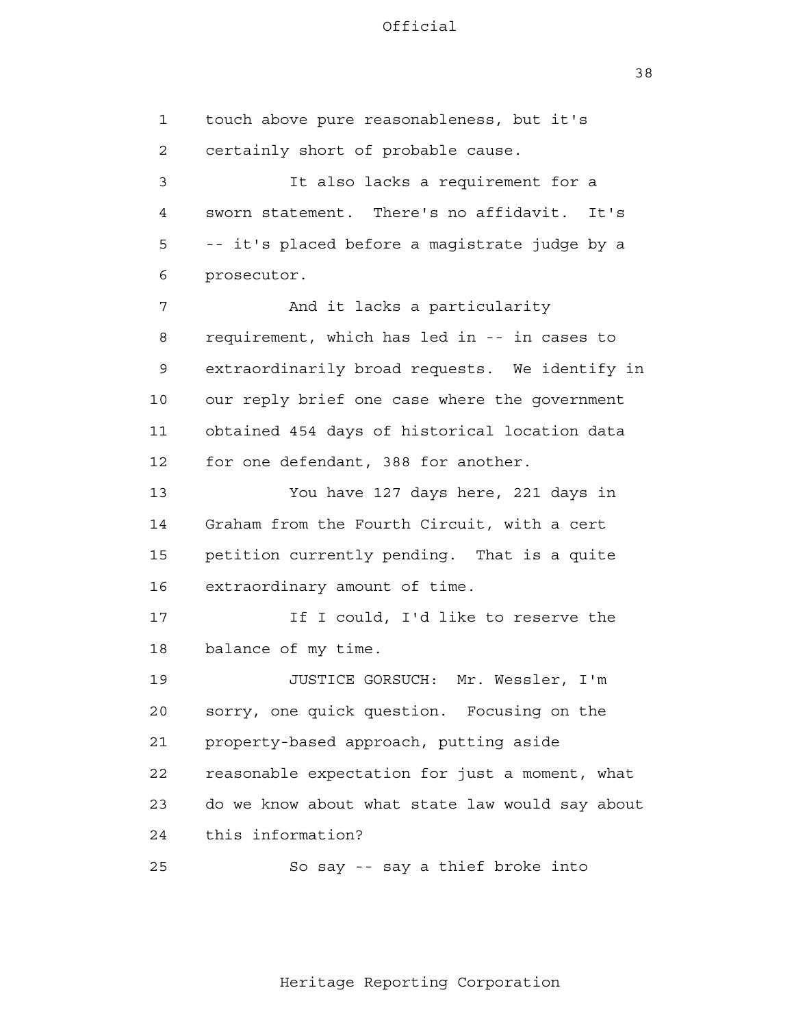touch above pure reasonableness, but it's certainly short of probable cause.

It also lacks a requirement for a sworn statement. There's no affidavit. It's -- it's placed before a magistrate judge by a prosecutor.

And it lacks a particularity requirement, which has led in -- in cases to extraordinarily broad requests. We identify in our reply brief one case where the government obtained 454 days of historical location data for one defendant, 388 for another.

You have 127 days here, 221 days in Graham from the Fourth Circuit, with a cert petition currently pending. That is a quite extraordinary amount of time.

If I could, I'd like to reserve the balance of my time.

JUSTICE GORSUCH: Mr. Wessler, I'm sorry, one quick question. Focusing on the property-based approach, putting aside reasonable expectation for just a moment, what do we know about what state law would say about this information?

So say -- say a thief broke into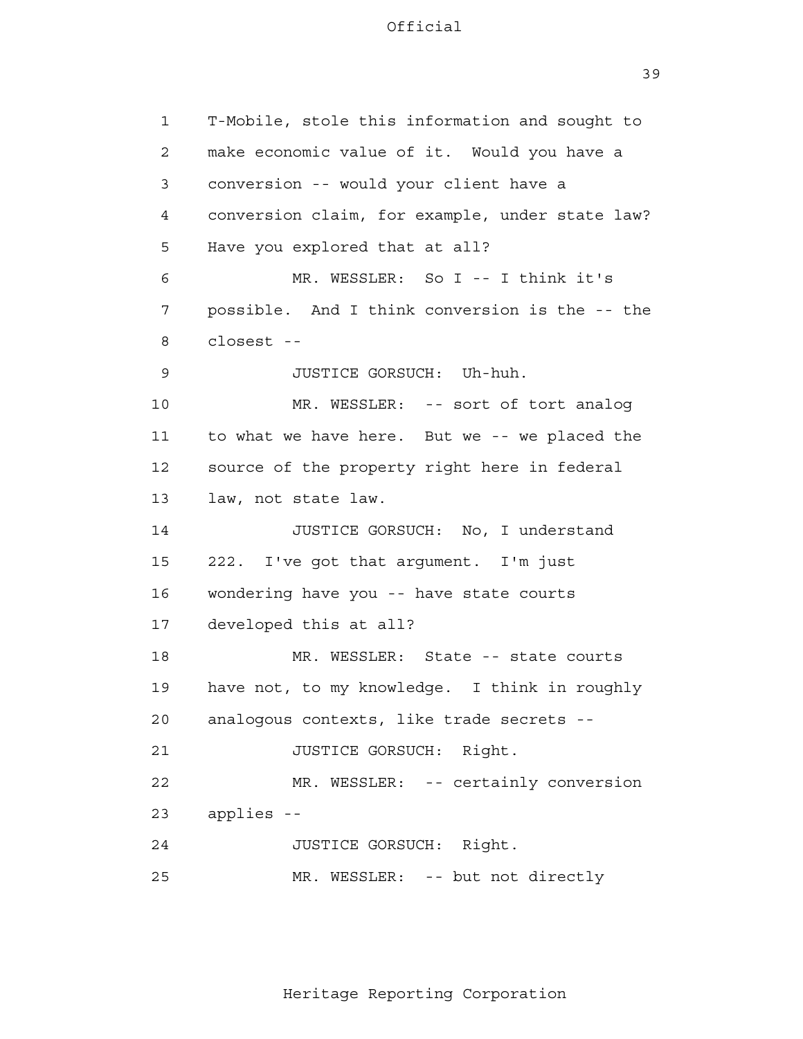T-Mobile, stole this information and sought to make economic value of it. Would you have a conversion -- would your client have a conversion claim, for example, under state law? Have you explored that at all?

MR. WESSLER: So I -- I think it's possible. And I think conversion is the -- the closest --

JUSTICE GORSUCH: Uh-huh.

MR. WESSLER: -- sort of tort analog to what we have here. But we -- we placed the source of the property right here in federal law, not state law.

JUSTICE GORSUCH: No, I understand 222. I've got that argument. I'm just wondering have you -- have state courts developed this at all?

MR. WESSLER: State -- state courts have not, to my knowledge. I think in roughly analogous contexts, like trade secrets --

JUSTICE GORSUCH: Right.

MR. WESSLER: -- certainly conversion applies --

JUSTICE GORSUCH: Right.

MR. WESSLER: -- but not directly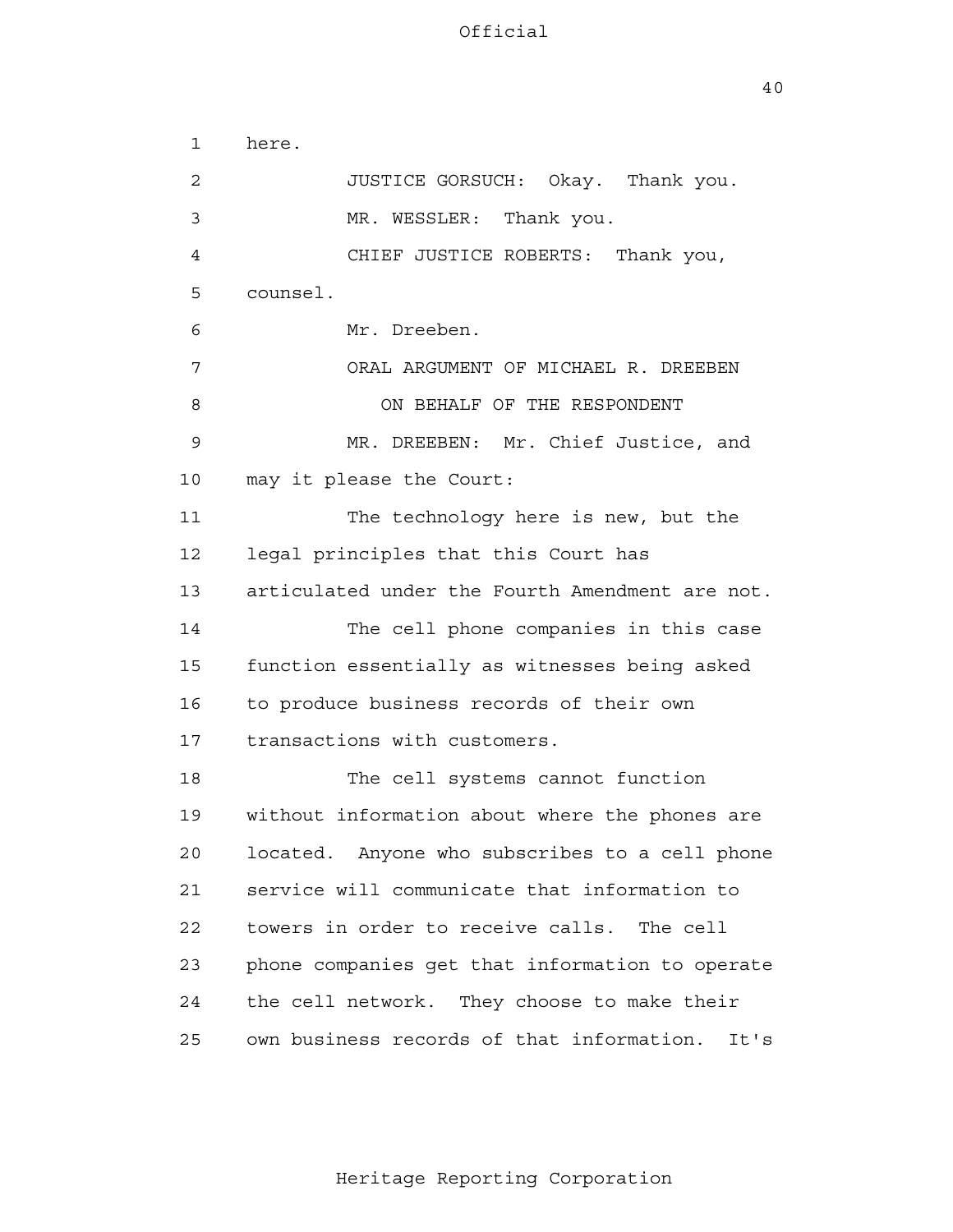here.

JUSTICE GORSUCH: Okay. Thank you.

MR. WESSLER: Thank you.

CHIEF JUSTICE ROBERTS: Thank you, counsel.

Mr. Dreeben.

ORAL ARGUMENT OF MICHAEL R. DREEBEN

ON BEHALF OF THE RESPONDENT

MR. DREEBEN: Mr. Chief Justice, and may it please the Court:

The technology here is new, but the legal principles that this Court has articulated under the Fourth Amendment are not.

The cell phone companies in this case function essentially as witnesses being asked to produce business records of their own transactions with customers.

The cell systems cannot function without information about where the phones are located. Anyone who subscribes to a cell phone service will communicate that information to towers in order to receive calls. The cell phone companies get that information to operate the cell network. They choose to make their own business records of that information. It's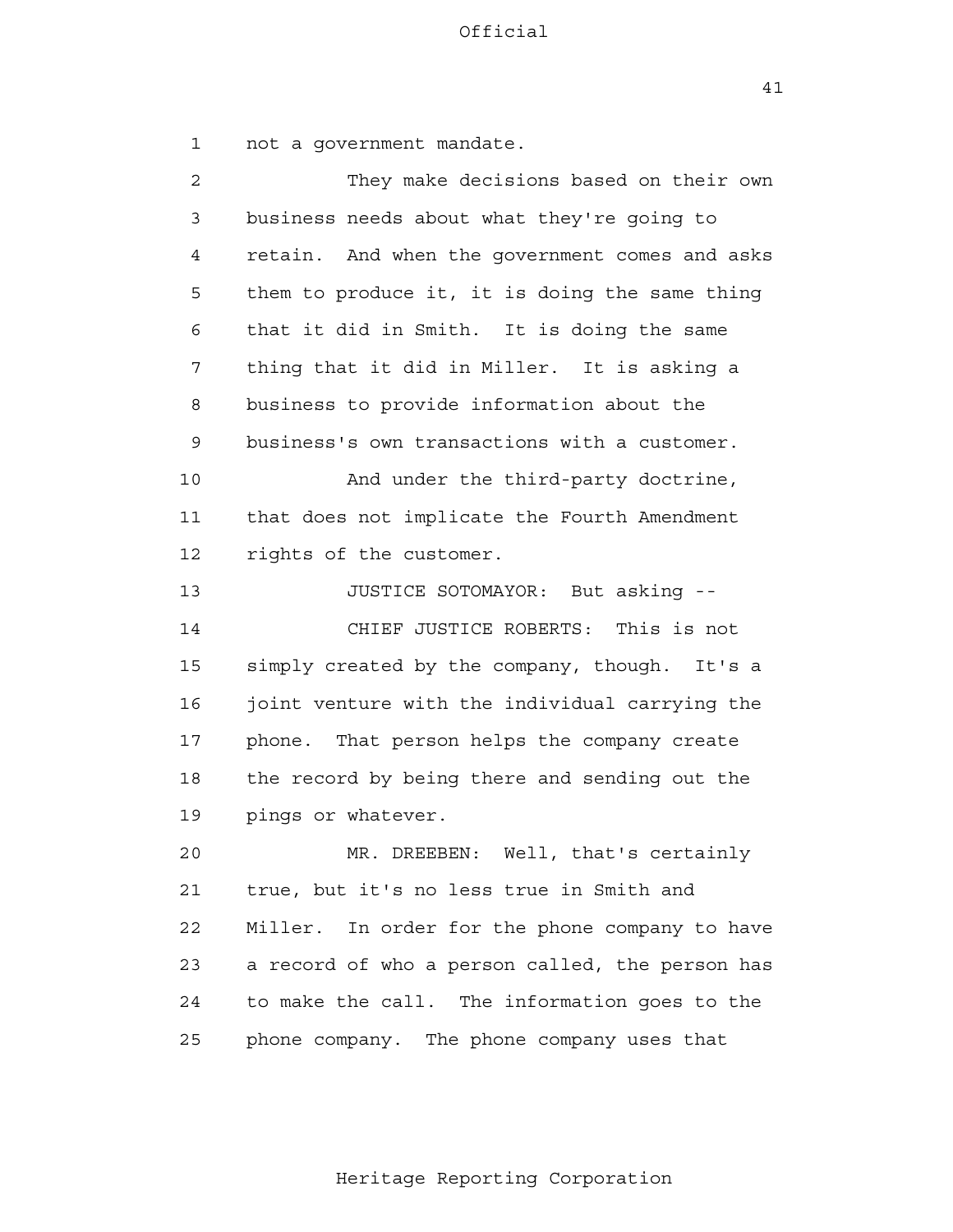not a government mandate.

They make decisions based on their own business needs about what they're going to retain. And when the government comes and asks them to produce it, it is doing the same thing that it did in Smith. It is doing the same thing that it did in Miller. It is asking a business to provide information about the business's own transactions with a customer.

And under the third-party doctrine, that does not implicate the Fourth Amendment rights of the customer.

JUSTICE SOTOMAYOR: But asking --

CHIEF JUSTICE ROBERTS: This is not simply created by the company, though. It's a joint venture with the individual carrying the phone. That person helps the company create the record by being there and sending out the pings or whatever.

MR. DREEBEN: Well, that's certainly true, but it's no less true in Smith and Miller. In order for the phone company to have a record of who a person called, the person has to make the call. The information goes to the phone company. The phone company uses that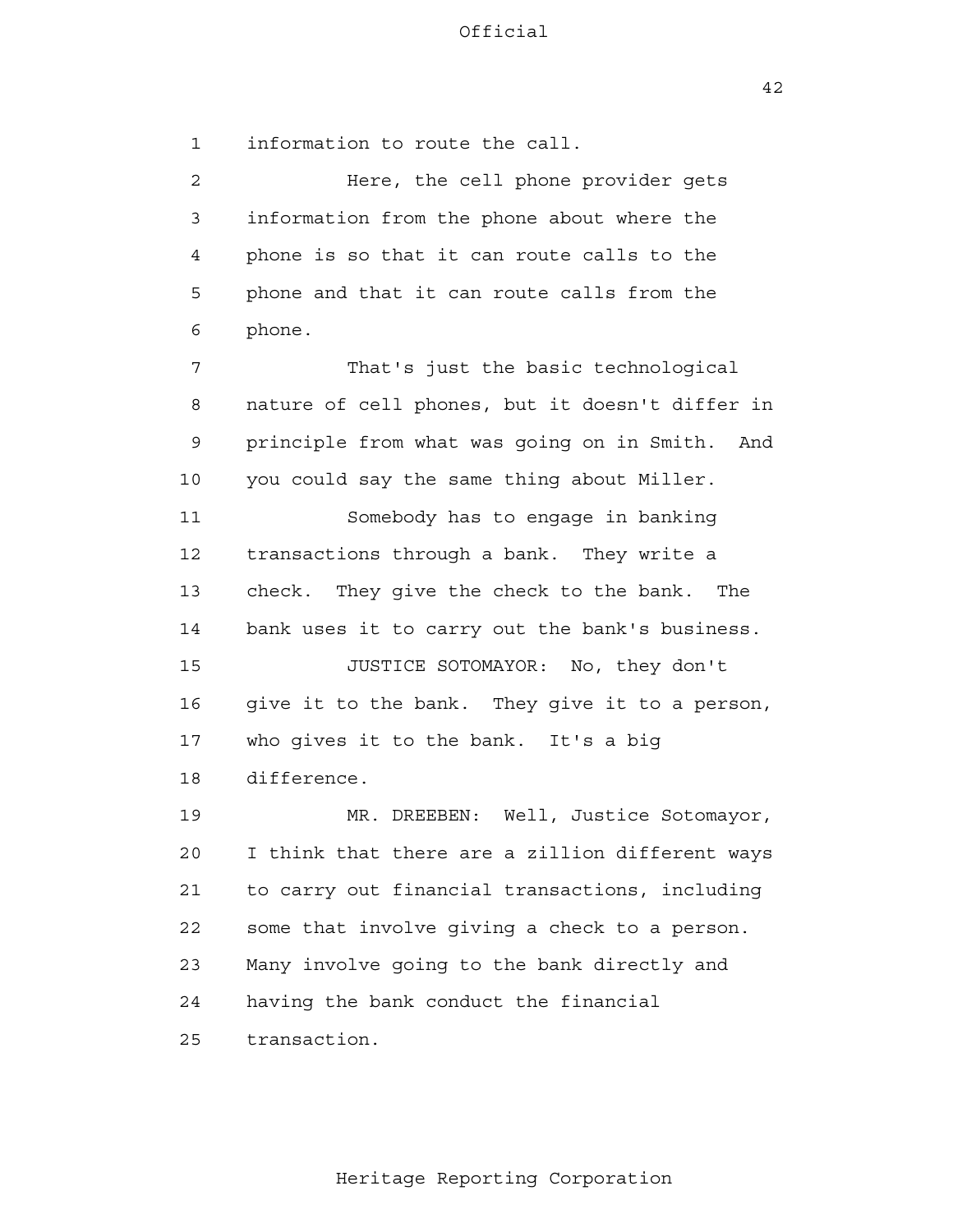information to route the call.

Here, the cell phone provider gets information from the phone about where the phone is so that it can route calls to the phone and that it can route calls from the phone.

That's just the basic technological nature of cell phones, but it doesn't differ in principle from what was going on in Smith. And you could say the same thing about Miller.

Somebody has to engage in banking transactions through a bank. They write a check. They give the check to the bank. The bank uses it to carry out the bank's business.

JUSTICE SOTOMAYOR: No, they don't give it to the bank. They give it to a person, who gives it to the bank. It's a big difference.

MR. DREEBEN: Well, Justice Sotomayor, I think that there are a zillion different ways to carry out financial transactions, including some that involve giving a check to a person. Many involve going to the bank directly and having the bank conduct the financial transaction.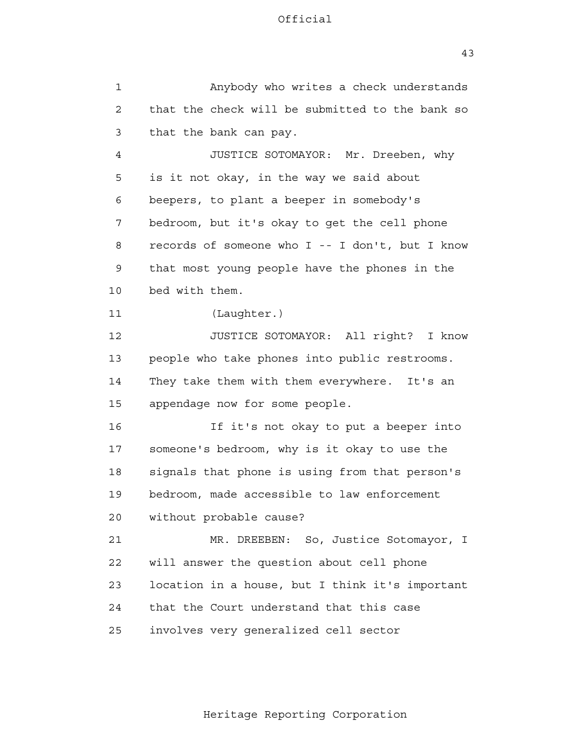Anybody who writes a check understands that the check will be submitted to the bank so that the bank can pay.

JUSTICE SOTOMAYOR: Mr. Dreeben, why is it not okay, in the way we said about beepers, to plant a beeper in somebody's bedroom, but it's okay to get the cell phone records of someone who I -- I don't, but I know that most young people have the phones in the bed with them.

(Laughter.)

JUSTICE SOTOMAYOR: All right? I know people who take phones into public restrooms. They take them with them everywhere. It's an appendage now for some people.

If it's not okay to put a beeper into someone's bedroom, why is it okay to use the signals that phone is using from that person's bedroom, made accessible to law enforcement without probable cause?

MR. DREEBEN: So, Justice Sotomayor, I will answer the question about cell phone location in a house, but I think it's important that the Court understand that this case involves very generalized cell sector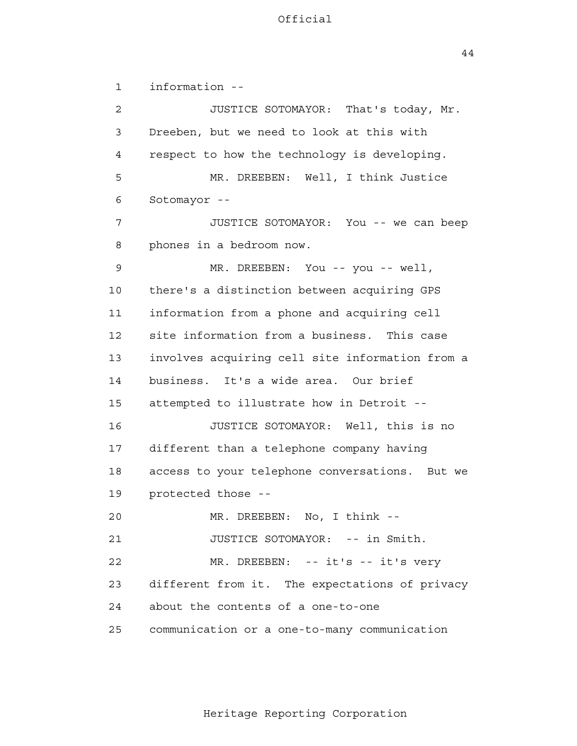information --

JUSTICE SOTOMAYOR: That's today, Mr. Dreeben, but we need to look at this with respect to how the technology is developing.

MR. DREEBEN: Well, I think Justice Sotomayor --

JUSTICE SOTOMAYOR: You -- we can beep phones in a bedroom now.

MR. DREEBEN: You -- you -- well, there's a distinction between acquiring GPS information from a phone and acquiring cell site information from a business. This case involves acquiring cell site information from a business. It's a wide area. Our brief attempted to illustrate how in Detroit --

JUSTICE SOTOMAYOR: Well, this is no different than a telephone company having access to your telephone conversations. But we protected those --

MR. DREEBEN: No, I think --

JUSTICE SOTOMAYOR: -- in Smith.

MR. DREEBEN: -- it's -- it's very different from it. The expectations of privacy about the contents of a one-to-one communication or a one-to-many communication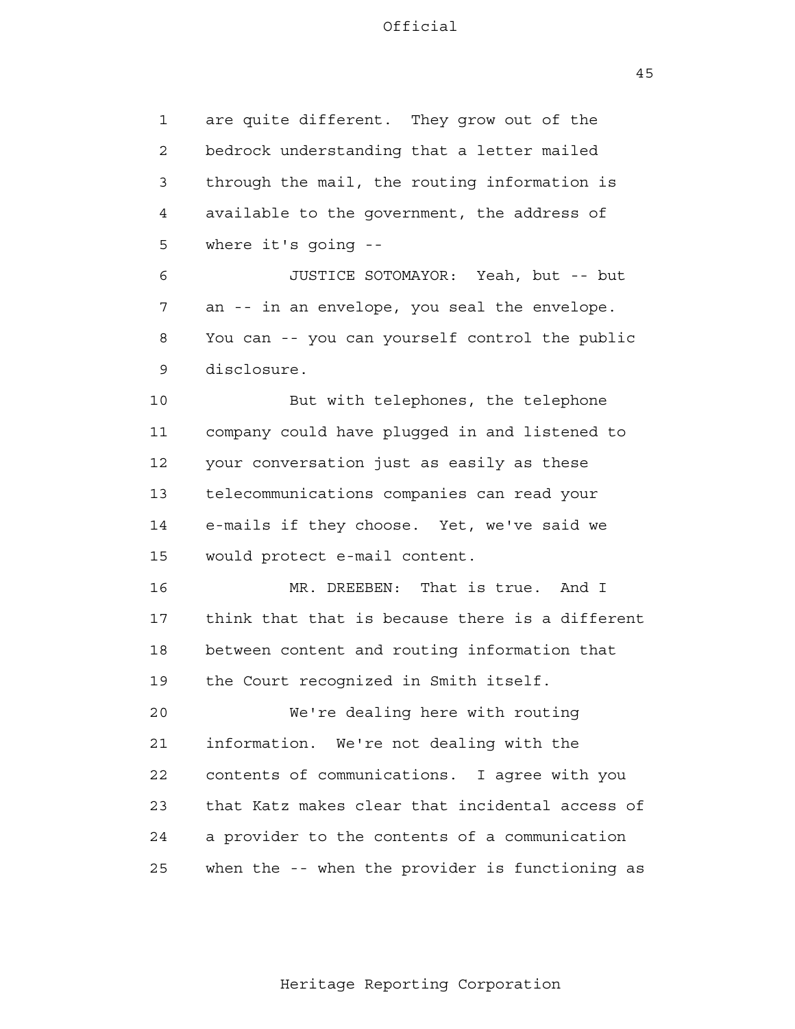are quite different. They grow out of the bedrock understanding that a letter mailed through the mail, the routing information is available to the government, the address of where it's going --

JUSTICE SOTOMAYOR: Yeah, but -- but an -- in an envelope, you seal the envelope. You can -- you can yourself control the public disclosure.

But with telephones, the telephone company could have plugged in and listened to your conversation just as easily as these telecommunications companies can read your e-mails if they choose. Yet, we've said we would protect e-mail content.

MR. DREEBEN: That is true. And I think that that is because there is a different between content and routing information that the Court recognized in Smith itself.

We're dealing here with routing information. We're not dealing with the contents of communications. I agree with you that Katz makes clear that incidental access of a provider to the contents of a communication when the -- when the provider is functioning as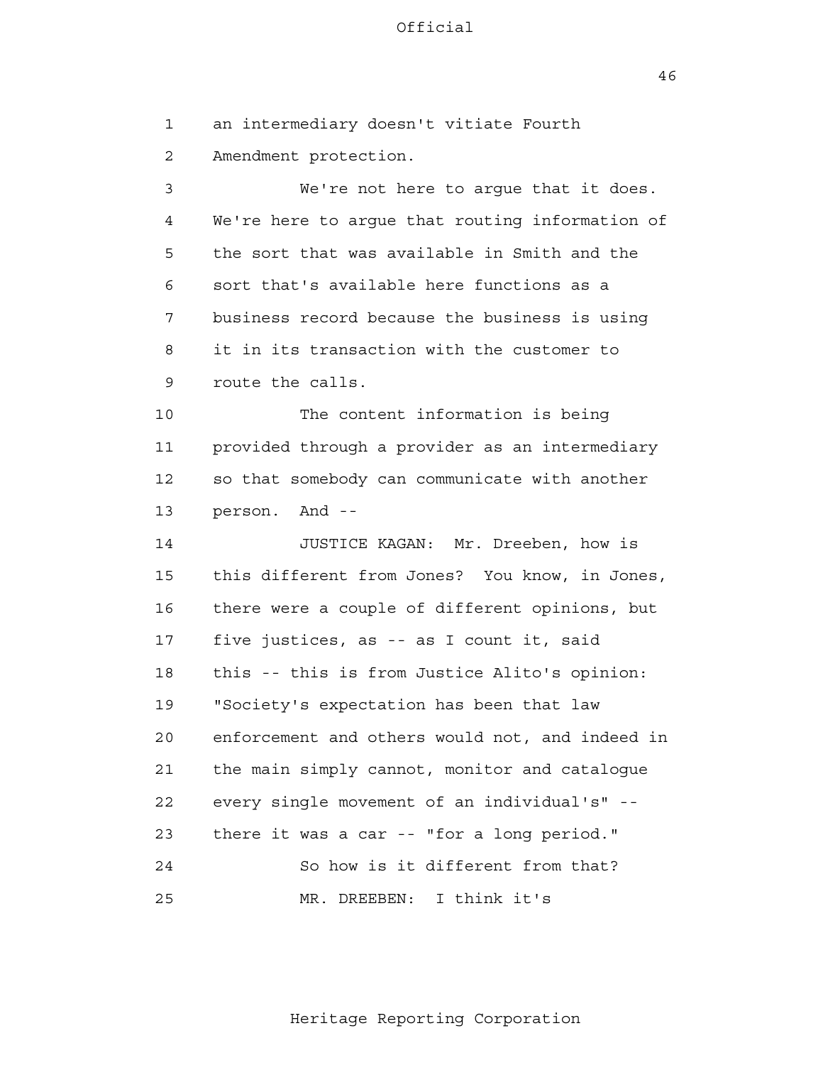an intermediary doesn't vitiate Fourth Amendment protection.

We're not here to argue that it does. We're here to argue that routing information of the sort that was available in Smith and the sort that's available here functions as a business record because the business is using it in its transaction with the customer to route the calls.

The content information is being provided through a provider as an intermediary so that somebody can communicate with another person. And --

JUSTICE KAGAN: Mr. Dreeben, how is this different from Jones? You know, in Jones, there were a couple of different opinions, but five justices, as -- as I count it, said this -- this is from Justice Alito's opinion: "Society's expectation has been that law enforcement and others would not, and indeed in the main simply cannot, monitor and catalogue every single movement of an individual's" -- there it was a car -- "for a long period."

So how is it different from that?

MR. DREEBEN: I think it's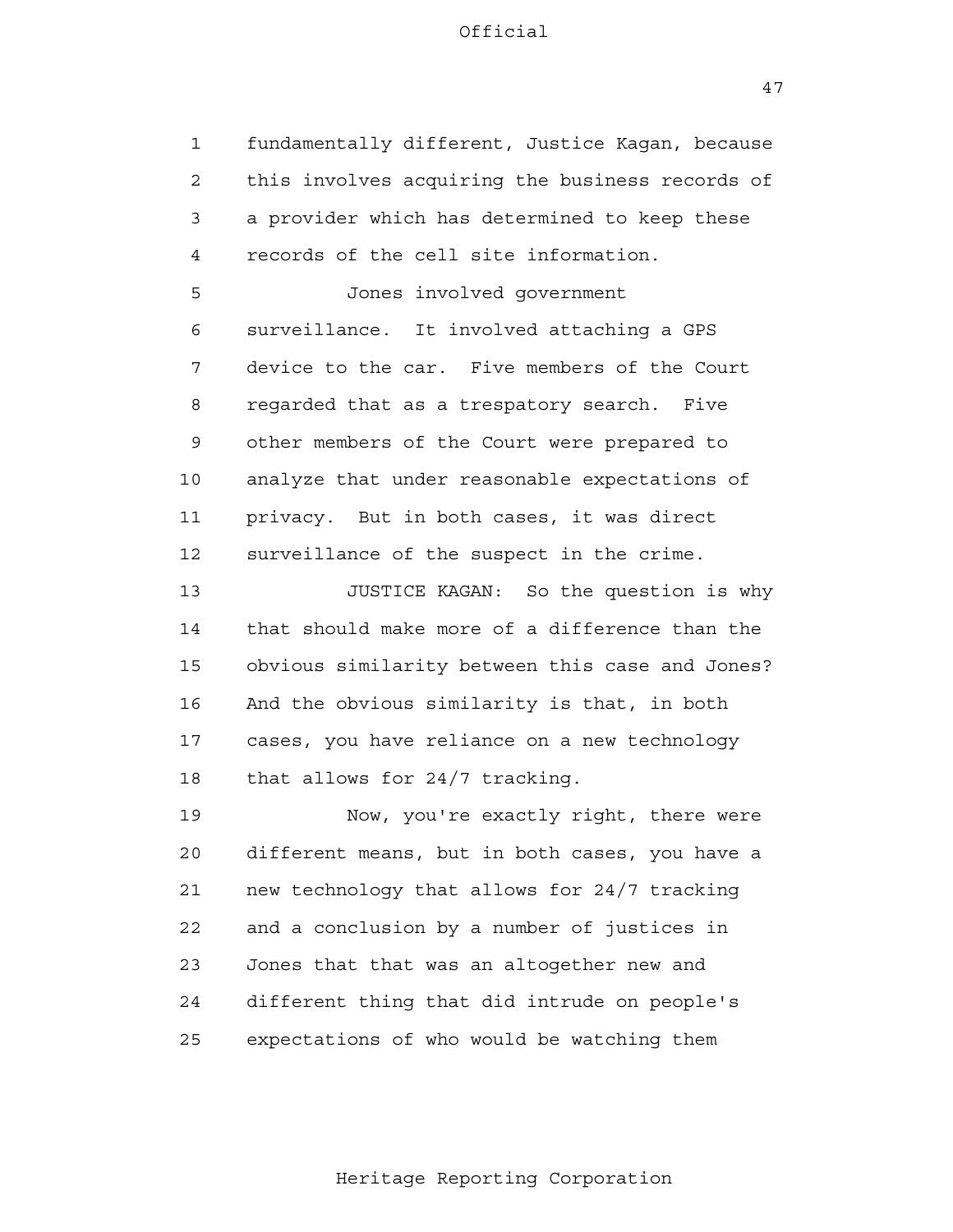fundamentally different, Justice Kagan, because this involves acquiring the business records of a provider which has determined to keep these records of the cell site information.

Jones involved government surveillance. It involved attaching a GPS device to the car. Five members of the Court regarded that as a trespatory search. Five other members of the Court were prepared to analyze that under reasonable expectations of privacy. But in both cases, it was direct surveillance of the suspect in the crime.

JUSTICE KAGAN: So the question is why that should make more of a difference than the obvious similarity between this case and Jones? And the obvious similarity is that, in both cases, you have reliance on a new technology that allows for 24/7 tracking.

Now, you're exactly right, there were different means, but in both cases, you have a new technology that allows for 24/7 tracking and a conclusion by a number of justices in Jones that that was an altogether new and different thing that did intrude on people's expectations of who would be watching them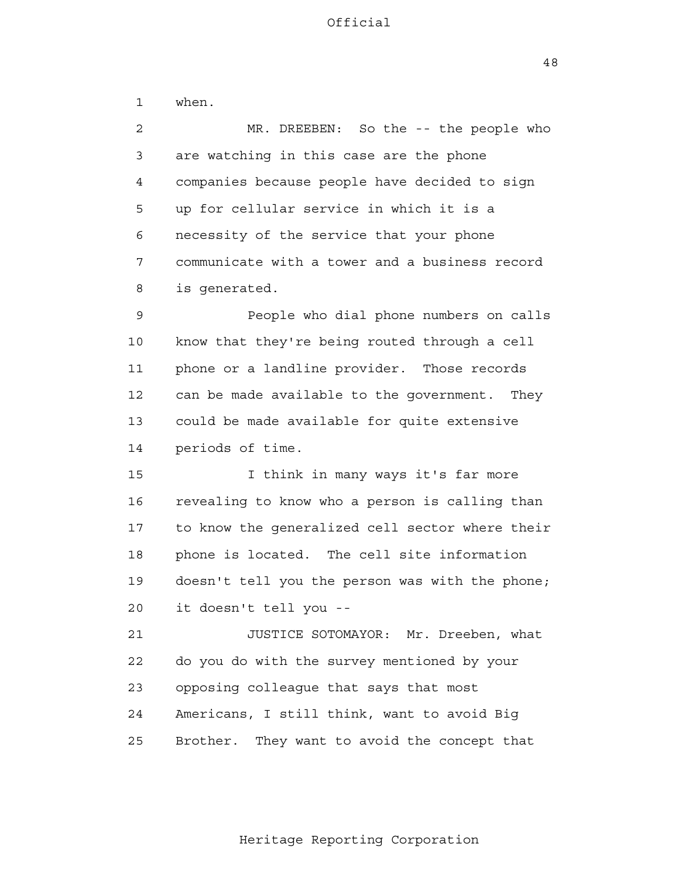when.

MR. DREEBEN: So the -- the people who are watching in this case are the phone companies because people have decided to sign up for cellular service in which it is a necessity of the service that your phone communicate with a tower and a business record is generated.

People who dial phone numbers on calls know that they're being routed through a cell phone or a landline provider. Those records can be made available to the government. They could be made available for quite extensive periods of time.

I think in many ways it's far more revealing to know who a person is calling than to know the generalized cell sector where their phone is located. The cell site information doesn't tell you the person was with the phone; it doesn't tell you --

JUSTICE SOTOMAYOR: Mr. Dreeben, what do you do with the survey mentioned by your opposing colleague that says that most Americans, I still think, want to avoid Big Brother. They want to avoid the concept that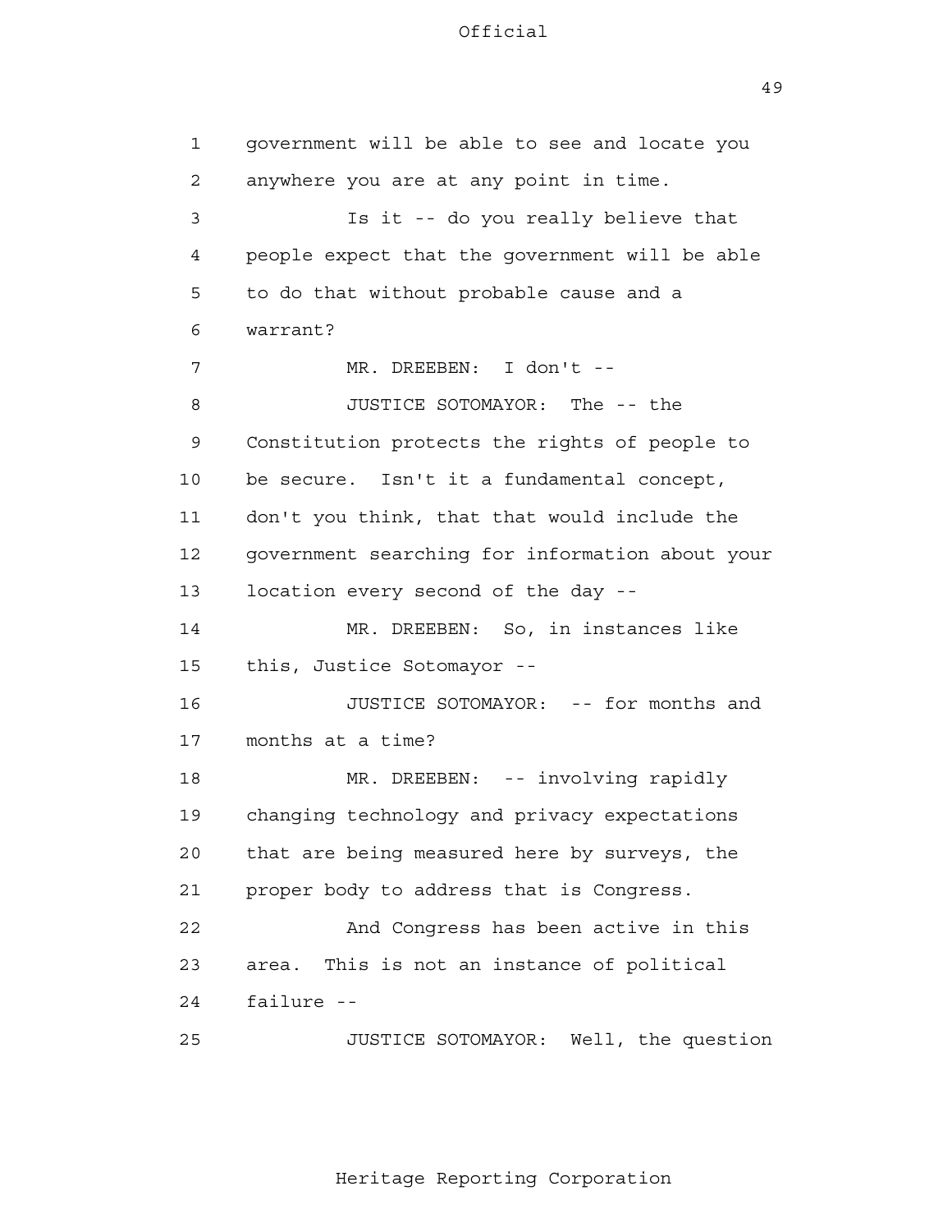government will be able to see and locate you anywhere you are at any point in time.

Is it -- do you really believe that people expect that the government will be able to do that without probable cause and a warrant?

MR. DREEBEN: I don't --

JUSTICE SOTOMAYOR: The -- the Constitution protects the rights of people to be secure. Isn't it a fundamental concept, don't you think, that that would include the government searching for information about your location every second of the day --

MR. DREEBEN: So, in instances like this, Justice Sotomayor --

JUSTICE SOTOMAYOR: -- for months and months at a time?

MR. DREEBEN: -- involving rapidly changing technology and privacy expectations that are being measured here by surveys, the proper body to address that is Congress.

And Congress has been active in this area. This is not an instance of political failure --

JUSTICE SOTOMAYOR: Well, the question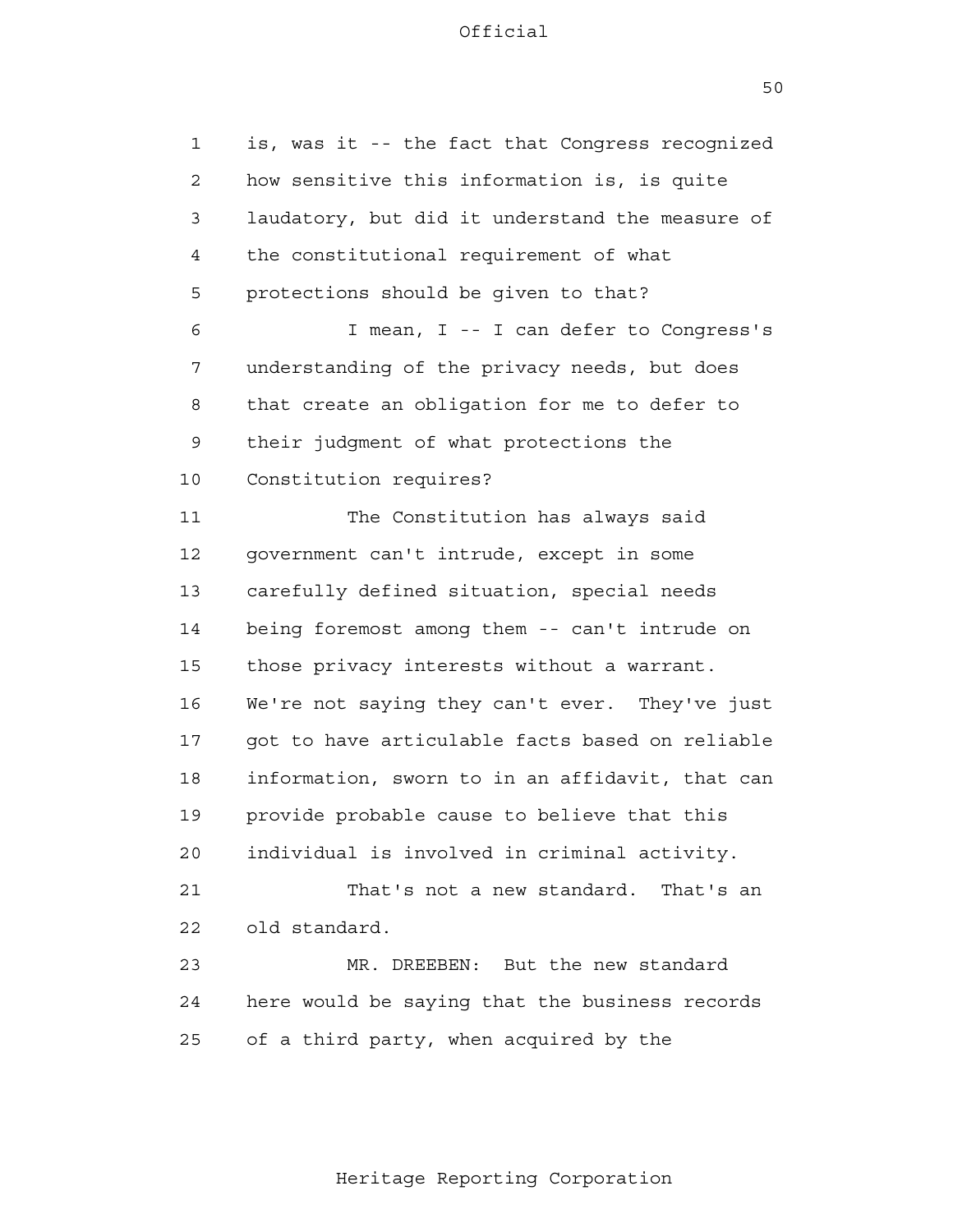is, was it -- the fact that Congress recognized how sensitive this information is, is quite laudatory, but did it understand the measure of the constitutional requirement of what protections should be given to that?

I mean, I -- I can defer to Congress's understanding of the privacy needs, but does that create an obligation for me to defer to their judgment of what protections the Constitution requires?

The Constitution has always said government can't intrude, except in some carefully defined situation, special needs being foremost among them -- can't intrude on those privacy interests without a warrant. We're not saying they can't ever. They've just got to have articulable facts based on reliable information, sworn to in an affidavit, that can provide probable cause to believe that this individual is involved in criminal activity.

That's not a new standard. That's an old standard.

MR. DREEBEN: But the new standard here would be saying that the business records of a third party, when acquired by the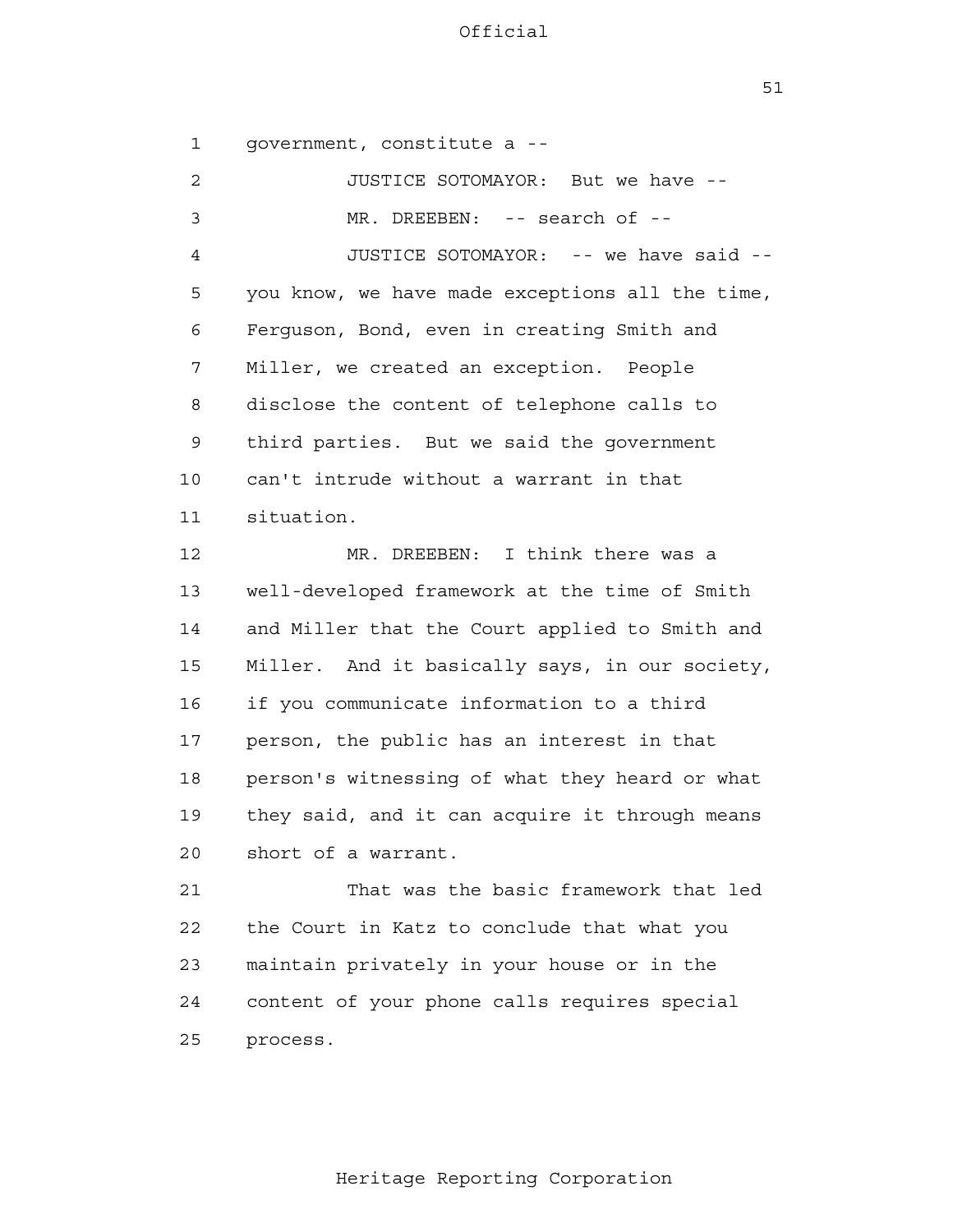government, constitute a --

JUSTICE SOTOMAYOR: But we have --

MR. DREEBEN: -- search of --

JUSTICE SOTOMAYOR: -- we have said -- you know, we have made exceptions all the time, Ferguson, Bond, even in creating Smith and Miller, we created an exception. People disclose the content of telephone calls to third parties. But we said the government can't intrude without a warrant in that situation.

MR. DREEBEN: I think there was a well-developed framework at the time of Smith and Miller that the Court applied to Smith and Miller. And it basically says, in our society, if you communicate information to a third person, the public has an interest in that person's witnessing of what they heard or what they said, and it can acquire it through means short of a warrant.

That was the basic framework that led the Court in Katz to conclude that what you maintain privately in your house or in the content of your phone calls requires special process.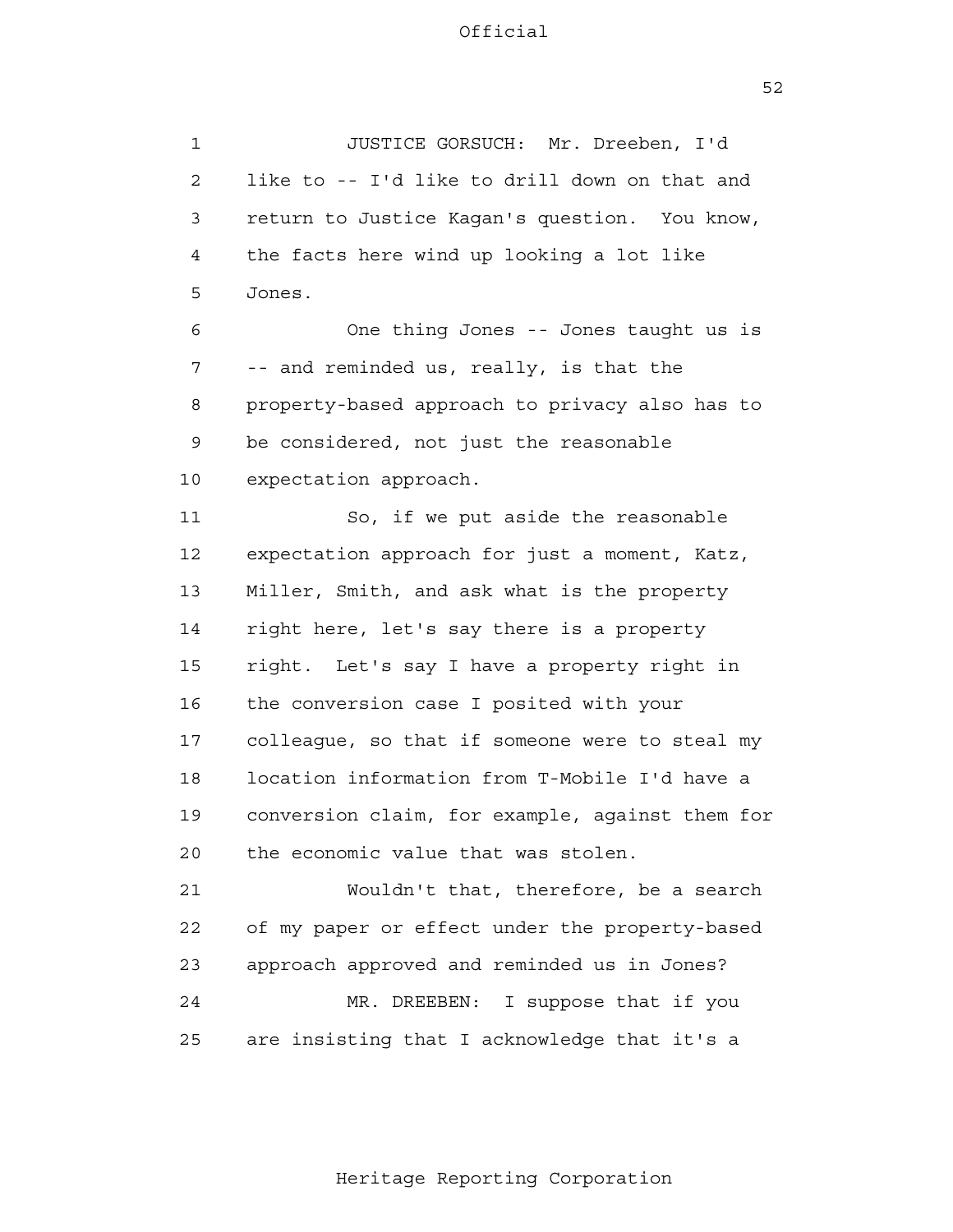JUSTICE GORSUCH: Mr. Dreeben, I'd like to -- I'd like to drill down on that and return to Justice Kagan's question. You know, the facts here wind up looking a lot like Jones.

One thing Jones -- Jones taught us is -- and reminded us, really, is that the property-based approach to privacy also has to be considered, not just the reasonable expectation approach.

So, if we put aside the reasonable expectation approach for just a moment, Katz, Miller, Smith, and ask what is the property right here, let's say there is a property right. Let's say I have a property right in the conversion case I posited with your colleague, so that if someone were to steal my location information from T-Mobile I'd have a conversion claim, for example, against them for the economic value that was stolen.

Wouldn't that, therefore, be a search of my paper or effect under the property-based approach approved and reminded us in Jones?

MR. DREEBEN: I suppose that if you are insisting that I acknowledge that it's a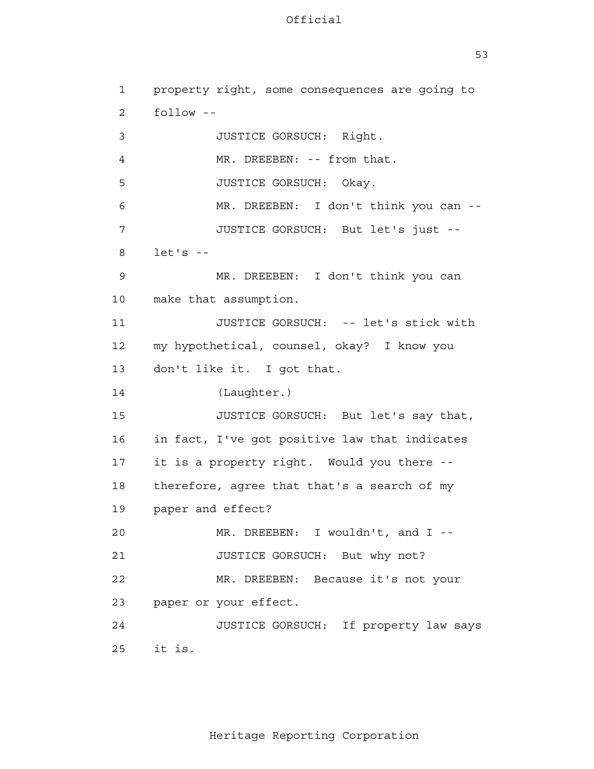property right, some consequences are going to follow --

JUSTICE GORSUCH: Right.

MR. DREEBEN: -- from that.

JUSTICE GORSUCH: Okay.

MR. DREEBEN: I don't think you can --

JUSTICE GORSUCH: But let's just -- let's --

MR. DREEBEN: I don't think you can make that assumption.

JUSTICE GORSUCH: -- let's stick with my hypothetical, counsel, okay? I know you don't like it. I got that.

(Laughter.)

JUSTICE GORSUCH: But let's say that, in fact, I've got positive law that indicates it is a property right. Would you there -- therefore, agree that that's a search of my paper and effect?

MR. DREEBEN: I wouldn't, and I --

JUSTICE GORSUCH: But why not?

MR. DREEBEN: Because it's not your paper or your effect.

JUSTICE GORSUCH: If property law says it is.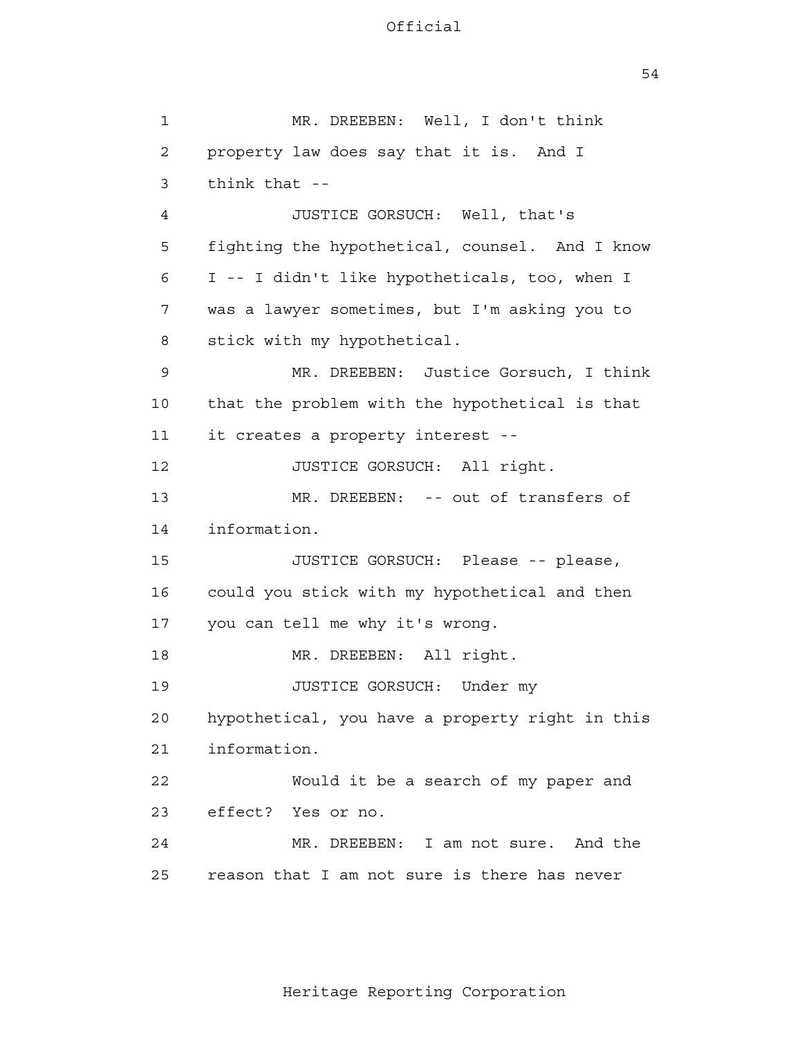MR. DREEBEN: Well, I don't think property law does say that it is. And I think that --

JUSTICE GORSUCH: Well, that's fighting the hypothetical, counsel. And I know I -- I didn't like hypotheticals, too, when I was a lawyer sometimes, but I'm asking you to stick with my hypothetical.

MR. DREEBEN: Justice Gorsuch, I think that the problem with the hypothetical is that it creates a property interest --

JUSTICE GORSUCH: All right.

MR. DREEBEN: -- out of transfers of information.

JUSTICE GORSUCH: Please -- please, could you stick with my hypothetical and then you can tell me why it's wrong.

MR. DREEBEN: All right.

JUSTICE GORSUCH: Under my hypothetical, you have a property right in this information.

Would it be a search of my paper and effect? Yes or no.

MR. DREEBEN: I am not sure. And the reason that I am not sure is there has never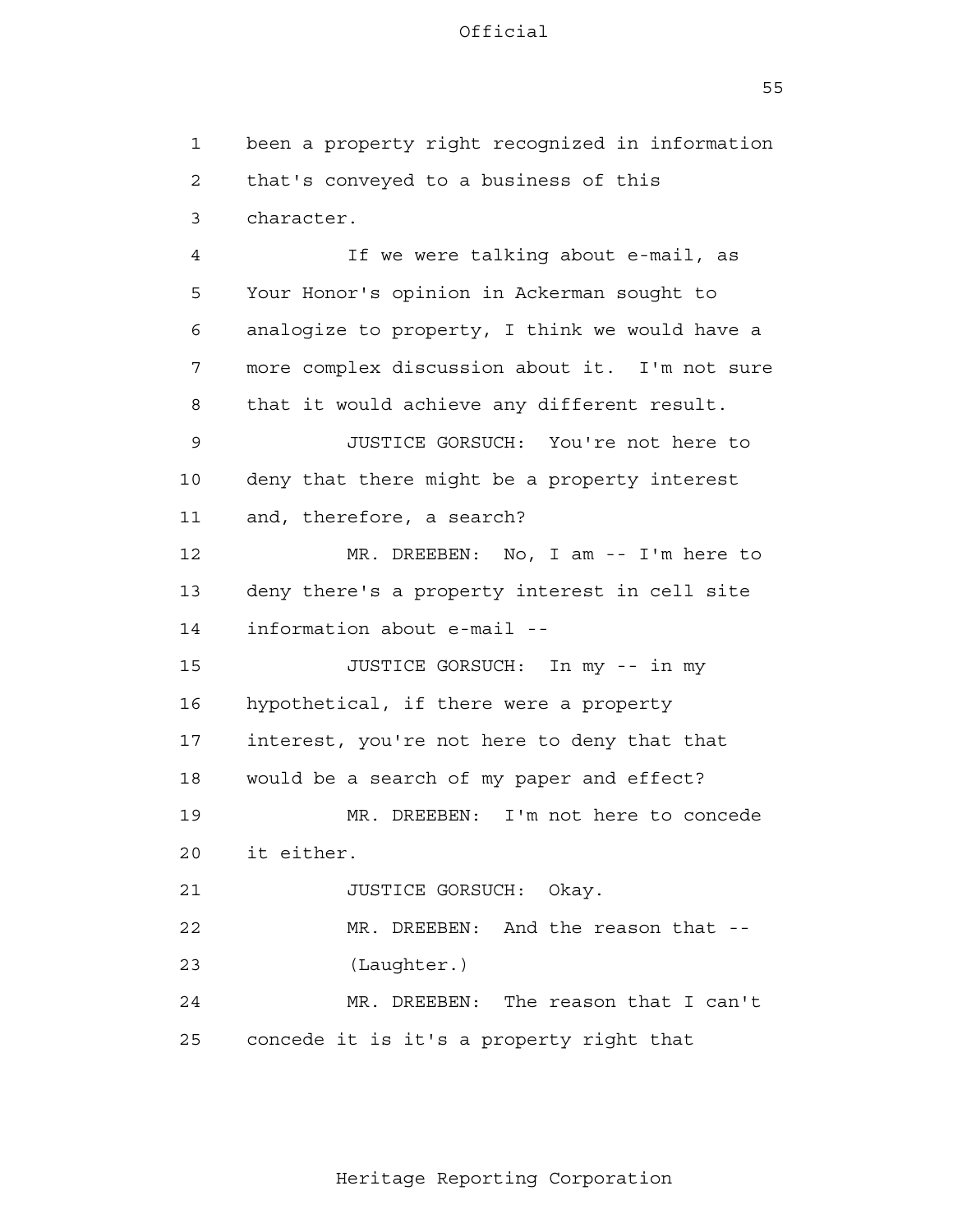been a property right recognized in information that's conveyed to a business of this character.

If we were talking about e-mail, as Your Honor's opinion in Ackerman sought to analogize to property, I think we would have a more complex discussion about it. I'm not sure that it would achieve any different result.

JUSTICE GORSUCH: You're not here to deny that there might be a property interest and, therefore, a search?

MR. DREEBEN: No, I am -- I'm here to deny there's a property interest in cell site information about e-mail --

JUSTICE GORSUCH: In my -- in my hypothetical, if there were a property interest, you're not here to deny that that would be a search of my paper and effect?

MR. DREEBEN: I'm not here to concede it either.

JUSTICE GORSUCH: Okay.

MR. DREEBEN: And the reason that --

(Laughter.)

MR. DREEBEN: The reason that I can't concede it is it's a property right that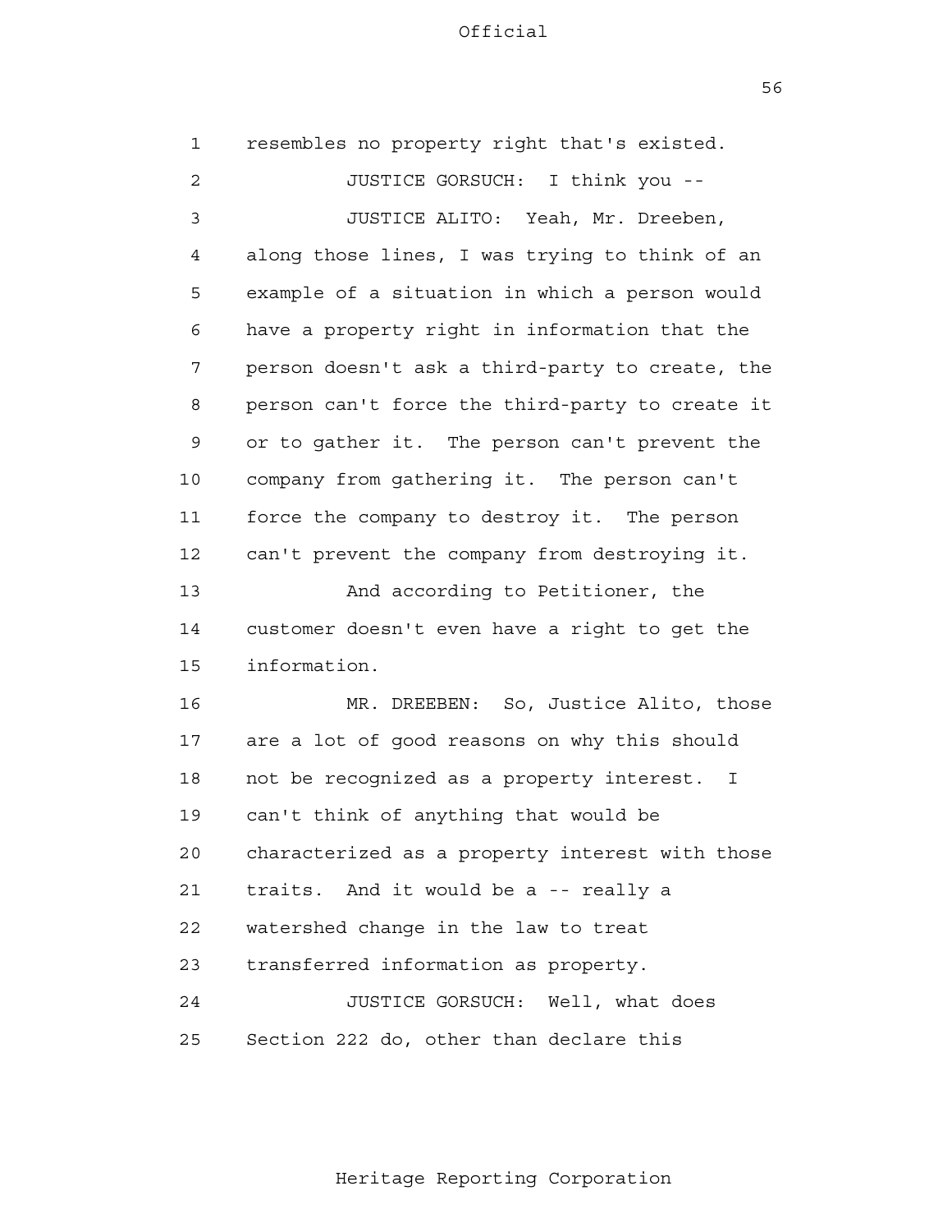resembles no property right that's existed.

JUSTICE GORSUCH: I think you --

JUSTICE ALITO: Yeah, Mr. Dreeben, along those lines, I was trying to think of an example of a situation in which a person would have a property right in information that the person doesn't ask a third-party to create, the person can't force the third-party to create it or to gather it. The person can't prevent the company from gathering it. The person can't force the company to destroy it. The person can't prevent the company from destroying it.

And according to Petitioner, the customer doesn't even have a right to get the information.

MR. DREEBEN: So, Justice Alito, those are a lot of good reasons on why this should not be recognized as a property interest. I can't think of anything that would be characterized as a property interest with those traits. And it would be a -- really a watershed change in the law to treat transferred information as property.

JUSTICE GORSUCH: Well, what does Section 222 do, other than declare this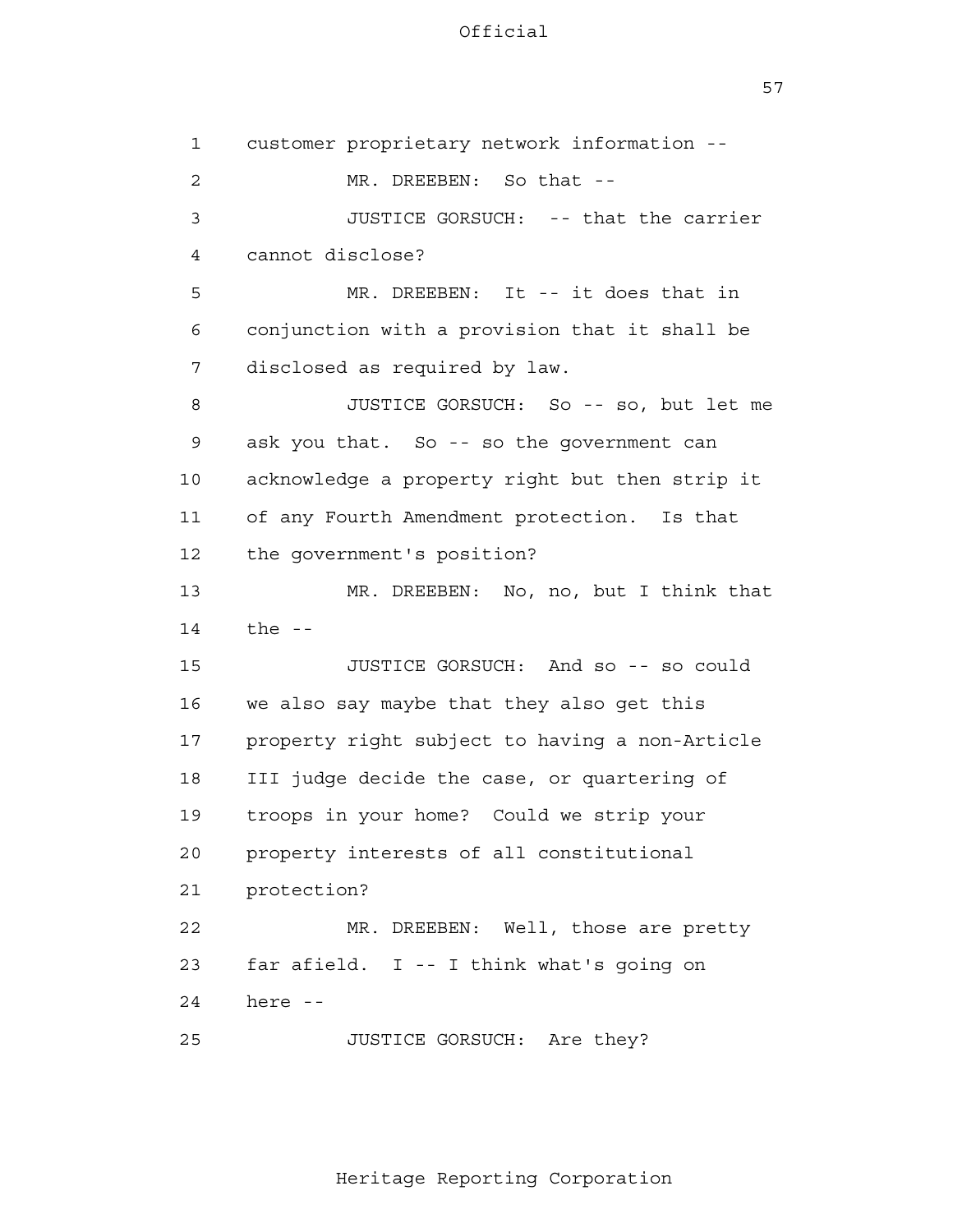customer proprietary network information --

MR. DREEBEN: So that --

JUSTICE GORSUCH: -- that the carrier cannot disclose?

MR. DREEBEN: It -- it does that in conjunction with a provision that it shall be disclosed as required by law.

JUSTICE GORSUCH: So -- so, but let me ask you that. So -- so the government can acknowledge a property right but then strip it of any Fourth Amendment protection. Is that the government's position?

MR. DREEBEN: No, no, but I think that the --

JUSTICE GORSUCH: And so -- so could we also say maybe that they also get this property right subject to having a non-Article III judge decide the case, or quartering of troops in your home? Could we strip your property interests of all constitutional protection?

MR. DREEBEN: Well, those are pretty far afield. I -- I think what's going on here --

JUSTICE GORSUCH: Are they?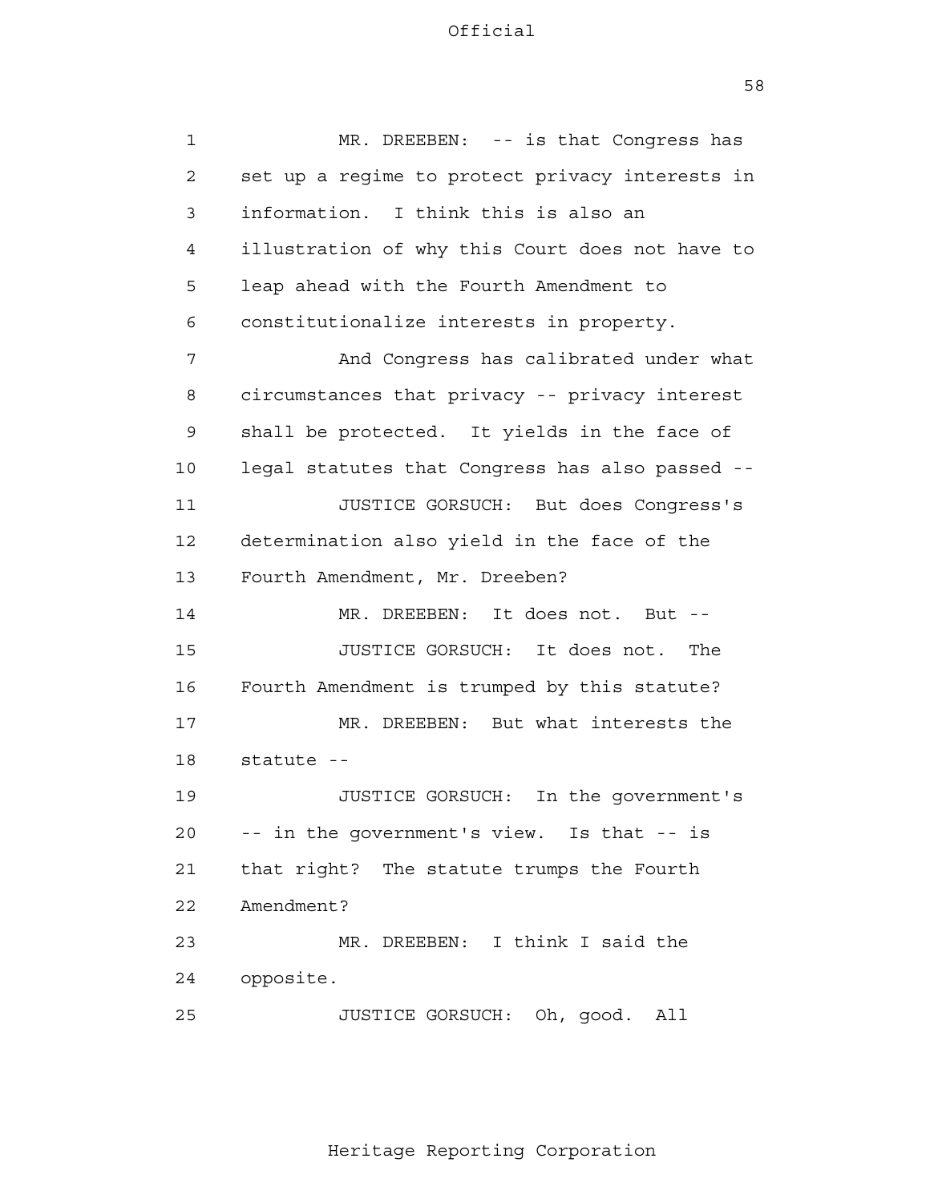MR. DREEBEN: -- is that Congress has set up a regime to protect privacy interests in information. I think this is also an illustration of why this Court does not have to leap ahead with the Fourth Amendment to constitutionalize interests in property.

And Congress has calibrated under what circumstances that privacy -- privacy interest shall be protected. It yields in the face of legal statutes that Congress has also passed --

JUSTICE GORSUCH: But does Congress's determination also yield in the face of the Fourth Amendment, Mr. Dreeben?

MR. DREEBEN: It does not. But --

JUSTICE GORSUCH: It does not. The Fourth Amendment is trumped by this statute?

MR. DREEBEN: But what interests the statute --

JUSTICE GORSUCH: In the government's -- in the government's view. Is that -- is that right? The statute trumps the Fourth Amendment?

MR. DREEBEN: I think I said the opposite.

JUSTICE GORSUCH: Oh, good. All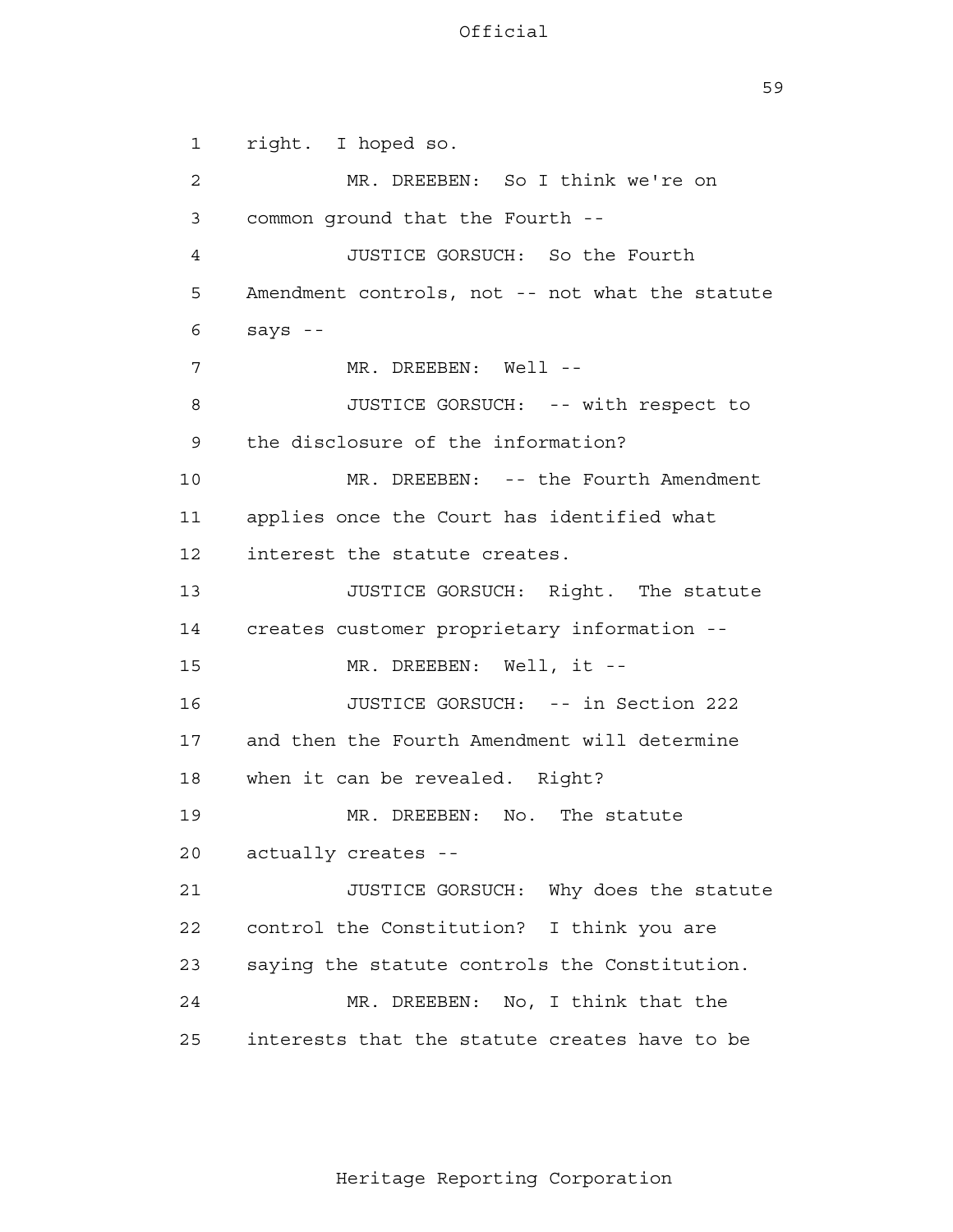1 right. I hoped so.

2 MR. DREEBEN: So I think we're on

3 common ground that the Fourth --

4 JUSTICE GORSUCH: So the Fourth

5 Amendment controls, not -- not what the statute

6 says --

7 MR. DREEBEN: Well --

8 JUSTICE GORSUCH: -- with respect to

9 the disclosure of the information?

10 MR. DREEBEN: -- the Fourth Amendment

11 applies once the Court has identified what

12 interest the statute creates.

13 JUSTICE GORSUCH: Right. The statute

14 creates customer proprietary information --

15 MR. DREEBEN: Well, it --

16 JUSTICE GORSUCH: -- in Section 222

17 and then the Fourth Amendment will determine

18 when it can be revealed. Right?

19 MR. DREEBEN: No. The statute

20 actually creates --

21 JUSTICE GORSUCH: Why does the statute

22 control the Constitution? I think you are

23 saying the statute controls the Constitution.

24 MR. DREEBEN: No, I think that the

25 interests that the statute creates have to be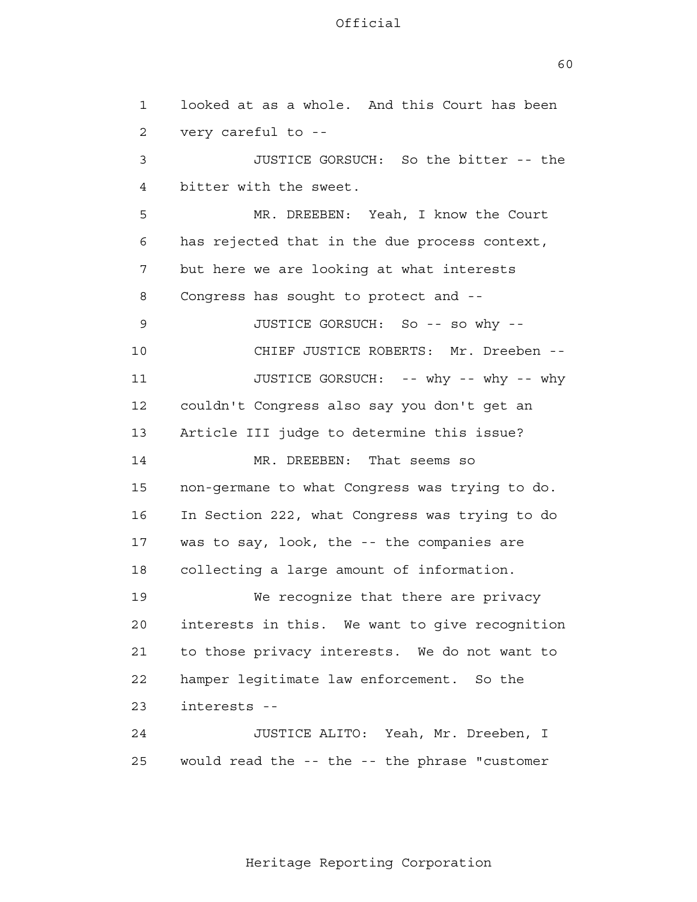looked at as a whole. And this Court has been very careful to --

JUSTICE GORSUCH: So the bitter -- the bitter with the sweet.

MR. DREEBEN: Yeah, I know the Court has rejected that in the due process context, but here we are looking at what interests Congress has sought to protect and --

JUSTICE GORSUCH: So -- so why --

CHIEF JUSTICE ROBERTS: Mr. Dreeben --

JUSTICE GORSUCH: -- why -- why -- why couldn't Congress also say you don't get an Article III judge to determine this issue?

MR. DREEBEN: That seems so non-germane to what Congress was trying to do. In Section 222, what Congress was trying to do was to say, look, the -- the companies are collecting a large amount of information.

We recognize that there are privacy interests in this. We want to give recognition to those privacy interests. We do not want to hamper legitimate law enforcement. So the interests --

JUSTICE ALITO: Yeah, Mr. Dreeben, I would read the -- the -- the phrase "customer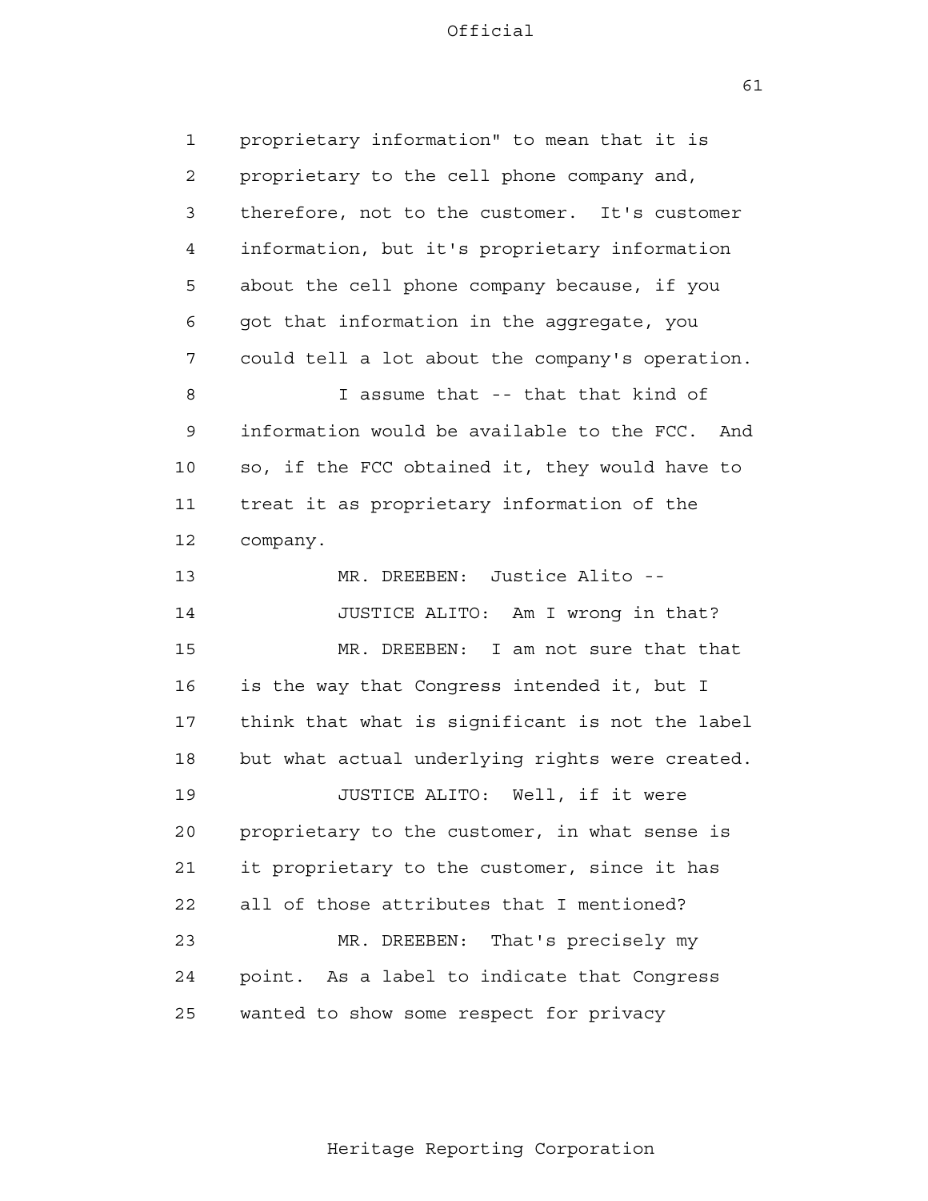1 proprietary information" to mean that it is
2 proprietary to the cell phone company and,
3 therefore, not to the customer. It's customer
4 information, but it's proprietary information
5 about the cell phone company because, if you
6 got that information in the aggregate, you
7 could tell a lot about the company's operation.
8 I assume that -- that that kind of
9 information would be available to the FCC. And
10 so, if the FCC obtained it, they would have to
11 treat it as proprietary information of the
12 company.
13 MR. DREEBEN: Justice Alito --
14 JUSTICE ALITO: Am I wrong in that?
15 MR. DREEBEN: I am not sure that that
16 is the way that Congress intended it, but I
17 think that what is significant is not the label
18 but what actual underlying rights were created.
19 JUSTICE ALITO: Well, if it were
20 proprietary to the customer, in what sense is
21 it proprietary to the customer, since it has
22 all of those attributes that I mentioned?
23 MR. DREEBEN: That's precisely my
24 point. As a label to indicate that Congress
25 wanted to show some respect for privacy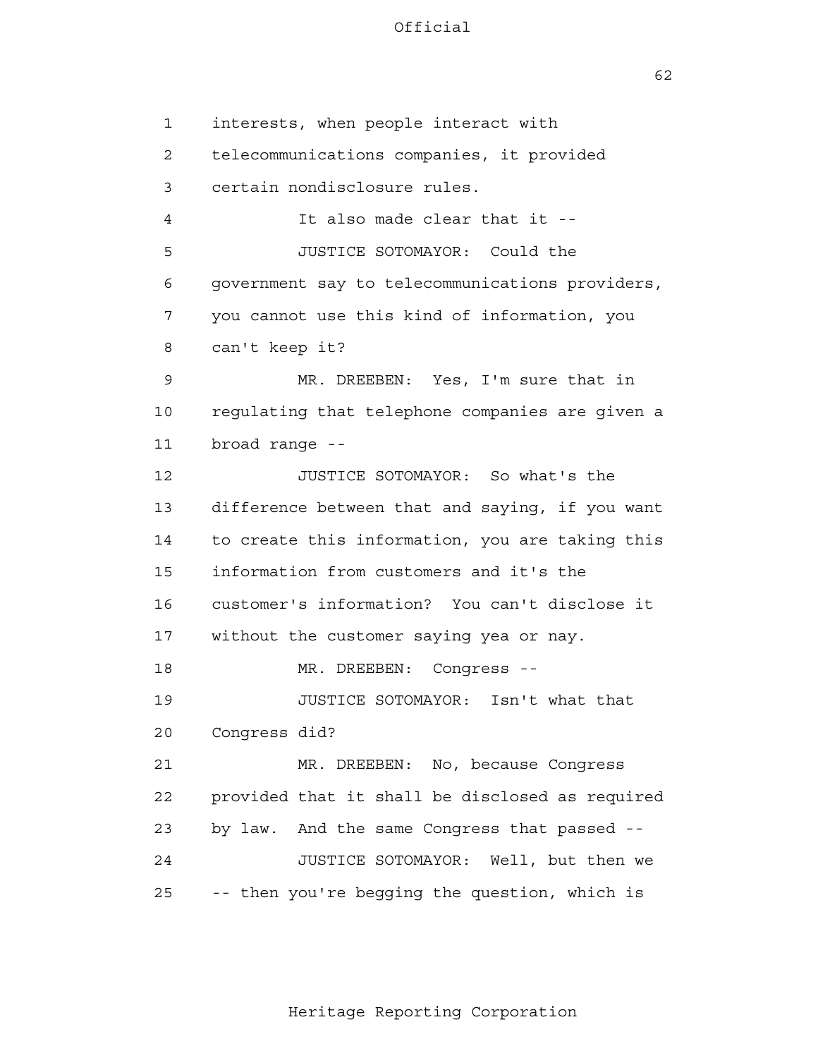1 interests, when people interact with
2 telecommunications companies, it provided
3 certain nondisclosure rules.
4 It also made clear that it --
5 JUSTICE SOTOMAYOR: Could the
6 government say to telecommunications providers,
7 you cannot use this kind of information, you
8 can't keep it?
9 MR. DREEBEN: Yes, I'm sure that in
10 regulating that telephone companies are given a
11 broad range --
12 JUSTICE SOTOMAYOR: So what's the
13 difference between that and saying, if you want
14 to create this information, you are taking this
15 information from customers and it's the
16 customer's information? You can't disclose it
17 without the customer saying yea or nay.
18 MR. DREEBEN: Congress --
19 JUSTICE SOTOMAYOR: Isn't what that
20 Congress did?
21 MR. DREEBEN: No, because Congress
22 provided that it shall be disclosed as required
23 by law. And the same Congress that passed --
24 JUSTICE SOTOMAYOR: Well, but then we
25 -- then you're begging the question, which is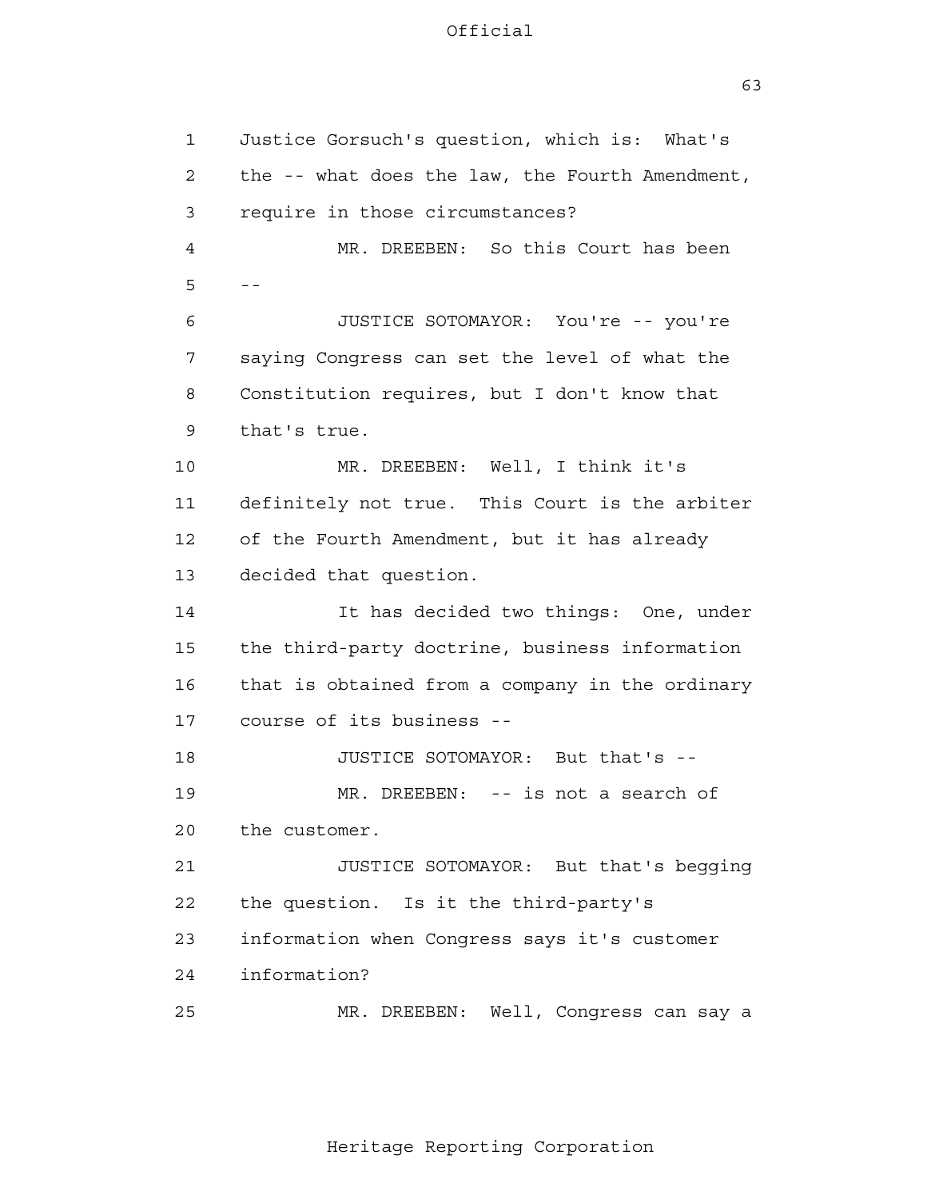Justice Gorsuch's question, which is: What's the -- what does the law, the Fourth Amendment, require in those circumstances?

MR. DREEBEN: So this Court has been --

JUSTICE SOTOMAYOR: You're -- you're saying Congress can set the level of what the Constitution requires, but I don't know that that's true.

MR. DREEBEN: Well, I think it's definitely not true. This Court is the arbiter of the Fourth Amendment, but it has already decided that question.

It has decided two things: One, under the third-party doctrine, business information that is obtained from a company in the ordinary course of its business --

JUSTICE SOTOMAYOR: But that's --

MR. DREEBEN: -- is not a search of the customer.

JUSTICE SOTOMAYOR: But that's begging the question. Is it the third-party's information when Congress says it's customer information?

MR. DREEBEN: Well, Congress can say a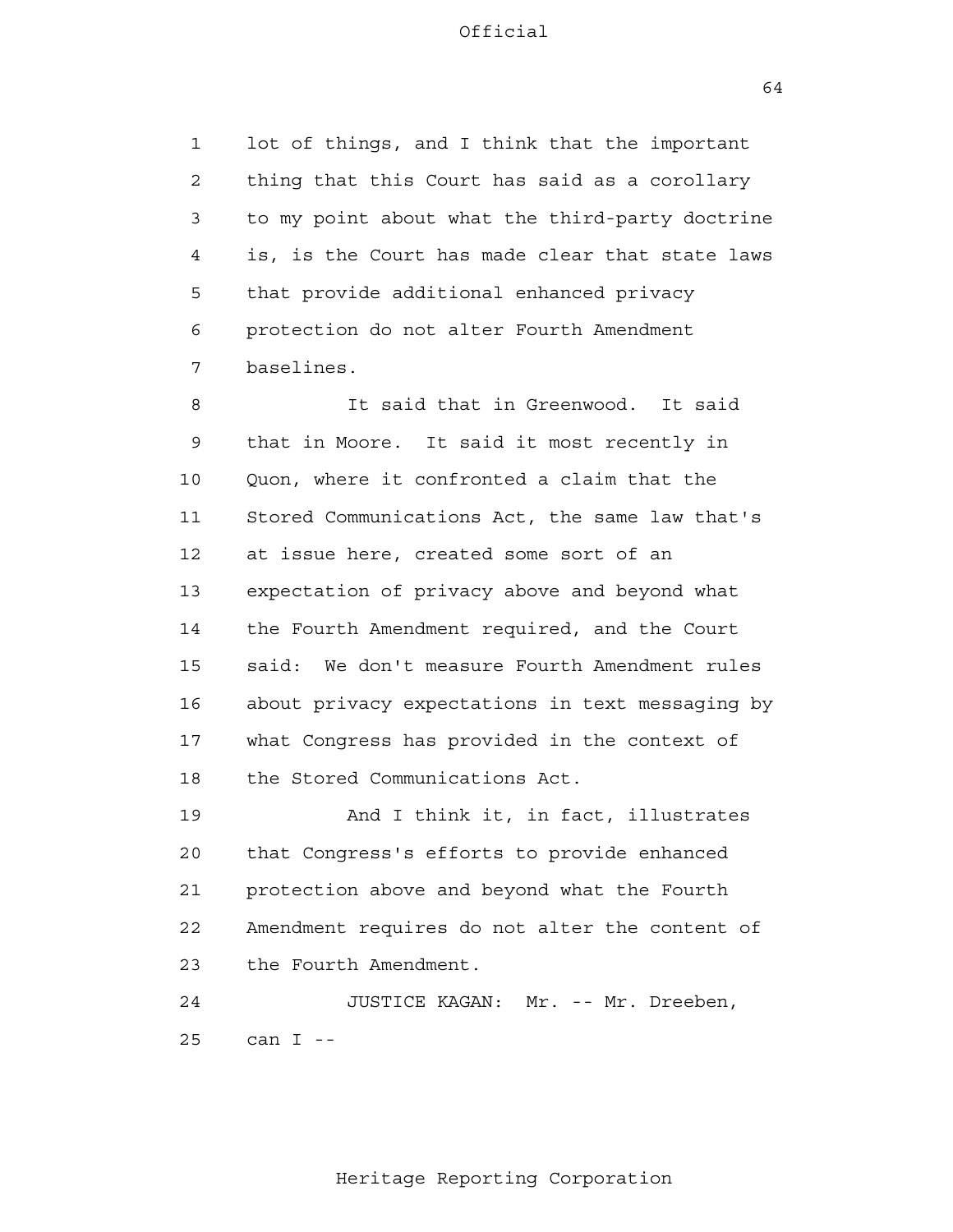lot of things, and I think that the important thing that this Court has said as a corollary to my point about what the third-party doctrine is, is the Court has made clear that state laws that provide additional enhanced privacy protection do not alter Fourth Amendment baselines.

It said that in Greenwood. It said that in Moore. It said it most recently in Quon, where it confronted a claim that the Stored Communications Act, the same law that's at issue here, created some sort of an expectation of privacy above and beyond what the Fourth Amendment required, and the Court said: We don't measure Fourth Amendment rules about privacy expectations in text messaging by what Congress has provided in the context of the Stored Communications Act.

And I think it, in fact, illustrates that Congress's efforts to provide enhanced protection above and beyond what the Fourth Amendment requires do not alter the content of the Fourth Amendment.

JUSTICE KAGAN: Mr. -- Mr. Dreeben, can I --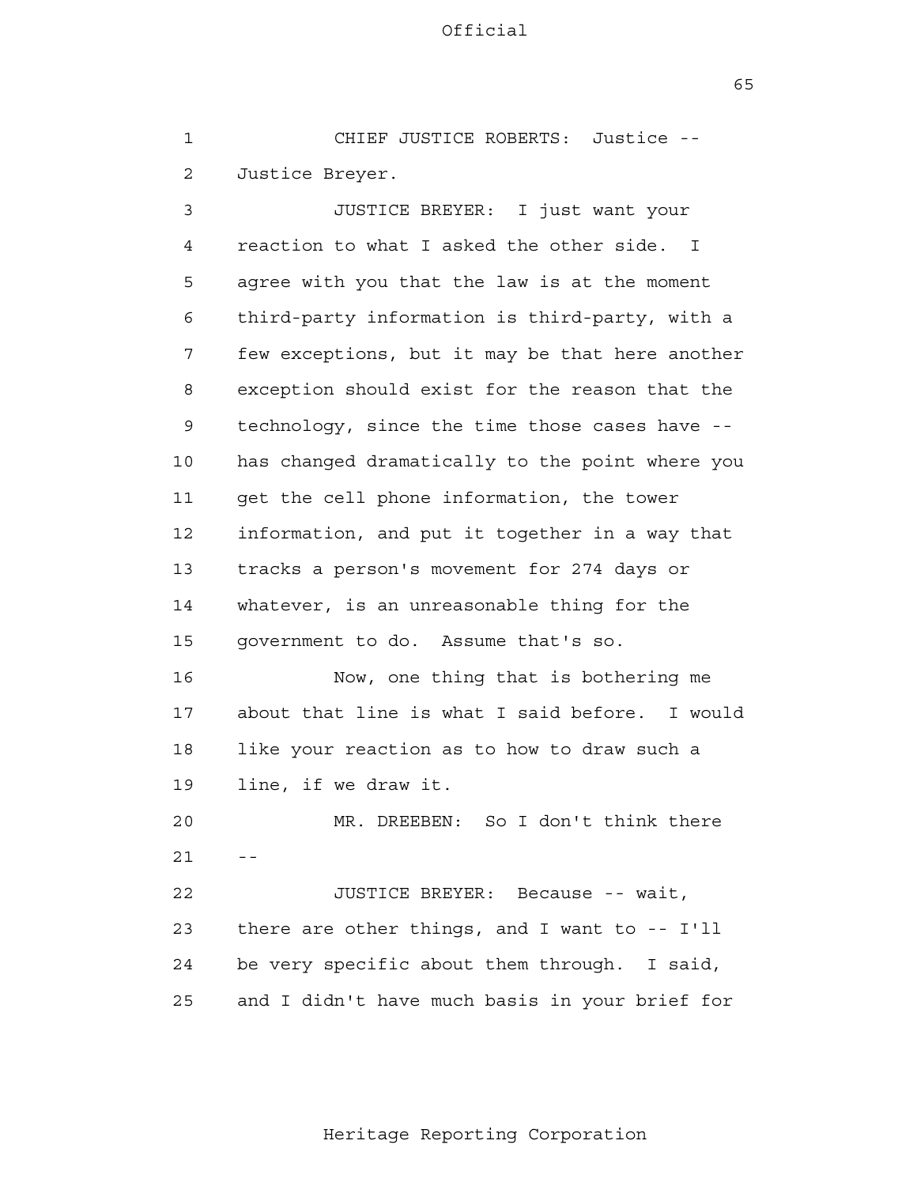CHIEF JUSTICE ROBERTS: Justice -- Justice Breyer.

JUSTICE BREYER: I just want your reaction to what I asked the other side. I agree with you that the law is at the moment third-party information is third-party, with a few exceptions, but it may be that here another exception should exist for the reason that the technology, since the time those cases have -- has changed dramatically to the point where you get the cell phone information, the tower information, and put it together in a way that tracks a person's movement for 274 days or whatever, is an unreasonable thing for the government to do. Assume that's so.

Now, one thing that is bothering me about that line is what I said before. I would like your reaction as to how to draw such a line, if we draw it.

MR. DREEBEN: So I don't think there --

JUSTICE BREYER: Because -- wait, there are other things, and I want to -- I'll be very specific about them through. I said, and I didn't have much basis in your brief for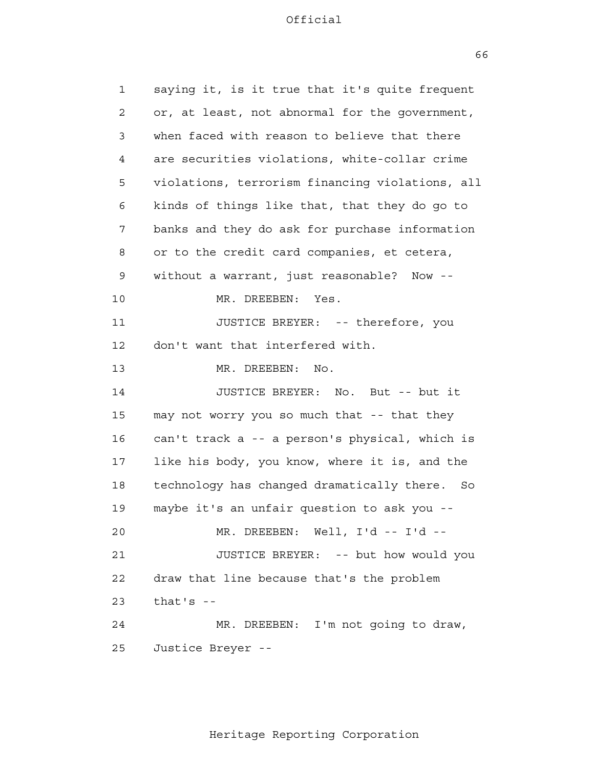saying it, is it true that it's quite frequent or, at least, not abnormal for the government, when faced with reason to believe that there are securities violations, white-collar crime violations, terrorism financing violations, all kinds of things like that, that they do go to banks and they do ask for purchase information or to the credit card companies, et cetera, without a warrant, just reasonable? Now --

MR. DREEBEN: Yes.

JUSTICE BREYER: -- therefore, you don't want that interfered with.

MR. DREEBEN: No.

JUSTICE BREYER: No. But -- but it may not worry you so much that -- that they can't track a -- a person's physical, which is like his body, you know, where it is, and the technology has changed dramatically there. So maybe it's an unfair question to ask you --

MR. DREEBEN: Well, I'd -- I'd --

JUSTICE BREYER: -- but how would you draw that line because that's the problem that's --

MR. DREEBEN: I'm not going to draw, Justice Breyer --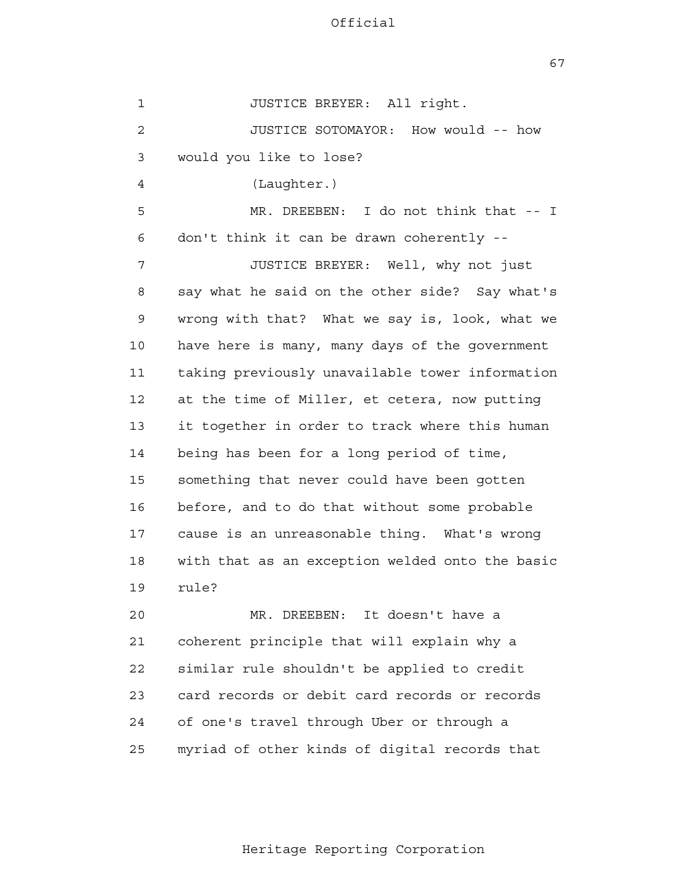JUSTICE BREYER: All right.

JUSTICE SOTOMAYOR: How would -- how would you like to lose?

(Laughter.)

MR. DREEBEN: I do not think that -- I don't think it can be drawn coherently --

JUSTICE BREYER: Well, why not just say what he said on the other side? Say what's wrong with that? What we say is, look, what we have here is many, many days of the government taking previously unavailable tower information at the time of Miller, et cetera, now putting it together in order to track where this human being has been for a long period of time, something that never could have been gotten before, and to do that without some probable cause is an unreasonable thing. What's wrong with that as an exception welded onto the basic rule?

MR. DREEBEN: It doesn't have a coherent principle that will explain why a similar rule shouldn't be applied to credit card records or debit card records or records of one's travel through Uber or through a myriad of other kinds of digital records that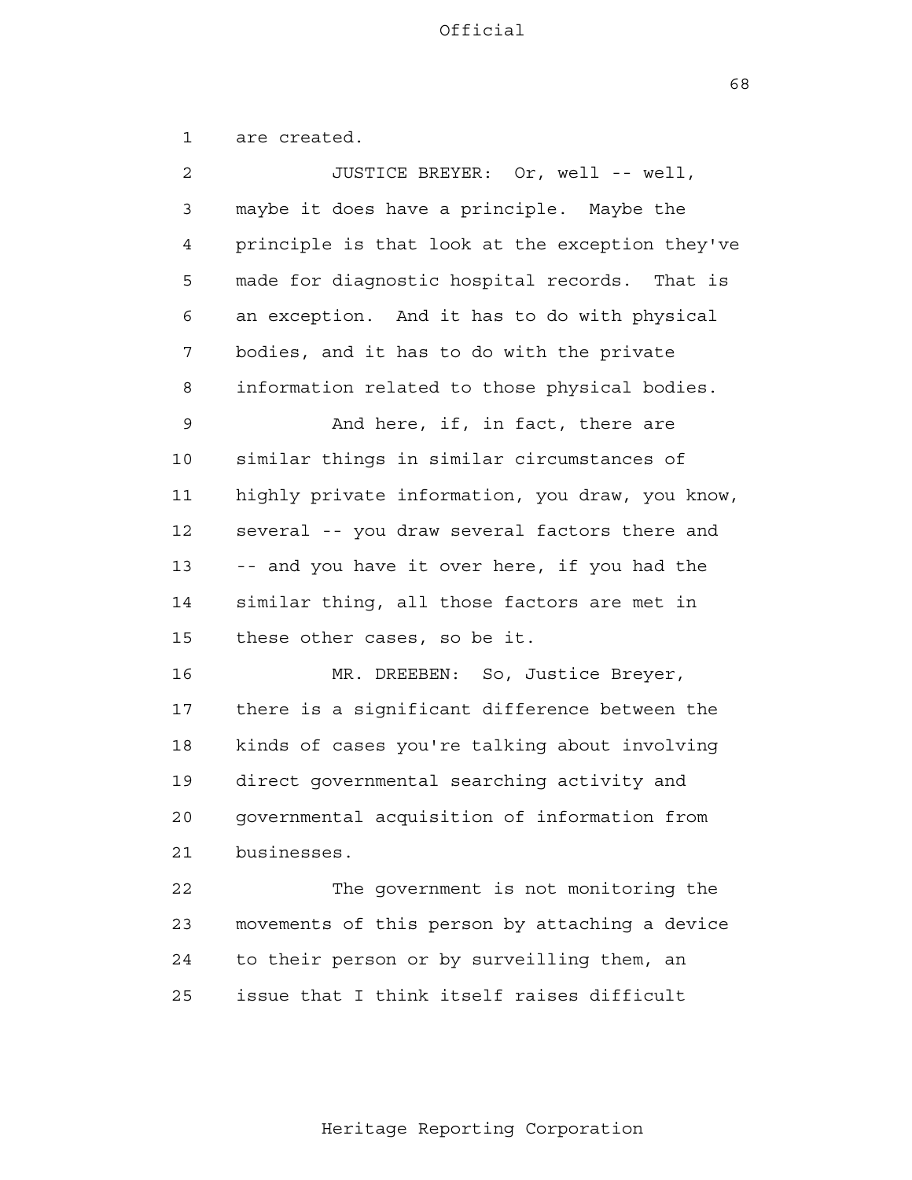are created.

JUSTICE BREYER: Or, well -- well, maybe it does have a principle. Maybe the principle is that look at the exception they've made for diagnostic hospital records. That is an exception. And it has to do with physical bodies, and it has to do with the private information related to those physical bodies.

And here, if, in fact, there are similar things in similar circumstances of highly private information, you draw, you know, several -- you draw several factors there and -- and you have it over here, if you had the similar thing, all those factors are met in these other cases, so be it.

MR. DREEBEN: So, Justice Breyer, there is a significant difference between the kinds of cases you're talking about involving direct governmental searching activity and governmental acquisition of information from businesses.

The government is not monitoring the movements of this person by attaching a device to their person or by surveilling them, an issue that I think itself raises difficult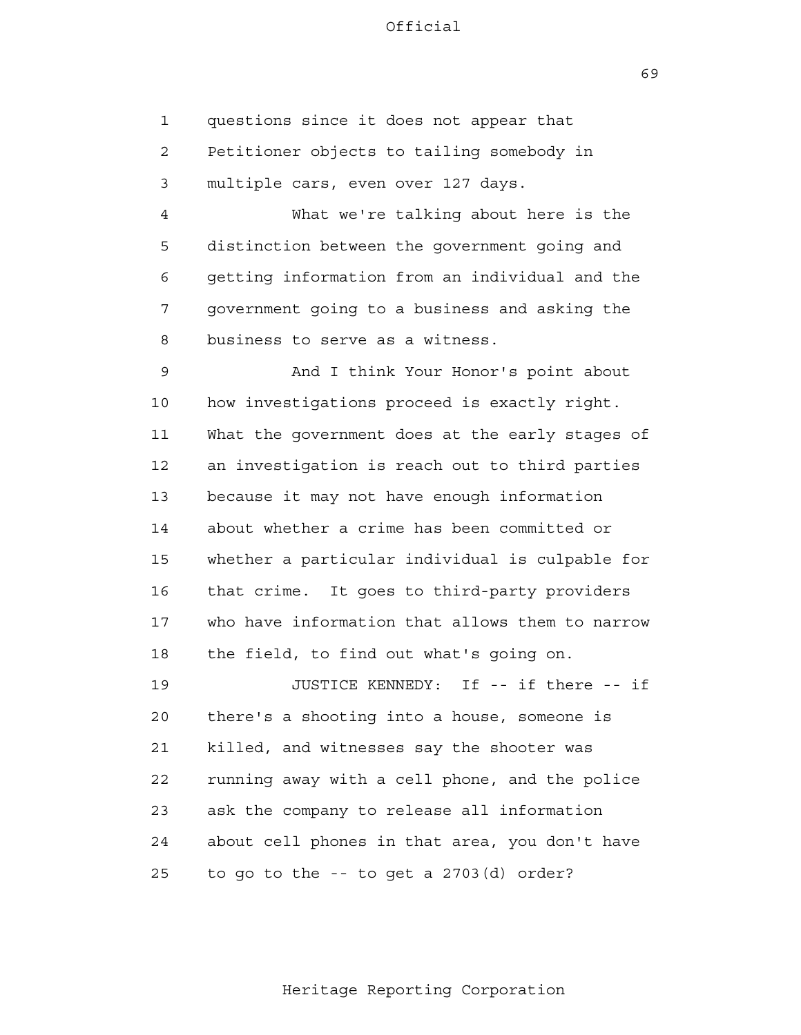questions since it does not appear that Petitioner objects to tailing somebody in multiple cars, even over 127 days.

What we're talking about here is the distinction between the government going and getting information from an individual and the government going to a business and asking the business to serve as a witness.

And I think Your Honor's point about how investigations proceed is exactly right. What the government does at the early stages of an investigation is reach out to third parties because it may not have enough information about whether a crime has been committed or whether a particular individual is culpable for that crime. It goes to third-party providers who have information that allows them to narrow the field, to find out what's going on.

JUSTICE KENNEDY: If -- if there -- if there's a shooting into a house, someone is killed, and witnesses say the shooter was running away with a cell phone, and the police ask the company to release all information about cell phones in that area, you don't have to go to the -- to get a 2703(d) order?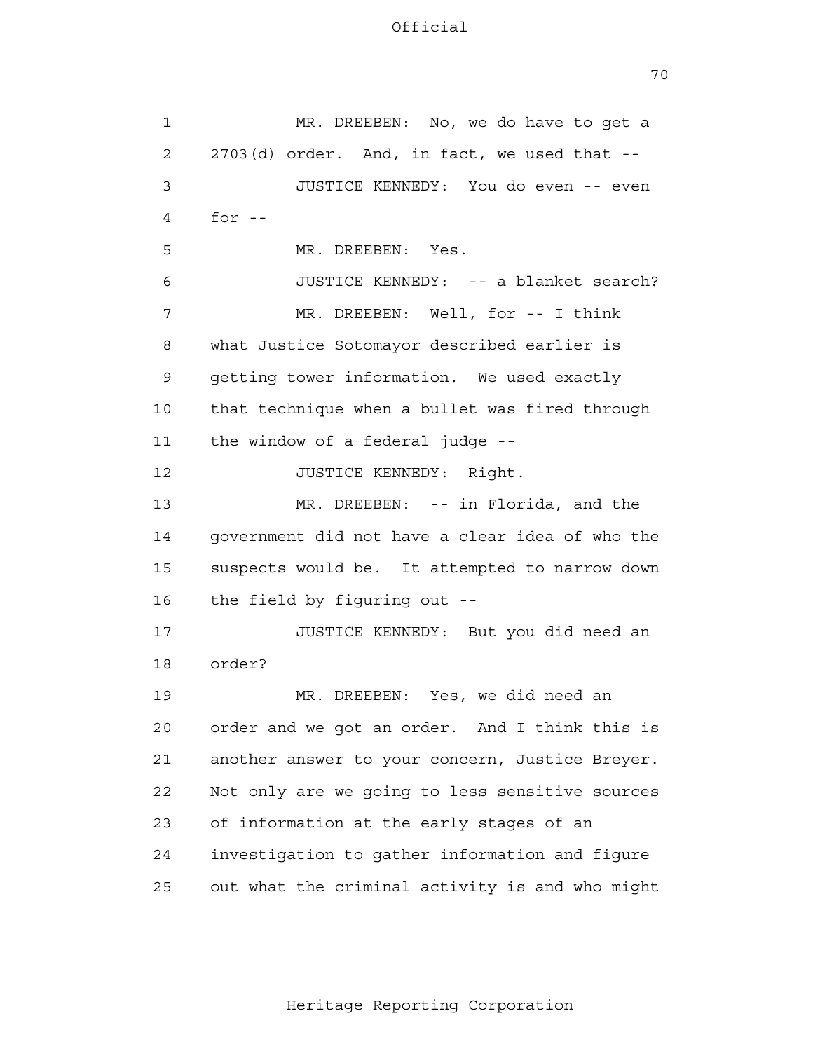MR. DREEBEN: No, we do have to get a 2703(d) order. And, in fact, we used that --

JUSTICE KENNEDY: You do even -- even for --

MR. DREEBEN: Yes.

JUSTICE KENNEDY: -- a blanket search?

MR. DREEBEN: Well, for -- I think what Justice Sotomayor described earlier is getting tower information. We used exactly that technique when a bullet was fired through the window of a federal judge --

JUSTICE KENNEDY: Right.

MR. DREEBEN: -- in Florida, and the government did not have a clear idea of who the suspects would be. It attempted to narrow down the field by figuring out --

JUSTICE KENNEDY: But you did need an order?

MR. DREEBEN: Yes, we did need an order and we got an order. And I think this is another answer to your concern, Justice Breyer. Not only are we going to less sensitive sources of information at the early stages of an investigation to gather information and figure out what the criminal activity is and who might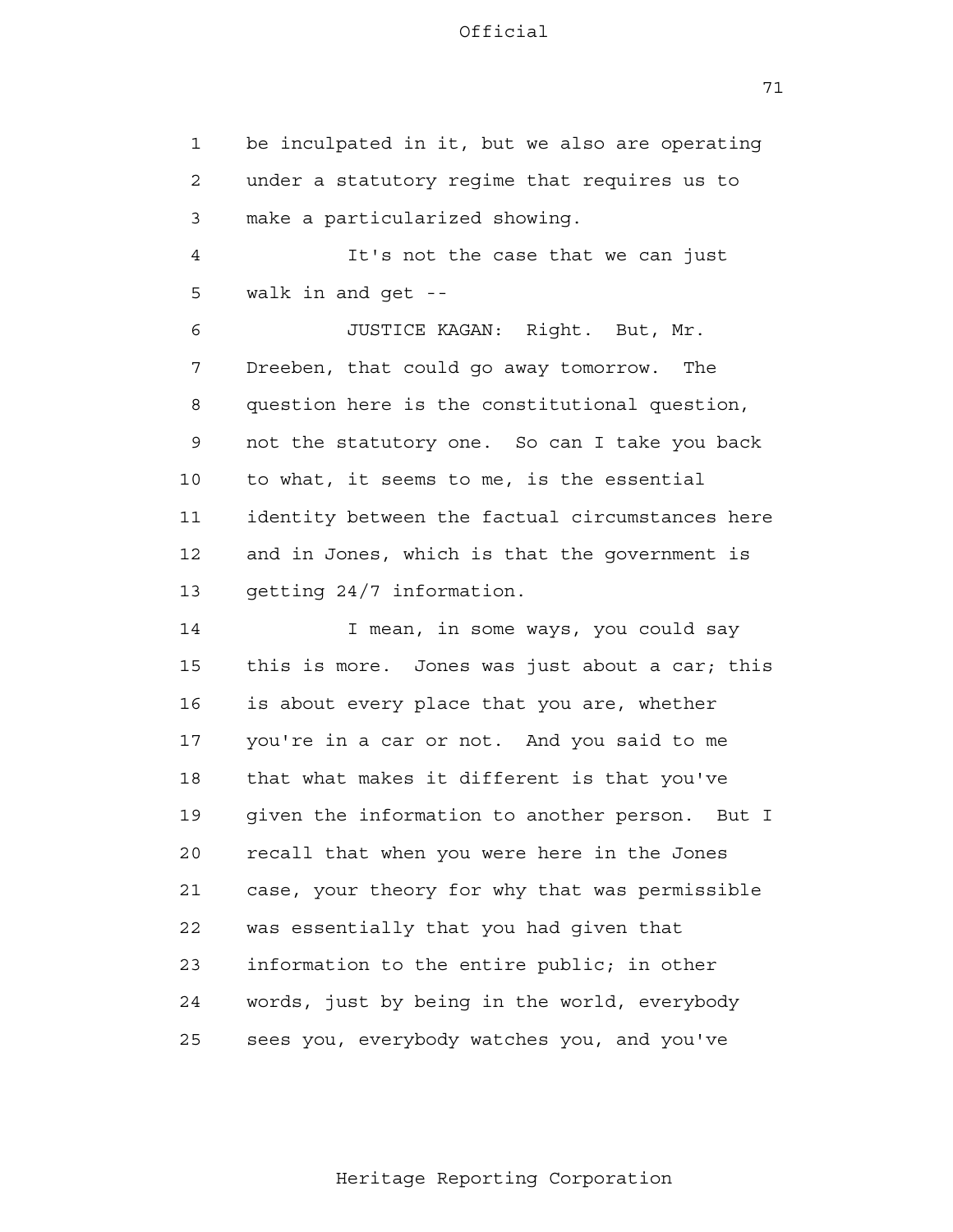be inculpated in it, but we also are operating under a statutory regime that requires us to make a particularized showing.

It's not the case that we can just walk in and get --

JUSTICE KAGAN: Right. But, Mr. Dreeben, that could go away tomorrow. The question here is the constitutional question, not the statutory one. So can I take you back to what, it seems to me, is the essential identity between the factual circumstances here and in Jones, which is that the government is getting 24/7 information.

I mean, in some ways, you could say this is more. Jones was just about a car; this is about every place that you are, whether you're in a car or not. And you said to me that what makes it different is that you've given the information to another person. But I recall that when you were here in the Jones case, your theory for why that was permissible was essentially that you had given that information to the entire public; in other words, just by being in the world, everybody sees you, everybody watches you, and you've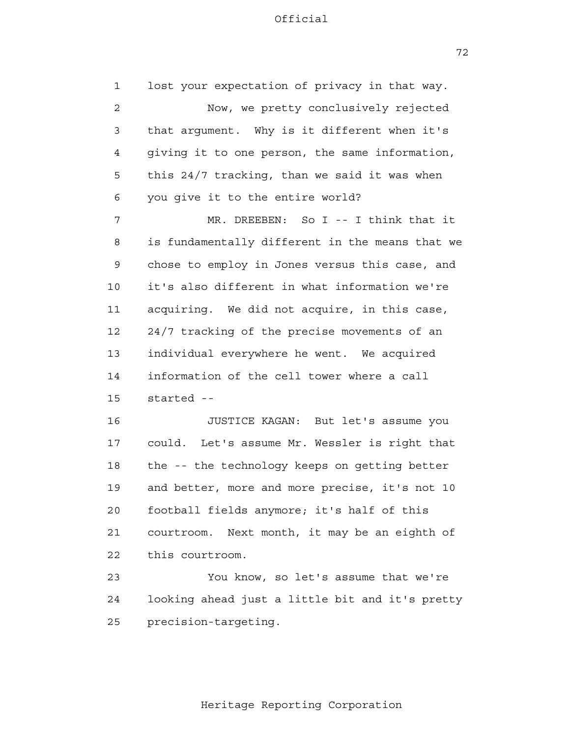lost your expectation of privacy in that way.

Now, we pretty conclusively rejected that argument. Why is it different when it's giving it to one person, the same information, this 24/7 tracking, than we said it was when you give it to the entire world?

MR. DREEBEN: So I -- I think that it is fundamentally different in the means that we chose to employ in Jones versus this case, and it's also different in what information we're acquiring. We did not acquire, in this case, 24/7 tracking of the precise movements of an individual everywhere he went. We acquired information of the cell tower where a call started --

JUSTICE KAGAN: But let's assume you could. Let's assume Mr. Wessler is right that the -- the technology keeps on getting better and better, more and more precise, it's not 10 football fields anymore; it's half of this courtroom. Next month, it may be an eighth of this courtroom.

You know, so let's assume that we're looking ahead just a little bit and it's pretty precision-targeting.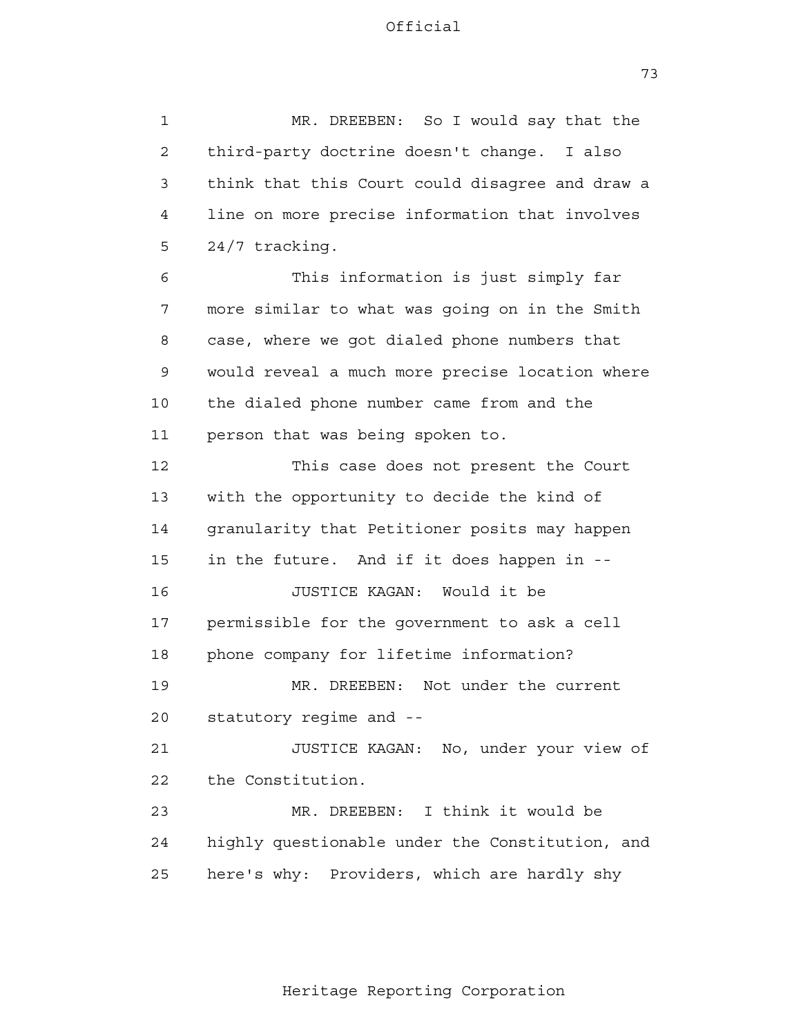MR. DREEBEN: So I would say that the third-party doctrine doesn't change. I also think that this Court could disagree and draw a line on more precise information that involves 24/7 tracking.

This information is just simply far more similar to what was going on in the Smith case, where we got dialed phone numbers that would reveal a much more precise location where the dialed phone number came from and the person that was being spoken to.

This case does not present the Court with the opportunity to decide the kind of granularity that Petitioner posits may happen in the future. And if it does happen in --

JUSTICE KAGAN: Would it be permissible for the government to ask a cell phone company for lifetime information?

MR. DREEBEN: Not under the current statutory regime and --

JUSTICE KAGAN: No, under your view of the Constitution.

MR. DREEBEN: I think it would be highly questionable under the Constitution, and here's why: Providers, which are hardly shy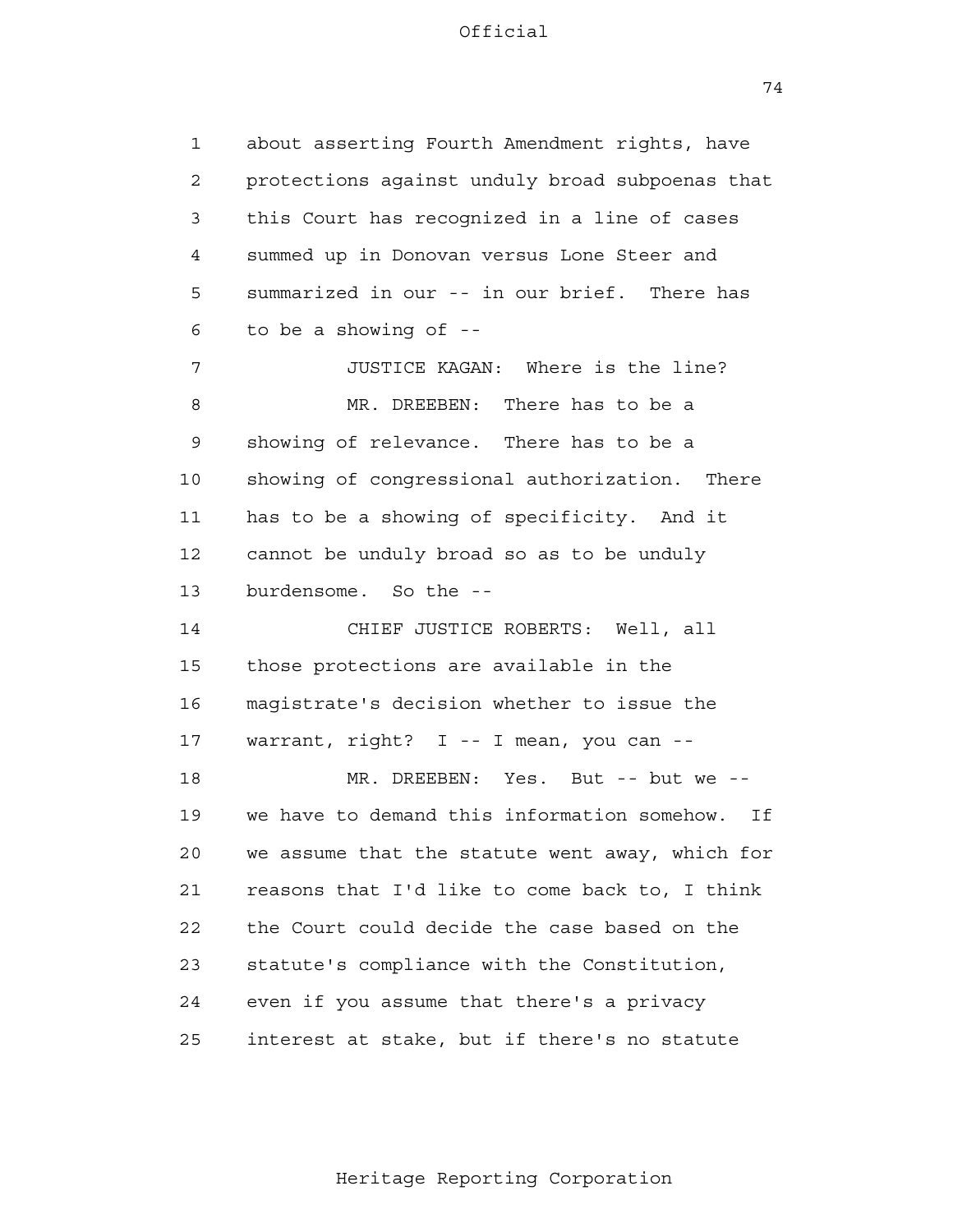about asserting Fourth Amendment rights, have protections against unduly broad subpoenas that this Court has recognized in a line of cases summed up in Donovan versus Lone Steer and summarized in our -- in our brief. There has to be a showing of --

JUSTICE KAGAN: Where is the line?

MR. DREEBEN: There has to be a showing of relevance. There has to be a showing of congressional authorization. There has to be a showing of specificity. And it cannot be unduly broad so as to be unduly burdensome. So the --

CHIEF JUSTICE ROBERTS: Well, all those protections are available in the magistrate's decision whether to issue the warrant, right? I -- I mean, you can --

MR. DREEBEN: Yes. But -- but we -- we have to demand this information somehow. If we assume that the statute went away, which for reasons that I'd like to come back to, I think the Court could decide the case based on the statute's compliance with the Constitution, even if you assume that there's a privacy interest at stake, but if there's no statute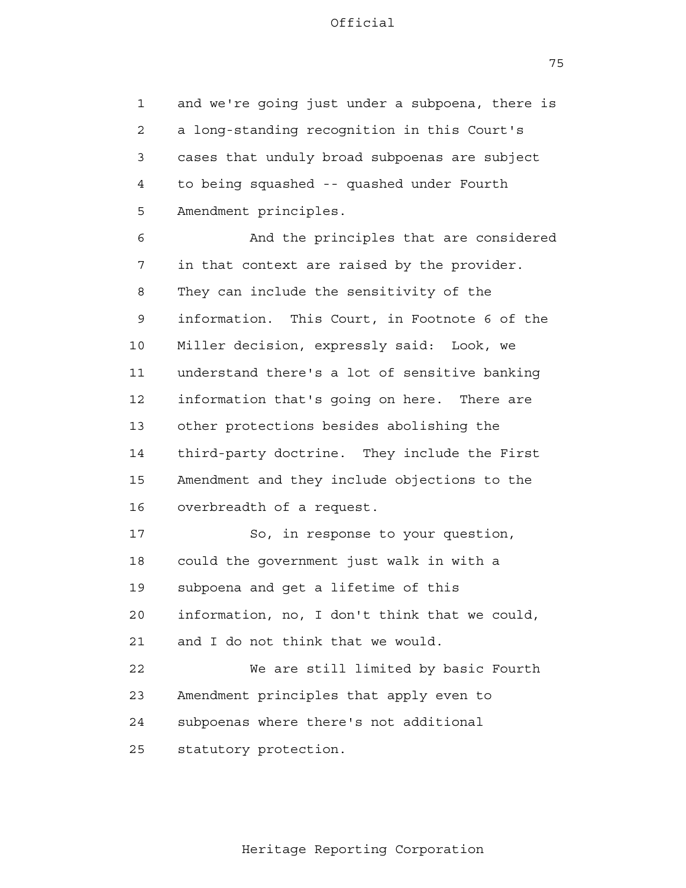and we're going just under a subpoena, there is a long-standing recognition in this Court's cases that unduly broad subpoenas are subject to being squashed -- quashed under Fourth Amendment principles.

And the principles that are considered in that context are raised by the provider. They can include the sensitivity of the information. This Court, in Footnote 6 of the Miller decision, expressly said: Look, we understand there's a lot of sensitive banking information that's going on here. There are other protections besides abolishing the third-party doctrine. They include the First Amendment and they include objections to the overbreadth of a request.

So, in response to your question, could the government just walk in with a subpoena and get a lifetime of this information, no, I don't think that we could, and I do not think that we would.

We are still limited by basic Fourth Amendment principles that apply even to subpoenas where there's not additional statutory protection.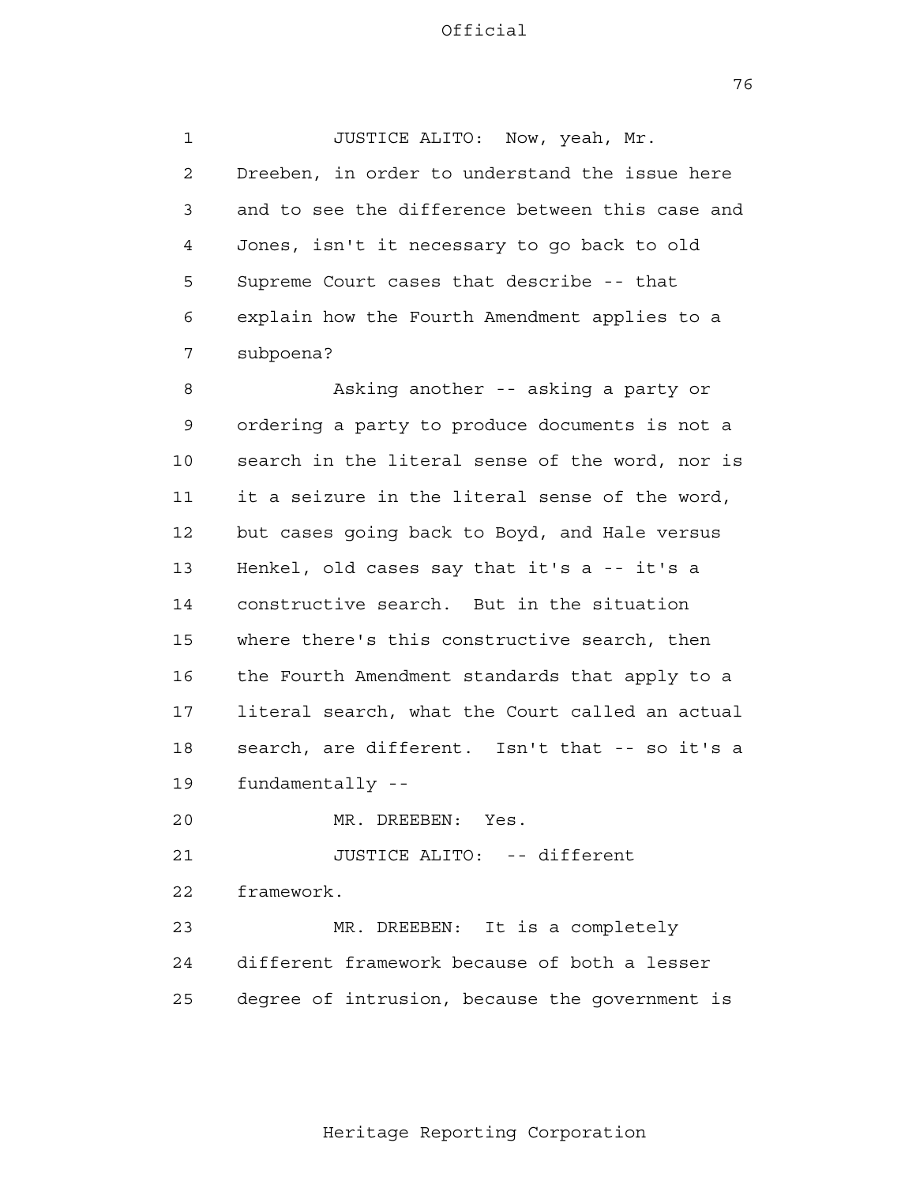JUSTICE ALITO: Now, yeah, Mr. Dreeben, in order to understand the issue here and to see the difference between this case and Jones, isn't it necessary to go back to old Supreme Court cases that describe -- that explain how the Fourth Amendment applies to a subpoena?

Asking another -- asking a party or ordering a party to produce documents is not a search in the literal sense of the word, nor is it a seizure in the literal sense of the word, but cases going back to Boyd, and Hale versus Henkel, old cases say that it's a -- it's a constructive search. But in the situation where there's this constructive search, then the Fourth Amendment standards that apply to a literal search, what the Court called an actual search, are different. Isn't that -- so it's a fundamentally --

MR. DREEBEN: Yes.

JUSTICE ALITO: -- different framework.

MR. DREEBEN: It is a completely different framework because of both a lesser degree of intrusion, because the government is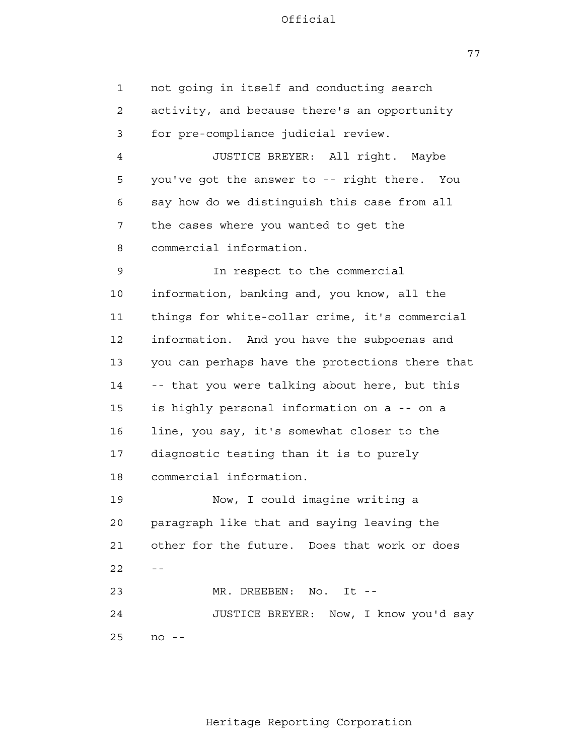not going in itself and conducting search activity, and because there's an opportunity for pre-compliance judicial review.

JUSTICE BREYER: All right. Maybe you've got the answer to -- right there. You say how do we distinguish this case from all the cases where you wanted to get the commercial information.

In respect to the commercial information, banking and, you know, all the things for white-collar crime, it's commercial information. And you have the subpoenas and you can perhaps have the protections there that -- that you were talking about here, but this is highly personal information on a -- on a line, you say, it's somewhat closer to the diagnostic testing than it is to purely commercial information.

Now, I could imagine writing a paragraph like that and saying leaving the other for the future. Does that work or does --

MR. DREEBEN: No. It --

JUSTICE BREYER: Now, I know you'd say no --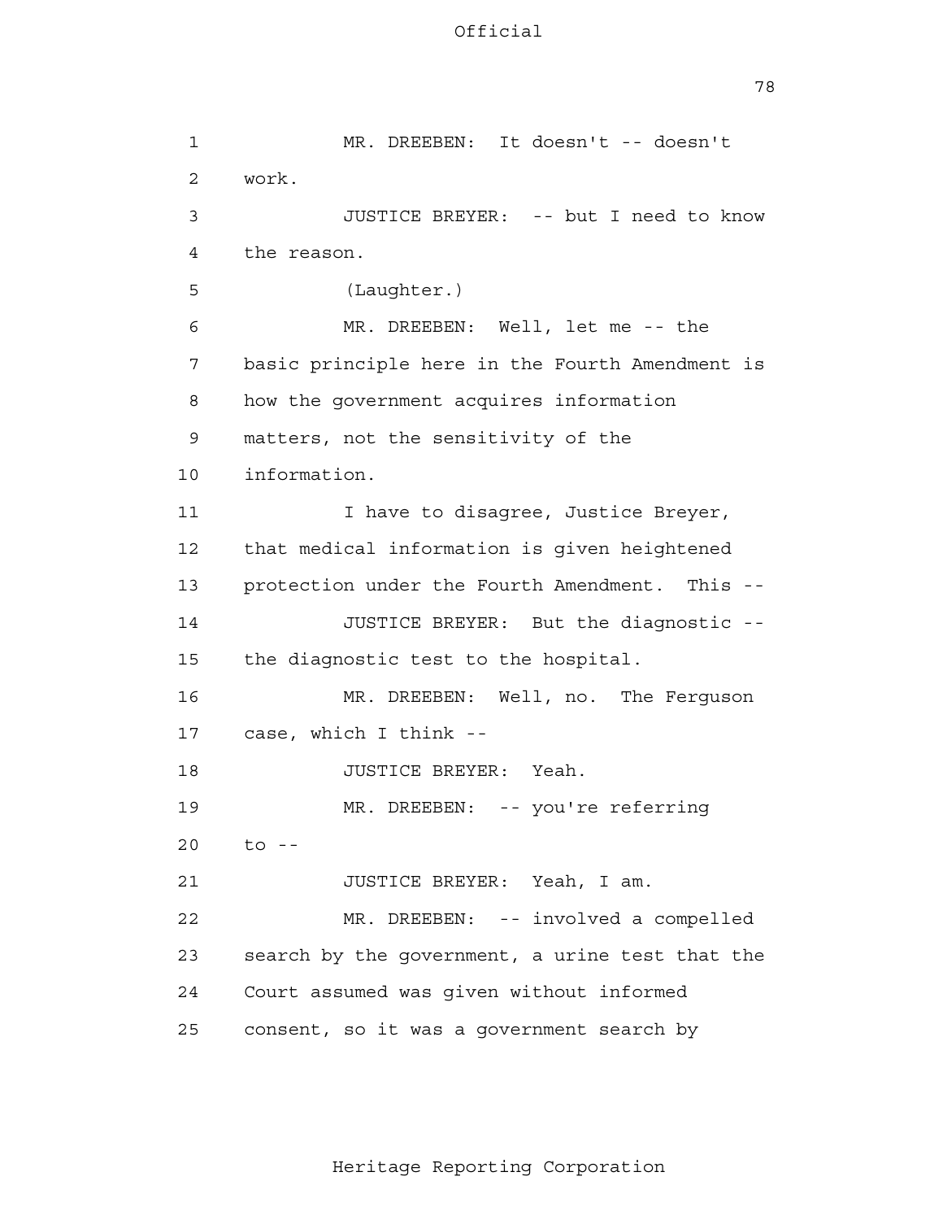MR. DREEBEN: It doesn't -- doesn't work.

JUSTICE BREYER: -- but I need to know the reason.

(Laughter.)

MR. DREEBEN: Well, let me -- the basic principle here in the Fourth Amendment is how the government acquires information matters, not the sensitivity of the information.

I have to disagree, Justice Breyer, that medical information is given heightened protection under the Fourth Amendment. This --

JUSTICE BREYER: But the diagnostic -- the diagnostic test to the hospital.

MR. DREEBEN: Well, no. The Ferguson case, which I think --

JUSTICE BREYER: Yeah.

MR. DREEBEN: -- you're referring to --

JUSTICE BREYER: Yeah, I am.

MR. DREEBEN: -- involved a compelled search by the government, a urine test that the Court assumed was given without informed consent, so it was a government search by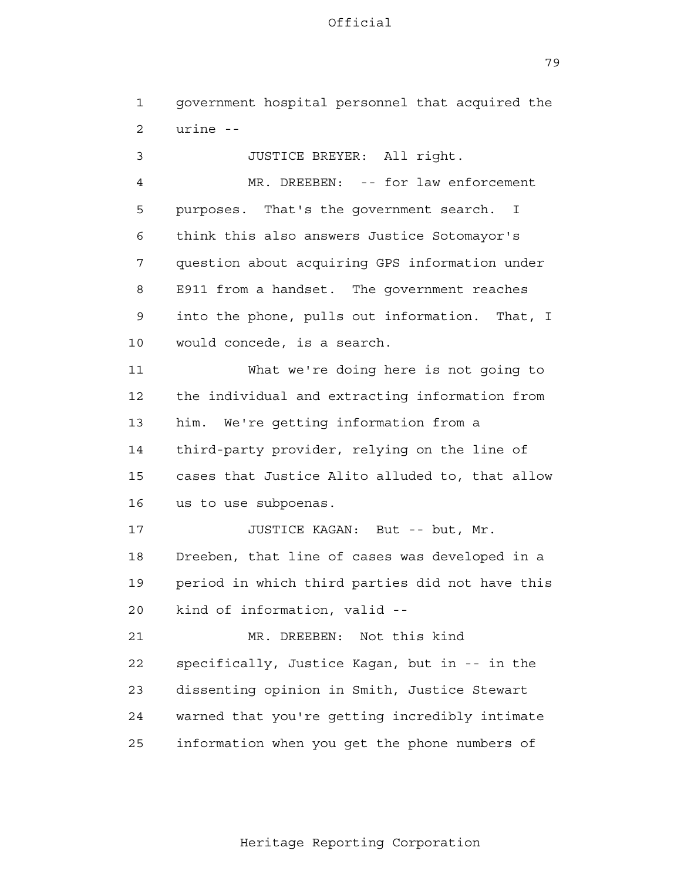government hospital personnel that acquired the urine --

JUSTICE BREYER: All right.

MR. DREEBEN: -- for law enforcement purposes. That's the government search. I think this also answers Justice Sotomayor's question about acquiring GPS information under E911 from a handset. The government reaches into the phone, pulls out information. That, I would concede, is a search.

What we're doing here is not going to the individual and extracting information from him. We're getting information from a third-party provider, relying on the line of cases that Justice Alito alluded to, that allow us to use subpoenas.

JUSTICE KAGAN: But -- but, Mr. Dreeben, that line of cases was developed in a period in which third parties did not have this kind of information, valid --

MR. DREEBEN: Not this kind specifically, Justice Kagan, but in -- in the dissenting opinion in Smith, Justice Stewart warned that you're getting incredibly intimate information when you get the phone numbers of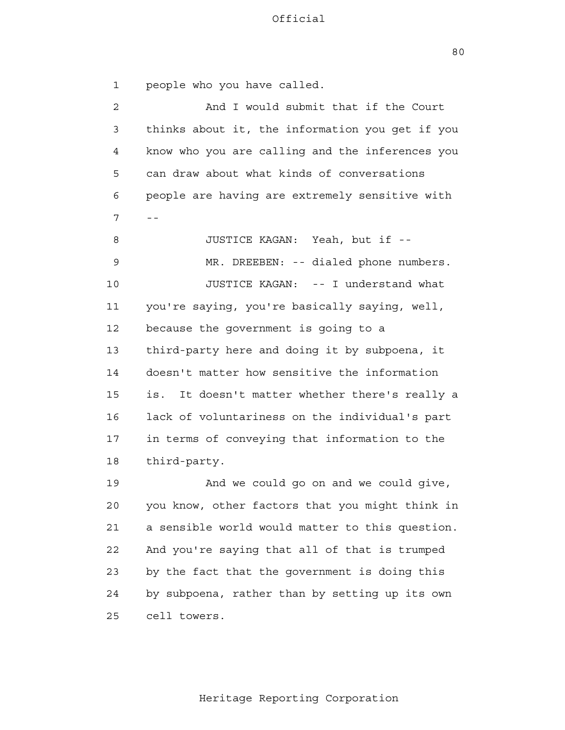people who you have called.

And I would submit that if the Court thinks about it, the information you get if you know who you are calling and the inferences you can draw about what kinds of conversations people are having are extremely sensitive with --

JUSTICE KAGAN: Yeah, but if --

MR. DREEBEN: -- dialed phone numbers.

JUSTICE KAGAN: -- I understand what you're saying, you're basically saying, well, because the government is going to a third-party here and doing it by subpoena, it doesn't matter how sensitive the information is. It doesn't matter whether there's really a lack of voluntariness on the individual's part in terms of conveying that information to the third-party.

And we could go on and we could give, you know, other factors that you might think in a sensible world would matter to this question. And you're saying that all of that is trumped by the fact that the government is doing this by subpoena, rather than by setting up its own cell towers.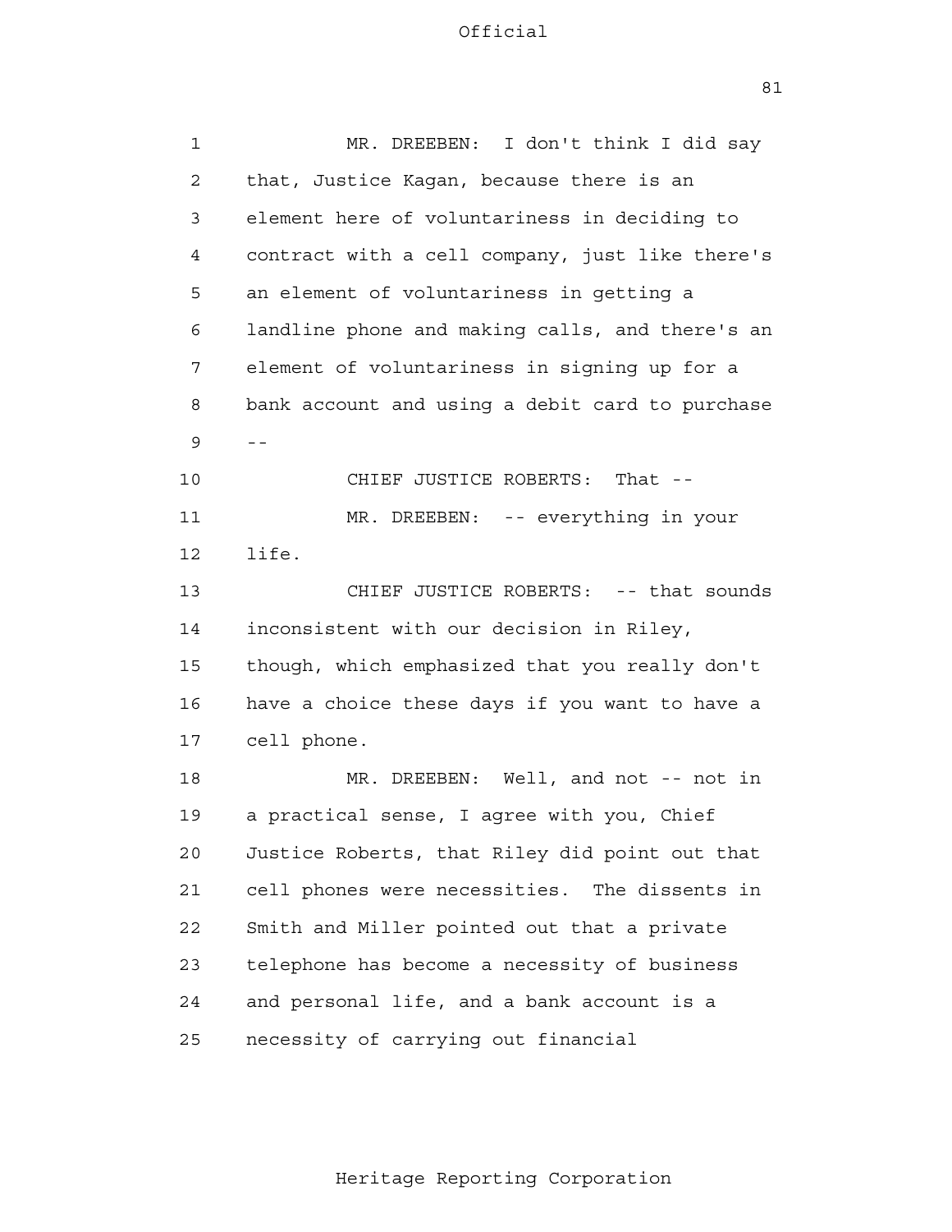MR. DREEBEN: I don't think I did say that, Justice Kagan, because there is an element here of voluntariness in deciding to contract with a cell company, just like there's an element of voluntariness in getting a landline phone and making calls, and there's an element of voluntariness in signing up for a bank account and using a debit card to purchase --

CHIEF JUSTICE ROBERTS: That --

MR. DREEBEN: -- everything in your life.

CHIEF JUSTICE ROBERTS: -- that sounds inconsistent with our decision in Riley, though, which emphasized that you really don't have a choice these days if you want to have a cell phone.

MR. DREEBEN: Well, and not -- not in a practical sense, I agree with you, Chief Justice Roberts, that Riley did point out that cell phones were necessities. The dissents in Smith and Miller pointed out that a private telephone has become a necessity of business and personal life, and a bank account is a necessity of carrying out financial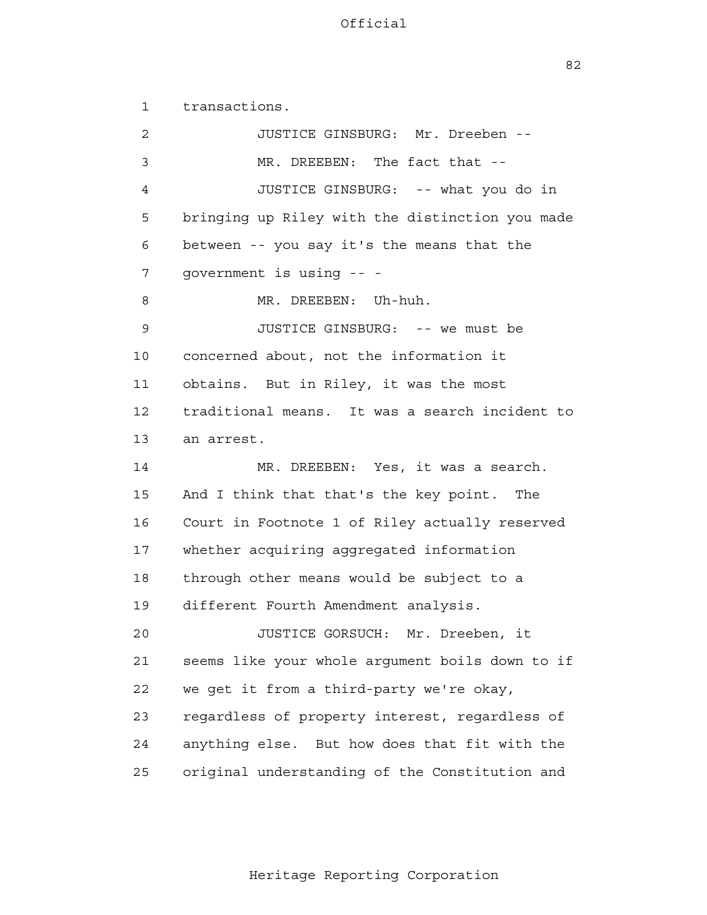transactions.

JUSTICE GINSBURG: Mr. Dreeben --

MR. DREEBEN: The fact that --

JUSTICE GINSBURG: -- what you do in bringing up Riley with the distinction you made between -- you say it's the means that the government is using -- -

MR. DREEBEN: Uh-huh.

JUSTICE GINSBURG: -- we must be concerned about, not the information it obtains. But in Riley, it was the most traditional means. It was a search incident to an arrest.

MR. DREEBEN: Yes, it was a search. And I think that that's the key point. The Court in Footnote 1 of Riley actually reserved whether acquiring aggregated information through other means would be subject to a different Fourth Amendment analysis.

JUSTICE GORSUCH: Mr. Dreeben, it seems like your whole argument boils down to if we get it from a third-party we're okay, regardless of property interest, regardless of anything else. But how does that fit with the original understanding of the Constitution and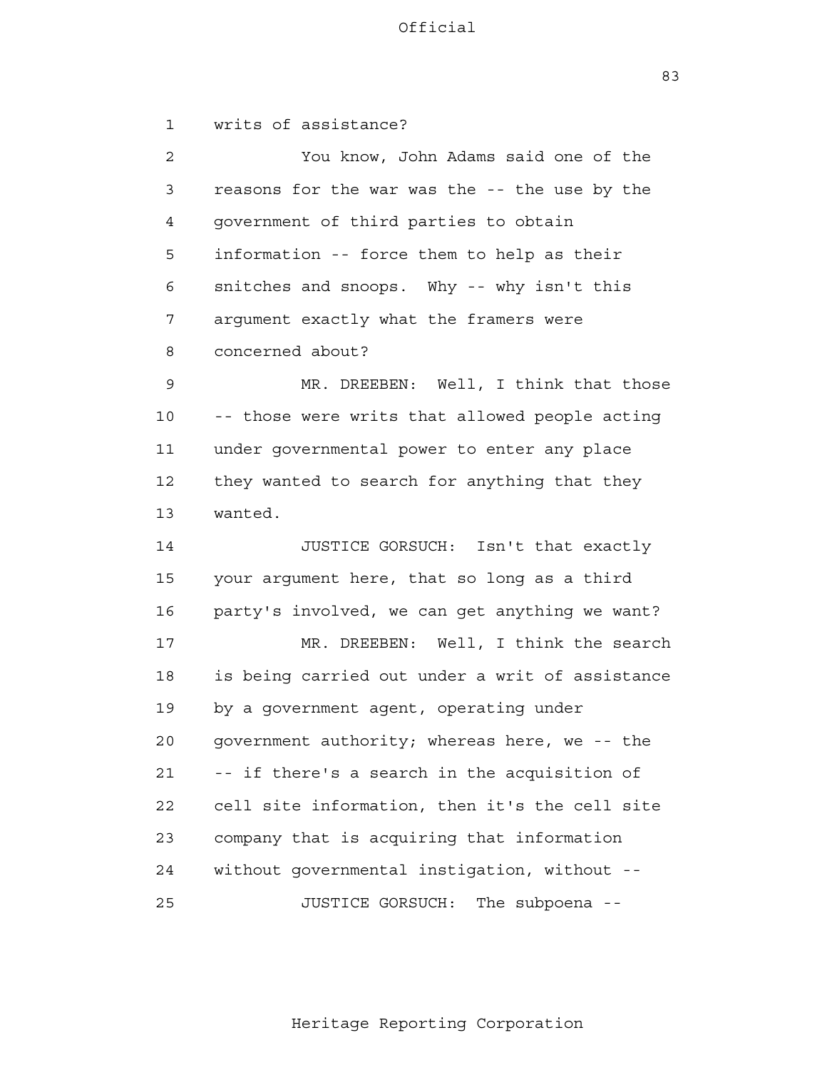writs of assistance?

You know, John Adams said one of the reasons for the war was the -- the use by the government of third parties to obtain information -- force them to help as their snitches and snoops. Why -- why isn't this argument exactly what the framers were concerned about?

MR. DREEBEN: Well, I think that those -- those were writs that allowed people acting under governmental power to enter any place they wanted to search for anything that they wanted.

JUSTICE GORSUCH: Isn't that exactly your argument here, that so long as a third party's involved, we can get anything we want?

MR. DREEBEN: Well, I think the search is being carried out under a writ of assistance by a government agent, operating under government authority; whereas here, we -- the -- if there's a search in the acquisition of cell site information, then it's the cell site company that is acquiring that information without governmental instigation, without --

JUSTICE GORSUCH: The subpoena --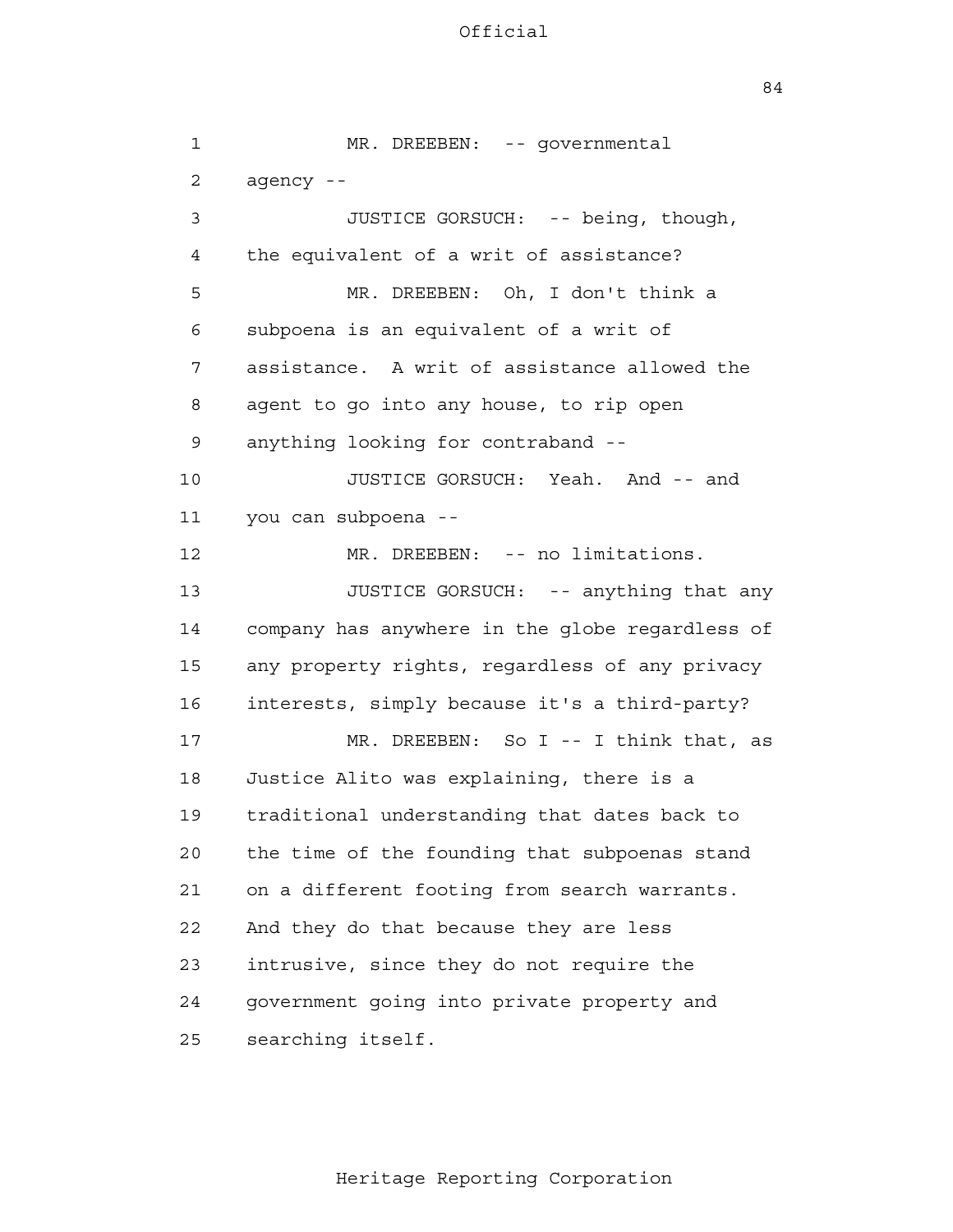MR. DREEBEN: -- governmental agency --

JUSTICE GORSUCH: -- being, though, the equivalent of a writ of assistance?

MR. DREEBEN: Oh, I don't think a subpoena is an equivalent of a writ of assistance. A writ of assistance allowed the agent to go into any house, to rip open anything looking for contraband --

JUSTICE GORSUCH: Yeah. And -- and you can subpoena --

MR. DREEBEN: -- no limitations.

JUSTICE GORSUCH: -- anything that any company has anywhere in the globe regardless of any property rights, regardless of any privacy interests, simply because it's a third-party?

MR. DREEBEN: So I -- I think that, as Justice Alito was explaining, there is a traditional understanding that dates back to the time of the founding that subpoenas stand on a different footing from search warrants. And they do that because they are less intrusive, since they do not require the government going into private property and searching itself.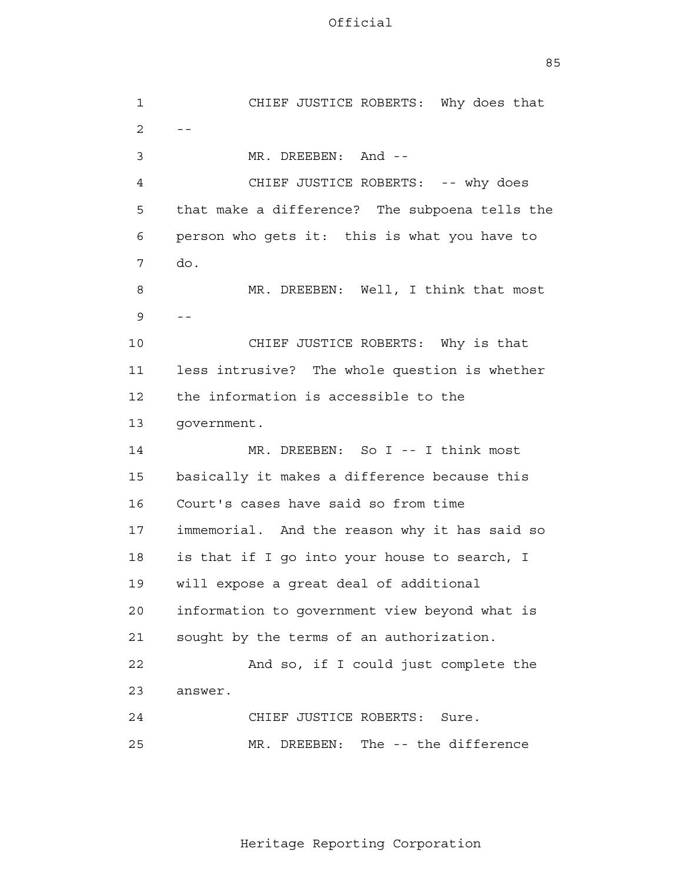CHIEF JUSTICE ROBERTS: Why does that --

MR. DREEBEN: And --

CHIEF JUSTICE ROBERTS: -- why does that make a difference? The subpoena tells the person who gets it: this is what you have to do.

MR. DREEBEN: Well, I think that most --

CHIEF JUSTICE ROBERTS: Why is that less intrusive? The whole question is whether the information is accessible to the government.

MR. DREEBEN: So I -- I think most basically it makes a difference because this Court's cases have said so from time immemorial. And the reason why it has said so is that if I go into your house to search, I will expose a great deal of additional information to government view beyond what is sought by the terms of an authorization.

And so, if I could just complete the answer.

CHIEF JUSTICE ROBERTS: Sure.

MR. DREEBEN: The -- the difference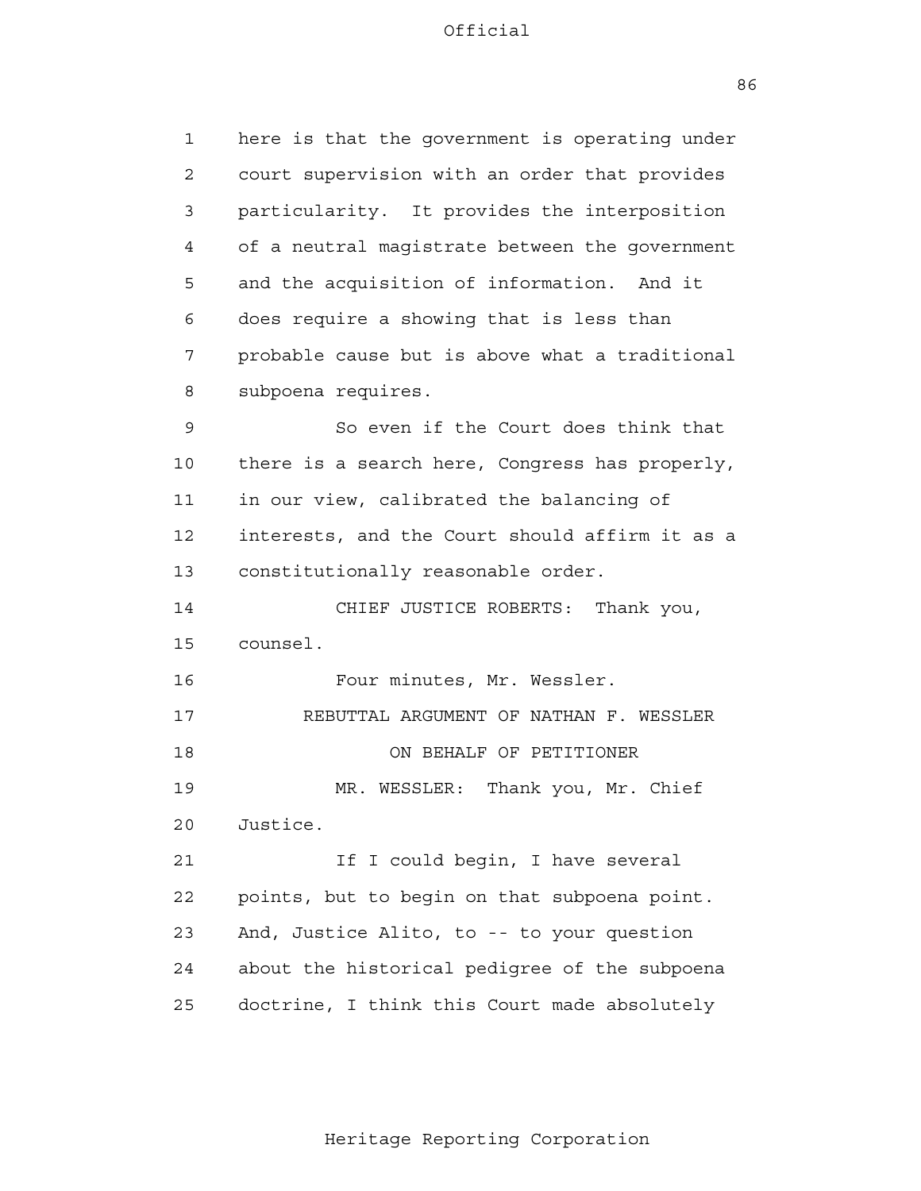here is that the government is operating under court supervision with an order that provides particularity. It provides the interposition of a neutral magistrate between the government and the acquisition of information. And it does require a showing that is less than probable cause but is above what a traditional subpoena requires.

So even if the Court does think that there is a search here, Congress has properly, in our view, calibrated the balancing of interests, and the Court should affirm it as a constitutionally reasonable order.

CHIEF JUSTICE ROBERTS: Thank you, counsel.

Four minutes, Mr. Wessler.

REBUTTAL ARGUMENT OF NATHAN F. WESSLER

ON BEHALF OF PETITIONER

MR. WESSLER: Thank you, Mr. Chief Justice.

If I could begin, I have several points, but to begin on that subpoena point. And, Justice Alito, to -- to your question about the historical pedigree of the subpoena doctrine, I think this Court made absolutely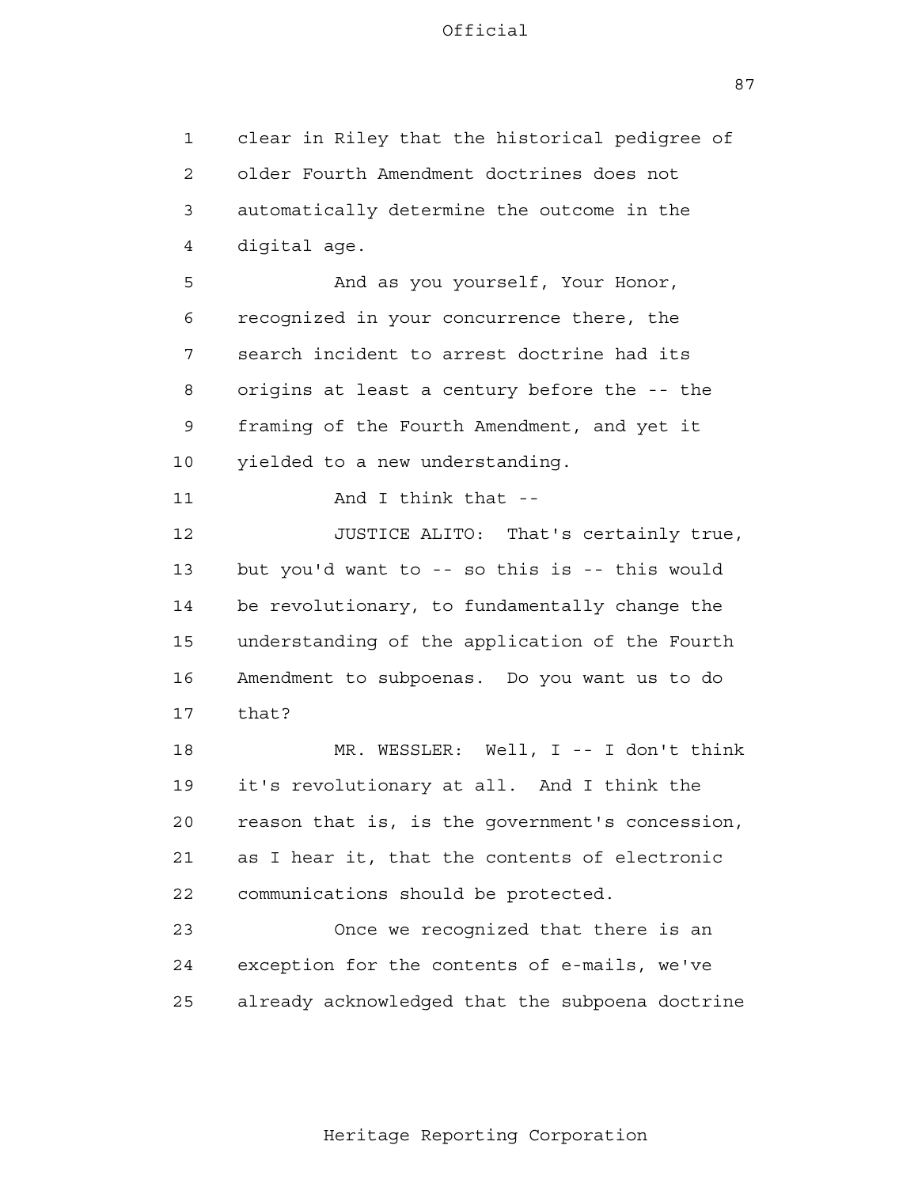clear in Riley that the historical pedigree of older Fourth Amendment doctrines does not automatically determine the outcome in the digital age.

And as you yourself, Your Honor, recognized in your concurrence there, the search incident to arrest doctrine had its origins at least a century before the -- the framing of the Fourth Amendment, and yet it yielded to a new understanding.

And I think that --

JUSTICE ALITO: That's certainly true, but you'd want to -- so this is -- this would be revolutionary, to fundamentally change the understanding of the application of the Fourth Amendment to subpoenas. Do you want us to do that?

MR. WESSLER: Well, I -- I don't think it's revolutionary at all. And I think the reason that is, is the government's concession, as I hear it, that the contents of electronic communications should be protected.

Once we recognized that there is an exception for the contents of e-mails, we've already acknowledged that the subpoena doctrine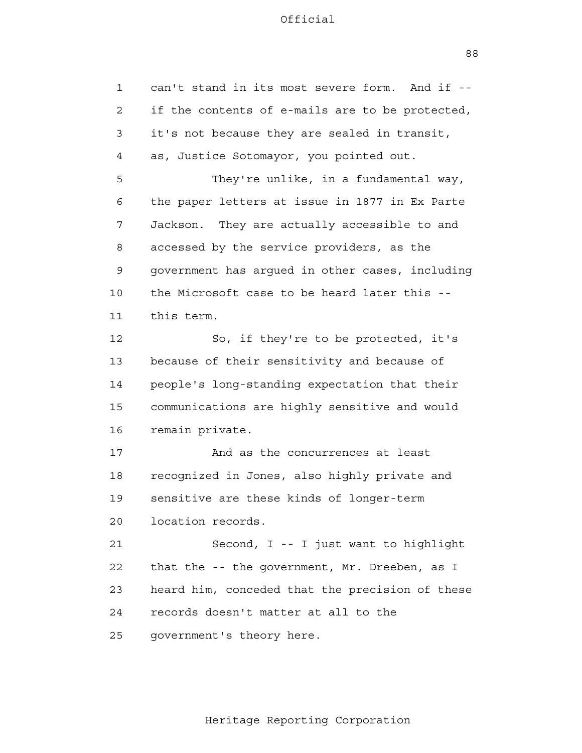can't stand in its most severe form. And if -- if the contents of e-mails are to be protected, it's not because they are sealed in transit, as, Justice Sotomayor, you pointed out.

They're unlike, in a fundamental way, the paper letters at issue in 1877 in Ex Parte Jackson. They are actually accessible to and accessed by the service providers, as the government has argued in other cases, including the Microsoft case to be heard later this -- this term.

So, if they're to be protected, it's because of their sensitivity and because of people's long-standing expectation that their communications are highly sensitive and would remain private.

And as the concurrences at least recognized in Jones, also highly private and sensitive are these kinds of longer-term location records.

Second, I -- I just want to highlight that the -- the government, Mr. Dreeben, as I heard him, conceded that the precision of these records doesn't matter at all to the government's theory here.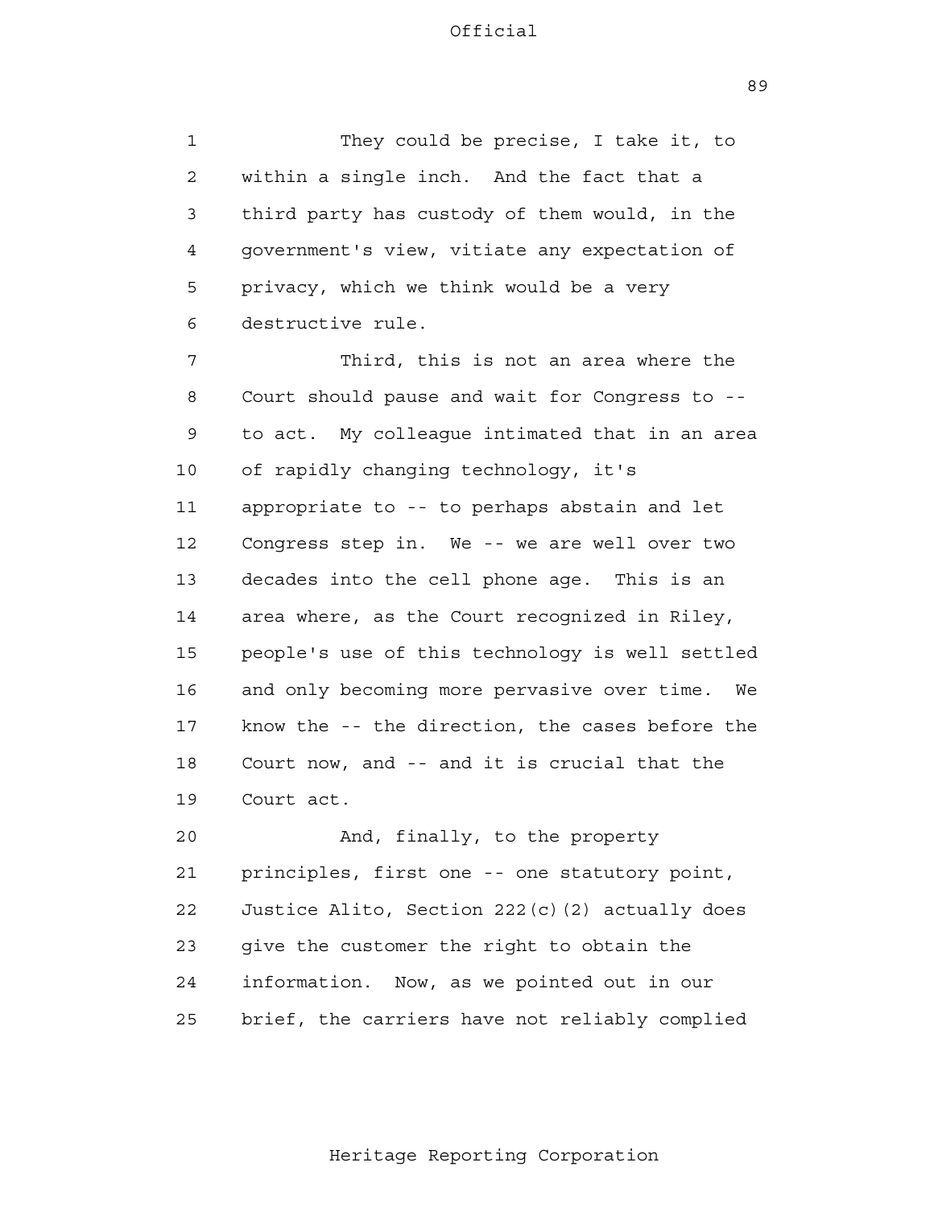They could be precise, I take it, to within a single inch. And the fact that a third party has custody of them would, in the government's view, vitiate any expectation of privacy, which we think would be a very destructive rule.

Third, this is not an area where the Court should pause and wait for Congress to -- to act. My colleague intimated that in an area of rapidly changing technology, it's appropriate to -- to perhaps abstain and let Congress step in. We -- we are well over two decades into the cell phone age. This is an area where, as the Court recognized in Riley, people's use of this technology is well settled and only becoming more pervasive over time. We know the -- the direction, the cases before the Court now, and -- and it is crucial that the Court act.

And, finally, to the property principles, first one -- one statutory point, Justice Alito, Section 222(c)(2) actually does give the customer the right to obtain the information. Now, as we pointed out in our brief, the carriers have not reliably complied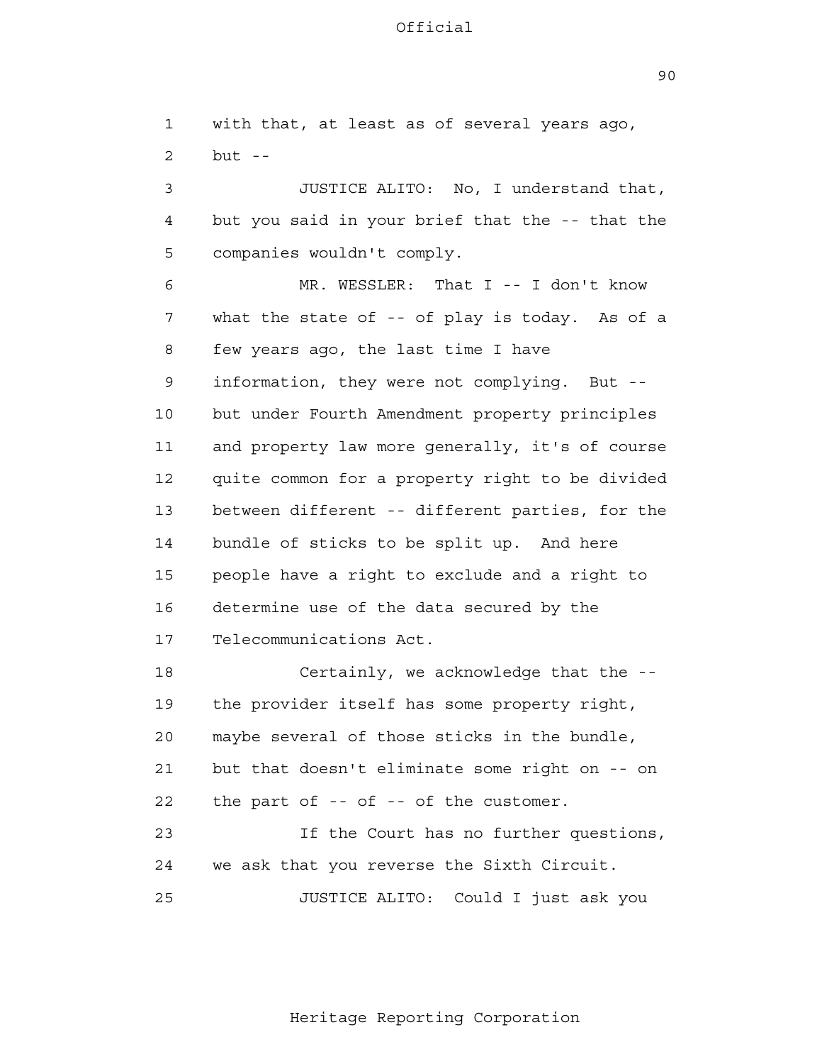with that, at least as of several years ago, but --

JUSTICE ALITO: No, I understand that, but you said in your brief that the -- that the companies wouldn't comply.

MR. WESSLER: That I -- I don't know what the state of -- of play is today. As of a few years ago, the last time I have information, they were not complying. But -- but under Fourth Amendment property principles and property law more generally, it's of course quite common for a property right to be divided between different -- different parties, for the bundle of sticks to be split up. And here people have a right to exclude and a right to determine use of the data secured by the Telecommunications Act.

Certainly, we acknowledge that the -- the provider itself has some property right, maybe several of those sticks in the bundle, but that doesn't eliminate some right on -- on the part of -- of -- of the customer.

If the Court has no further questions, we ask that you reverse the Sixth Circuit.

JUSTICE ALITO: Could I just ask you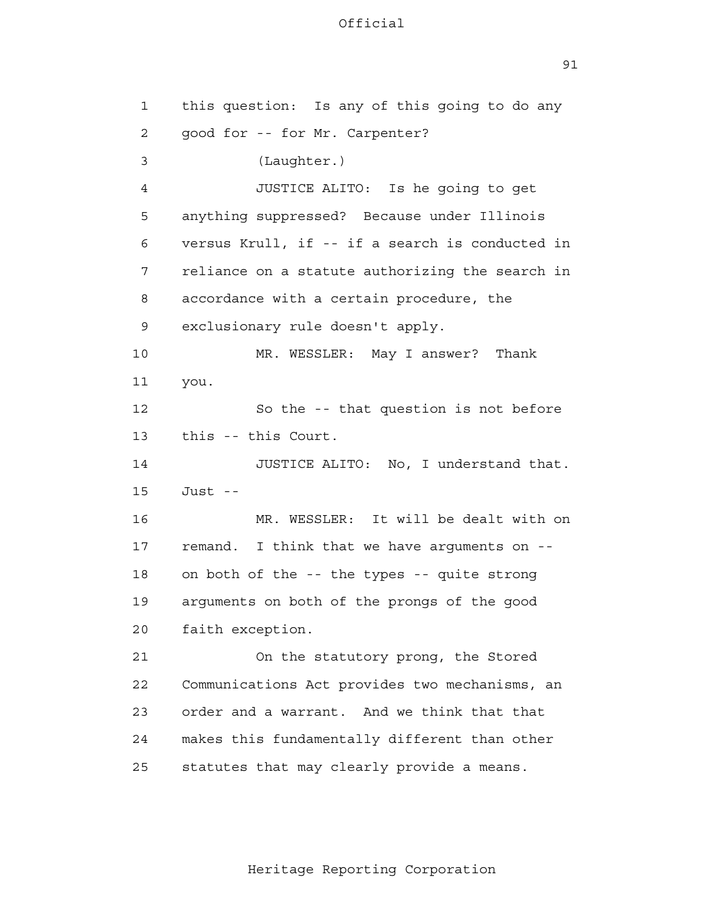this question: Is any of this going to do any good for -- for Mr. Carpenter?

(Laughter.)

JUSTICE ALITO: Is he going to get anything suppressed? Because under Illinois versus Krull, if -- if a search is conducted in reliance on a statute authorizing the search in accordance with a certain procedure, the exclusionary rule doesn't apply.

MR. WESSLER: May I answer? Thank you.

So the -- that question is not before this -- this Court.

JUSTICE ALITO: No, I understand that. Just --

MR. WESSLER: It will be dealt with on remand. I think that we have arguments on -- on both of the -- the types -- quite strong arguments on both of the prongs of the good faith exception.

On the statutory prong, the Stored Communications Act provides two mechanisms, an order and a warrant. And we think that that makes this fundamentally different than other statutes that may clearly provide a means.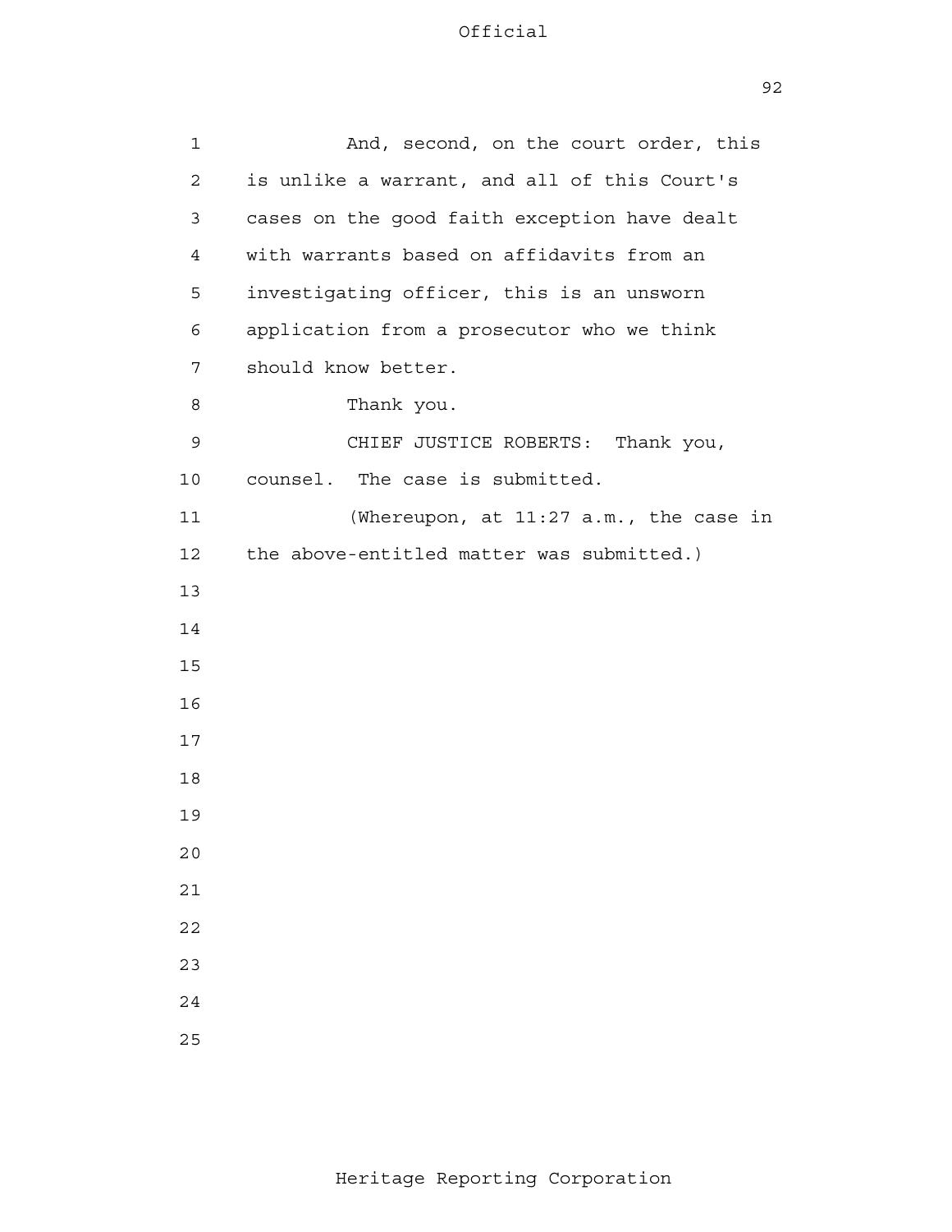And, second, on the court order, this is unlike a warrant, and all of this Court's cases on the good faith exception have dealt with warrants based on affidavits from an investigating officer, this is an unsworn application from a prosecutor who we think should know better.

Thank you.

CHIEF JUSTICE ROBERTS: Thank you, counsel. The case is submitted.

(Whereupon, at 11:27 a.m., the case in the above-entitled matter was submitted.)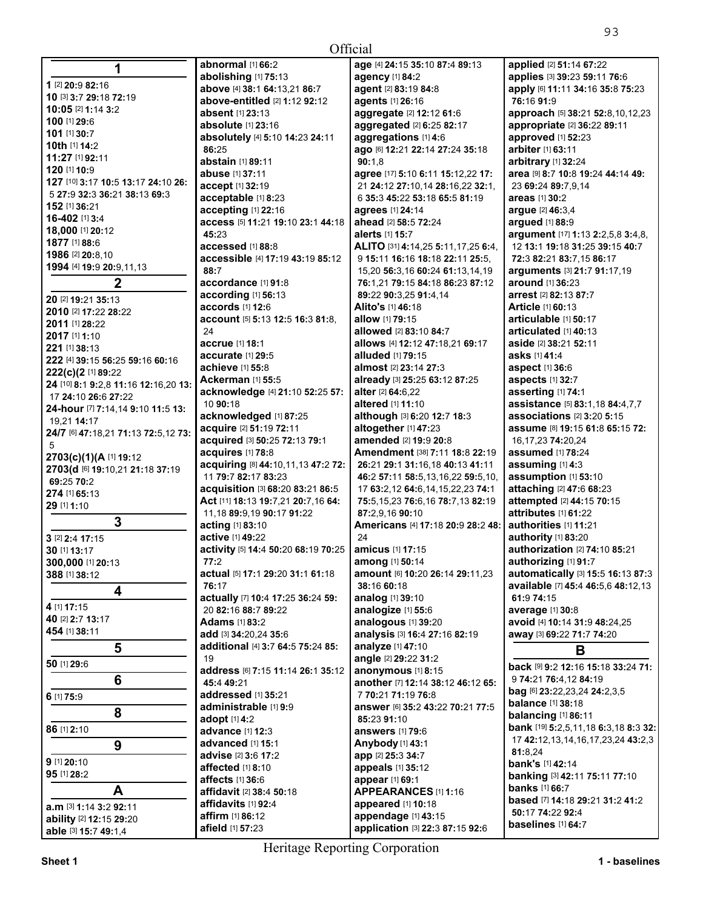Official

## 1

**1** [2] **20:**9 **82:**16
**10** [3] **3:**7 **29:**18 **72:**19
**10:05** [2] **1:**14 **3:**2
**100** [1] **29:**6
**101** [1] **30:**7
**10th** [1] **14:**2
**11:27** [1] **92:**11
**120** [1] **10:**9
**127** [10] **3:**17 **10:**5 **13:**17 **24:**10 **26:**5 **27:**9 **32:**3 **36:**21 **38:**13 **69:**3
**152** [1] **36:**21
**16-402** [1] **3:**4
**18,000** [1] **20:**12
**1877** [1] **88:**6
**1986** [2] **20:**8,10
**1994** [4] **19:**9 **20:**9,11,13

## 2

**20** [2] **19:**21 **35:**13
**2010** [2] **17:**22 **28:**22
**2011** [1] **28:**22
**2017** [1] **1:**10
**221** [1] **38:**13
**222** [4] **39:**15 **56:**25 **59:**16 **60:**16
**222(c)(2** [1] **89:**22
**24** [10] **8:**1 **9:**2,8 **11:**16 **12:**16,20 **13:**17 **24:**10 **26:**6 **27:**22
**24-hour** [7] **7:**14,14 **9:**10 **11:**5 **13:**19,21 **14:**17
**24/7** [6] **47:**18,21 **71:**13 **72:**5,12 **73:**5
**2703(c)(1)(A** [1] **19:**12
**2703(d** [6] **19:**10,21 **21:**18 **37:**19 **69:**25 **70:**2
**274** [1] **65:**13
**29** [1] **1:**10

## 3

**3** [2] **2:**4 **17:**15
**30** [1] **13:**17
**300,000** [1] **20:**13
**388** [1] **38:**12

## 4

**4** [1] **17:**15
**40** [2] **2:**7 **13:**17
**454** [1] **38:**11

## 5

**50** [1] **29:**6

## 6

**6** [1] **75:**9

## 8

**86** [1] **2:**10

## 9

**9** [1] **20:**10
**95** [1] **28:**2

## A

**a.m** [3] **1:**14 **3:**2 **92:**11
**ability** [2] **12:**15 **29:**20
**able** [3] **15:**7 **49:**1,4
**abnormal** [1] **66:**2
**abolishing** [1] **75:**13
**above** [4] **38:**1 **64:**13,21 **86:**7
**above-entitled** [2] **1:**12 **92:**12
**absent** [1] **23:**13
**absolute** [1] **23:**16
**absolutely** [4] **5:**10 **14:**23 **24:**11 **86:**25
**abstain** [1] **89:**11
**abuse** [1] **37:**11
**accept** [1] **32:**19
**acceptable** [1] **8:**23
**accepting** [1] **22:**16
**access** [5] **11:**21 **19:**10 **23:**1 **44:**18 **45:**23
**accessed** [1] **88:**8
**accessible** [4] **17:**19 **43:**19 **85:**12 **88:**7
**accordance** [1] **91:**8
**according** [1] **56:**13
**accords** [1] **12:**6
**account** [5] **5:**13 **12:**5 **16:**3 **81:**8,24
**accrue** [1] **18:**1
**accurate** [1] **29:**5
**achieve** [1] **55:**8
**Ackerman** [1] **55:**5
**acknowledge** [4] **21:**10 **52:**25 **57:**10 **90:**18
**acknowledged** [1] **87:**25
**acquire** [2] **51:**19 **72:**11
**acquired** [3] **50:**25 **72:**13 **79:**1
**acquires** [1] **78:**8
**acquiring** [8] **44:**10,11,13 **47:**2 **72:**11 **79:**7 **82:**17 **83:**23
**acquisition** [3] **68:**20 **83:**21 **86:**5
**Act** [11] **18:**13 **19:**7,21 **20:**7,16 **64:**11,18 **89:**9,19 **90:**17 **91:**22
**acting** [1] **83:**10
**active** [1] **49:**22
**activity** [5] **14:**4 **50:**20 **68:**19 **70:**25 **77:**2
**actual** [5] **17:**1 **29:**20 **31:**1 **61:**18 **76:**17
**actually** [7] **10:**4 **17:**25 **36:**24 **59:**20 **82:**16 **88:**7 **89:**22
**Adams** [1] **83:**2
**add** [3] **34:**20,24 **35:**6
**additional** [4] **3:**7 **64:**5 **75:**24 **85:**19
**address** [6] **7:**15 **11:**14 **26:**1 **35:**12 **45:**4 **49:**21
**addressed** [1] **35:**21
**administrable** [1] **9:**9
**adopt** [1] **4:**2
**advance** [1] **12:**3
**advanced** [1] **15:**1
**advise** [2] **3:**6 **17:**2
**affected** [1] **8:**10
**affects** [1] **36:**6
**affidavit** [2] **38:**4 **50:**18
**affidavits** [1] **92:**4
**affirm** [1] **86:**12
**afield** [1] **57:**23
**age** [4] **24:**15 **35:**10 **87:**4 **89:**13
**agency** [1] **84:**2
**agent** [2] **83:**19 **84:**8
**agents** [1] **26:**16
**aggregate** [2] **12:**12 **61:**6
**aggregated** [2] **6:**25 **82:**17
**aggregations** [1] **4:**6
**ago** [6] **12:**21 **22:**14 **27:**24 **35:**18 **90:**1,8
**agree** [17] **5:**10 **6:**11 **15:**12,22 **17:**21 **24:**12 **27:**10,14 **28:**16,22 **32:**1,6 **35:**3 **45:**22 **53:**18 **65:**5 **81:**19
**agrees** [1] **24:**14
**ahead** [2] **58:**5 **72:**24
**alerts** [1] **15:**7
**ALITO** [31] **4:**14,25 **5:**11,17,25 **6:**4,9 **15:**11 **16:**16 **18:**18 **22:**11 **25:**5,15,20 **56:**3,16 **60:**24 **61:**13,14,19 **76:**1,21 **79:**15 **84:**18 **86:**23 **87:**12 **89:**22 **90:**3,25 **91:**4,14
**Alito's** [1] **46:**18
**allow** [1] **79:**15
**allowed** [2] **83:**10 **84:**7
**allows** [4] **12:**12 **47:**18,21 **69:**17
**alluded** [1] **79:**15
**almost** [2] **23:**14 **27:**3
**already** [3] **25:**25 **63:**12 **87:**25
**alter** [2] **64:**6,22
**altered** [1] **11:**10
**although** [3] **6:**20 **12:**7 **18:**3
**altogether** [1] **47:**23
**amended** [2] **19:**9 **20:**8
**Amendment** [38] **7:**11 **18:**8 **22:**19 **26:**21 **29:**1 **31:**16,18 **40:**13 **41:**11 **46:**2 **57:**11 **58:**5,13,16,22 **59:**5,10,17 **63:**2,12 **64:**6,14,15,22,23 **74:**1 **75:**5,15,23 **76:**6,16 **78:**7,13 **82:**19 **87:**2,9,16 **90:**10
**Americans** [4] **17:**18 **20:**9 **28:**2 **48:**24
**amicus** [1] **17:**15
**among** [1] **50:**14
**amount** [6] **10:**20 **26:**14 **29:**11,23 **38:**16 **60:**18
**analog** [1] **39:**10
**analogize** [1] **55:**6
**analogous** [1] **39:**20
**analysis** [3] **16:**4 **27:**16 **82:**19
**analyze** [1] **47:**10
**angle** [2] **29:**22 **31:**2
**anonymous** [1] **8:**15
**another** [7] **12:**14 **38:**12 **46:**12 **65:**7 **70:**21 **71:**19 **76:**8
**answer** [6] **35:**2 **43:**22 **70:**21 **77:**5 **85:**23 **91:**10
**answers** [1] **79:**6
**Anybody** [1] **43:**1
**app** [2] **25:**3 **34:**7
**appeals** [1] **35:**12
**appear** [1] **69:**1
**APPEARANCES** [1] **1:**16
**appeared** [1] **10:**18
**appendage** [1] **43:**15
**application** [3] **22:**3 **87:**15 **92:**6
**applied** [2] **51:**14 **67:**22
**applies** [3] **39:**23 **59:**11 **76:**6
**apply** [6] **11:**11 **34:**16 **35:**8 **75:**23 **76:**16 **91:**9
**approach** [5] **38:**21 **52:**8,10,12,23
**appropriate** [2] **36:**22 **89:**11
**approved** [1] **52:**23
**arbiter** [1] **63:**11
**arbitrary** [1] **32:**24
**area** [9] **8:**7 **10:**8 **19:**24 **44:**14 **49:**23 **69:**24 **89:**7,9,14
**areas** [1] **30:**2
**argue** [2] **46:**3,4
**argued** [1] **88:**9
**argument** [17] **1:**13 **2:**2,5,8 **3:**4,8,12 **13:**1 **19:**18 **31:**25 **39:**15 **40:**7 **72:**3 **82:**21 **83:**7,15 **86:**17
**arguments** [3] **21:**7 **91:**17,19
**around** [1] **36:**23
**arrest** [2] **82:**13 **87:**7
**Article** [1] **60:**13
**articulable** [1] **50:**17
**articulated** [1] **40:**13
**aside** [2] **38:**21 **52:**11
**asks** [1] **41:**4
**aspect** [1] **36:**6
**aspects** [1] **32:**7
**asserting** [1] **74:**1
**assistance** [5] **83:**1,18 **84:**4,7,7
**associations** [2] **3:**20 **5:**15
**assume** [8] **19:**15 **61:**8 **65:**15 **72:**16,17,23 **74:**20,24
**assumed** [1] **78:**24
**assuming** [1] **4:**3
**assumption** [1] **53:**10
**attaching** [2] **47:**6 **68:**23
**attempted** [2] **44:**15 **70:**15
**attributes** [1] **61:**22
**authorities** [1] **11:**21
**authority** [1] **83:**20
**authorization** [2] **74:**10 **85:**21
**authorizing** [1] **91:**7
**automatically** [3] **15:**5 **16:**13 **87:**3
**available** [7] **45:**4 **46:**5,6 **48:**12,13 **61:**9 **74:**15
**average** [1] **30:**8
**avoid** [4] **10:**14 **31:**9 **48:**24,25
**away** [3] **69:**22 **71:**7 **74:**20

## B

**back** [9] **9:**2 **12:**16 **15:**18 **33:**24 **71:**9 **74:**21 **76:**4,12 **84:**19
**bag** [6] **23:**22,23,24 **24:**2,3,5
**balance** [1] **38:**18
**balancing** [1] **86:**11
**bank** [19] **5:**2,5,11,18 **6:**3,18 **8:**3 **32:**17 **42:**12,13,14,16,17,23,24 **43:**2,3 **81:**8,24
**bank's** [1] **42:**14
**banking** [3] **42:**11 **75:**11 **77:**10
**banks** [1] **66:**7
**based** [7] **14:**18 **29:**21 **31:**2 **41:**2 **50:**17 **74:**22 **92:**4
**baselines** [1] **64:**7

Heritage Reporting Corporation

Sheet 1 — 1 - baselines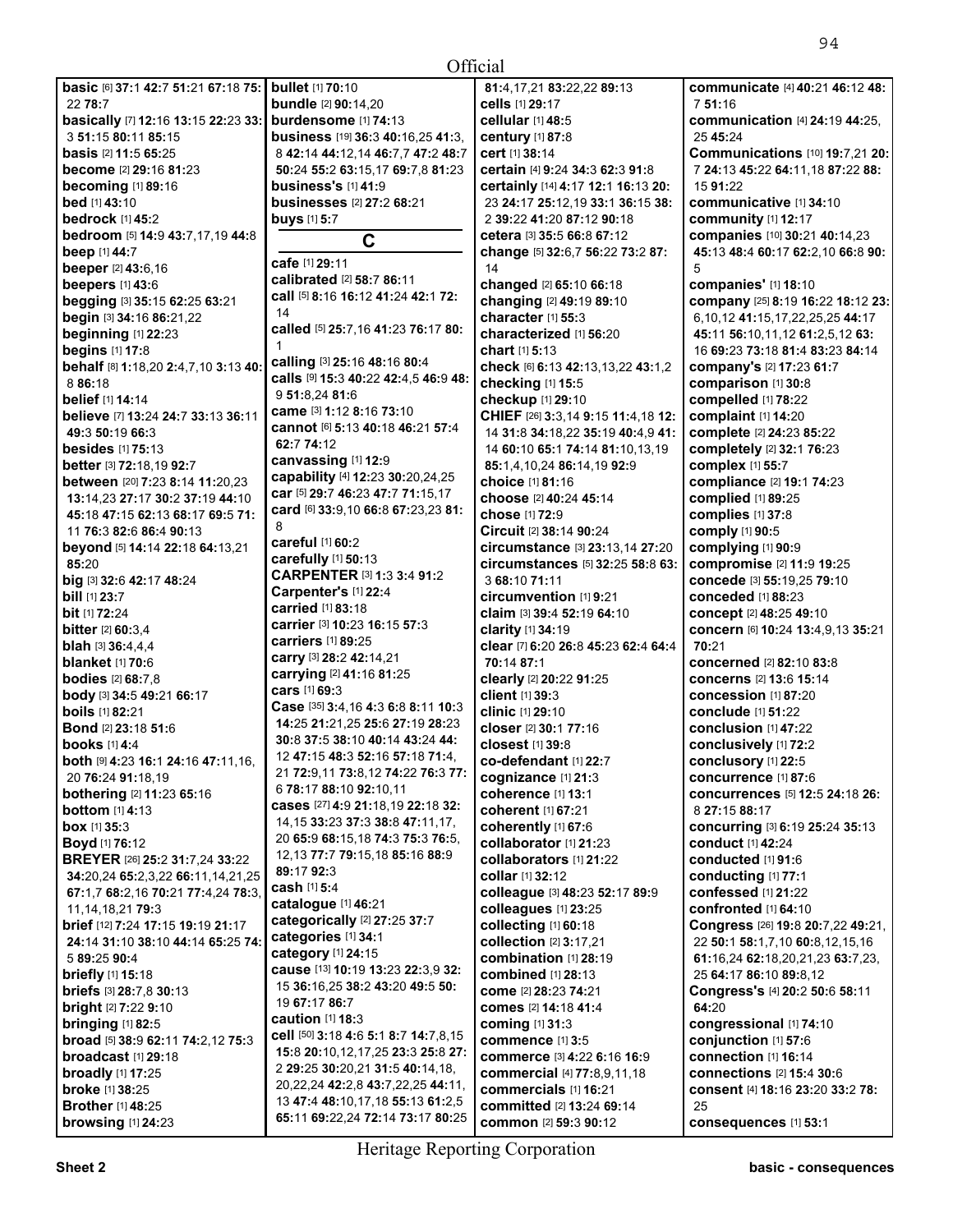Official

**basic** [6] **37:**1 **42:**7 **51:**21 **67:**18 **75:** 22 **78:**7
**basically** [7] **12:**16 **13:**15 **22:**23 **33:** 3 **51:**15 **80:**11 **85:**15
**basis** [2] **11:**5 **65:**25
**become** [2] **29:**16 **81:**23
**becoming** [1] **89:**16
**bed** [1] **43:**10
**bedrock** [1] **45:**2
**bedroom** [5] **14:**9 **43:**7,17,19 **44:**8
**beep** [1] **44:**7
**beeper** [2] **43:**6,16
**beepers** [1] **43:**6
**begging** [3] **35:**15 **62:**25 **63:**21
**begin** [3] **34:**16 **86:**21,22
**beginning** [1] **22:**23
**begins** [1] **17:**8
**behalf** [8] **1:**18,20 **2:**4,7,10 **3:**13 **40:** 8 **86:**18
**belief** [1] **14:**14
**believe** [7] **13:**24 **24:**7 **33:**13 **36:**11 **49:**3 **50:**19 **66:**3
**besides** [1] **75:**13
**better** [3] **72:**18,19 **92:**7
**between** [20] **7:**23 **8:**14 **11:**20,23 **13:**14,23 **27:**17 **30:**2 **37:**19 **44:**10 **45:**18 **47:**15 **62:**13 **68:**17 **69:**5 **71:** 11 **76:**3 **82:**6 **86:**4 **90:**13
**beyond** [5] **14:**14 **22:**18 **64:**13,21 **85:**20
**big** [3] **32:**6 **42:**17 **48:**24
**bill** [1] **23:**7
**bit** [1] **72:**24
**bitter** [2] **60:**3,4
**blah** [3] **36:**4,4,4
**blanket** [1] **70:**6
**bodies** [2] **68:**7,8
**body** [3] **34:**5 **49:**21 **66:**17
**boils** [1] **82:**21
**Bond** [2] **23:**18 **51:**6
**books** [1] **4:**4
**both** [9] **4:**23 **16:**1 **24:**16 **47:**11,16, 20 **76:**24 **91:**18,19
**bothering** [2] **11:**23 **65:**16
**bottom** [1] **4:**13
**box** [1] **35:**3
**Boyd** [1] **76:**12
**BREYER** [26] **25:**2 **31:**7,24 **33:**22 **34:**20,24 **65:**2,3,22 **66:**11,14,21,25 **67:**1,7 **68:**2,16 **70:**21 **77:**4,24 **78:**3, 11,14,18,21 **79:**3
**brief** [12] **7:**24 **17:**15 **19:**19 **21:**17 **24:**14 **31:**10 **38:**10 **44:**14 **65:**25 **74:** 5 **89:**25 **90:**4
**briefly** [1] **15:**18
**briefs** [3] **28:**7,8 **30:**13
**bright** [2] **7:**22 **9:**10
**bringing** [1] **82:**5
**broad** [5] **38:**9 **62:**11 **74:**2,12 **75:**3
**broadcast** [1] **29:**18
**broadly** [1] **17:**25
**broke** [1] **38:**25
**Brother** [1] **48:**25
**browsing** [1] **24:**23
**bullet** [1] **70:**10
**bundle** [2] **90:**14,20
**burdensome** [1] **74:**13
**business** [19] **36:**3 **40:**16,25 **41:**3, 8 **42:**14 **44:**12,14 **46:**7,7 **47:**2 **48:**7 **50:**24 **55:**2 **63:**15,17 **69:**7,8 **81:**23
**business's** [1] **41:**9
**businesses** [2] **27:**2 **68:**21
**buys** [1] **5:**7

## C

**cafe** [1] **29:**11
**calibrated** [2] **58:**7 **86:**11
**call** [5] **8:**16 **16:**12 **41:**24 **42:**1 **72:** 14
**called** [5] **25:**7,16 **41:**23 **76:**17 **80:** 1
**calling** [3] **25:**16 **48:**16 **80:**4
**calls** [9] **15:**3 **40:**22 **42:**4,5 **46:**9 **48:** 9 **51:**8,24 **81:**6
**came** [3] **1:**12 **8:**16 **73:**10
**cannot** [6] **5:**13 **40:**18 **46:**21 **57:**4 **62:**7 **74:**12
**canvassing** [1] **12:**9
**capability** [4] **12:**23 **30:**20,24,25
**car** [5] **29:**7 **46:**23 **47:**7 **71:**15,17
**card** [6] **33:**9,10 **66:**8 **67:**23,23 **81:** 8
**careful** [1] **60:**2
**carefully** [1] **50:**13
**CARPENTER** [3] **1:**3 **3:**4 **91:**2
**Carpenter's** [1] **22:**4
**carried** [1] **83:**18
**carrier** [3] **10:**23 **16:**15 **57:**3
**carriers** [1] **89:**25
**carry** [3] **28:**2 **42:**14,21
**carrying** [2] **41:**16 **81:**25
**cars** [1] **69:**3
**Case** [35] **3:**4,16 **4:**3 **6:**8 **8:**11 **10:**3 **14:**25 **21:**21,25 **25:**6 **27:**19 **28:**23 **30:**8 **37:**5 **38:**10 **40:**14 **43:**24 **44:** 12 **47:**15 **48:**3 **52:**16 **57:**18 **71:**4, 21 **72:**9,11 **73:**8,12 **74:**22 **76:**3 **77:** 6 **78:**17 **88:**10 **92:**10,11
**cases** [27] **4:**9 **21:**18,19 **22:**18 **32:** 14,15 **33:**23 **37:**3 **38:**8 **47:**11,17, 20 **65:**9 **68:**15,18 **74:**3 **75:**3 **76:**5, 12,13 **77:**7 **79:**15,18 **85:**16 **88:**9 **89:**17 **92:**3
**cash** [1] **5:**4
**catalogue** [1] **46:**21
**categorically** [2] **27:**25 **37:**7
**categories** [1] **34:**1
**category** [1] **24:**15
**cause** [13] **10:**19 **13:**23 **22:**3,9 **32:** 15 **36:**16,25 **38:**2 **43:**20 **49:**5 **50:** 19 **67:**17 **86:**7
**caution** [1] **18:**3
**cell** [50] **3:**18 **4:**6 **5:**1 **8:**7 **14:**7,8,15 **15:**8 **20:**10,12,17,25 **23:**3 **25:**8 **27:** 2 **29:**25 **30:**20,21 **31:**5 **40:**14,18, 20,22,24 **42:**2,8 **43:**7,22,25 **44:**11, 13 **47:**4 **48:**10,17,18 **55:**13 **61:**2,5 **65:**11 **69:**22,24 **72:**14 **73:**17 **80:**25 **81:**4,17,21 **83:**22,22 **89:**13
**cells** [1] **29:**17
**cellular** [1] **48:**5
**century** [1] **87:**8
**cert** [1] **38:**14
**certain** [4] **9:**24 **34:**3 **62:**3 **91:**8
**certainly** [14] **4:**17 **12:**1 **16:**13 **20:** 23 **24:**17 **25:**12,19 **33:**1 **36:**15 **38:** 2 **39:**22 **41:**20 **87:**12 **90:**18
**cetera** [3] **35:**5 **66:**8 **67:**12
**change** [5] **32:**6,7 **56:**22 **73:**2 **87:** 14
**changed** [2] **65:**10 **66:**18
**changing** [2] **49:**19 **89:**10
**character** [1] **55:**3
**characterized** [1] **56:**20
**chart** [1] **5:**13
**check** [6] **6:**13 **42:**13,13,22 **43:**1,2
**checking** [1] **15:**5
**checkup** [1] **29:**10
**CHIEF** [26] **3:**3,14 **9:**15 **11:**4,18 **12:** 14 **31:**8 **34:**18,22 **35:**19 **40:**4,9 **41:** 14 **60:**10 **65:**1 **74:**14 **81:**10,13,19 **85:**1,4,10,24 **86:**14,19 **92:**9
**choice** [1] **81:**16
**choose** [2] **40:**24 **45:**14
**chose** [1] **72:**9
**Circuit** [2] **38:**14 **90:**24
**circumstance** [3] **23:**13,14 **27:**20
**circumstances** [5] **32:**25 **58:**8 **63:** 3 **68:**10 **71:**11
**circumvention** [1] **9:**21
**claim** [3] **39:**4 **52:**19 **64:**10
**clarity** [1] **34:**19
**clear** [7] **6:**20 **26:**8 **45:**23 **62:**4 **64:**4 **70:**14 **87:**1
**clearly** [2] **20:**22 **91:**25
**client** [1] **39:**3
**clinic** [1] **29:**10
**closer** [2] **30:**1 **77:**16
**closest** [1] **39:**8
**co-defendant** [1] **22:**7
**cognizance** [1] **21:**3
**coherence** [1] **13:**1
**coherent** [1] **67:**21
**coherently** [1] **67:**6
**collaborator** [1] **21:**23
**collaborators** [1] **21:**22
**collar** [1] **32:**12
**colleague** [3] **48:**23 **52:**17 **89:**9
**colleagues** [1] **23:**25
**collecting** [1] **60:**18
**collection** [2] **3:**17,21
**combination** [1] **28:**19
**combined** [1] **28:**13
**come** [2] **28:**23 **74:**21
**comes** [2] **14:**18 **41:**4
**coming** [1] **31:**3
**commence** [1] **3:**5
**commerce** [3] **4:**22 **6:**16 **16:**9
**commercial** [4] **77:**8,9,11,18
**commercials** [1] **16:**21
**committed** [2] **13:**24 **69:**14
**common** [2] **59:**3 **90:**12
**communicate** [4] **40:**21 **46:**12 **48:** 7 **51:**16
**communication** [4] **24:**19 **44:**25, 25 **45:**24
**Communications** [10] **19:**7,21 **20:** 7 **24:**13 **45:**22 **64:**11,18 **87:**22 **88:** 15 **91:**22
**communicative** [1] **34:**10
**community** [1] **12:**17
**companies** [10] **30:**21 **40:**14,23 **45:**13 **48:**4 **60:**17 **62:**2,10 **66:**8 **90:** 5
**companies'** [1] **18:**10
**company** [25] **8:**19 **16:**22 **18:**12 **23:** 6,10,12 **41:**15,17,22,25,25 **44:**17 **45:**11 **56:**10,11,12 **61:**2,5,12 **63:** 16 **69:**23 **73:**18 **81:**4 **83:**23 **84:**14
**company's** [2] **17:**23 **61:**7
**comparison** [1] **30:**8
**compelled** [1] **78:**22
**complaint** [1] **14:**20
**complete** [2] **24:**23 **85:**22
**completely** [2] **32:**1 **76:**23
**complex** [1] **55:**7
**compliance** [2] **19:**1 **74:**23
**complied** [1] **89:**25
**complies** [1] **37:**8
**comply** [1] **90:**5
**complying** [1] **90:**9
**compromise** [2] **11:**9 **19:**25
**concede** [3] **55:**19,25 **79:**10
**conceded** [1] **88:**23
**concept** [2] **48:**25 **49:**10
**concern** [6] **10:**24 **13:**4,9,13 **35:**21 **70:**21
**concerned** [2] **82:**10 **83:**8
**concerns** [2] **13:**6 **15:**14
**concession** [1] **87:**20
**conclude** [1] **51:**22
**conclusion** [1] **47:**22
**conclusively** [1] **72:**2
**conclusory** [1] **22:**5
**concurrence** [1] **87:**6
**concurrences** [5] **12:**5 **24:**18 **26:** 8 **27:**15 **88:**17
**concurring** [3] **6:**19 **25:**24 **35:**13
**conduct** [1] **42:**24
**conducted** [1] **91:**6
**conducting** [1] **77:**1
**confessed** [1] **21:**22
**confronted** [1] **64:**10
**Congress** [26] **19:**8 **20:**7,22 **49:**21, 22 **50:**1 **58:**1,7,10 **60:**8,12,15,16 **61:**16,24 **62:**18,20,21,23 **63:**7,23, 25 **64:**17 **86:**10 **89:**8,12
**Congress's** [4] **20:**2 **50:**6 **58:**11 **64:**20
**congressional** [1] **74:**10
**conjunction** [1] **57:**6
**connection** [1] **16:**14
**connections** [2] **15:**4 **30:**6
**consent** [4] **18:**16 **23:**20 **33:**2 **78:** 25
**consequences** [1] **53:**1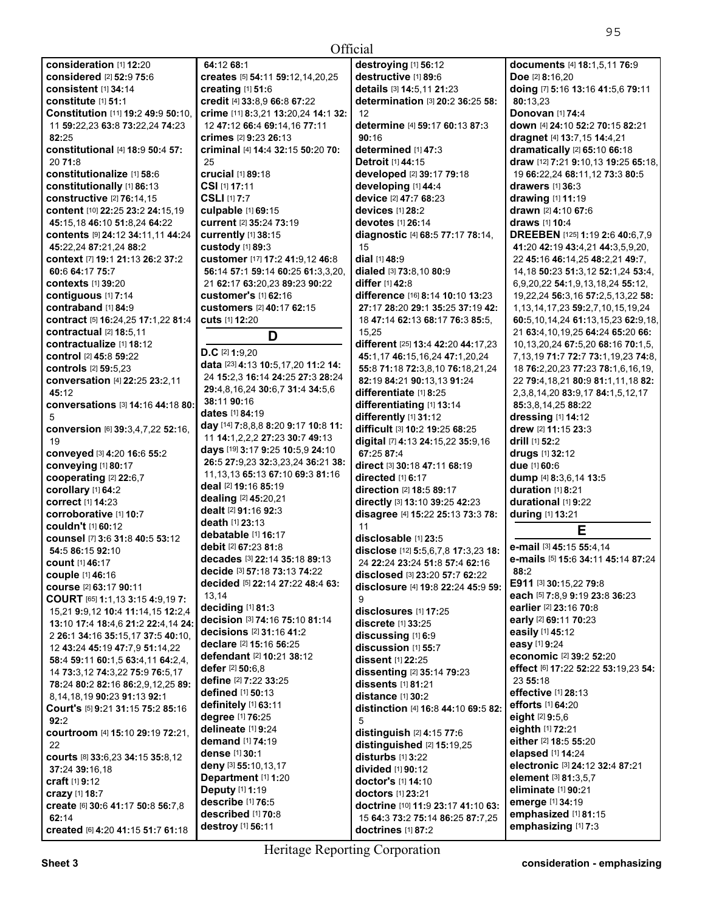**consideration** [1] **12**:20
**considered** [2] **52**:9 **75**:6
**consistent** [1] **34**:14
**constitute** [1] **51**:1
**Constitution** [11] **19**:2 **49**:9 **50**:10, 11 **59**:22,23 **63**:8 **73**:22,24 **74**:23 **82**:25
**constitutional** [4] **18**:9 **50**:4 **57**:20 **71**:8
**constitutionalize** [1] **58**:6
**constitutionally** [1] **86**:13
**constructive** [2] **76**:14,15
**content** [10] **22**:25 **23**:2 **24**:15,19 **45**:15,18 **46**:10 **51**:8,24 **64**:22
**contents** [9] **24**:12 **34**:11,11 **44**:24 **45**:22,24 **87**:21,24 **88**:2
**context** [7] **19**:1 **21**:13 **26**:2 **37**:2 **60**:6 **64**:17 **75**:7
**contexts** [1] **39**:20
**contiguous** [1] **7**:14
**contraband** [1] **84**:9
**contract** [5] **16**:24,25 **17**:1,22 **81**:4
**contractual** [2] **18**:5,11
**contractualize** [1] **18**:12
**control** [2] **45**:8 **59**:22
**controls** [2] **59**:5,23
**conversation** [4] **22**:25 **23**:2,11 **45**:12
**conversations** [3] **14**:16 **44**:18 **80**:5
**conversion** [6] **39**:3,4,7,22 **52**:16, 19
**conveyed** [3] **4**:20 **16**:6 **55**:2
**conveying** [1] **80**:17
**cooperating** [2] **22**:6,7
**corollary** [1] **64**:2
**correct** [1] **14**:23
**corroborative** [1] **10**:7
**couldn't** [1] **60**:12
**counsel** [7] **3**:6 **31**:8 **40**:5 **53**:12 **54**:5 **86**:15 **92**:10
**count** [1] **46**:17
**couple** [1] **46**:16
**course** [2] **63**:17 **90**:11
**COURT** [65] **1**:1,13 **3**:15 **4**:9,19 **7**:15,21 **9**:9,12 **10**:4 **11**:14,15 **12**:2,4 **13**:10 **17**:4 **18**:4,6 **21**:2 **22**:4,14 **24**:2 **26**:1 **34**:16 **35**:15,17 **37**:5 **40**:10, 12 **43**:24 **45**:19 **47**:7,9 **51**:14,22 **58**:4 **59**:11 **60**:1,5 **63**:4,11 **64**:2,4, 14 **73**:3,12 **74**:3,22 **75**:9 **76**:5,17 **78**:24 **80**:2 **82**:16 **86**:2,9,12,25 **89**:8,14,18,19 **90**:23 **91**:13 **92**:1
**Court's** [5] **9**:21 **31**:15 **75**:2 **85**:16 **92**:2
**courtroom** [4] **15**:10 **29**:19 **72**:21, 22
**courts** [8] **33**:6,23 **34**:15 **35**:8,12 **37**:24 **39**:16,18
**craft** [1] **9**:12
**crazy** [1] **18**:7
**create** [6] **30**:6 **41**:17 **50**:8 **56**:7,8 **62**:14
**created** [6] **4**:20 **41**:15 **51**:7 **61**:18 **64**:12 **68**:1
**creates** [5] **54**:11 **59**:12,14,20,25
**creating** [1] **51**:6
**credit** [4] **33**:8,9 **66**:8 **67**:22
**crime** [11] **8**:3,21 **13**:20,24 **14**:1 **32**:12 **47**:12 **66**:4 **69**:14,16 **77**:11
**crimes** [2] **9**:23 **26**:13
**criminal** [4] **14**:4 **32**:15 **50**:20 **70**:25
**crucial** [1] **89**:18
**CSI** [1] **17**:11
**CSLI** [1] **7**:7
**culpable** [1] **69**:15
**current** [2] **35**:24 **73**:19
**currently** [1] **38**:15
**custody** [1] **89**:3
**customer** [17] **17**:2 **41**:9,12 **46**:8 **56**:14 **57**:1 **59**:14 **60**:25 **61**:3,3,20, 21 **62**:17 **63**:20,23 **89**:23 **90**:22
**customer's** [1] **62**:16
**customers** [2] **40**:17 **62**:15
**cuts** [1] **12**:20

## D

**D.C** [2] **1**:9,20
**data** [23] **4**:13 **10**:5,17,20 **11**:2 **14**:24 **15**:2,3 **16**:14 **24**:25 **27**:3 **28**:24 **29**:4,8,16,24 **30**:6,7 **31**:4 **34**:5,6 **38**:11 **90**:16
**dates** [1] **84**:19
**day** [14] **7**:8,8,8 **8**:20 **9**:17 **10**:8 **11**:11 **14**:1,2,2,2 **27**:23 **30**:7 **49**:13
**days** [19] **3**:17 **9**:25 **10**:5,9 **24**:10 **26**:5 **27**:9,23 **32**:3,23,24 **36**:21 **38**:11,13,13 **65**:13 **67**:10 **69**:3 **81**:16
**deal** [2] **19**:16 **85**:19
**dealing** [2] **45**:20,21
**dealt** [2] **91**:16 **92**:3
**death** [1] **23**:13
**debatable** [1] **16**:17
**debit** [2] **67**:23 **81**:8
**decades** [3] **22**:14 **35**:18 **89**:13
**decide** [3] **57**:18 **73**:13 **74**:22
**decided** [5] **22**:14 **27**:22 **48**:4 **63**:13,14
**deciding** [1] **81**:3
**decision** [3] **74**:16 **75**:10 **81**:14
**decisions** [2] **31**:16 **41**:2
**declare** [2] **15**:16 **56**:25
**defendant** [2] **10**:21 **38**:12
**defer** [2] **50**:6,8
**define** [2] **7**:22 **33**:25
**defined** [1] **50**:13
**definitely** [1] **63**:11
**degree** [1] **76**:25
**delineate** [1] **9**:24
**demand** [1] **74**:19
**dense** [1] **30**:1
**deny** [3] **55**:10,13,17
**Department** [1] **1**:20
**Deputy** [1] **1**:19
**describe** [1] **76**:5
**described** [1] **70**:8
**destroy** [1] **56**:11
**destroying** [1] **56**:12
**destructive** [1] **89**:6
**details** [3] **14**:5,11 **21**:23
**determination** [3] **20**:2 **36**:25 **58**:12
**determine** [4] **59**:17 **60**:13 **87**:3 **90**:16
**determined** [1] **47**:3
**Detroit** [1] **44**:15
**developed** [2] **39**:17 **79**:18
**developing** [1] **44**:4
**device** [2] **47**:7 **68**:23
**devices** [1] **28**:2
**devotes** [1] **26**:14
**diagnostic** [4] **68**:5 **77**:17 **78**:14, 15
**dial** [1] **48**:9
**dialed** [3] **73**:8,10 **80**:9
**differ** [1] **42**:8
**difference** [16] **8**:14 **10**:10 **13**:23 **27**:17 **28**:20 **29**:1 **35**:25 **37**:19 **42**:18 **47**:14 **62**:13 **68**:17 **76**:3 **85**:5, 15,25
**different** [25] **13**:4 **42**:20 **44**:17,23 **45**:1,17 **46**:15,16,24 **47**:1,20,24 **55**:8 **71**:18 **72**:3,8,10 **76**:18,21,24 **82**:19 **84**:21 **90**:13,13 **91**:24
**differentiate** [1] **8**:25
**differentiating** [1] **13**:14
**differently** [1] **31**:12
**difficult** [3] **10**:2 **19**:25 **68**:25
**digital** [7] **4**:13 **24**:15,22 **35**:9,16 **67**:25 **87**:4
**direct** [3] **30**:18 **47**:11 **68**:19
**directed** [1] **6**:17
**direction** [2] **18**:5 **89**:17
**directly** [3] **13**:10 **39**:25 **42**:23
**disagree** [4] **15**:22 **25**:13 **73**:3 **78**:11
**disclosable** [1] **23**:5
**disclose** [12] **5**:5,6,7,8 **17**:3,23 **18**:24 **22**:24 **23**:24 **51**:8 **57**:4 **62**:16
**disclosed** [3] **23**:20 **57**:7 **62**:22
**disclosure** [4] **19**:8 **22**:24 **45**:9 **59**:9
**disclosures** [1] **17**:25
**discrete** [1] **33**:25
**discussing** [1] **6**:9
**discussion** [1] **55**:7
**dissent** [1] **22**:25
**dissenting** [2] **35**:14 **79**:23
**dissents** [1] **81**:21
**distance** [1] **30**:2
**distinction** [4] **16**:8 **44**:10 **69**:5 **82**:5
**distinguish** [2] **4**:15 **77**:6
**distinguished** [2] **15**:19,25
**disturbs** [1] **3**:22
**divided** [1] **90**:12
**doctor's** [1] **14**:10
**doctors** [1] **23**:21
**doctrine** [10] **11**:9 **23**:17 **41**:10 **63**:15 **64**:3 **73**:2 **75**:14 **86**:25 **87**:7,25
**doctrines** [1] **87**:2
**documents** [4] **18**:1,5,11 **76**:9
**Doe** [2] **8**:16,20
**doing** [7] **5**:16 **13**:16 **41**:5,6 **79**:11 **80**:13,23
**Donovan** [1] **74**:4
**down** [4] **24**:10 **52**:2 **70**:15 **82**:21
**dragnet** [4] **13**:7,15 **14**:4,21
**dramatically** [2] **65**:10 **66**:18
**draw** [12] **7**:21 **9**:10,13 **19**:25 **65**:18, 19 **66**:22,24 **68**:11,12 **73**:3 **80**:5
**drawers** [1] **36**:3
**drawing** [1] **11**:19
**drawn** [2] **4**:10 **67**:6
**draws** [1] **10**:4
**DREEBEN** [125] **1**:19 **2**:6 **40**:6,7,9 **41**:20 **42**:19 **43**:4,21 **44**:3,5,9,20, 22 **45**:16 **46**:14,25 **48**:2,21 **49**:7, 14,18 **50**:23 **51**:3,12 **52**:1,24 **53**:4, 6,9,20,22 **54**:1,9,13,18,24 **55**:12, 19,22,24 **56**:3,16 **57**:2,5,13,22 **58**:1,13,14,17,23 **59**:2,7,10,15,19,24 **60**:5,10,14,24 **61**:13,15,23 **62**:9,18, 21 **63**:4,10,19,25 **64**:24 **65**:20 **66**:10,13,20,24 **67**:5,20 **68**:16 **70**:1,5, 7,13,19 **71**:7 **72**:7 **73**:1,19,23 **74**:8, 18 **76**:2,20,23 **77**:23 **78**:1,6,16,19, 22 **79**:4,18,21 **80**:9 **81**:1,11,18 **82**:2,3,8,14,20 **83**:9,17 **84**:1,5,12,17 **85**:3,8,14,25 **88**:22
**dressing** [1] **14**:12
**drew** [2] **11**:15 **23**:3
**drill** [1] **52**:2
**drugs** [1] **32**:12
**due** [1] **60**:6
**dump** [4] **8**:3,6,14 **13**:5
**duration** [1] **8**:21
**durational** [1] **9**:22
**during** [1] **13**:21

## E

**e-mail** [3] **45**:15 **55**:4,14
**e-mails** [5] **15**:6 **34**:11 **45**:14 **87**:24 **88**:2
**E911** [3] **30**:15,22 **79**:8
**each** [5] **7**:8,9 **9**:19 **23**:8 **36**:23
**earlier** [2] **23**:16 **70**:8
**early** [2] **69**:11 **70**:23
**easily** [1] **45**:12
**easy** [1] **9**:24
**economic** [2] **39**:2 **52**:20
**effect** [6] **17**:22 **52**:22 **53**:19,23 **54**:23 **55**:18
**effective** [1] **28**:13
**efforts** [1] **64**:20
**eight** [2] **9**:5,6
**eighth** [1] **72**:21
**either** [2] **18**:5 **55**:20
**elapsed** [1] **14**:24
**electronic** [3] **24**:12 **32**:4 **87**:21
**element** [3] **81**:3,5,7
**eliminate** [1] **90**:21
**emerge** [1] **34**:19
**emphasized** [1] **81**:15
**emphasizing** [1] **7**:3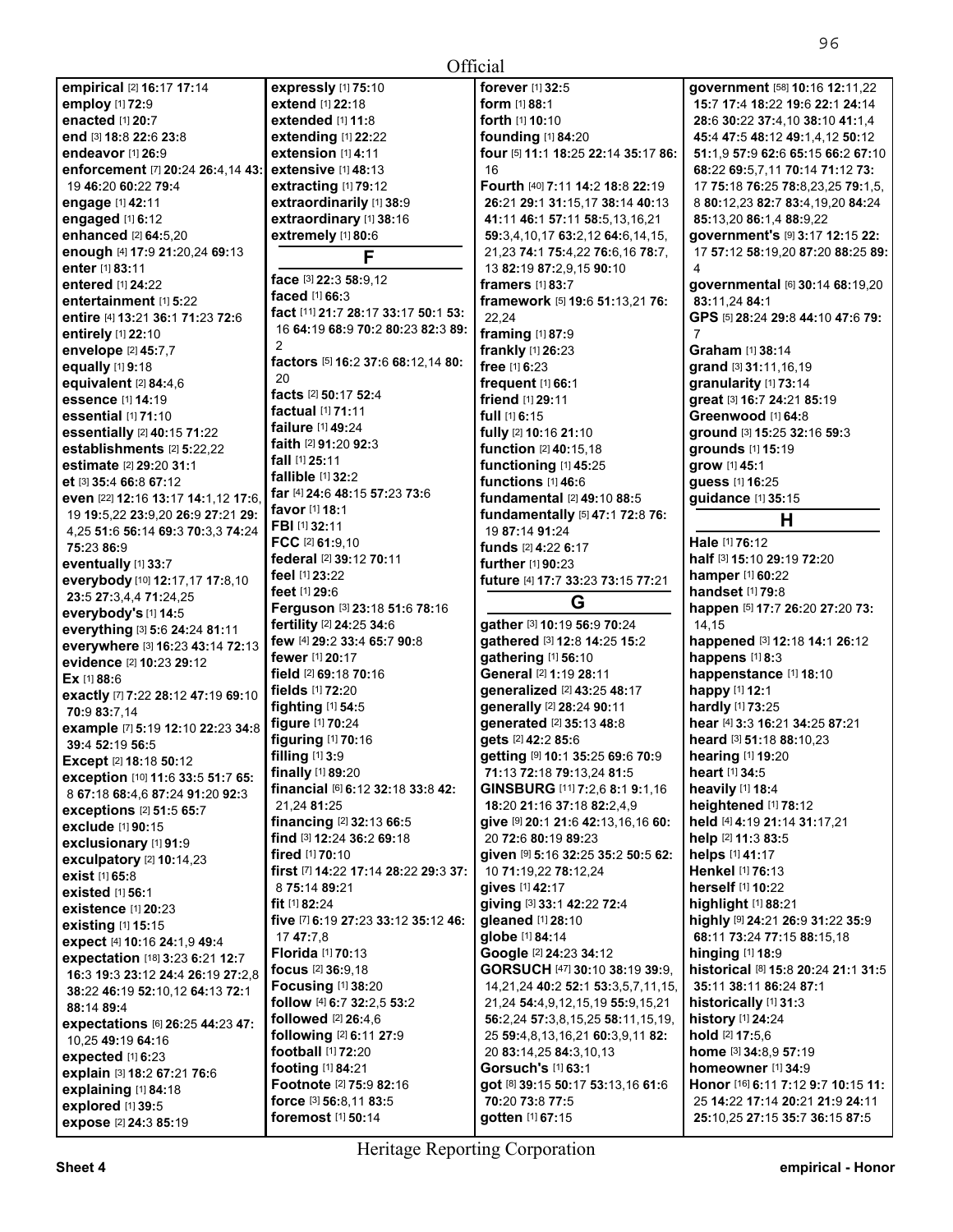**empirical** [2] **16**:17 **17**:14
**employ** [1] **72**:9
**enacted** [1] **20**:7
**end** [3] **18**:8 **22**:6 **23**:8
**endeavor** [1] **26**:9
**enforcement** [7] **20**:24 **26**:4,14 **43**:19 **46**:20 **60**:22 **79**:4
**engage** [1] **42**:11
**engaged** [1] **6**:12
**enhanced** [2] **64**:5,20
**enough** [4] **17**:9 **21**:20,24 **69**:13
**enter** [1] **83**:11
**entered** [1] **24**:22
**entertainment** [1] **5**:22
**entire** [4] **13**:21 **36**:1 **71**:23 **72**:6
**entirely** [1] **22**:10
**envelope** [2] **45**:7,7
**equally** [1] **9**:18
**equivalent** [2] **84**:4,6
**essence** [1] **14**:19
**essential** [1] **71**:10
**essentially** [2] **40**:15 **71**:22
**establishments** [2] **5**:22,22
**estimate** [2] **29**:20 **31**:1
**et** [3] **35**:4 **66**:8 **67**:12
**even** [22] **12**:16 **13**:17 **14**:1,12 **17**:6,19 **19**:5,22 **23**:9,20 **26**:9 **27**:21 **29**:4,25 **51**:6 **56**:14 **69**:3 **70**:3,3 **74**:24 **75**:23 **86**:9
**eventually** [1] **33**:7
**everybody** [10] **12**:17,17 **17**:8,10 **23**:5 **27**:3,4,4 **71**:24,25
**everybody's** [1] **14**:5
**everything** [3] **5**:6 **24**:24 **81**:11
**everywhere** [3] **16**:23 **43**:14 **72**:13
**evidence** [2] **10**:23 **29**:12
**Ex** [1] **88**:6
**exactly** [7] **7**:22 **28**:12 **47**:19 **69**:10 **70**:9 **83**:7,14
**example** [7] **5**:19 **12**:10 **22**:23 **34**:8 **39**:4 **52**:19 **56**:5
**Except** [2] **18**:18 **50**:12
**exception** [10] **11**:6 **33**:5 **51**:7 **65**:8 **67**:18 **68**:4,6 **87**:24 **91**:20 **92**:3
**exceptions** [2] **51**:5 **65**:7
**exclude** [1] **90**:15
**exclusionary** [1] **91**:9
**exculpatory** [2] **10**:14,23
**exist** [1] **65**:8
**existed** [1] **56**:1
**existence** [1] **20**:23
**existing** [1] **15**:15
**expect** [4] **10**:16 **24**:1,9 **49**:4
**expectation** [18] **3**:23 **6**:21 **12**:7 **16**:3 **19**:3 **23**:12 **24**:4 **26**:19 **27**:2,8 **38**:22 **46**:19 **52**:10,12 **64**:13 **72**:1 **88**:14 **89**:4
**expectations** [6] **26**:25 **44**:23 **47**:10,25 **49**:19 **64**:16
**expected** [1] **6**:23
**explain** [3] **18**:2 **67**:21 **76**:6
**explaining** [1] **84**:18
**explored** [1] **39**:5
**expose** [2] **24**:3 **85**:19
**expressly** [1] **75**:10
**extend** [1] **22**:18
**extended** [1] **11**:8
**extending** [1] **22**:22
**extension** [1] **4**:11
**extensive** [1] **48**:13
**extracting** [1] **79**:12
**extraordinarily** [1] **38**:9
**extraordinary** [1] **38**:16
**extremely** [1] **80**:6

## F

**face** [3] **22**:3 **58**:9,12
**faced** [1] **66**:3
**fact** [11] **21**:7 **28**:17 **33**:17 **50**:1 **53**:16 **64**:19 **68**:9 **70**:2 **80**:23 **82**:3 **89**:2
**factors** [5] **16**:2 **37**:6 **68**:12,14 **80**:20
**facts** [2] **50**:17 **52**:4
**factual** [1] **71**:11
**failure** [1] **49**:24
**faith** [2] **91**:20 **92**:3
**fall** [1] **25**:11
**fallible** [1] **32**:2
**far** [4] **24**:6 **48**:15 **57**:23 **73**:6
**favor** [1] **18**:1
**FBI** [1] **32**:11
**FCC** [2] **61**:9,10
**federal** [2] **39**:12 **70**:11
**feel** [1] **23**:22
**feet** [1] **29**:6
**Ferguson** [3] **23**:18 **51**:6 **78**:16
**fertility** [2] **24**:25 **34**:6
**few** [4] **29**:2 **33**:4 **65**:7 **90**:8
**fewer** [1] **20**:17
**field** [2] **69**:18 **70**:16
**fields** [1] **72**:20
**fighting** [1] **54**:5
**figure** [1] **70**:24
**figuring** [1] **70**:16
**filling** [1] **3**:9
**finally** [1] **89**:20
**financial** [6] **6**:12 **32**:18 **33**:8 **42**:21,24 **81**:25
**financing** [2] **32**:13 **66**:5
**find** [3] **12**:24 **36**:2 **69**:18
**fired** [1] **70**:10
**first** [7] **14**:22 **17**:14 **28**:22 **29**:3 **37**:8 **75**:14 **89**:21
**fit** [1] **82**:24
**five** [7] **6**:19 **27**:23 **33**:12 **35**:12 **46**:17 **47**:7,8
**Florida** [1] **70**:13
**focus** [2] **36**:9,18
**Focusing** [1] **38**:20
**follow** [4] **6**:7 **32**:2,5 **53**:2
**followed** [2] **26**:4,6
**following** [2] **6**:11 **27**:9
**football** [1] **72**:20
**footing** [1] **84**:21
**Footnote** [2] **75**:9 **82**:16
**force** [3] **56**:8,11 **83**:5
**foremost** [1] **50**:14
**forever** [1] **32**:5
**form** [1] **88**:1
**forth** [1] **10**:10
**founding** [1] **84**:20
**four** [5] **11**:1 **18**:25 **22**:14 **35**:17 **86**:16
**Fourth** [40] **7**:11 **14**:2 **18**:8 **22**:19 **26**:21 **29**:1 **31**:15,17 **38**:14 **40**:13 **41**:11 **46**:1 **57**:11 **58**:5,13,16,21 **59**:3,4,10,17 **63**:2,12 **64**:6,14,15,21,23 **74**:1 **75**:4,22 **76**:6,16 **78**:7,13 **82**:19 **87**:2,9,15 **90**:10
**framers** [1] **83**:7
**framework** [5] **19**:6 **51**:13,21 **76**:22,24
**framing** [1] **87**:9
**frankly** [1] **26**:23
**free** [1] **6**:23
**frequent** [1] **66**:1
**friend** [1] **29**:11
**full** [1] **6**:15
**fully** [2] **10**:16 **21**:10
**function** [2] **40**:15,18
**functioning** [1] **45**:25
**functions** [1] **46**:6
**fundamental** [2] **49**:10 **88**:5
**fundamentally** [5] **47**:1 **72**:8 **76**:19 **87**:14 **91**:24
**funds** [2] **4**:22 **6**:17
**further** [1] **90**:23
**future** [4] **17**:7 **33**:23 **73**:15 **77**:21

## G

**gather** [3] **10**:19 **56**:9 **70**:24
**gathered** [3] **12**:8 **14**:25 **15**:2
**gathering** [1] **56**:10
**General** [2] **1**:19 **28**:11
**generalized** [2] **43**:25 **48**:17
**generally** [2] **28**:24 **90**:11
**generated** [2] **35**:13 **48**:8
**gets** [2] **42**:2 **85**:6
**getting** [9] **10**:1 **35**:25 **69**:6 **70**:9 **71**:13 **72**:18 **79**:13,24 **81**:5
**GINSBURG** [11] **7**:2,6 **8**:1 **9**:1,16 **18**:20 **21**:16 **37**:18 **82**:2,4,9
**give** [9] **20**:1 **21**:6 **42**:13,16,16 **60**:20 **72**:6 **80**:19 **89**:23
**given** [9] **5**:16 **32**:25 **35**:2 **50**:5 **62**:10 **71**:19,22 **78**:12,24
**gives** [1] **42**:17
**giving** [3] **33**:1 **42**:22 **72**:4
**gleaned** [1] **28**:10
**globe** [1] **84**:14
**Google** [2] **24**:23 **34**:12
**GORSUCH** [47] **30**:10 **38**:19 **39**:9,14,21,24 **40**:2 **52**:1 **53**:3,5,7,11,15,21,24 **54**:4,9,12,15,19 **55**:9,15,21 **56**:2,24 **57**:3,8,15,25 **58**:11,15,19,25 **59**:4,8,13,16,21 **60**:3,9,11 **82**:20 **83**:14,25 **84**:3,10,13
**Gorsuch's** [1] **63**:1
**got** [8] **39**:15 **50**:17 **53**:13,16 **61**:6 **70**:20 **73**:8 **77**:5
**gotten** [1] **67**:15
**government** [58] **10**:16 **12**:11,22 **15**:7 **17**:4 **18**:22 **19**:6 **22**:1 **24**:14 **28**:6 **30**:22 **37**:4,10 **38**:10 **41**:1,4 **45**:4 **47**:5 **48**:12 **49**:1,4,12 **50**:12 **51**:1,9 **57**:9 **62**:6 **65**:15 **66**:2 **67**:10 **68**:22 **69**:5,7,11 **70**:14 **71**:12 **73**:17 **75**:18 **76**:25 **78**:8,23,25 **79**:1,5,8 **80**:12,23 **82**:7 **83**:4,19,20 **84**:24 **85**:13,20 **86**:1,4 **88**:9,22
**government's** [9] **3**:17 **12**:15 **22**:17 **57**:12 **58**:19,20 **87**:20 **88**:25 **89**:4
**governmental** [6] **30**:14 **68**:19,20 **83**:11,24 **84**:1
**GPS** [5] **28**:24 **29**:8 **44**:10 **47**:6 **79**:7
**Graham** [1] **38**:14
**grand** [3] **31**:11,16,19
**granularity** [1] **73**:14
**great** [3] **16**:7 **24**:21 **85**:19
**Greenwood** [1] **64**:8
**ground** [3] **15**:25 **32**:16 **59**:3
**grounds** [1] **15**:19
**grow** [1] **45**:1
**guess** [1] **16**:25
**guidance** [1] **35**:15

## H

**Hale** [1] **76**:12
**half** [3] **15**:10 **29**:19 **72**:20
**hamper** [1] **60**:22
**handset** [1] **79**:8
**happen** [5] **17**:7 **26**:20 **27**:20 **73**:14,15
**happened** [3] **12**:18 **14**:1 **26**:12
**happens** [1] **8**:3
**happenstance** [1] **18**:10
**happy** [1] **12**:1
**hardly** [1] **73**:25
**hear** [4] **3**:3 **16**:21 **34**:25 **87**:21
**heard** [3] **51**:18 **88**:10,23
**hearing** [1] **19**:20
**heart** [1] **34**:5
**heavily** [1] **18**:4
**heightened** [1] **78**:12
**held** [4] **4**:19 **21**:14 **31**:17,21
**help** [2] **11**:3 **83**:5
**helps** [1] **41**:17
**Henkel** [1] **76**:13
**herself** [1] **10**:22
**highlight** [1] **88**:21
**highly** [9] **24**:21 **26**:9 **31**:22 **35**:9 **68**:11 **73**:24 **77**:15 **88**:15,18
**hinging** [1] **18**:9
**historical** [8] **15**:8 **20**:24 **21**:1 **31**:5 **35**:11 **38**:11 **86**:24 **87**:1
**historically** [1] **31**:3
**history** [1] **24**:24
**hold** [2] **17**:5,6
**home** [3] **34**:8,9 **57**:19
**homeowner** [1] **34**:9
**Honor** [16] **6**:11 **7**:12 **9**:7 **10**:15 **11**:25 **14**:22 **17**:14 **20**:21 **21**:9 **24**:11 **25**:10,25 **27**:15 **35**:7 **36**:15 **87**:5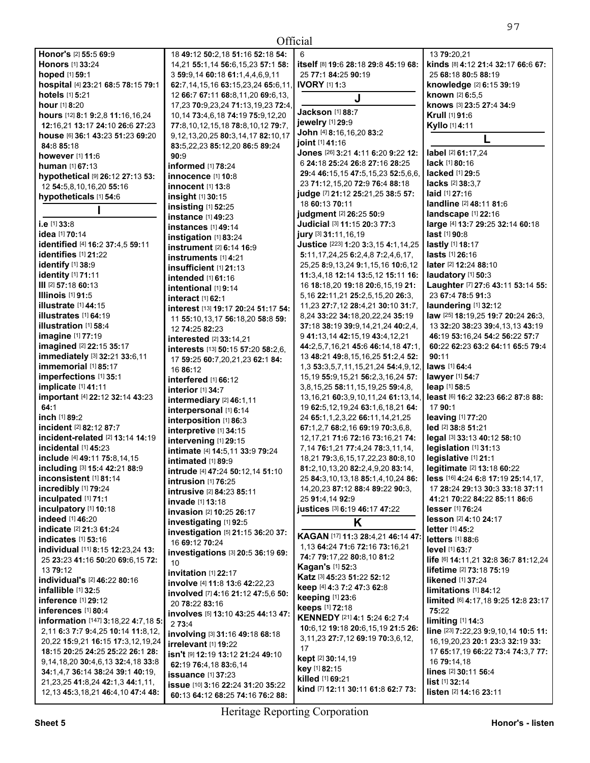**Honor's** [2] **55:**5 **69:**9
**Honors** [1] **33:**24
**hoped** [1] **59:**1
**hospital** [4] **23:**21 **68:**5 **78:**15 **79:**1
**hotels** [1] **5:**21
**hour** [1] **8:**20
**hours** [12] **8:**1 **9:**2,8 **11:**16,16,24 **12:**16,21 **13:**17 **24:**10 **26:**6 **27:**23
**house** [6] **36:**1 **43:**23 **51:**23 **69:**20 **84:**8 **85:**18
**however** [1] **11:**6
**human** [1] **67:**13
**hypothetical** [9] **26:**12 **27:**13 **53:**12 **54:**5,8,10,16,20 **55:**16
**hypotheticals** [1] **54:**6

## I

**i.e** [1] **33:**8
**idea** [1] **70:**14
**identified** [4] **16:**2 **37:**4,5 **59:**11
**identifies** [1] **21:**22
**identify** [1] **38:**9
**identity** [1] **71:**11
**III** [2] **57:**18 **60:**13
**Illinois** [1] **91:**5
**illustrate** [1] **44:**15
**illustrates** [1] **64:**19
**illustration** [1] **58:**4
**imagine** [1] **77:**19
**imagined** [2] **22:**15 **35:**17
**immediately** [3] **32:**21 **33:**6,11
**immemorial** [1] **85:**17
**imperfections** [1] **35:**1
**implicate** [1] **41:**11
**important** [4] **22:**12 **32:**14 **43:**23 **64:**1
**inch** [1] **89:**2
**incident** [2] **82:**12 **87:**7
**incident-related** [2] **13:**14 **14:**19
**incidental** [1] **45:**23
**include** [4] **49:**11 **75:**8,14,15
**including** [3] **15:**4 **42:**21 **88:**9
**inconsistent** [1] **81:**14
**incredibly** [1] **79:**24
**inculpated** [1] **71:**1
**inculpatory** [1] **10:**18
**indeed** [1] **46:**20
**indicate** [2] **21:**3 **61:**24
**indicates** [1] **53:**16
**individual** [11] **8:**15 **12:**23,24 **13:**25 **23:**23 **41:**16 **50:**20 **69:**6,15 **72:**13 **79:**12
**individual's** [2] **46:**22 **80:**16
**infallible** [1] **32:**5
**inference** [1] **29:**12
**inferences** [1] **80:**4
**information** [147] **3:**18,22 **4:**7,18 **5:**2,11 **6:**3 **7:**7 **9:**4,25 **10:**14 **11:**8,12,20,22 **15:**9,21 **16:**15 **17:**3,12,19,24 **18:**15 **20:**25 **24:**25 **25:**22 **26:**1 **28:**9,14,18,20 **30:**4,6,13 **32:**4,18 **33:**8 **34:**1,4,7 **36:**14 **38:**24 **39:**1 **40:**19,21,23,25 **41:**8,24 **42:**1,3 **44:**1,11,12,13 **45:**3,18,21 **46:**4,10 **47:**4 **48:**18 **49:**12 **50:**2,18 **51:**16 **52:**18 **54:**14,21 **55:**1,14 **56:**6,15,23 **57:**1 **58:**3 **59:**9,14 **60:**18 **61:**1,4,4,6,9,11 **62:**7,14,15,16 **63:**15,23,24 **65:**6,11,12 **66:**7 **67:**11 **68:**8,11,20 **69:**6,13,17,23 **70:**9,23,24 **71:**13,19,23 **72:**4,10,14 **73:**4,6,18 **74:**19 **75:**9,12,20 **77:**8,10,12,15,18 **78:**8,10,12 **79:**7,9,12,13,20,25 **80:**3,14,17 **82:**10,17 **83:**5,22,23 **85:**12,20 **86:**5 **89:**24 **90:**9
**informed** [1] **78:**24
**innocence** [1] **10:**8
**innocent** [1] **13:**8
**insight** [1] **30:**15
**insisting** [1] **52:**25
**instance** [1] **49:**23
**instances** [1] **49:**14
**instigation** [1] **83:**24
**instrument** [2] **6:**14 **16:**9
**instruments** [1] **4:**21
**insufficient** [1] **21:**13
**intended** [1] **61:**16
**intentional** [1] **9:**14
**interact** [1] **62:**1
**interest** [13] **19:**17 **20:**24 **51:**17 **54:**11 **55:**10,13,17 **56:**18,20 **58:**8 **59:**12 **74:**25 **82:**23
**interested** [2] **33:**14,21
**interests** [13] **50:**15 **57:**20 **58:**2,6,17 **59:**25 **60:**7,20,21,23 **62:**1 **84:**16 **86:**12
**interfered** [1] **66:**12
**interior** [1] **34:**7
**intermediary** [2] **46:**1,11
**interpersonal** [1] **6:**14
**interposition** [1] **86:**3
**interpretive** [1] **34:**15
**intervening** [1] **29:**15
**intimate** [4] **14:**5,11 **33:**9 **79:**24
**intimated** [1] **89:**9
**intrude** [4] **47:**24 **50:**12,14 **51:**10
**intrusion** [1] **76:**25
**intrusive** [2] **84:**23 **85:**11
**invade** [1] **13:**18
**invasion** [2] **10:**25 **26:**17
**investigating** [1] **92:**5
**investigation** [5] **21:**15 **36:**20 **37:**16 **69:**12 **70:**24
**investigations** [3] **20:**5 **36:**19 **69:**10
**invitation** [1] **22:**17
**involve** [4] **11:**8 **13:**6 **42:**22,23
**involved** [7] **4:**16 **21:**12 **47:**5,6 **50:**20 **78:**22 **83:**16
**involves** [5] **13:**10 **43:**25 **44:**13 **47:**2 **73:**4
**involving** [3] **31:**16 **49:**18 **68:**18
**irrelevant** [1] **19:**22
**isn't** [9] **12:**19 **13:**12 **21:**24 **49:**10 **62:**19 **76:**4,18 **83:**6,14
**issuance** [1] **37:**23
**issue** [10] **3:**16 **22:**24 **31:**20 **35:**22 **60:**13 **64:**12 **68:**25 **74:**16 **76:**2 **88:**6
**itself** [8] **19:**6 **28:**18 **29:**8 **45:**19 **68:**25 **77:**1 **84:**25 **90:**19
**IVORY** [1] **1:**3

## J

**Jackson** [1] **88:**7
**jewelry** [1] **29:**9
**John** [4] **8:**16,16,20 **83:**2
**joint** [1] **41:**16
**Jones** [26] **3:**21 **4:**11 **6:**20 **9:**22 **12:**6 **24:**18 **25:**24 **26:**8 **27:**16 **28:**25 **29:**4 **46:**15,15 **47:**5,15,23 **52:**5,6,6,23 **71:**12,15,20 **72:**9 **76:**4 **88:**18
**judge** [7] **21:**12 **25:**21,25 **38:**5 **57:**18 **60:**13 **70:**11
**judgment** [2] **26:**25 **50:**9
**Judicial** [3] **11:**15 **20:**3 **77:**3
**jury** [3] **31:**11,16,19
**Justice** [223] **1:**20 **3:**3,15 **4:**1,14,25 **5:**11,17,24,25 **6:**2,4,8 **7:**2,4,6,17,25,25 **8:**9,13,24 **9:**1,15,16 **10:**6,12 **11:**3,4,18 **12:**14 **13:**5,12 **15:**11 **16:**16 **18:**18,20 **19:**18 **20:**6,15,19 **21:**5,16 **22:**11,21 **25:**2,5,15,20 **26:**3,11,23 **27:**7,12 **28:**4,21 **30:**10 **31:**7,8,24 **33:**22 **34:**18,20,22,24 **35:**19 **37:**18 **38:**19 **39:**9,14,21,24 **40:**2,4,9 **41:**13,14 **42:**15,19 **43:**4,12,21 **44:**2,5,7,16,21 **45:**6 **46:**14,18 **47:**1,13 **48:**21 **49:**8,15,16,25 **51:**2,4 **52:**1,3 **53:**3,5,7,11,15,21,24 **54:**4,9,12,15,19 **55:**9,15,21 **56:**2,3,16,24 **57:**3,8,15,25 **58:**11,15,19,25 **59:**4,8,13,16,21 **60:**3,9,10,11,24 **61:**13,14,19 **62:**5,12,19,24 **63:**1,6,18,21 **64:**24 **65:**1,1,2,3,22 **66:**11,14,21,25 **67:**1,2,7 **68:**2,16 **69:**19 **70:**3,6,8,12,17,21 **71:**6 **72:**16 **73:**16,21 **74:**7,14 **76:**1,21 **77:**4,24 **78:**3,11,14,18,21 **79:**3,6,15,17,22,23 **80:**8,10 **81:**2,10,13,20 **82:**2,4,9,20 **83:**14,25 **84:**3,10,13,18 **85:**1,4,10,24 **86:**14,20,23 **87:**12 **88:**4 **89:**22 **90:**3,25 **91:**4,14 **92:**9
**justices** [3] **6:**19 **46:**17 **47:**22

## K

**KAGAN** [17] **11:**3 **28:**4,21 **46:**14 **47:**1,13 **64:**24 **71:**6 **72:**16 **73:**16,21 **74:**7 **79:**17,22 **80:**8,10 **81:**2
**Kagan's** [1] **52:**3
**Katz** [3] **45:**23 **51:**22 **52:**12
**keep** [4] **4:**3 **7:**2 **47:**3 **62:**8
**keeping** [1] **23:**6
**keeps** [1] **72:**18
**KENNEDY** [21] **4:**1 **5:**24 **6:**2 **7:**4 **10:**6,12 **19:**18 **20:**6,15,19 **21:**5 **26:**3,11,23 **27:**7,12 **69:**19 **70:**3,6,12,17
**kept** [2] **30:**14,19
**key** [1] **82:**15
**killed** [1] **69:**21
**kind** [7] **12:**11 **30:**11 **61:**8 **62:**7 **73:**13 **79:**20,21
**kinds** [8] **4:**12 **21:**4 **32:**17 **66:**6 **67:**25 **68:**18 **80:**5 **88:**19
**knowledge** [2] **6:**15 **39:**19
**known** [2] **6:**5,5
**knows** [3] **23:**5 **27:**4 **34:**9
**Krull** [1] **91:**6
**Kyllo** [1] **4:**11

## L

**label** [2] **61:**17,24
**lack** [1] **80:**16
**lacked** [1] **29:**5
**lacks** [2] **38:**3,7
**laid** [1] **27:**16
**landline** [2] **48:**11 **81:**6
**landscape** [1] **22:**16
**large** [4] **13:**7 **29:**25 **32:**14 **60:**18
**last** [1] **90:**8
**lastly** [1] **18:**17
**lasts** [1] **26:**16
**later** [2] **12:**24 **88:**10
**laudatory** [1] **50:**3
**Laughter** [7] **27:**6 **43:**11 **53:**14 **55:**23 **67:**4 **78:**5 **91:**3
**laundering** [1] **32:**12
**law** [25] **18:**19,25 **19:**7 **20:**24 **26:**3,13 **32:**20 **38:**23 **39:**4,13,13 **43:**19 **46:**19 **53:**16,24 **54:**2 **56:**22 **57:**7 **60:**22 **62:**23 **63:**2 **64:**11 **65:**5 **79:**4 **90:**11
**laws** [1] **64:**4
**lawyer** [1] **54:**7
**leap** [1] **58:**5
**least** [6] **16:**2 **32:**23 **66:**2 **87:**8 **88:**17 **90:**1
**leaving** [1] **77:**20
**led** [2] **38:**8 **51:**21
**legal** [3] **33:**13 **40:**12 **58:**10
**legislation** [1] **31:**13
**legislative** [1] **21:**1
**legitimate** [2] **13:**18 **60:**22
**less** [16] **4:**24 **6:**8 **17:**19 **25:**14,17,28 **24:**8 **29:**13 **30:**3 **33:**18 **37:**11 **41:**21 **70:**22 **84:**22 **85:**11 **86:**6
**lesser** [1] **76:**24
**lesson** [2] **4:**10 **24:**17
**letter** [1] **45:**2
**letters** [1] **88:**6
**level** [1] **63:**7
**life** [6] **14:**11,21 **32:**8 **36:**7 **81:**12,24
**lifetime** [2] **73:**18 **75:**19
**likened** [1] **37:**24
**limitations** [1] **84:**12
**limited** [6] **4:**17,18 **9:**25 **12:**8 **23:**17 **75:**22
**limiting** [1] **14:**3
**line** [23] **7:**22,23 **9:**9,10,14 **10:**5 **11:**16,19,20,23 **20:**1 **23:**3 **32:**19 **33:**17 **65:**17,19 **66:**22 **73:**4 **74:**3,7 **77:**16 **79:**14,18
**lines** [2] **30:**11 **56:**4
**list** [1] **32:**14
**listen** [2] **14:**16 **23:**11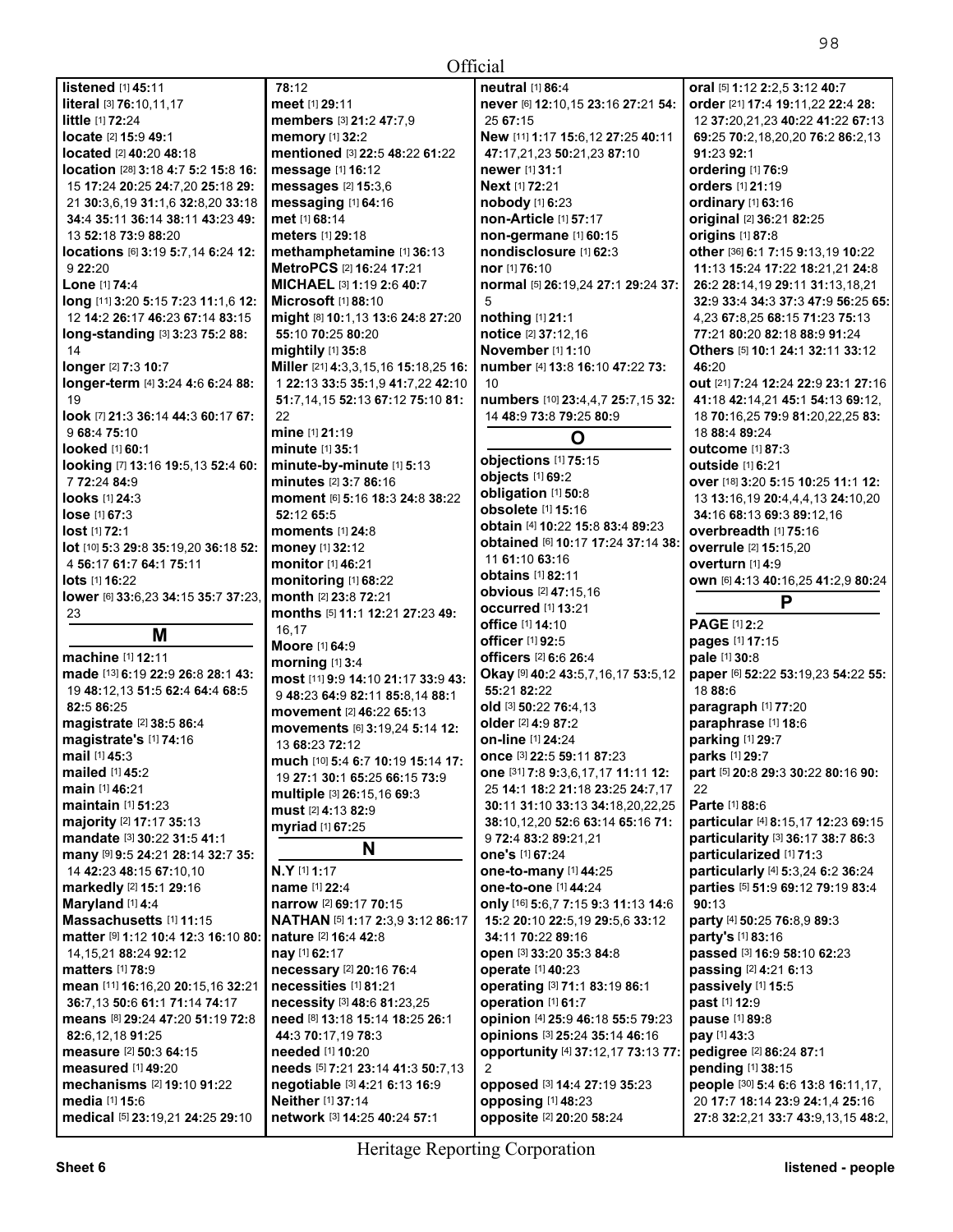Official

**listened** [1] **45:**11
**literal** [3] **76:**10,11,17
**little** [1] **72:**24
**locate** [2] **15:**9 **49:**1
**located** [2] **40:**20 **48:**18
**location** [28] **3:**18 **4:**7 **5:**2 **15:**8 **16:** 15 **17:**24 **20:**25 **24:**7,20 **25:**18 **29:** 21 **30:**3,6,19 **31:**1,6 **32:**8,20 **33:**18 **34:**4 **35:**11 **36:**14 **38:**11 **43:**23 **49:** 13 **52:**18 **73:**9 **88:**20
**locations** [6] **3:**19 **5:**7,14 **6:**24 **12:** 9 **22:**20
**Lone** [1] **74:**4
**long** [11] **3:**20 **5:**15 **7:**23 **11:**1,6 **12:** 12 **14:**2 **26:**17 **46:**23 **67:**14 **83:**15
**long-standing** [3] **3:**23 **75:**2 **88:** 14
**longer** [2] **7:**3 **10:**7
**longer-term** [4] **3:**24 **4:**6 **6:**24 **88:** 19
**look** [7] **21:**3 **36:**14 **44:**3 **60:**17 **67:** 9 **68:**4 **75:**10
**looked** [1] **60:**1
**looking** [7] **13:**16 **19:**5,13 **52:**4 **60:** 7 **72:**24 **84:**9
**looks** [1] **24:**3
**lose** [1] **67:**3
**lost** [1] **72:**1
**lot** [10] **5:**3 **29:**8 **35:**19,20 **36:**18 **52:** 4 **56:**17 **61:**7 **64:**1 **75:**11
**lots** [1] **16:**22
**lower** [6] **33:**6,23 **34:**15 **35:**7 **37:**23, 23

## M

**machine** [1] **12:**11
**made** [13] **6:**19 **22:**9 **26:**8 **28:**1 **43:** 19 **48:**12,13 **51:**5 **62:**4 **64:**4 **68:**5 **82:**5 **86:**25
**magistrate** [2] **38:**5 **86:**4
**magistrate's** [1] **74:**16
**mail** [1] **45:**3
**mailed** [1] **45:**2
**main** [1] **46:**21
**maintain** [1] **51:**23
**majority** [2] **17:**17 **35:**13
**mandate** [3] **30:**22 **31:**5 **41:**1
**many** [9] **9:**5 **24:**21 **28:**14 **32:**7 **35:** 14 **42:**23 **48:**15 **67:**10,10
**markedly** [2] **15:**1 **29:**16
**Maryland** [1] **4:**4
**Massachusetts** [1] **11:**15
**matter** [9] **1:**12 **10:**4 **12:**3 **16:**10 **80:** 14,15,21 **88:**24 **92:**12
**matters** [1] **78:**9
**mean** [11] **16:**16,20 **20:**15,16 **32:**21 **36:**7,13 **50:**6 **61:**1 **71:**14 **74:**17
**means** [8] **29:**24 **47:**20 **51:**19 **72:**8 **82:**6,12,18 **91:**25
**measure** [2] **50:**3 **64:**15
**measured** [1] **49:**20
**mechanisms** [2] **19:**10 **91:**22
**media** [1] **15:**6
**medical** [5] **23:**19,21 **24:**25 **29:**10 **78:**12
**meet** [1] **29:**11
**members** [3] **21:**2 **47:**7,9
**memory** [1] **32:**2
**mentioned** [3] **22:**5 **48:**22 **61:**22
**message** [1] **16:**12
**messages** [2] **15:**3,6
**messaging** [1] **64:**16
**met** [1] **68:**14
**meters** [1] **29:**18
**methamphetamine** [1] **36:**13
**MetroPCS** [2] **16:**24 **17:**21
**MICHAEL** [3] **1:**19 **2:**6 **40:**7
**Microsoft** [1] **88:**10
**might** [8] **10:**1,13 **13:**6 **24:**8 **27:**20 **55:**10 **70:**25 **80:**20
**mightily** [1] **35:**8
**Miller** [21] **4:**3,3,15,16 **15:**18,25 **16:** 1 **22:**13 **33:**5 **35:**1,9 **41:**7,22 **42:**10 **51:**7,14,15 **52:**13 **67:**12 **75:**10 **81:** 22
**mine** [1] **21:**19
**minute** [1] **35:**1
**minute-by-minute** [1] **5:**13
**minutes** [2] **3:**7 **86:**16
**moment** [6] **5:**16 **18:**3 **24:**8 **38:**22 **52:**12 **65:**5
**moments** [1] **24:**8
**money** [1] **32:**12
**monitor** [1] **46:**21
**monitoring** [1] **68:**22
**month** [2] **23:**8 **72:**21
**months** [5] **11:**1 **12:**21 **27:**23 **49:** 16,17
**Moore** [1] **64:**9
**morning** [1] **3:**4
**most** [11] **9:**9 **14:**10 **21:**17 **33:**9 **43:** 9 **48:**23 **64:**9 **82:**11 **85:**8,14 **88:**1
**movement** [2] **46:**22 **65:**13
**movements** [6] **3:**19,24 **5:**14 **12:** 13 **68:**23 **72:**12
**much** [10] **5:**4 **6:**7 **10:**19 **15:**14 **17:** 19 **27:**1 **30:**1 **65:**25 **66:**15 **73:**9
**multiple** [3] **26:**15,16 **69:**3
**must** [2] **4:**13 **82:**9
**myriad** [1] **67:**25

## N

**N.Y** [1] **1:**17
**name** [1] **22:**4
**narrow** [2] **69:**17 **70:**15
**NATHAN** [5] **1:**17 **2:**3,9 **3:**12 **86:**17
**nature** [2] **16:**4 **42:**8
**nay** [1] **62:**17
**necessary** [2] **20:**16 **76:**4
**necessities** [1] **81:**21
**necessity** [3] **48:**6 **81:**23,25
**need** [8] **13:**18 **15:**14 **18:**25 **26:**1 **44:**3 **70:**17,19 **78:**3
**needed** [1] **10:**20
**needs** [5] **7:**21 **23:**14 **41:**3 **50:**7,13
**negotiable** [3] **4:**21 **6:**13 **16:**9
**Neither** [1] **37:**14
**network** [3] **14:**25 **40:**24 **57:**1
**neutral** [1] **86:**4
**never** [6] **12:**10,15 **23:**16 **27:**21 **54:** 25 **67:**15
**New** [11] **1:**17 **15:**6,12 **27:**25 **40:**11 **47:**17,21,23 **50:**21,23 **87:**10
**newer** [1] **31:**1
**Next** [1] **72:**21
**nobody** [1] **6:**23
**non-Article** [1] **57:**17
**non-germane** [1] **60:**15
**nondisclosure** [1] **62:**3
**nor** [1] **76:**10
**normal** [5] **26:**19,24 **27:**1 **29:**24 **37:** 5
**nothing** [1] **21:**1
**notice** [2] **37:**12,16
**November** [1] **1:**10
**number** [4] **13:**8 **16:**10 **47:**22 **73:** 10
**numbers** [10] **23:**4,4,7 **25:**7,15 **32:** 14 **48:**9 **73:**8 **79:**25 **80:**9

## O

**objections** [1] **75:**15
**objects** [1] **69:**2
**obligation** [1] **50:**8
**obsolete** [1] **15:**16
**obtain** [4] **10:**22 **15:**8 **83:**4 **89:**23
**obtained** [6] **10:**17 **17:**24 **37:**14 **38:** 11 **61:**10 **63:**16
**obtains** [1] **82:**11
**obvious** [2] **47:**15,16
**occurred** [1] **13:**21
**office** [1] **14:**10
**officer** [1] **92:**5
**officers** [2] **6:**6 **26:**4
**Okay** [9] **40:**2 **43:**5,7,16,17 **53:**5,12 **55:**21 **82:**22
**old** [3] **50:**22 **76:**4,13
**older** [2] **4:**9 **87:**2
**on-line** [1] **24:**24
**once** [3] **22:**5 **59:**11 **87:**23
**one** [31] **7:**8 **9:**3,6,17,17 **11:**11 **12:** 25 **14:**1 **18:**2 **21:**18 **23:**25 **24:**7,17 **30:**11 **31:**10 **33:**13 **34:**18,20,22,25 **38:**10,12,20 **52:**6 **63:**14 **65:**16 **71:** 9 **72:**4 **83:**2 **89:**21,21
**one's** [1] **67:**24
**one-to-many** [1] **44:**25
**one-to-one** [1] **44:**24
**only** [16] **5:**6,7 **7:**15 **9:**3 **11:**13 **14:**6 **15:**2 **20:**10 **22:**5,19 **29:**5,6 **33:**12 **34:**11 **70:**22 **89:**16
**open** [3] **33:**20 **35:**3 **84:**8
**operate** [1] **40:**23
**operating** [3] **71:**1 **83:**19 **86:**1
**operation** [1] **61:**7
**opinion** [4] **25:**9 **46:**18 **55:**5 **79:**23
**opinions** [3] **25:**24 **35:**14 **46:**16
**opportunity** [4] **37:**12,17 **73:**13 **77:** 2
**opposed** [3] **14:**4 **27:**19 **35:**23
**opposing** [1] **48:**23
**opposite** [2] **20:**20 **58:**24
**oral** [5] **1:**12 **2:**2,5 **3:**12 **40:**7
**order** [21] **17:**4 **19:**11,22 **22:**4 **28:** 12 **37:**20,21,23 **40:**22 **41:**22 **67:**13 **69:**25 **70:**2,18,20,20 **76:**2 **86:**2,13 **91:**23 **92:**1
**ordering** [1] **76:**9
**orders** [1] **21:**19
**ordinary** [1] **63:**16
**original** [2] **36:**21 **82:**25
**origins** [1] **87:**8
**other** [36] **6:**1 **7:**15 **9:**13,19 **10:**22 **11:**13 **15:**24 **17:**22 **18:**21,21 **24:**8 **26:**2 **28:**14,19 **29:**11 **31:**13,18,21 **32:**9 **33:**4 **34:**3 **37:**3 **47:**9 **56:**25 **65:** 4,23 **67:**8,25 **68:**15 **71:**23 **75:**13 **77:**21 **80:**20 **82:**18 **88:**9 **91:**24
**Others** [5] **10:**1 **24:**1 **32:**11 **33:**12 **46:**20
**out** [21] **7:**24 **12:**24 **22:**9 **23:**1 **27:**16 **41:**18 **42:**14,21 **45:**1 **54:**13 **69:**12, 18 **70:**16,25 **79:**9 **81:**20,22,25 **83:** 18 **88:**4 **89:**24
**outcome** [1] **87:**3
**outside** [1] **6:**21
**over** [18] **3:**20 **5:**15 **10:**25 **11:**1 **12:** 13 **13:**16,19 **20:**4,4,4,13 **24:**10,20 **34:**16 **68:**13 **69:**3 **89:**12,16
**overbreadth** [1] **75:**16
**overrule** [2] **15:**15,20
**overturn** [1] **4:**9
**own** [6] **4:**13 **40:**16,25 **41:**2,9 **80:**24

## P

**PAGE** [1] **2:**2
**pages** [1] **17:**15
**pale** [1] **30:**8
**paper** [6] **52:**22 **53:**19,23 **54:**22 **55:** 18 **88:**6
**paragraph** [1] **77:**20
**paraphrase** [1] **18:**6
**parking** [1] **29:**7
**parks** [1] **29:**7
**part** [5] **20:**8 **29:**3 **30:**22 **80:**16 **90:** 22
**Parte** [1] **88:**6
**particular** [4] **8:**15,17 **12:**23 **69:**15
**particularity** [3] **36:**17 **38:**7 **86:**3
**particularized** [1] **71:**3
**particularly** [4] **5:**3,24 **6:**2 **36:**24
**parties** [5] **51:**9 **69:**12 **79:**19 **83:**4 **90:**13
**party** [4] **50:**25 **76:**8,9 **89:**3
**party's** [1] **83:**16
**passed** [3] **16:**9 **58:**10 **62:**23
**passing** [2] **4:**21 **6:**13
**passively** [1] **15:**5
**past** [1] **12:**9
**pause** [1] **89:**8
**pay** [1] **43:**3
**pedigree** [2] **86:**24 **87:**1
**pending** [1] **38:**15
**people** [30] **5:**4 **6:**6 **13:**8 **16:**11,17, 20 **17:**7 **18:**14 **23:**9 **24:**1,4 **25:**16 **27:**8 **32:**2,21 **33:**7 **43:**9,13,15 **48:**2,

Heritage Reporting Corporation

Sheet 6 listened - people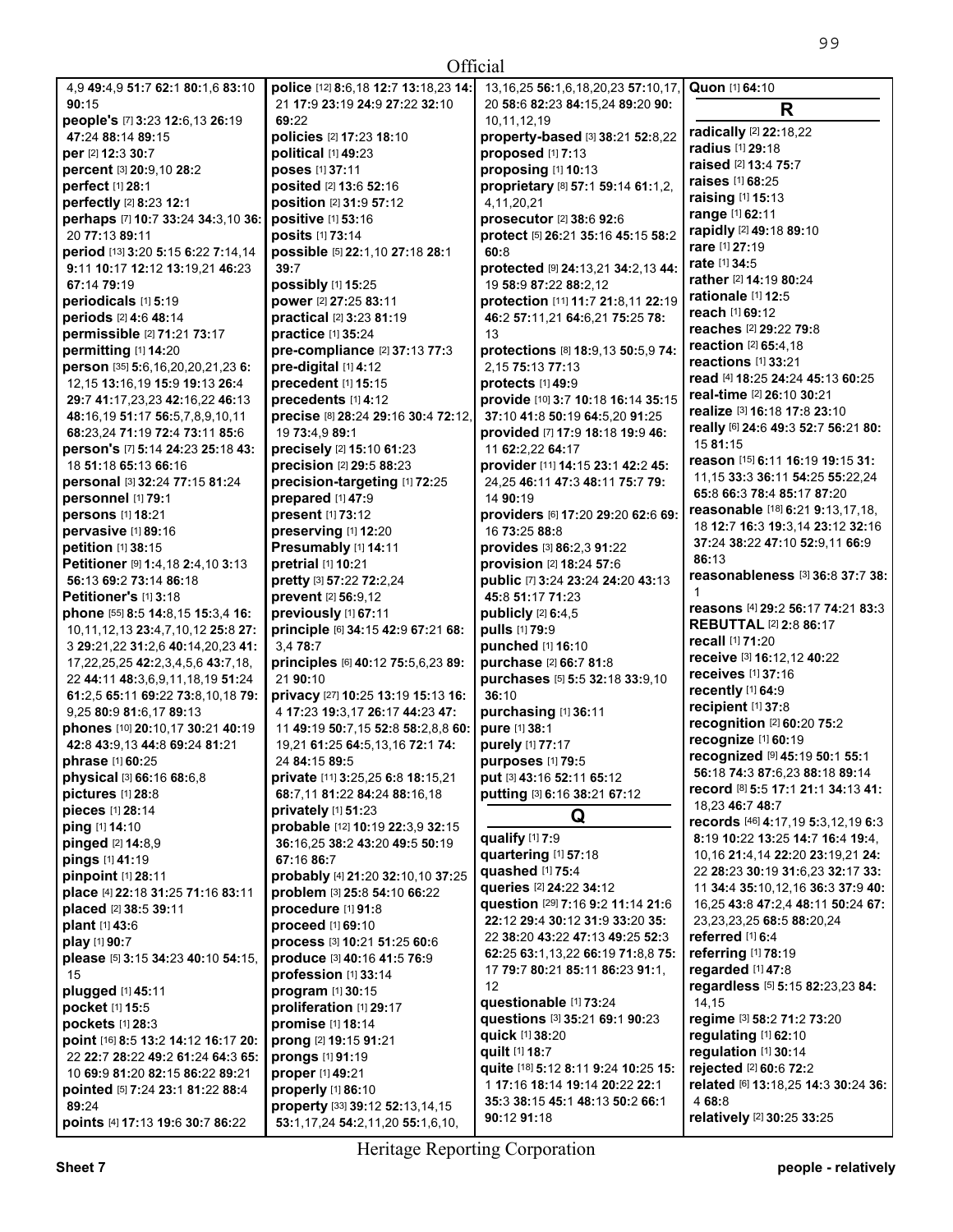Official

4,9 **49:**4,9 **51:**7 **62:**1 **80:**1,6 **83:**10 **90:**15
**people's** [7] **3:**23 **12:**6,13 **26:**19 **47:**24 **88:**14 **89:**15
**per** [2] **12:**3 **30:**7
**percent** [3] **20:**9,10 **28:**2
**perfect** [1] **28:**1
**perfectly** [2] **8:**23 **12:**1
**perhaps** [7] **10:**7 **33:**24 **34:**3,10 **36:**20 **77:**13 **89:**11
**period** [13] **3:**20 **5:**15 **6:**22 **7:**14,14 **9:**11 **10:**17 **12:**12 **13:**19,21 **46:**23 **67:**14 **79:**19
**periodicals** [1] **5:**19
**periods** [2] **4:**6 **48:**14
**permissible** [2] **71:**21 **73:**17
**permitting** [1] **14:**20
**person** [35] **5:**6,16,20,20,21,23 **6:**12,15 **13:**16,19 **15:**9 **19:**13 **26:**4 **29:**7 **41:**17,23,23 **42:**16,22 **46:**13 **48:**16,19 **51:**17 **56:**5,7,8,9,10,11 **68:**23,24 **71:**19 **72:**4 **73:**11 **85:**6
**person's** [7] **5:**14 **24:**23 **25:**18 **43:**18 **51:**18 **65:**13 **66:**16
**personal** [3] **32:**24 **77:**15 **81:**24
**personnel** [1] **79:**1
**persons** [1] **18:**21
**pervasive** [1] **89:**16
**petition** [1] **38:**15
**Petitioner** [9] **1:**4,18 **2:**4,10 **3:**13 **56:**13 **69:**2 **73:**14 **86:**18
**Petitioner's** [1] **3:**18
**phone** [55] **8:**5 **14:**8,15 **15:**3,4 **16:**10,11,12,13 **23:**4,7,10,12 **25:**8 **27:**3 **29:**21,22 **31:**2,6 **40:**14,20,23 **41:**17,22,25,25 **42:**2,3,4,5,6 **43:**7,18,22 **44:**11 **48:**3,6,9,11,18,19 **51:**24 **61:**2,5 **65:**11 **69:**22 **73:**8,10,18 **79:**9,25 **80:**9 **81:**6,17 **89:**13
**phones** [10] **20:**10,17 **30:**21 **40:**19 **42:**8 **43:**9,13 **44:**8 **69:**24 **81:**21
**phrase** [1] **60:**25
**physical** [3] **66:**16 **68:**6,8
**pictures** [1] **28:**8
**pieces** [1] **28:**14
**ping** [1] **14:**10
**pinged** [2] **14:**8,9
**pings** [1] **41:**19
**pinpoint** [1] **28:**11
**place** [4] **22:**18 **31:**25 **71:**16 **83:**11
**placed** [2] **38:**5 **39:**11
**plant** [1] **43:**6
**play** [1] **90:**7
**please** [5] **3:**15 **34:**23 **40:**10 **54:**15,15
**plugged** [1] **45:**11
**pocket** [1] **15:**5
**pockets** [1] **28:**3
**point** [16] **8:**5 **13:**2 **14:**12 **16:**17 **20:**22 **22:**7 **28:**22 **49:**2 **61:**24 **64:**3 **65:**10 **69:**9 **81:**20 **82:**15 **86:**22 **89:**21
**pointed** [5] **7:**24 **23:**1 **81:**22 **88:**4 **89:**24
**points** [4] **17:**13 **19:**6 **30:**7 **86:**22
**police** [12] **8:**6,18 **12:**7 **13:**18,23 **14:**21 **17:**9 **23:**19 **24:**9 **27:**22 **32:**10 **69:**22
**policies** [2] **17:**23 **18:**10
**political** [1] **49:**23
**poses** [1] **37:**11
**posited** [2] **13:**6 **52:**16
**position** [2] **31:**9 **57:**12
**positive** [1] **53:**16
**posits** [1] **73:**14
**possible** [5] **22:**1,10 **27:**18 **28:**1 **39:**7
**possibly** [1] **15:**25
**power** [2] **27:**25 **83:**11
**practical** [2] **3:**23 **81:**19
**practice** [1] **35:**24
**pre-compliance** [2] **37:**13 **77:**3
**pre-digital** [1] **4:**12
**precedent** [1] **15:**15
**precedents** [1] **4:**12
**precise** [8] **28:**24 **29:**16 **30:**4 **72:**12,19 **73:**4,9 **89:**1
**precisely** [2] **15:**10 **61:**23
**precision** [2] **29:**5 **88:**23
**precision-targeting** [1] **72:**25
**prepared** [1] **47:**9
**present** [1] **73:**12
**preserving** [1] **12:**20
**Presumably** [1] **14:**11
**pretrial** [1] **10:**21
**pretty** [3] **57:**22 **72:**2,24
**prevent** [2] **56:**9,12
**previously** [1] **67:**11
**principle** [6] **34:**15 **42:**9 **67:**21 **68:**3,4 **78:**7
**principles** [6] **40:**12 **75:**5,6,23 **89:**21 **90:**10
**privacy** [27] **10:**25 **13:**19 **15:**13 **16:**4 **17:**23 **19:**3,17 **26:**17 **44:**23 **47:**11 **49:**19 **50:**7,15 **52:**8 **58:**2,8,8 **60:**19,21 **61:**25 **64:**5,13,16 **72:**1 **74:**24 **84:**15 **89:**5
**private** [11] **3:**25,25 **6:**8 **18:**15,21 **68:**7,11 **81:**22 **84:**24 **88:**16,18
**privately** [1] **51:**23
**probable** [12] **10:**19 **22:**3,9 **32:**15 **36:**16,25 **38:**2 **43:**20 **49:**5 **50:**19 **67:**16 **86:**7
**probably** [4] **21:**20 **32:**10,10 **37:**25
**problem** [3] **25:**8 **54:**10 **66:**22
**procedure** [1] **91:**8
**proceed** [1] **69:**10
**process** [3] **10:**21 **51:**25 **60:**6
**produce** [3] **40:**16 **41:**5 **76:**9
**profession** [1] **33:**14
**program** [1] **30:**15
**proliferation** [1] **29:**17
**promise** [1] **18:**14
**prong** [2] **19:**15 **91:**21
**prongs** [1] **91:**19
**proper** [1] **49:**21
**properly** [1] **86:**10
**property** [33] **39:**12 **52:**13,14,15 **53:**1,17,24 **54:**2,11,20 **55:**1,6,10,13,16,25 **56:**1,6,18,20,23 **57:**10,17,20 **58:**6 **82:**23 **84:**15,24 **89:**20 **90:**10,11,12,19
**property-based** [3] **38:**21 **52:**8,22
**proposed** [1] **7:**13
**proposing** [1] **10:**13
**proprietary** [8] **57:**1 **59:**14 **61:**1,2,4,11,20,21
**prosecutor** [2] **38:**6 **92:**6
**protect** [5] **26:**21 **35:**16 **45:**15 **58:**2 **60:**8
**protected** [9] **24:**13,21 **34:**2,13 **44:**19 **58:**9 **87:**22 **88:**2,12
**protection** [11] **11:**7 **21:**8,11 **22:**19 **46:**2 **57:**11,21 **64:**6,21 **75:**25 **78:**13
**protections** [8] **18:**9,13 **50:**5,9 **74:**2,15 **75:**13 **77:**13
**protects** [1] **49:**9
**provide** [10] **3:**7 **10:**18 **16:**14 **35:**15 **37:**10 **41:**8 **50:**19 **64:**5,20 **91:**25
**provided** [7] **17:**9 **18:**18 **19:**9 **46:**11 **62:**2,22 **64:**17
**provider** [11] **14:**15 **23:**1 **42:**2 **45:**24,25 **46:**11 **47:**3 **48:**11 **75:**7 **79:**14 **90:**19
**providers** [6] **17:**20 **29:**20 **62:**6 **69:**16 **73:**25 **88:**8
**provides** [3] **86:**2,3 **91:**22
**provision** [2] **18:**24 **57:**6
**public** [7] **3:**24 **23:**24 **24:**20 **43:**13 **45:**8 **51:**17 **71:**23
**publicly** [2] **6:**4,5
**pulls** [1] **79:**9
**punched** [1] **16:**10
**purchase** [2] **66:**7 **81:**8
**purchases** [5] **5:**5 **32:**18 **33:**9,10 **36:**10
**purchasing** [1] **36:**11
**pure** [1] **38:**1
**purely** [1] **77:**17
**purposes** [1] **79:**5
**put** [3] **43:**16 **52:**11 **65:**12
**putting** [3] **6:**16 **38:**21 **67:**12

## Q

**qualify** [1] **7:**9
**quartering** [1] **57:**18
**quashed** [1] **75:**4
**queries** [2] **24:**22 **34:**12
**question** [29] **7:**16 **9:**2 **11:**14 **21:**6 **22:**12 **29:**4 **30:**12 **31:**9 **33:**20 **35:**22 **38:**20 **43:**22 **47:**13 **49:**25 **52:**3 **62:**25 **63:**1,13,22 **66:**19 **71:**8,8 **75:**17 **79:**7 **80:**21 **85:**11 **86:**23 **91:**1,12
**questionable** [1] **73:**24
**questions** [3] **35:**21 **69:**1 **90:**23
**quick** [1] **38:**20
**quilt** [1] **18:**7
**quite** [18] **5:**12 **8:**11 **9:**24 **10:**25 **15:**1 **17:**16 **18:**14 **19:**14 **20:**22 **22:**1 **35:**3 **38:**15 **45:**1 **48:**13 **50:**2 **66:**1 **90:**12 **91:**18
**Quon** [1] **64:**10

## R

**radically** [2] **22:**18,22
**radius** [1] **29:**18
**raised** [2] **13:**4 **75:**7
**raises** [1] **68:**25
**raising** [1] **15:**13
**range** [1] **62:**11
**rapidly** [2] **49:**18 **89:**10
**rare** [1] **27:**19
**rate** [1] **34:**5
**rather** [2] **14:**19 **80:**24
**rationale** [1] **12:**5
**reach** [1] **69:**12
**reaches** [2] **29:**22 **79:**8
**reaction** [2] **65:**4,18
**reactions** [1] **33:**21
**read** [4] **18:**25 **24:**24 **45:**13 **60:**25
**real-time** [2] **26:**10 **30:**21
**realize** [3] **16:**18 **17:**8 **23:**10
**really** [6] **24:**6 **49:**3 **52:**7 **56:**21 **80:**15 **81:**15
**reason** [15] **6:**11 **16:**19 **19:**15 **31:**11,15 **33:**3 **36:**11 **54:**25 **55:**22,24 **65:**8 **66:**3 **78:**4 **85:**17 **87:**20
**reasonable** [18] **6:**21 **9:**13,17,18,18 **12:**7 **16:**3 **19:**3,14 **23:**12 **32:**16 **37:**24 **38:**22 **47:**10 **52:**9,11 **66:**9 **86:**13
**reasonableness** [3] **36:**8 **37:**7 **38:**1
**reasons** [4] **29:**2 **56:**17 **74:**21 **83:**3
**REBUTTAL** [2] **2:**8 **86:**17
**recall** [1] **71:**20
**receive** [3] **16:**12,12 **40:**22
**receives** [1] **37:**16
**recently** [1] **64:**9
**recipient** [1] **37:**8
**recognition** [2] **60:**20 **75:**2
**recognize** [1] **60:**19
**recognized** [9] **45:**19 **50:**1 **55:**1 **56:**18 **74:**3 **87:**6,23 **88:**18 **89:**14
**record** [8] **5:**5 **17:**1 **21:**1 **34:**13 **41:**18,23 **46:**7 **48:**7
**records** [46] **4:**17,19 **5:**3,12,19 **6:**3 **8:**19 **10:**22 **13:**25 **14:**7 **16:**4 **19:**4,10,16 **21:**4,14 **22:**20 **23:**19,21 **24:**22 **28:**23 **30:**19 **31:**6,23 **32:**17 **33:**11 **34:**4 **35:**10,12,16 **36:**3 **37:**9 **40:**16,25 **43:**8 **47:**2,4 **48:**11 **50:**24 **67:**23,23,23,25 **68:**5 **88:**20,24
**referred** [1] **6:**4
**referring** [1] **78:**19
**regarded** [1] **47:**8
**regardless** [5] **5:**15 **82:**23,23 **84:**14,15
**regime** [3] **58:**2 **71:**2 **73:**20
**regulating** [1] **62:**10
**regulation** [1] **30:**14
**rejected** [2] **60:**6 **72:**2
**related** [6] **13:**18,25 **14:**3 **30:**24 **36:**4 **68:**8
**relatively** [2] **30:**25 **33:**25

Heritage Reporting Corporation

Sheet 7 people - relatively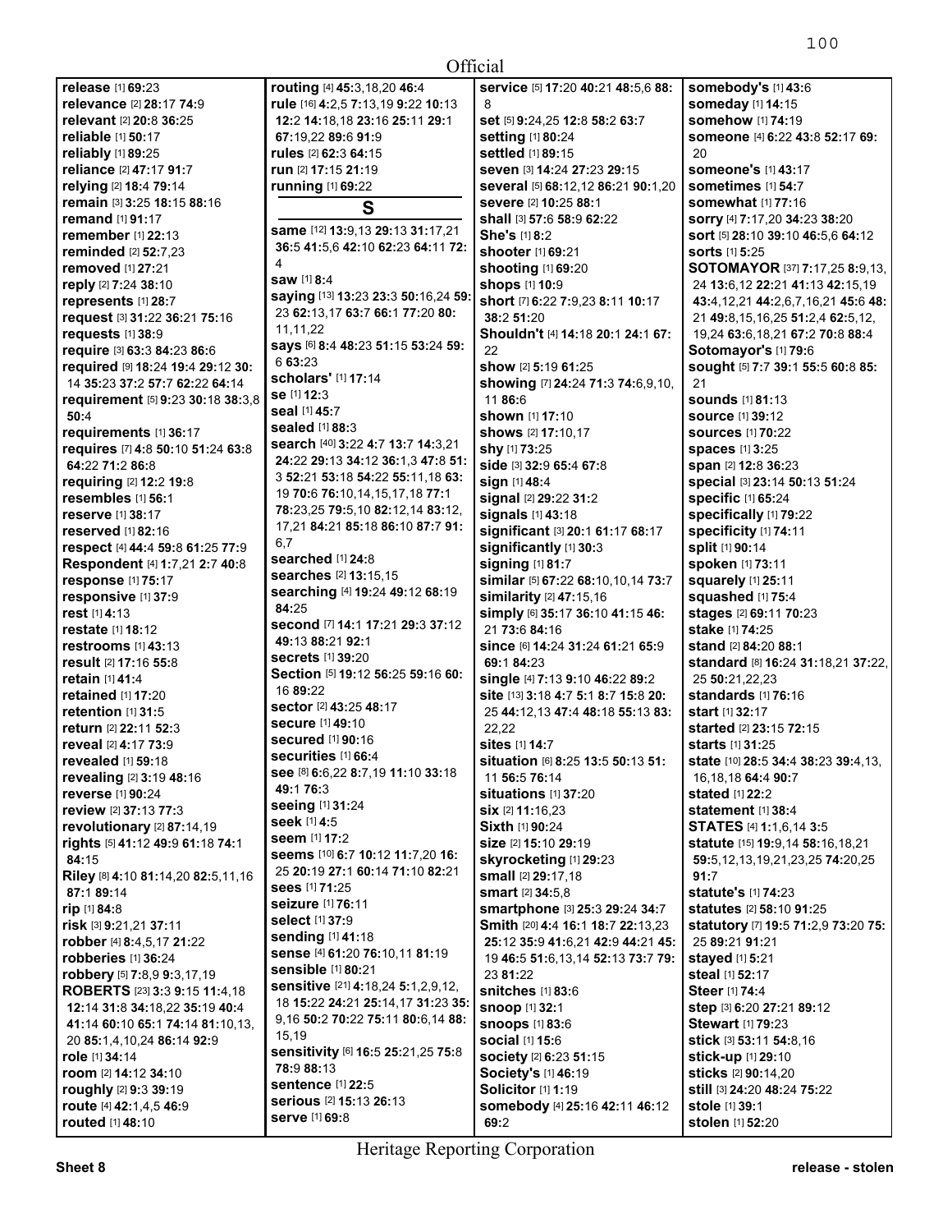Official

**release** [1] **69:**23
**relevance** [2] **28:**17 **74:**9
**relevant** [2] **20:**8 **36:**25
**reliable** [1] **50:**17
**reliably** [1] **89:**25
**reliance** [2] **47:**17 **91:**7
**relying** [2] **18:**4 **79:**14
**remain** [3] **3:**25 **18:**15 **88:**16
**remand** [1] **91:**17
**remember** [1] **22:**13
**reminded** [2] **52:**7,23
**removed** [1] **27:**21
**reply** [2] **7:**24 **38:**10
**represents** [1] **28:**7
**request** [3] **31:**22 **36:**21 **75:**16
**requests** [1] **38:**9
**require** [3] **63:**3 **84:**23 **86:**6
**required** [9] **18:**24 **19:**4 **29:**12 **30:**14 **35:**23 **37:**2 **57:**7 **62:**22 **64:**14
**requirement** [5] **9:**23 **30:**18 **38:**3,8 **50:**4
**requirements** [1] **36:**17
**requires** [7] **4:**8 **50:**10 **51:**24 **63:**8 **64:**22 **71:**2 **86:**8
**requiring** [2] **12:**2 **19:**8
**resembles** [1] **56:**1
**reserve** [1] **38:**17
**reserved** [1] **82:**16
**respect** [4] **44:**4 **59:**8 **61:**25 **77:**9
**Respondent** [4] **1:**7,21 **2:**7 **40:**8
**response** [1] **75:**17
**responsive** [1] **37:**9
**rest** [1] **4:**13
**restate** [1] **18:**12
**restrooms** [1] **43:**13
**result** [2] **17:**16 **55:**8
**retain** [1] **41:**4
**retained** [1] **17:**20
**retention** [1] **31:**5
**return** [2] **22:**11 **52:**3
**reveal** [2] **4:**17 **73:**9
**revealed** [1] **59:**18
**revealing** [2] **3:**19 **48:**16
**reverse** [1] **90:**24
**review** [2] **37:**13 **77:**3
**revolutionary** [2] **87:**14,19
**rights** [5] **41:**12 **49:**9 **61:**18 **74:**1 **84:**15
**Riley** [8] **4:**10 **81:**14,20 **82:**5,11,16 **87:**1 **89:**14
**rip** [1] **84:**8
**risk** [3] **9:**21,21 **37:**11
**robber** [4] **8:**4,5,17 **21:**22
**robberies** [1] **36:**24
**robbery** [5] **7:**8,9 **9:**3,17,19
**ROBERTS** [23] **3:**3 **9:**15 **11:**4,18 **12:**14 **31:**8 **34:**18,22 **35:**19 **40:**4 **41:**14 **60:**10 **65:**1 **74:**14 **81:**10,13, 20 **85:**1,4,10,24 **86:**14 **92:**9
**role** [1] **34:**14
**room** [2] **14:**12 **34:**10
**roughly** [2] **9:**3 **39:**19
**route** [4] **42:**1,4,5 **46:**9
**routed** [1] **48:**10
**routing** [4] **45:**3,18,20 **46:**4
**rule** [16] **4:**2,5 **7:**13,19 **9:**22 **10:**13 **12:**2 **14:**18,18 **23:**16 **25:**11 **29:**1 **67:**19,22 **89:**6 **91:**9
**rules** [2] **62:**3 **64:**15
**run** [2] **17:**15 **21:**19
**running** [1] **69:**22

## S

**same** [12] **13:**9,13 **29:**13 **31:**17,21 **36:**5 **41:**5,6 **42:**10 **62:**23 **64:**11 **72:**4
**saw** [1] **8:**4
**saying** [13] **13:**23 **23:**3 **50:**16,24 **59:**23 **62:**13,17 **63:**7 **66:**1 **77:**20 **80:**11,11,22
**says** [6] **8:**4 **48:**23 **51:**15 **53:**24 **59:**6 **63:**23
**scholars'** [1] **17:**14
**se** [1] **12:**3
**seal** [1] **45:**7
**sealed** [1] **88:**3
**search** [40] **3:**22 **4:**7 **13:**7 **14:**3,21 **24:**22 **29:**13 **34:**12 **36:**1,3 **47:**8 **51:**3 **52:**21 **53:**18 **54:**22 **55:**11,18 **63:**19 **70:**6 **76:**10,14,15,17,18 **77:**1 **78:**23,25 **79:**5,10 **82:**12,14 **83:**12, 17,21 **84:**21 **85:**18 **86:**10 **87:**7 **91:**6,7
**searched** [1] **24:**8
**searches** [2] **13:**15,15
**searching** [4] **19:**24 **49:**12 **68:**19 **84:**25
**second** [7] **14:**1 **17:**21 **29:**3 **37:**12 **49:**13 **88:**21 **92:**1
**secrets** [1] **39:**20
**Section** [5] **19:**12 **56:**25 **59:**16 **60:**16 **89:**22
**sector** [2] **43:**25 **48:**17
**secure** [1] **49:**10
**secured** [1] **90:**16
**securities** [1] **66:**4
**see** [8] **6:**6,22 **8:**7,19 **11:**10 **33:**18 **49:**1 **76:**3
**seeing** [1] **31:**24
**seek** [1] **4:**5
**seem** [1] **17:**2
**seems** [10] **6:**7 **10:**12 **11:**7,20 **16:**25 **20:**19 **27:**1 **60:**14 **71:**10 **82:**21
**sees** [1] **71:**25
**seizure** [1] **76:**11
**select** [1] **37:**9
**sending** [1] **41:**18
**sense** [4] **61:**20 **76:**10,11 **81:**19
**sensible** [1] **80:**21
**sensitive** [21] **4:**18,24 **5:**1,2,9,12, 18 **15:**22 **24:**21 **25:**14,17 **31:**23 **35:**9,16 **50:**2 **70:**22 **75:**11 **80:**6,14 **88:**15,19
**sensitivity** [6] **16:**5 **25:**21,25 **75:**8 **78:**9 **88:**13
**sentence** [1] **22:**5
**serious** [2] **15:**13 **26:**13
**serve** [1] **69:**8
**service** [5] **17:**20 **40:**21 **48:**5,6 **88:**8
**set** [5] **9:**24,25 **12:**8 **58:**2 **63:**7
**setting** [1] **80:**24
**settled** [1] **89:**15
**seven** [3] **14:**24 **27:**23 **29:**15
**several** [5] **68:**12,12 **86:**21 **90:**1,20
**severe** [2] **10:**25 **88:**1
**shall** [3] **57:**6 **58:**9 **62:**22
**She's** [1] **8:**2
**shooter** [1] **69:**21
**shooting** [1] **69:**20
**shops** [1] **10:**9
**short** [7] **6:**22 **7:**9,23 **8:**11 **10:**17 **38:**2 **51:**20
**Shouldn't** [4] **14:**18 **20:**1 **24:**1 **67:**22
**show** [2] **5:**19 **61:**25
**showing** [7] **24:**24 **71:**3 **74:**6,9,10, 11 **86:**6
**shown** [1] **17:**10
**shows** [2] **17:**10,17
**shy** [1] **73:**25
**side** [3] **32:**9 **65:**4 **67:**8
**sign** [1] **48:**4
**signal** [2] **29:**22 **31:**2
**signals** [1] **43:**18
**significant** [3] **20:**1 **61:**17 **68:**17
**significantly** [1] **30:**3
**signing** [1] **81:**7
**similar** [5] **67:**22 **68:**10,10,14 **73:**7
**similarity** [2] **47:**15,16
**simply** [6] **35:**17 **36:**10 **41:**15 **46:**21 **73:**6 **84:**16
**since** [6] **14:**24 **31:**24 **61:**21 **65:**9 **69:**1 **84:**23
**single** [4] **7:**13 **9:**10 **46:**22 **89:**2
**site** [13] **3:**18 **4:**7 **5:**1 **8:**7 **15:**8 **20:**25 **44:**12,13 **47:**4 **48:**18 **55:**13 **83:**22,22
**sites** [1] **14:**7
**situation** [6] **8:**25 **13:**5 **50:**13 **51:**11 **56:**5 **76:**14
**situations** [1] **37:**20
**six** [2] **11:**16,23
**Sixth** [1] **90:**24
**size** [2] **15:**10 **29:**19
**skyrocketing** [1] **29:**23
**small** [2] **29:**17,18
**smart** [2] **34:**5,8
**smartphone** [3] **25:**3 **29:**24 **34:**7
**Smith** [20] **4:**4 **16:**1 **18:**7 **22:**13,23 **25:**12 **35:**9 **41:**6,21 **42:**9 **44:**21 **45:**19 **46:**5 **51:**6,13,14 **52:**13 **73:**7 **79:**23 **81:**22
**snitches** [1] **83:**6
**snoop** [1] **32:**1
**snoops** [1] **83:**6
**social** [1] **15:**6
**society** [2] **6:**23 **51:**15
**Society's** [1] **46:**19
**Solicitor** [1] **1:**19
**somebody** [4] **25:**16 **42:**11 **46:**12 **69:**2
**somebody's** [1] **43:**6
**someday** [1] **14:**15
**somehow** [1] **74:**19
**someone** [4] **6:**22 **43:**8 **52:**17 **69:**20
**someone's** [1] **43:**17
**sometimes** [1] **54:**7
**somewhat** [1] **77:**16
**sorry** [4] **7:**17,20 **34:**23 **38:**20
**sort** [5] **28:**10 **39:**10 **46:**5,6 **64:**12
**sorts** [1] **5:**25
**SOTOMAYOR** [37] **7:**17,25 **8:**9,13, 24 **13:**6,12 **22:**21 **41:**13 **42:**15,19 **43:**4,12,21 **44:**2,6,7,16,21 **45:**6 **48:**21 **49:**8,15,16,25 **51:**2,4 **62:**5,12, 19,24 **63:**6,18,21 **67:**2 **70:**8 **88:**4
**Sotomayor's** [1] **79:**6
**sought** [5] **7:**7 **39:**1 **55:**1 **60:**8 **85:**21
**sounds** [1] **81:**13
**source** [1] **39:**12
**sources** [1] **70:**22
**spaces** [1] **3:**25
**span** [2] **12:**8 **36:**23
**special** [3] **23:**14 **50:**13 **51:**24
**specific** [1] **65:**24
**specifically** [1] **79:**22
**specificity** [1] **74:**11
**split** [1] **90:**14
**spoken** [1] **73:**11
**squarely** [1] **25:**11
**squashed** [1] **75:**4
**stages** [2] **69:**11 **70:**23
**stake** [1] **74:**25
**stand** [2] **84:**20 **88:**1
**standard** [8] **16:**24 **31:**18,21 **37:**22, 25 **50:**21,22,23
**standards** [1] **76:**16
**start** [1] **32:**17
**started** [2] **23:**15 **72:**15
**starts** [1] **31:**25
**state** [10] **28:**5 **34:**4 **38:**23 **39:**4,13, 16,18,18 **64:**4 **90:**7
**stated** [1] **22:**2
**statement** [1] **38:**4
**STATES** [4] **1:**1,6,14 **3:**5
**statute** [15] **19:**9,14 **58:**16,18,21 **59:**5,12,13,19,21,23,25 **74:**20,25 **91:**7
**statute's** [1] **74:**23
**statutes** [2] **58:**10 **91:**25
**statutory** [7] **19:**5 **71:**2,9 **73:**20 **75:**25 **89:**21 **91:**21
**stayed** [1] **5:**21
**steal** [1] **52:**17
**Steer** [1] **74:**4
**step** [3] **6:**20 **27:**21 **89:**12
**Stewart** [1] **79:**23
**stick** [3] **53:**11 **54:**8,16
**stick-up** [1] **29:**10
**sticks** [2] **90:**14,20
**still** [3] **24:**20 **48:**24 **75:**22
**stole** [1] **39:**1
**stolen** [1] **52:**20

Heritage Reporting Corporation

Sheet 8 release - stolen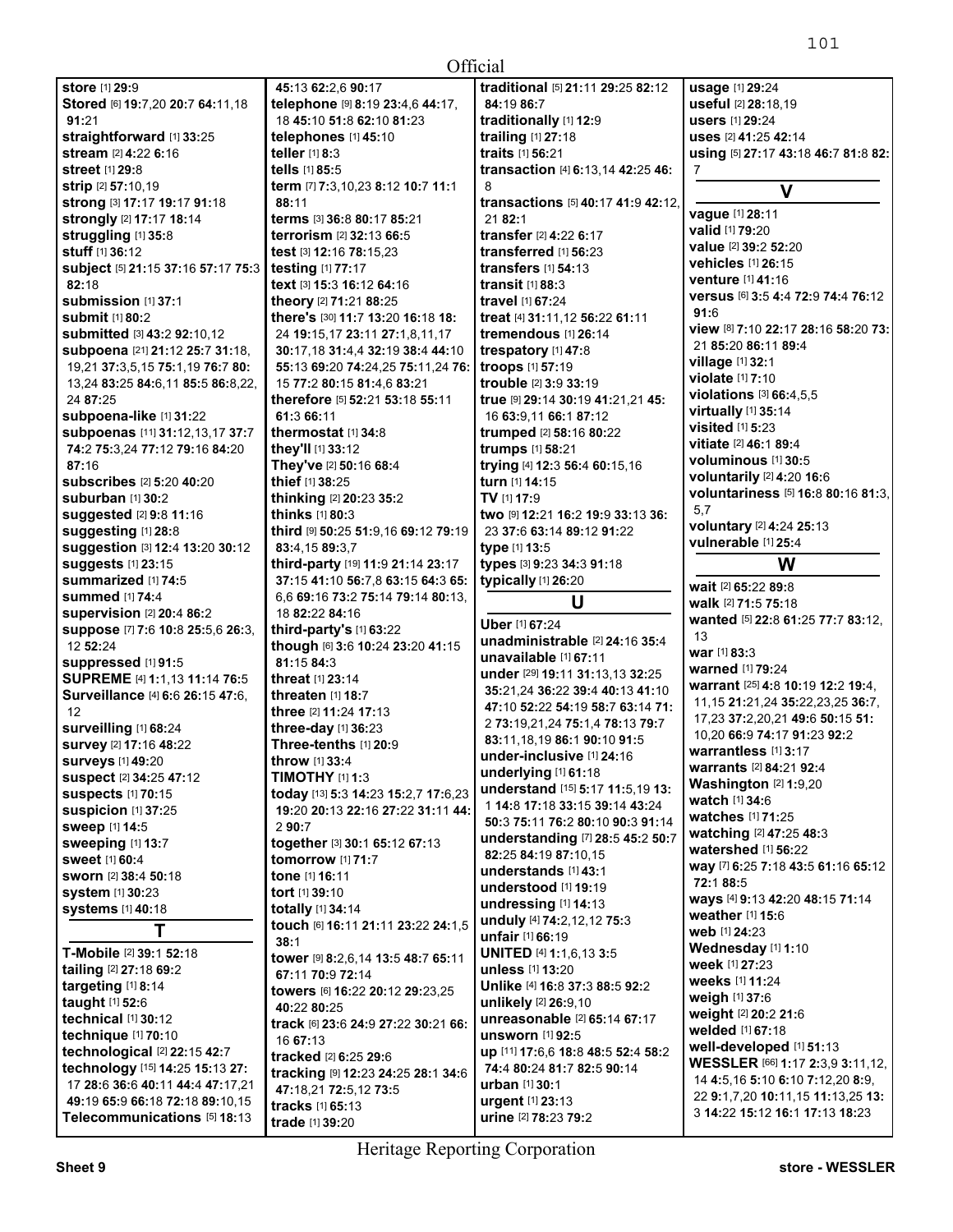Official

**store** [1] **29:**9
**Stored** [6] **19:**7,20 **20:**7 **64:**11,18 **91:**21
**straightforward** [1] **33:**25
**stream** [2] **4:**22 **6:**16
**street** [1] **29:**8
**strip** [2] **57:**10,19
**strong** [3] **17:**17 **19:**17 **91:**18
**strongly** [2] **17:**17 **18:**14
**struggling** [1] **35:**8
**stuff** [1] **36:**12
**subject** [5] **21:**15 **37:**16 **57:**17 **75:**3 **82:**18
**submission** [1] **37:**1
**submit** [1] **80:**2
**submitted** [3] **43:**2 **92:**10,12
**subpoena** [21] **21:**12 **25:**7 **31:**18, 19,21 **37:**3,5,15 **75:**1,19 **76:**7 **80:** 13,24 **83:**25 **84:**6,11 **85:**5 **86:**8,22, 24 **87:**25
**subpoena-like** [1] **31:**22
**subpoenas** [11] **31:**12,13,17 **37:**7 **74:**2 **75:**3,24 **77:**12 **79:**16 **84:**20 **87:**16
**subscribes** [2] **5:**20 **40:**20
**suburban** [1] **30:**2
**suggested** [2] **9:**8 **11:**16
**suggesting** [1] **28:**8
**suggestion** [3] **12:**4 **13:**20 **30:**12
**suggests** [1] **23:**15
**summarized** [1] **74:**5
**summed** [1] **74:**4
**supervision** [2] **20:**4 **86:**2
**suppose** [7] **7:**6 **10:**8 **25:**5,6 **26:**3, 12 **52:**24
**suppressed** [1] **91:**5
**SUPREME** [4] **1:**1,13 **11:**14 **76:**5
**Surveillance** [4] **6:**6 **26:**15 **47:**6, 12
**surveilling** [1] **68:**24
**survey** [2] **17:**16 **48:**22
**surveys** [1] **49:**20
**suspect** [2] **34:**25 **47:**12
**suspects** [1] **70:**15
**suspicion** [1] **37:**25
**sweep** [1] **14:**5
**sweeping** [1] **13:**7
**sweet** [1] **60:**4
**sworn** [2] **38:**4 **50:**18
**system** [1] **30:**23
**systems** [1] **40:**18

## T

**T-Mobile** [2] **39:**1 **52:**18
**tailing** [2] **27:**18 **69:**2
**targeting** [1] **8:**14
**taught** [1] **52:**6
**technical** [1] **30:**12
**technique** [1] **70:**10
**technological** [2] **22:**15 **42:**7
**technology** [15] **14:**25 **15:**13 **27:** 17 **28:**6 **36:**6 **40:**11 **44:**4 **47:**17,21 **49:**19 **65:**9 **66:**18 **72:**18 **89:**10,15
**Telecommunications** [5] **18:**13 **45:**13 **62:**2,6 **90:**17
**telephone** [9] **8:**19 **23:**4,6 **44:**17, 18 **45:**10 **51:**8 **62:**10 **81:**23
**telephones** [1] **45:**10
**teller** [1] **8:**3
**tells** [1] **85:**5
**term** [7] **7:**3,10,23 **8:**12 **10:**7 **11:**1 **88:**11
**terms** [3] **36:**8 **80:**17 **85:**21
**terrorism** [2] **32:**13 **66:**5
**test** [3] **12:**16 **78:**15,23
**testing** [1] **77:**17
**text** [3] **15:**3 **16:**12 **64:**16
**theory** [2] **71:**21 **88:**25
**there's** [30] **11:**7 **13:**20 **16:**18 **18:** 24 **19:**15,17 **23:**11 **27:**1,8,11,17 **30:**17,18 **31:**4,4 **32:**19 **38:**4 **44:**10 **55:**13 **69:**20 **74:**24,25 **75:**11,24 **76:** 15 **77:**2 **80:**15 **81:**4,6 **83:**21
**therefore** [5] **52:**21 **53:**18 **55:**11 **61:**3 **66:**11
**thermostat** [1] **34:**8
**they'll** [1] **33:**12
**They've** [2] **50:**16 **68:**4
**thief** [1] **38:**25
**thinking** [2] **20:**23 **35:**2
**thinks** [1] **80:**3
**third** [9] **50:**25 **51:**9,16 **69:**12 **79:**19 **83:**4,15 **89:**3,7
**third-party** [19] **11:**9 **21:**14 **23:**17 **37:**15 **41:**10 **56:**7,8 **63:**15 **64:**3 **65:** 6,6 **69:**16 **73:**2 **75:**14 **79:**14 **80:**13, 18 **82:**22 **84:**16
**third-party's** [1] **63:**22
**though** [6] **3:**6 **10:**24 **23:**20 **41:**15 **81:**15 **84:**3
**threat** [1] **23:**14
**threaten** [1] **18:**7
**three** [2] **11:**24 **17:**13
**three-day** [1] **36:**23
**Three-tenths** [1] **20:**9
**throw** [1] **33:**4
**TIMOTHY** [1] **1:**3
**today** [13] **5:**3 **14:**23 **15:**2,7 **17:**6,23 **19:**20 **20:**13 **22:**16 **27:**22 **31:**11 **44:** 2 **90:**7
**together** [3] **30:**1 **65:**12 **67:**13
**tomorrow** [1] **71:**7
**tone** [1] **16:**11
**tort** [1] **39:**10
**totally** [1] **34:**14
**touch** [6] **16:**11 **21:**11 **23:**22 **24:**1,5 **38:**1
**tower** [9] **8:**2,6,14 **13:**5 **48:**7 **65:**11 **67:**11 **70:**9 **72:**14
**towers** [6] **16:**22 **20:**12 **29:**23,25 **40:**22 **80:**25
**track** [6] **23:**6 **24:**9 **27:**22 **30:**21 **66:** 16 **67:**13
**tracked** [2] **6:**25 **29:**6
**tracking** [9] **12:**23 **24:**25 **28:**1 **34:**6 **47:**18,21 **72:**5,12 **73:**5
**tracks** [1] **65:**13
**trade** [1] **39:**20
**traditional** [5] **21:**11 **29:**25 **82:**12 **84:**19 **86:**7
**traditionally** [1] **12:**9
**trailing** [1] **27:**18
**traits** [1] **56:**21
**transaction** [4] **6:**13,14 **42:**25 **46:** 8
**transactions** [5] **40:**17 **41:**9 **42:**12, 21 **82:**1
**transfer** [2] **4:**22 **6:**17
**transferred** [1] **56:**23
**transfers** [1] **54:**13
**transit** [1] **88:**3
**travel** [1] **67:**24
**treat** [4] **31:**11,12 **56:**22 **61:**11
**tremendous** [1] **26:**14
**trespatory** [1] **47:**8
**troops** [1] **57:**19
**trouble** [2] **3:**9 **33:**19
**true** [9] **29:**14 **30:**19 **41:**21,21 **45:** 16 **63:**9,11 **66:**1 **87:**12
**trumped** [2] **58:**16 **80:**22
**trumps** [1] **58:**21
**trying** [4] **12:**3 **56:**4 **60:**15,16
**turn** [1] **14:**15
**TV** [1] **17:**9
**two** [9] **12:**21 **16:**2 **19:**9 **33:**13 **36:** 23 **37:**6 **63:**14 **89:**12 **91:**22
**type** [1] **13:**5
**types** [3] **9:**23 **34:**3 **91:**18
**typically** [1] **26:**20

## U

**Uber** [1] **67:**24
**unadministrable** [2] **24:**16 **35:**4
**unavailable** [1] **67:**11
**under** [29] **19:**11 **31:**13,13 **32:**25 **35:**21,24 **36:**22 **39:**4 **40:**13 **41:**10 **47:**10 **52:**22 **54:**19 **58:**7 **63:**14 **71:** 2 **73:**19,21,24 **75:**1,4 **78:**13 **79:**7 **83:**11,18,19 **86:**1 **90:**10 **91:**5
**under-inclusive** [1] **24:**16
**underlying** [1] **61:**18
**understand** [15] **5:**17 **11:**5,19 **13:** 1 **14:**8 **17:**18 **33:**15 **39:**14 **43:**24 **50:**3 **75:**11 **76:**2 **80:**10 **90:**3 **91:**14
**understanding** [7] **28:**5 **45:**2 **50:**7 **82:**25 **84:**19 **87:**10,15
**understands** [1] **43:**1
**understood** [1] **19:**19
**undressing** [1] **14:**13
**unduly** [4] **74:**2,12,12 **75:**3
**unfair** [1] **66:**19
**UNITED** [4] **1:**1,6,13 **3:**5
**unless** [1] **13:**20
**Unlike** [4] **16:**8 **37:**3 **88:**5 **92:**2
**unlikely** [2] **26:**9,10
**unreasonable** [2] **65:**14 **67:**17
**unsworn** [1] **92:**5
**up** [11] **17:**6,6 **18:**8 **48:**5 **52:**4 **58:**2 **74:**4 **80:**24 **81:**7 **82:**5 **90:**14
**urban** [1] **30:**1
**urgent** [1] **23:**13
**urine** [2] **78:**23 **79:**2
**usage** [1] **29:**24
**useful** [2] **28:**18,19
**users** [1] **29:**24
**uses** [2] **41:**25 **42:**14
**using** [5] **27:**17 **43:**18 **46:**7 **81:**8 **82:** 7

## V

**vague** [1] **28:**11
**valid** [1] **79:**20
**value** [2] **39:**2 **52:**20
**vehicles** [1] **26:**15
**venture** [1] **41:**16
**versus** [6] **3:**5 **4:**4 **72:**9 **74:**4 **76:**12 **91:**6
**view** [8] **7:**10 **22:**17 **28:**16 **58:**20 **73:** 21 **85:**20 **86:**11 **89:**4
**village** [1] **32:**1
**violate** [1] **7:**10
**violations** [3] **66:**4,5,5
**virtually** [1] **35:**14
**visited** [1] **5:**23
**vitiate** [2] **46:**1 **89:**4
**voluminous** [1] **30:**5
**voluntarily** [2] **4:**20 **16:**6
**voluntariness** [5] **16:**8 **80:**16 **81:**3, 5,7
**voluntary** [2] **4:**24 **25:**13
**vulnerable** [1] **25:**4

## W

**wait** [2] **65:**22 **89:**8
**walk** [2] **71:**5 **75:**18
**wanted** [5] **22:**8 **61:**25 **77:**7 **83:**12, 13
**war** [1] **83:**3
**warned** [1] **79:**24
**warrant** [25] **4:**8 **10:**19 **12:**2 **19:**4, 11,15 **21:**21,24 **35:**22,23,25 **36:**7, 17,23 **37:**2,20,21 **49:**6 **50:**15 **51:** 10,20 **66:**9 **74:**17 **91:**23 **92:**2
**warrantless** [1] **3:**17
**warrants** [2] **84:**21 **92:**4
**Washington** [2] **1:**9,20
**watch** [1] **34:**6
**watches** [1] **71:**25
**watching** [2] **47:**25 **48:**3
**watershed** [1] **56:**22
**way** [7] **6:**25 **7:**18 **43:**5 **61:**16 **65:**12 **72:**1 **88:**5
**ways** [4] **9:**13 **42:**20 **48:**15 **71:**14
**weather** [1] **15:**6
**web** [1] **24:**23
**Wednesday** [1] **1:**10
**week** [1] **27:**23
**weeks** [1] **11:**24
**weigh** [1] **37:**6
**weight** [2] **20:**2 **21:**6
**welded** [1] **67:**18
**well-developed** [1] **51:**13
**WESSLER** [66] **1:**17 **2:**3,9 **3:**11,12, 14 **4:**5,16 **5:**10 **6:**10 **7:**12,20 **8:**9, 22 **9:**1,7,20 **10:**11,15 **11:**13,25 **13:** 3 **14:**22 **15:**12 **16:**1 **17:**13 **18:**23

Heritage Reporting Corporation

Sheet 9 store - WESSLER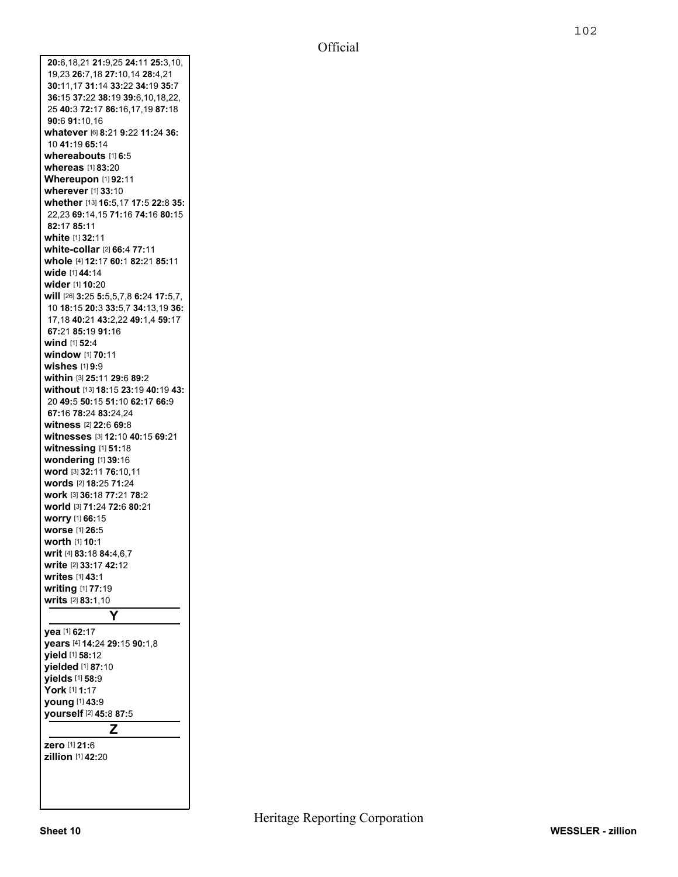**20:**6,18,21 **21:**9,25 **24:**11 **25:**3,10, 19,23 **26:**7,18 **27:**10,14 **28:**4,21 **30:**11,17 **31:**14 **33:**22 **34:**19 **35:**7 **36:**15 **37:**22 **38:**19 **39:**6,10,18,22, 25 **40:**3 **72:**17 **86:**16,17,19 **87:**18 **90:**6 **91:**10,16

**whatever** [6] **8:**21 **9:**22 **11:**24 **36:** 10 **41:**19 **65:**14

**whereabouts** [1] **6:**5

**whereas** [1] **83:**20

**Whereupon** [1] **92:**11

**wherever** [1] **33:**10

**whether** [13] **16:**5,17 **17:**5 **22:**8 **35:** 22,23 **69:**14,15 **71:**16 **74:**16 **80:**15 **82:**17 **85:**11

**white** [1] **32:**11

**white-collar** [2] **66:**4 **77:**11

**whole** [4] **12:**17 **60:**1 **82:**21 **85:**11

**wide** [1] **44:**14

**wider** [1] **10:**20

**will** [26] **3:**25 **5:**5,5,7,8 **6:**24 **17:**5,7, 10 **18:**15 **20:**3 **33:**5,7 **34:**13,19 **36:** 17,18 **40:**21 **43:**2,22 **49:**1,4 **59:**17 **67:**21 **85:**19 **91:**16

**wind** [1] **52:**4

**window** [1] **70:**11

**wishes** [1] **9:**9

**within** [3] **25:**11 **29:**6 **89:**2

**without** [13] **18:**15 **23:**19 **40:**19 **43:** 20 **49:**5 **50:**15 **51:**10 **62:**17 **66:**9 **67:**16 **78:**24 **83:**24,24

**witness** [2] **22:**6 **69:**8

**witnesses** [3] **12:**10 **40:**15 **69:**21

**witnessing** [1] **51:**18

**wondering** [1] **39:**16

**word** [3] **32:**11 **76:**10,11

**words** [2] **18:**25 **71:**24

**work** [3] **36:**18 **77:**21 **78:**2

**world** [3] **71:**24 **72:**6 **80:**21

**worry** [1] **66:**15

**worse** [1] **26:**5

**worth** [1] **10:**1

**writ** [4] **83:**18 **84:**4,6,7

**write** [2] **33:**17 **42:**12

**writes** [1] **43:**1

**writing** [1] **77:**19

**writs** [2] **83:**1,10

## Y

**yea** [1] **62:**17

**years** [4] **14:**24 **29:**15 **90:**1,8

**yield** [1] **58:**12

**yielded** [1] **87:**10

**yields** [1] **58:**9

**York** [1] **1:**17

**young** [1] **43:**9

**yourself** [2] **45:**8 **87:**5

## Z

**zero** [1] **21:**6

**zillion** [1] **42:**20